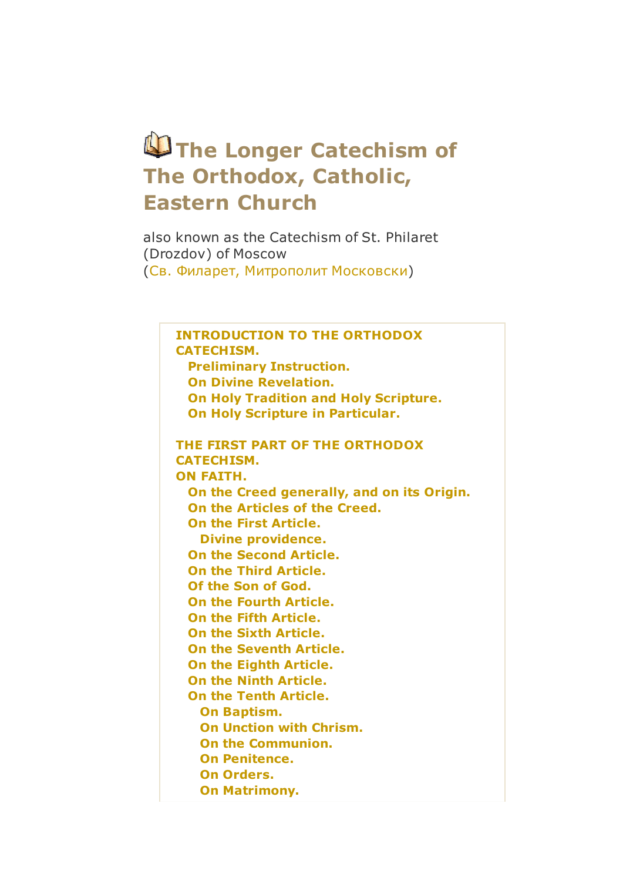# The Longer Catechism of The Orthodox, Catholic, Eastern Church

also known as the Catechism of St. Philaret (Drozdov) of Moscow
(Св. Филарет, Митрополит Московски)

**INTRODUCTION TO THE ORTHODOX CATECHISM.**
- **Preliminary Instruction.**
- **On Divine Revelation.**
- **On Holy Tradition and Holy Scripture.**
- **On Holy Scripture in Particular.**

**THE FIRST PART OF THE ORTHODOX CATECHISM.**
**ON FAITH.**
- **On the Creed generally, and on its Origin.**
- **On the Articles of the Creed.**
- **On the First Article.**
  - **Divine providence.**
- **On the Second Article.**
- **On the Third Article.**
- **Of the Son of God.**
- **On the Fourth Article.**
- **On the Fifth Article.**
- **On the Sixth Article.**
- **On the Seventh Article.**
- **On the Eighth Article.**
- **On the Ninth Article.**
- **On the Tenth Article.**
  - **On Baptism.**
  - **On Unction with Chrism.**
  - **On the Communion.**
  - **On Penitence.**
  - **On Orders.**
  - **On Matrimony.**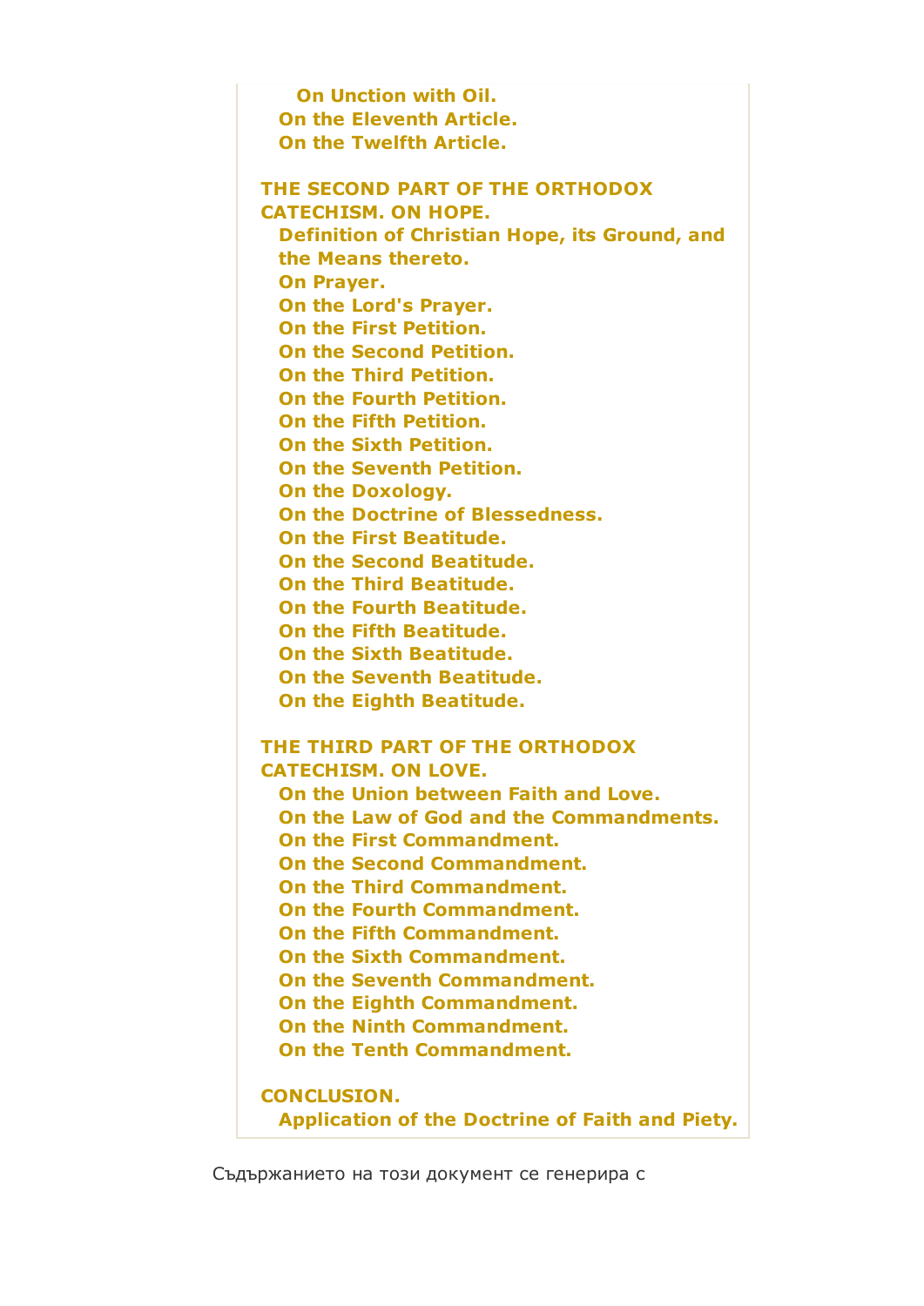- On Unction with Oil.
- On the Eleventh Article.
- On the Twelfth Article.

**THE SECOND PART OF THE ORTHODOX CATECHISM. ON HOPE.**

- Definition of Christian Hope, its Ground, and the Means thereto.
- On Prayer.
- On the Lord's Prayer.
- On the First Petition.
- On the Second Petition.
- On the Third Petition.
- On the Fourth Petition.
- On the Fifth Petition.
- On the Sixth Petition.
- On the Seventh Petition.
- On the Doxology.
- On the Doctrine of Blessedness.
- On the First Beatitude.
- On the Second Beatitude.
- On the Third Beatitude.
- On the Fourth Beatitude.
- On the Fifth Beatitude.
- On the Sixth Beatitude.
- On the Seventh Beatitude.
- On the Eighth Beatitude.

**THE THIRD PART OF THE ORTHODOX CATECHISM. ON LOVE.**

- On the Union between Faith and Love.
- On the Law of God and the Commandments.
- On the First Commandment.
- On the Second Commandment.
- On the Third Commandment.
- On the Fourth Commandment.
- On the Fifth Commandment.
- On the Sixth Commandment.
- On the Seventh Commandment.
- On the Eighth Commandment.
- On the Ninth Commandment.
- On the Tenth Commandment.

**CONCLUSION.**

- Application of the Doctrine of Faith and Piety.

Съдържанието на този документ се генерира с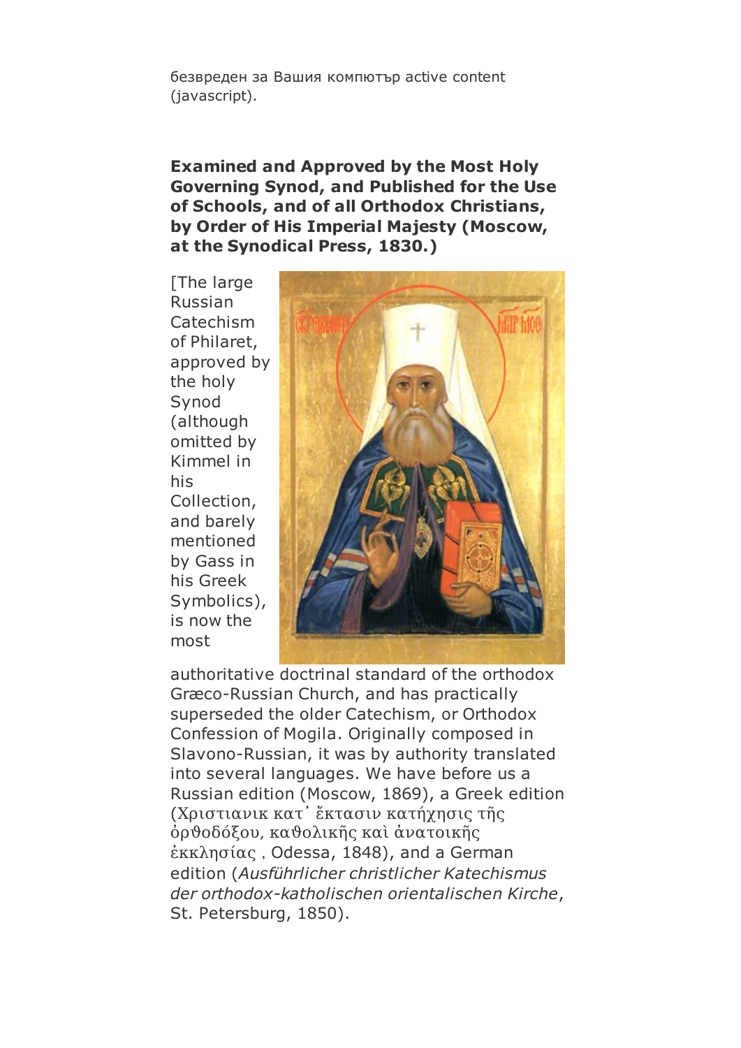безвреден за Вашия компютър active content (javascript).

**Examined and Approved by the Most Holy Governing Synod, and Published for the Use of Schools, and of all Orthodox Christians, by Order of His Imperial Majesty (Moscow, at the Synodical Press, 1830.)**

[The large Russian Catechism of Philaret, approved by the holy Synod (although omitted by Kimmel in his Collection, and barely mentioned by Gass in his Greek Symbolics), is now the most authoritative doctrinal standard of the orthodox Græco-Russian Church, and has practically superseded the older Catechism, or Orthodox Confession of Mogila. Originally composed in Slavono-Russian, it was by authority translated into several languages. We have before us a Russian edition (Moscow, 1869), a Greek edition (Χριστιανικ κατ᾽ ἔκτασιν κατήχησις τῆς ὀρθοδόξου, καθολικῆς καὶ ἀνατοικῆς ἐκκλησίας , Odessa, 1848), and a German edition (*Ausführlicher christlicher Katechismus der orthodox-katholischen orientalischen Kirche*, St. Petersburg, 1850).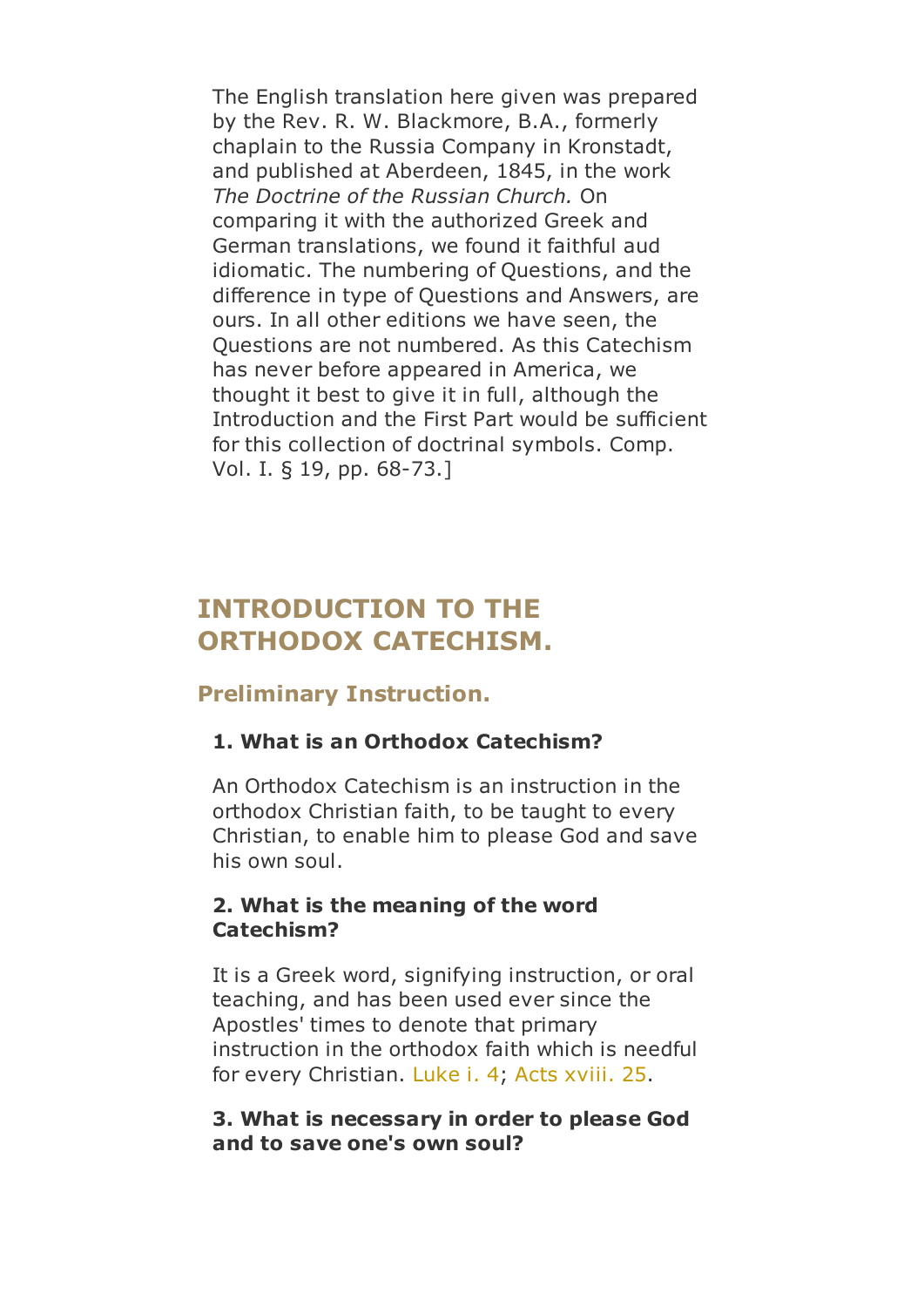The English translation here given was prepared by the Rev. R. W. Blackmore, B.A., formerly chaplain to the Russia Company in Kronstadt, and published at Aberdeen, 1845, in the work *The Doctrine of the Russian Church.* On comparing it with the authorized Greek and German translations, we found it faithful aud idiomatic. The numbering of Questions, and the difference in type of Questions and Answers, are ours. In all other editions we have seen, the Questions are not numbered. As this Catechism has never before appeared in America, we thought it best to give it in full, although the Introduction and the First Part would be sufficient for this collection of doctrinal symbols. Comp. Vol. I. § 19, pp. 68-73.]

## INTRODUCTION TO THE ORTHODOX CATECHISM.

### Preliminary Instruction.

**1. What is an Orthodox Catechism?**

An Orthodox Catechism is an instruction in the orthodox Christian faith, to be taught to every Christian, to enable him to please God and save his own soul.

**2. What is the meaning of the word Catechism?**

It is a Greek word, signifying instruction, or oral teaching, and has been used ever since the Apostles' times to denote that primary instruction in the orthodox faith which is needful for every Christian. Luke i. 4; Acts xviii. 25.

**3. What is necessary in order to please God and to save one's own soul?**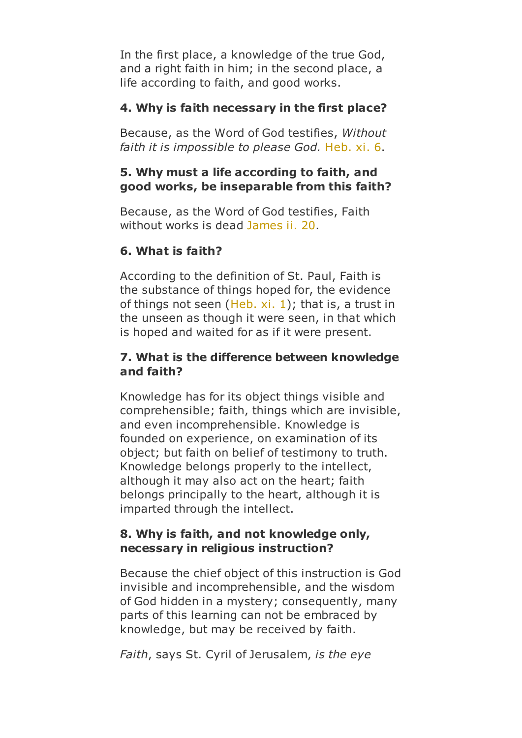In the first place, a knowledge of the true God, and a right faith in him; in the second place, a life according to faith, and good works.

**4. Why is faith necessary in the first place?**

Because, as the Word of God testifies, *Without faith it is impossible to please God.* Heb. xi. 6.

**5. Why must a life according to faith, and good works, be inseparable from this faith?**

Because, as the Word of God testifies, Faith without works is dead James ii. 20.

**6. What is faith?**

According to the definition of St. Paul, Faith is the substance of things hoped for, the evidence of things not seen (Heb. xi. 1); that is, a trust in the unseen as though it were seen, in that which is hoped and waited for as if it were present.

**7. What is the difference between knowledge and faith?**

Knowledge has for its object things visible and comprehensible; faith, things which are invisible, and even incomprehensible. Knowledge is founded on experience, on examination of its object; but faith on belief of testimony to truth. Knowledge belongs properly to the intellect, although it may also act on the heart; faith belongs principally to the heart, although it is imparted through the intellect.

**8. Why is faith, and not knowledge only, necessary in religious instruction?**

Because the chief object of this instruction is God invisible and incomprehensible, and the wisdom of God hidden in a mystery; consequently, many parts of this learning can not be embraced by knowledge, but may be received by faith.

*Faith*, says St. Cyril of Jerusalem, *is the eye*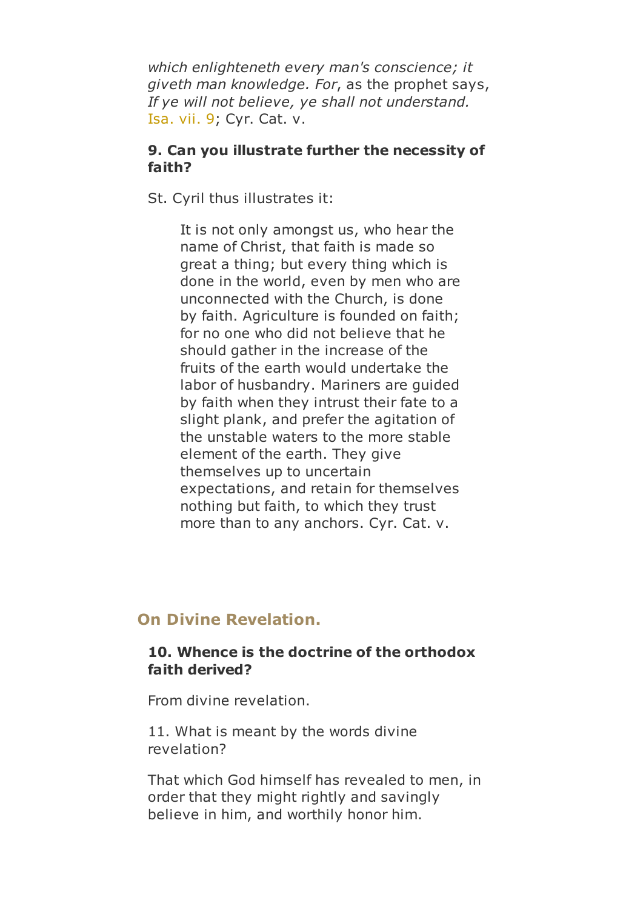*which enlighteneth every man's conscience; it giveth man knowledge. For*, as the prophet says, *If ye will not believe, ye shall not understand.* Isa. vii. 9; Cyr. Cat. v.

**9. Can you illustrate further the necessity of faith?**

St. Cyril thus illustrates it:

> It is not only amongst us, who hear the name of Christ, that faith is made so great a thing; but every thing which is done in the world, even by men who are unconnected with the Church, is done by faith. Agriculture is founded on faith; for no one who did not believe that he should gather in the increase of the fruits of the earth would undertake the labor of husbandry. Mariners are guided by faith when they intrust their fate to a slight plank, and prefer the agitation of the unstable waters to the more stable element of the earth. They give themselves up to uncertain expectations, and retain for themselves nothing but faith, to which they trust more than to any anchors. Cyr. Cat. v.

## On Divine Revelation.

**10. Whence is the doctrine of the orthodox faith derived?**

From divine revelation.

11. What is meant by the words divine revelation?

That which God himself has revealed to men, in order that they might rightly and savingly believe in him, and worthily honor him.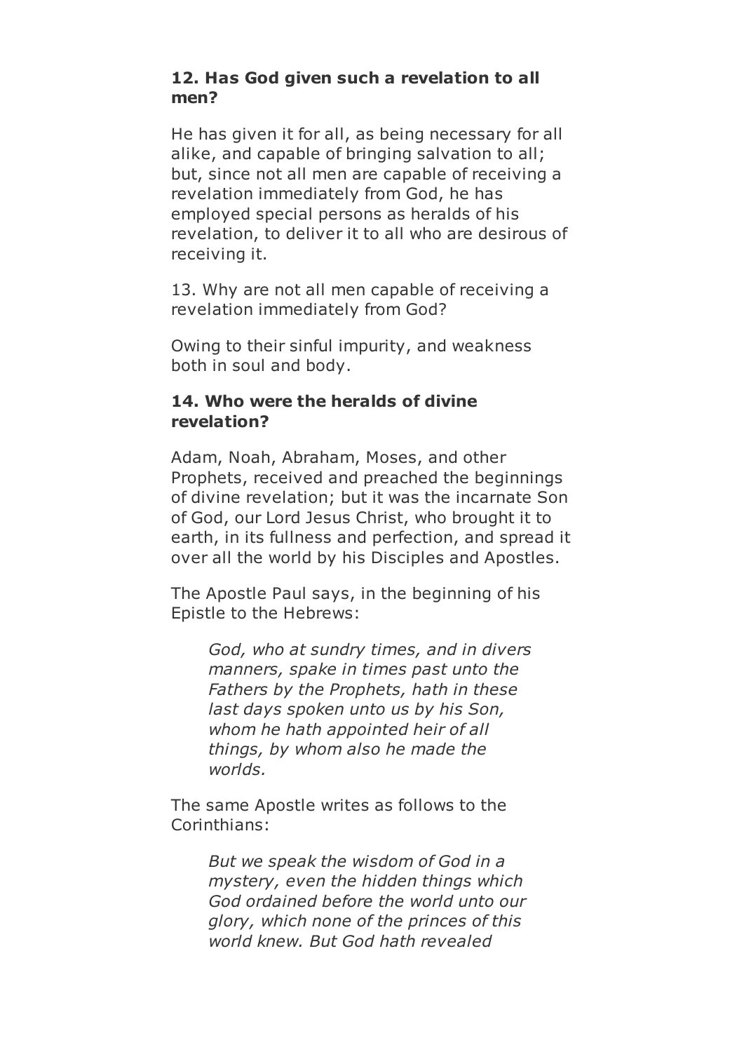**12. Has God given such a revelation to all men?**

He has given it for all, as being necessary for all alike, and capable of bringing salvation to all; but, since not all men are capable of receiving a revelation immediately from God, he has employed special persons as heralds of his revelation, to deliver it to all who are desirous of receiving it.

13. Why are not all men capable of receiving a revelation immediately from God?

Owing to their sinful impurity, and weakness both in soul and body.

**14. Who were the heralds of divine revelation?**

Adam, Noah, Abraham, Moses, and other Prophets, received and preached the beginnings of divine revelation; but it was the incarnate Son of God, our Lord Jesus Christ, who brought it to earth, in its fullness and perfection, and spread it over all the world by his Disciples and Apostles.

The Apostle Paul says, in the beginning of his Epistle to the Hebrews:

> *God, who at sundry times, and in divers manners, spake in times past unto the Fathers by the Prophets, hath in these last days spoken unto us by his Son, whom he hath appointed heir of all things, by whom also he made the worlds.*

The same Apostle writes as follows to the Corinthians:

> *But we speak the wisdom of God in a mystery, even the hidden things which God ordained before the world unto our glory, which none of the princes of this world knew. But God hath revealed*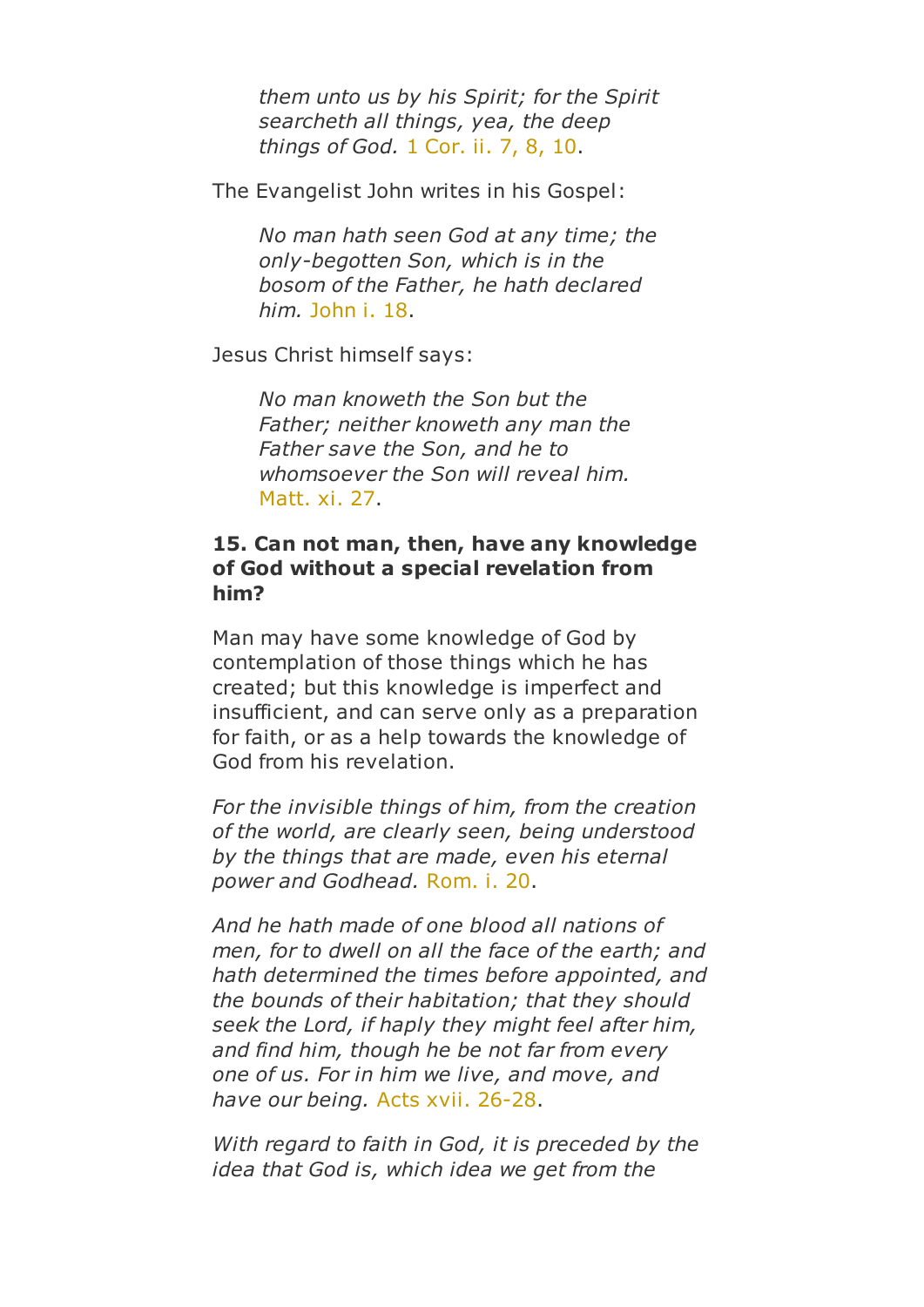> *them unto us by his Spirit; for the Spirit searcheth all things, yea, the deep things of God.* 1 Cor. ii. 7, 8, 10.

The Evangelist John writes in his Gospel:

> *No man hath seen God at any time; the only-begotten Son, which is in the bosom of the Father, he hath declared him.* John i. 18.

Jesus Christ himself says:

> *No man knoweth the Son but the Father; neither knoweth any man the Father save the Son, and he to whomsoever the Son will reveal him.* Matt. xi. 27.

#### 15. Can not man, then, have any knowledge of God without a special revelation from him?

Man may have some knowledge of God by contemplation of those things which he has created; but this knowledge is imperfect and insufficient, and can serve only as a preparation for faith, or as a help towards the knowledge of God from his revelation.

*For the invisible things of him, from the creation of the world, are clearly seen, being understood by the things that are made, even his eternal power and Godhead.* Rom. i. 20.

*And he hath made of one blood all nations of men, for to dwell on all the face of the earth; and hath determined the times before appointed, and the bounds of their habitation; that they should seek the Lord, if haply they might feel after him, and find him, though he be not far from every one of us. For in him we live, and move, and have our being.* Acts xvii. 26-28.

*With regard to faith in God, it is preceded by the idea that God is, which idea we get from the*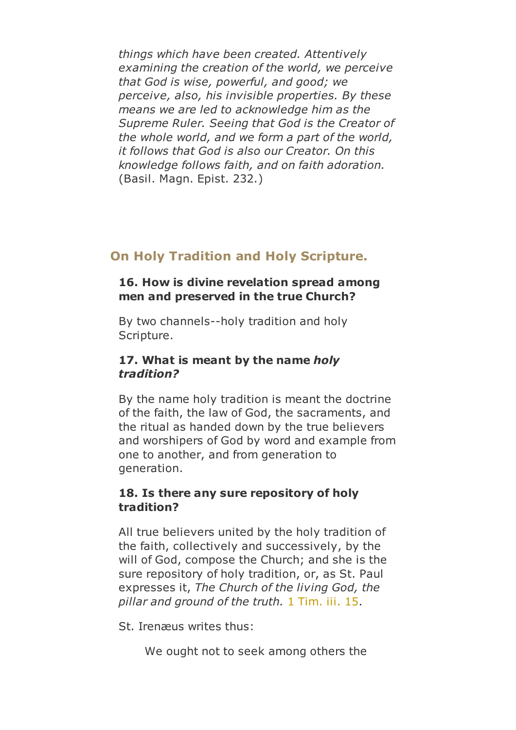*things which have been created. Attentively examining the creation of the world, we perceive that God is wise, powerful, and good; we perceive, also, his invisible properties. By these means we are led to acknowledge him as the Supreme Ruler. Seeing that God is the Creator of the whole world, and we form a part of the world, it follows that God is also our Creator. On this knowledge follows faith, and on faith adoration.* (Basil. Magn. Epist. 232.)

## On Holy Tradition and Holy Scripture.

**16. How is divine revelation spread among men and preserved in the true Church?**

By two channels--holy tradition and holy Scripture.

**17. What is meant by the name *holy tradition?***

By the name holy tradition is meant the doctrine of the faith, the law of God, the sacraments, and the ritual as handed down by the true believers and worshipers of God by word and example from one to another, and from generation to generation.

**18. Is there any sure repository of holy tradition?**

All true believers united by the holy tradition of the faith, collectively and successively, by the will of God, compose the Church; and she is the sure repository of holy tradition, or, as St. Paul expresses it, *The Church of the living God, the pillar and ground of the truth.* 1 Tim. iii. 15.

St. Irenæus writes thus:

> We ought not to seek among others the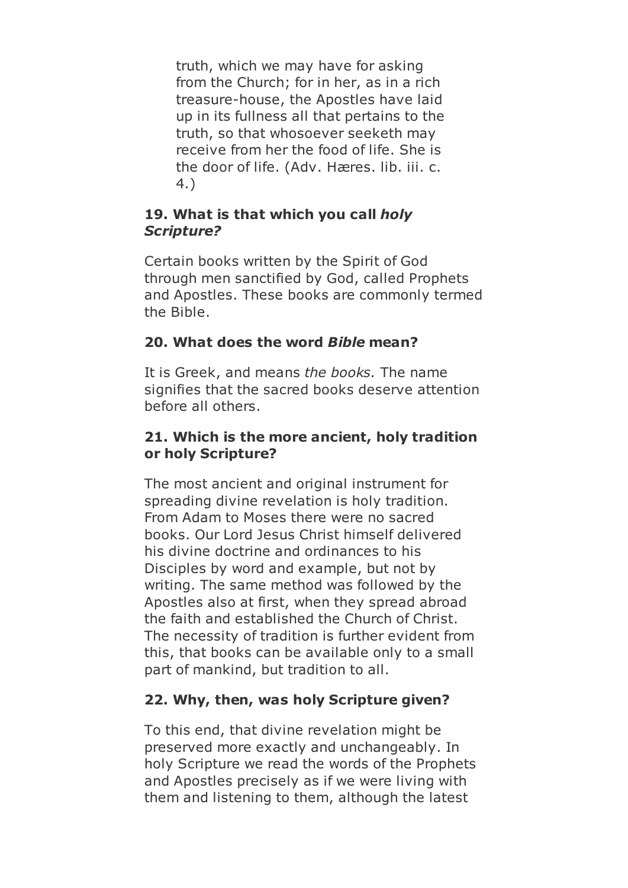> truth, which we may have for asking from the Church; for in her, as in a rich treasure-house, the Apostles have laid up in its fullness all that pertains to the truth, so that whosoever seeketh may receive from her the food of life. She is the door of life. (Adv. Hæres. lib. iii. c. 4.)

**19. What is that which you call *holy Scripture?***

Certain books written by the Spirit of God through men sanctified by God, called Prophets and Apostles. These books are commonly termed the Bible.

**20. What does the word *Bible* mean?**

It is Greek, and means *the books.* The name signifies that the sacred books deserve attention before all others.

**21. Which is the more ancient, holy tradition or holy Scripture?**

The most ancient and original instrument for spreading divine revelation is holy tradition. From Adam to Moses there were no sacred books. Our Lord Jesus Christ himself delivered his divine doctrine and ordinances to his Disciples by word and example, but not by writing. The same method was followed by the Apostles also at first, when they spread abroad the faith and established the Church of Christ. The necessity of tradition is further evident from this, that books can be available only to a small part of mankind, but tradition to all.

**22. Why, then, was holy Scripture given?**

To this end, that divine revelation might be preserved more exactly and unchangeably. In holy Scripture we read the words of the Prophets and Apostles precisely as if we were living with them and listening to them, although the latest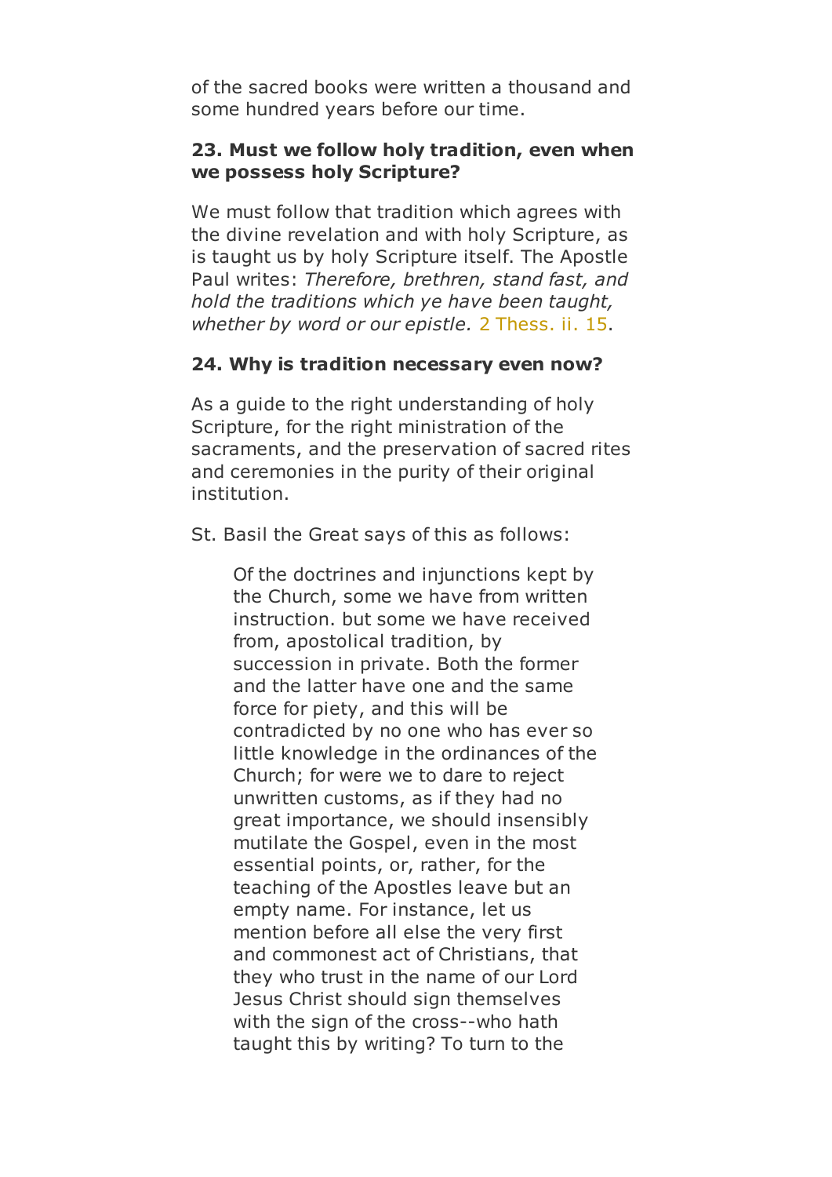of the sacred books were written a thousand and some hundred years before our time.

**23. Must we follow holy tradition, even when we possess holy Scripture?**

We must follow that tradition which agrees with the divine revelation and with holy Scripture, as is taught us by holy Scripture itself. The Apostle Paul writes: *Therefore, brethren, stand fast, and hold the traditions which ye have been taught, whether by word or our epistle.* 2 Thess. ii. 15.

**24. Why is tradition necessary even now?**

As a guide to the right understanding of holy Scripture, for the right ministration of the sacraments, and the preservation of sacred rites and ceremonies in the purity of their original institution.

St. Basil the Great says of this as follows:

> Of the doctrines and injunctions kept by the Church, some we have from written instruction. but some we have received from, apostolical tradition, by succession in private. Both the former and the latter have one and the same force for piety, and this will be contradicted by no one who has ever so little knowledge in the ordinances of the Church; for were we to dare to reject unwritten customs, as if they had no great importance, we should insensibly mutilate the Gospel, even in the most essential points, or, rather, for the teaching of the Apostles leave but an empty name. For instance, let us mention before all else the very first and commonest act of Christians, that they who trust in the name of our Lord Jesus Christ should sign themselves with the sign of the cross--who hath taught this by writing? To turn to the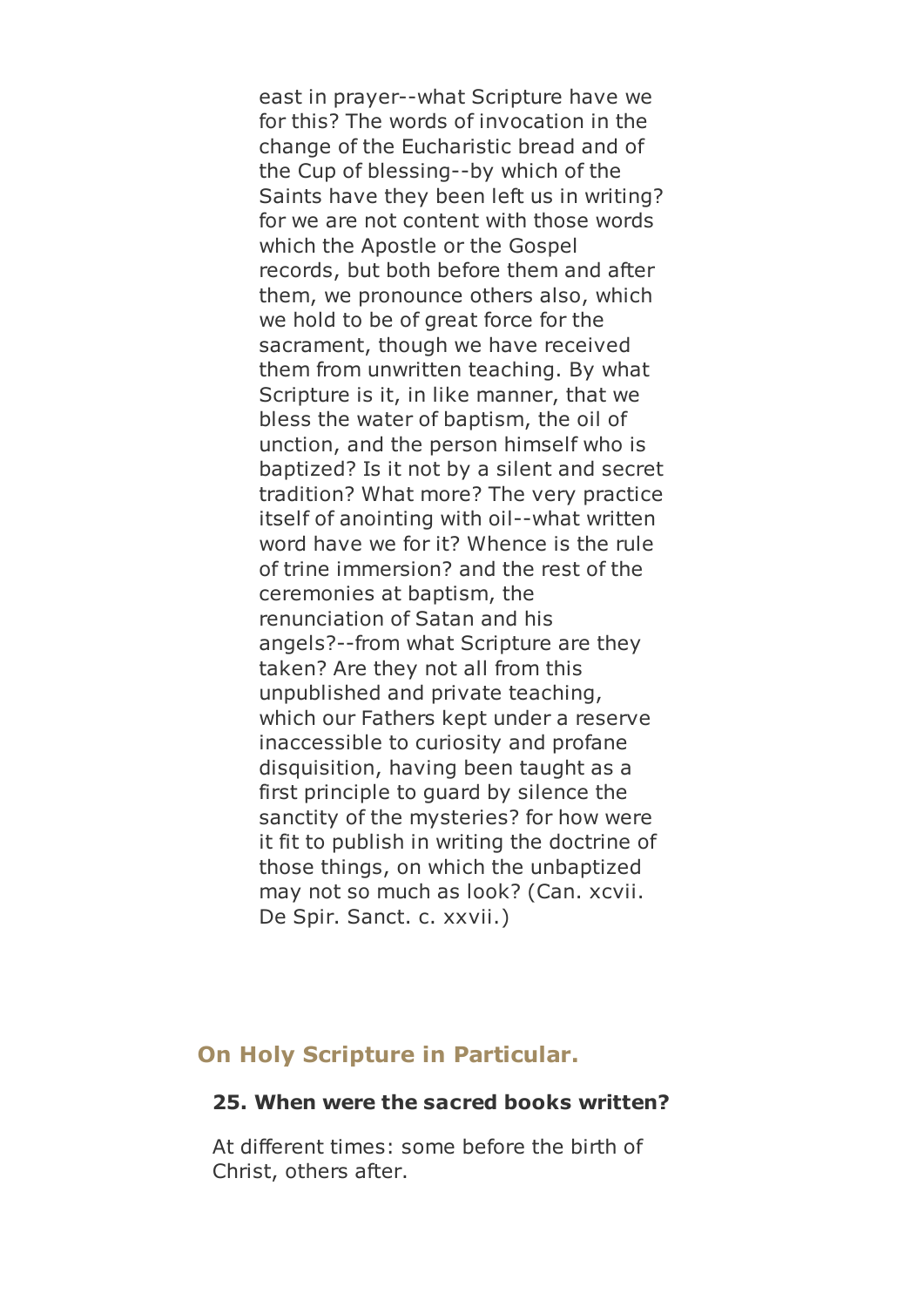east in prayer--what Scripture have we for this? The words of invocation in the change of the Eucharistic bread and of the Cup of blessing--by which of the Saints have they been left us in writing? for we are not content with those words which the Apostle or the Gospel records, but both before them and after them, we pronounce others also, which we hold to be of great force for the sacrament, though we have received them from unwritten teaching. By what Scripture is it, in like manner, that we bless the water of baptism, the oil of unction, and the person himself who is baptized? Is it not by a silent and secret tradition? What more? The very practice itself of anointing with oil--what written word have we for it? Whence is the rule of trine immersion? and the rest of the ceremonies at baptism, the renunciation of Satan and his angels?--from what Scripture are they taken? Are they not all from this unpublished and private teaching, which our Fathers kept under a reserve inaccessible to curiosity and profane disquisition, having been taught as a first principle to guard by silence the sanctity of the mysteries? for how were it fit to publish in writing the doctrine of those things, on which the unbaptized may not so much as look? (Can. xcvii. De Spir. Sanct. c. xxvii.)

## On Holy Scripture in Particular.

### 25. When were the sacred books written?

At different times: some before the birth of Christ, others after.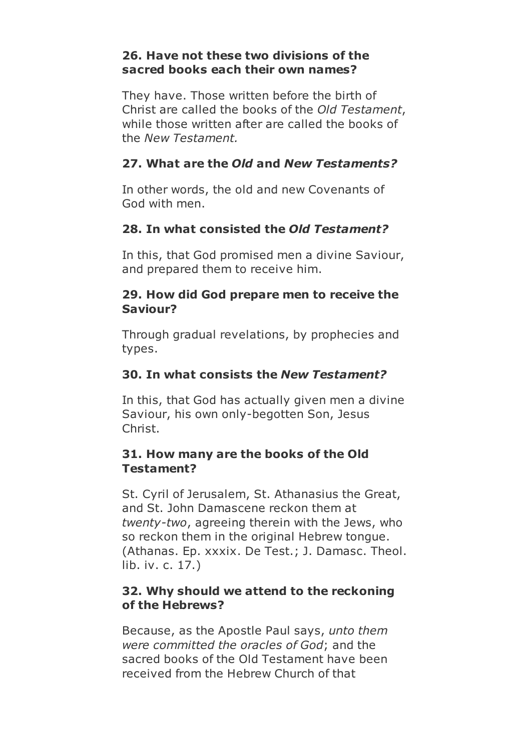**26. Have not these two divisions of the sacred books each their own names?**

They have. Those written before the birth of Christ are called the books of the *Old Testament*, while those written after are called the books of the *New Testament.*

**27. What are the *Old* and *New Testaments?***

In other words, the old and new Covenants of God with men.

**28. In what consisted the *Old Testament?***

In this, that God promised men a divine Saviour, and prepared them to receive him.

**29. How did God prepare men to receive the Saviour?**

Through gradual revelations, by prophecies and types.

**30. In what consists the *New Testament?***

In this, that God has actually given men a divine Saviour, his own only-begotten Son, Jesus Christ.

**31. How many are the books of the Old Testament?**

St. Cyril of Jerusalem, St. Athanasius the Great, and St. John Damascene reckon them at *twenty-two*, agreeing therein with the Jews, who so reckon them in the original Hebrew tongue. (Athanas. Ep. xxxix. De Test.; J. Damasc. Theol. lib. iv. c. 17.)

**32. Why should we attend to the reckoning of the Hebrews?**

Because, as the Apostle Paul says, *unto them were committed the oracles of God*; and the sacred books of the Old Testament have been received from the Hebrew Church of that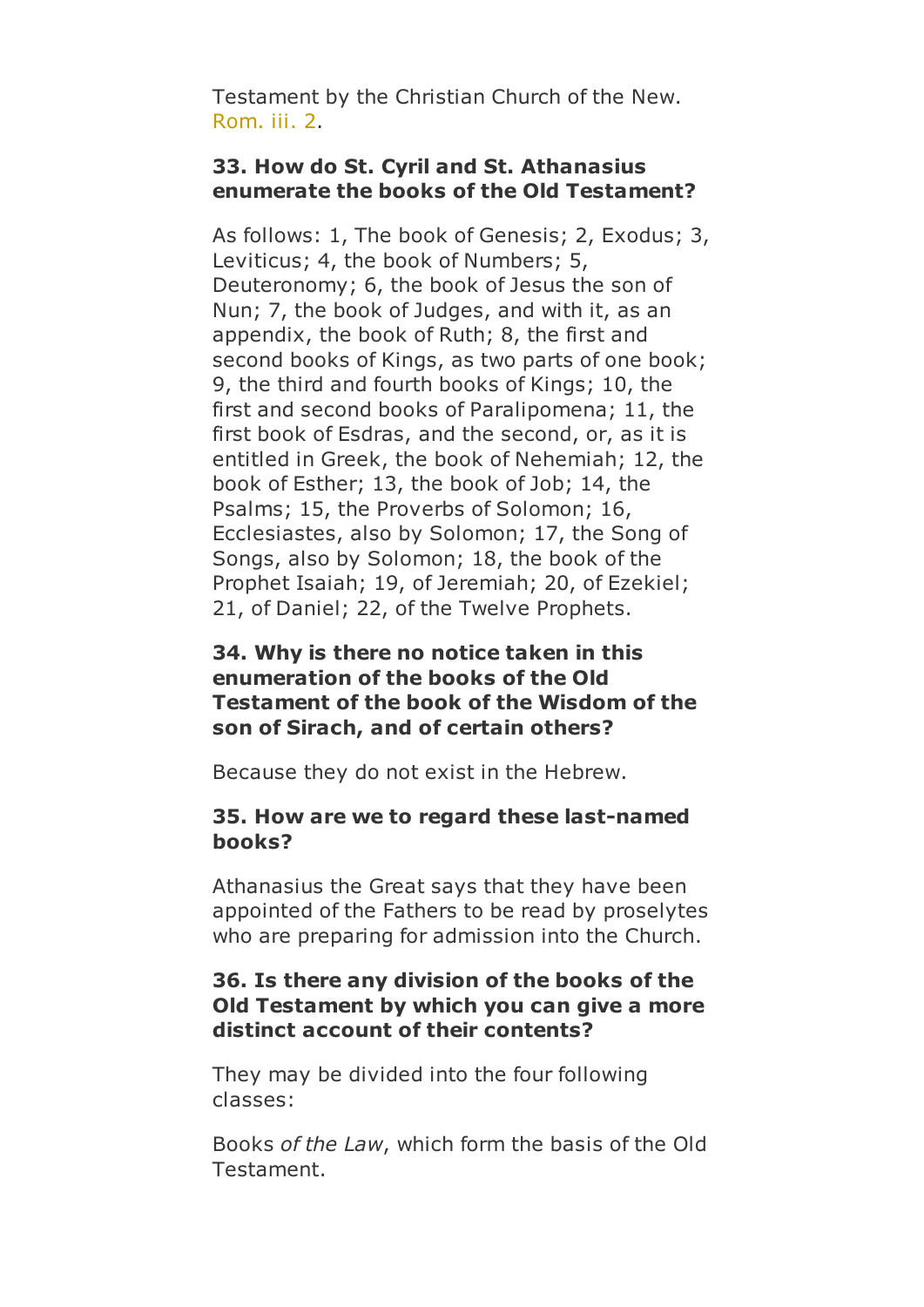Testament by the Christian Church of the New. Rom. iii. 2.

**33. How do St. Cyril and St. Athanasius enumerate the books of the Old Testament?**

As follows: 1, The book of Genesis; 2, Exodus; 3, Leviticus; 4, the book of Numbers; 5, Deuteronomy; 6, the book of Jesus the son of Nun; 7, the book of Judges, and with it, as an appendix, the book of Ruth; 8, the first and second books of Kings, as two parts of one book; 9, the third and fourth books of Kings; 10, the first and second books of Paralipomena; 11, the first book of Esdras, and the second, or, as it is entitled in Greek, the book of Nehemiah; 12, the book of Esther; 13, the book of Job; 14, the Psalms; 15, the Proverbs of Solomon; 16, Ecclesiastes, also by Solomon; 17, the Song of Songs, also by Solomon; 18, the book of the Prophet Isaiah; 19, of Jeremiah; 20, of Ezekiel; 21, of Daniel; 22, of the Twelve Prophets.

**34. Why is there no notice taken in this enumeration of the books of the Old Testament of the book of the Wisdom of the son of Sirach, and of certain others?**

Because they do not exist in the Hebrew.

**35. How are we to regard these last-named books?**

Athanasius the Great says that they have been appointed of the Fathers to be read by proselytes who are preparing for admission into the Church.

**36. Is there any division of the books of the Old Testament by which you can give a more distinct account of their contents?**

They may be divided into the four following classes:

Books *of the Law*, which form the basis of the Old Testament.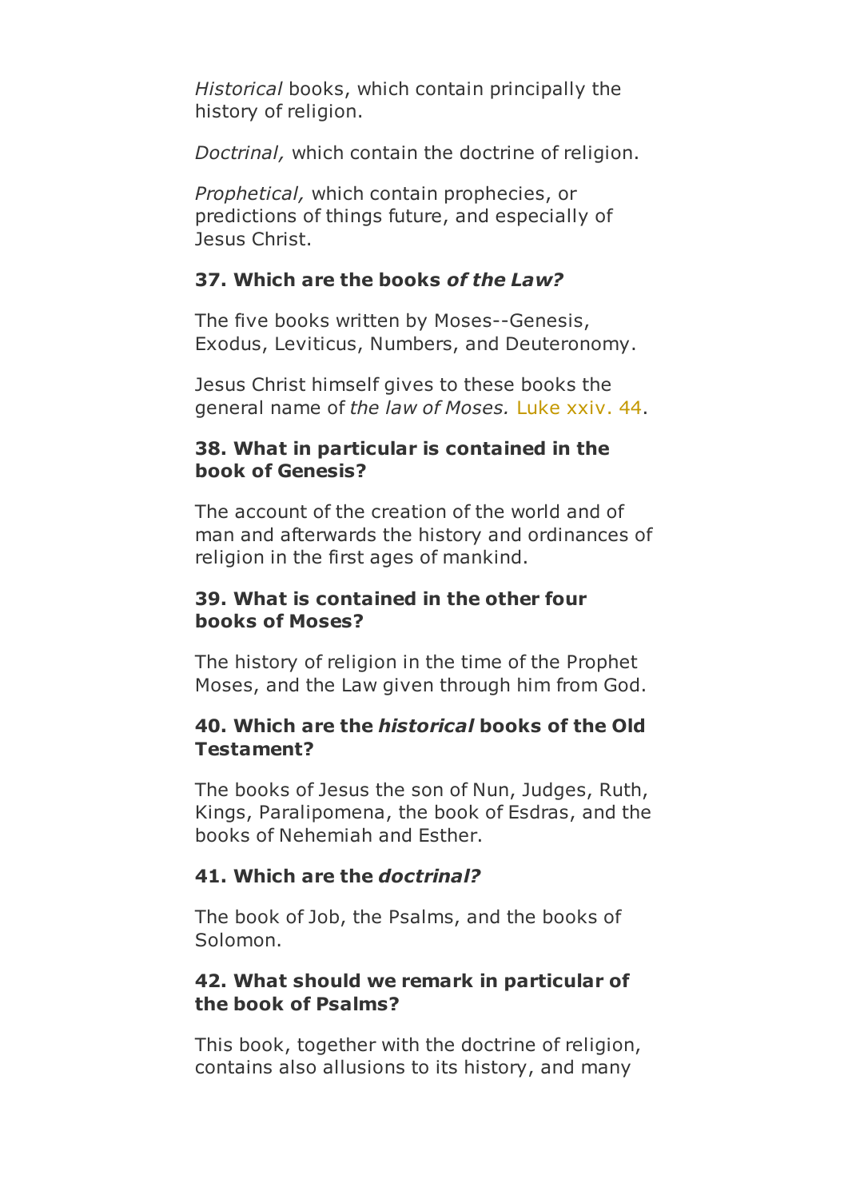*Historical* books, which contain principally the history of religion.

*Doctrinal,* which contain the doctrine of religion.

*Prophetical,* which contain prophecies, or predictions of things future, and especially of Jesus Christ.

**37. Which are the books *of the Law?***

The five books written by Moses--Genesis, Exodus, Leviticus, Numbers, and Deuteronomy.

Jesus Christ himself gives to these books the general name of *the law of Moses.* Luke xxiv. 44.

**38. What in particular is contained in the book of Genesis?**

The account of the creation of the world and of man and afterwards the history and ordinances of religion in the first ages of mankind.

**39. What is contained in the other four books of Moses?**

The history of religion in the time of the Prophet Moses, and the Law given through him from God.

**40. Which are the *historical* books of the Old Testament?**

The books of Jesus the son of Nun, Judges, Ruth, Kings, Paralipomena, the book of Esdras, and the books of Nehemiah and Esther.

**41. Which are the *doctrinal?***

The book of Job, the Psalms, and the books of Solomon.

**42. What should we remark in particular of the book of Psalms?**

This book, together with the doctrine of religion, contains also allusions to its history, and many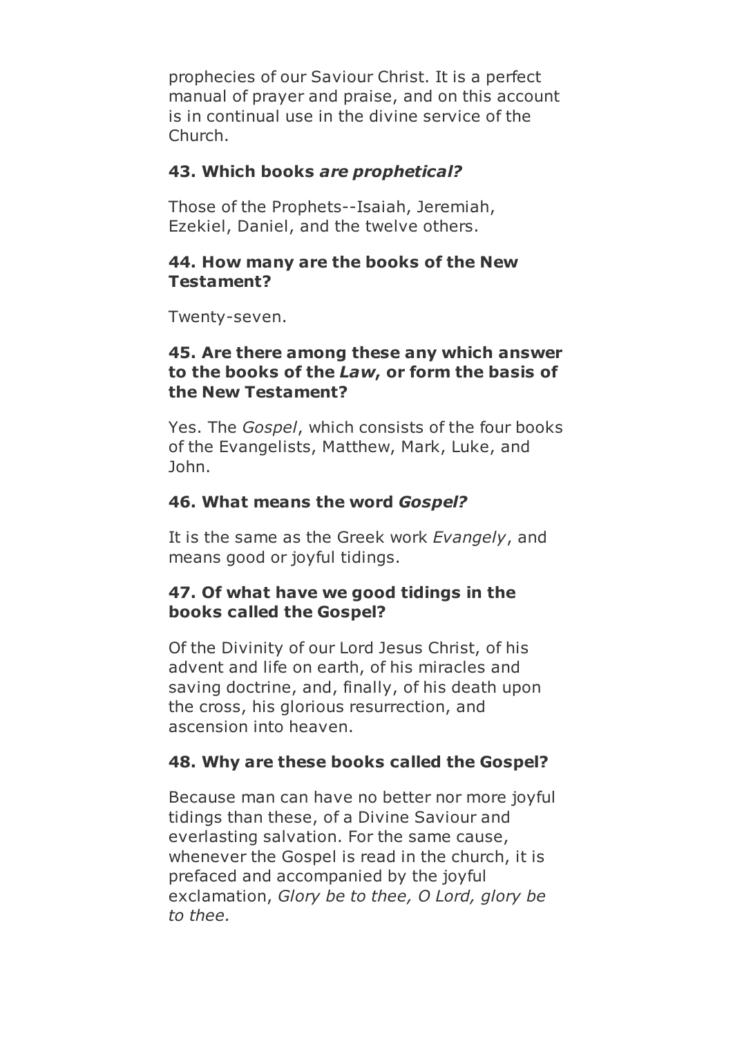prophecies of our Saviour Christ. It is a perfect manual of prayer and praise, and on this account is in continual use in the divine service of the Church.

**43. Which books *are prophetical?***

Those of the Prophets--Isaiah, Jeremiah, Ezekiel, Daniel, and the twelve others.

**44. How many are the books of the New Testament?**

Twenty-seven.

**45. Are there among these any which answer to the books of the *Law*, or form the basis of the New Testament?**

Yes. The *Gospel*, which consists of the four books of the Evangelists, Matthew, Mark, Luke, and John.

**46. What means the word *Gospel?***

It is the same as the Greek work *Evangely*, and means good or joyful tidings.

**47. Of what have we good tidings in the books called the Gospel?**

Of the Divinity of our Lord Jesus Christ, of his advent and life on earth, of his miracles and saving doctrine, and, finally, of his death upon the cross, his glorious resurrection, and ascension into heaven.

**48. Why are these books called the Gospel?**

Because man can have no better nor more joyful tidings than these, of a Divine Saviour and everlasting salvation. For the same cause, whenever the Gospel is read in the church, it is prefaced and accompanied by the joyful exclamation, *Glory be to thee, O Lord, glory be to thee.*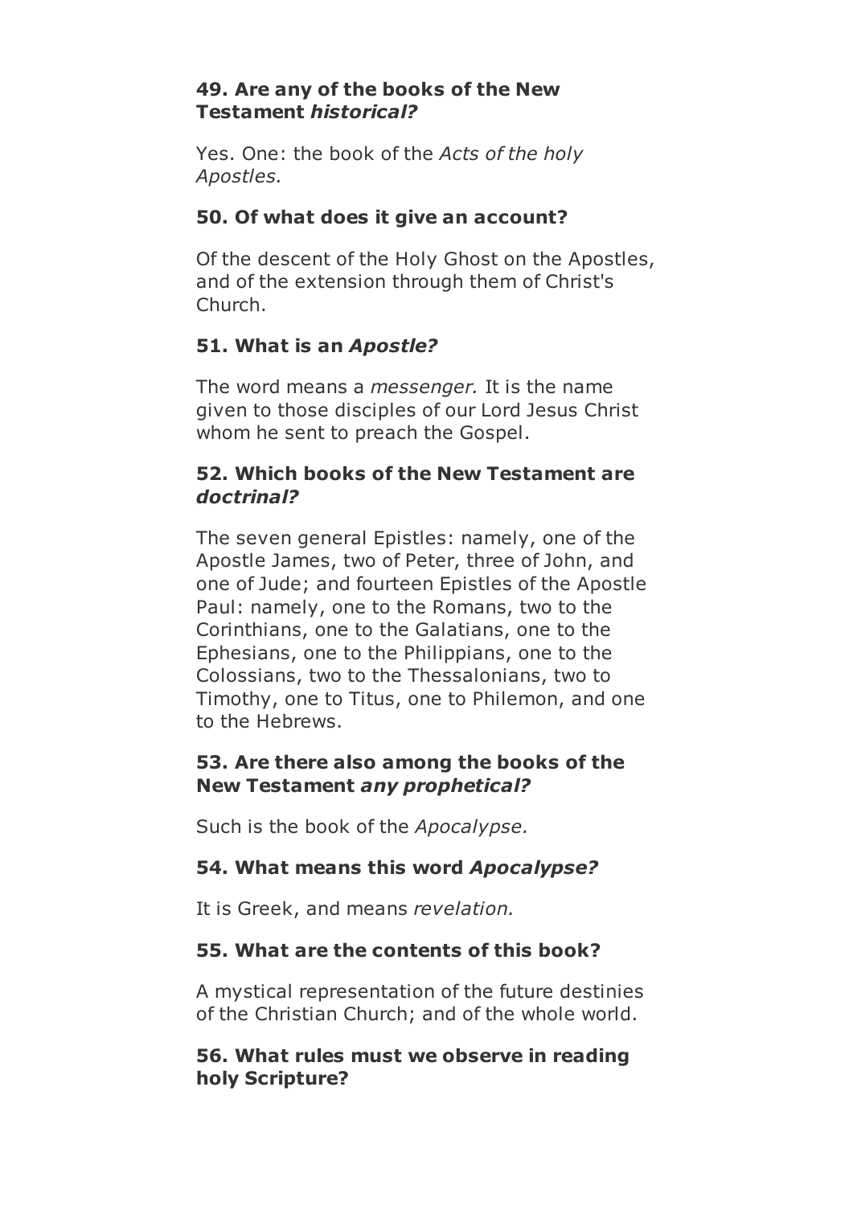**49. Are any of the books of the New Testament *historical?***

Yes. One: the book of the *Acts of the holy Apostles.*

**50. Of what does it give an account?**

Of the descent of the Holy Ghost on the Apostles, and of the extension through them of Christ's Church.

**51. What is an *Apostle?***

The word means a *messenger.* It is the name given to those disciples of our Lord Jesus Christ whom he sent to preach the Gospel.

**52. Which books of the New Testament are *doctrinal?***

The seven general Epistles: namely, one of the Apostle James, two of Peter, three of John, and one of Jude; and fourteen Epistles of the Apostle Paul: namely, one to the Romans, two to the Corinthians, one to the Galatians, one to the Ephesians, one to the Philippians, one to the Colossians, two to the Thessalonians, two to Timothy, one to Titus, one to Philemon, and one to the Hebrews.

**53. Are there also among the books of the New Testament *any prophetical?***

Such is the book of the *Apocalypse.*

**54. What means this word *Apocalypse?***

It is Greek, and means *revelation.*

**55. What are the contents of this book?**

A mystical representation of the future destinies of the Christian Church; and of the whole world.

**56. What rules must we observe in reading holy Scripture?**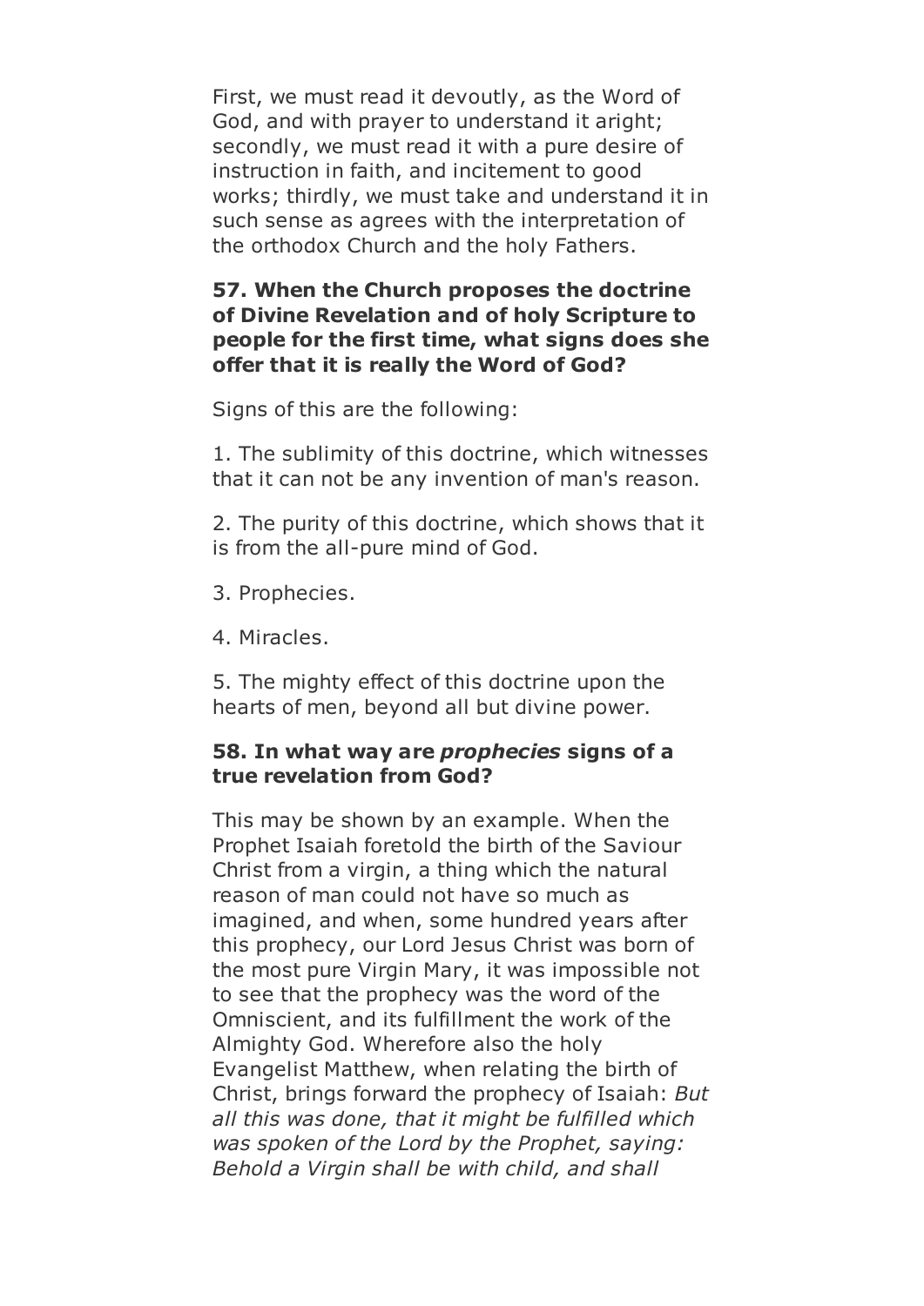First, we must read it devoutly, as the Word of God, and with prayer to understand it aright; secondly, we must read it with a pure desire of instruction in faith, and incitement to good works; thirdly, we must take and understand it in such sense as agrees with the interpretation of the orthodox Church and the holy Fathers.

**57. When the Church proposes the doctrine of Divine Revelation and of holy Scripture to people for the first time, what signs does she offer that it is really the Word of God?**

Signs of this are the following:

1. The sublimity of this doctrine, which witnesses that it can not be any invention of man's reason.

2. The purity of this doctrine, which shows that it is from the all-pure mind of God.

3. Prophecies.

4. Miracles.

5. The mighty effect of this doctrine upon the hearts of men, beyond all but divine power.

**58. In what way are *prophecies* signs of a true revelation from God?**

This may be shown by an example. When the Prophet Isaiah foretold the birth of the Saviour Christ from a virgin, a thing which the natural reason of man could not have so much as imagined, and when, some hundred years after this prophecy, our Lord Jesus Christ was born of the most pure Virgin Mary, it was impossible not to see that the prophecy was the word of the Omniscient, and its fulfillment the work of the Almighty God. Wherefore also the holy Evangelist Matthew, when relating the birth of Christ, brings forward the prophecy of Isaiah: *But all this was done, that it might be fulfilled which was spoken of the Lord by the Prophet, saying: Behold a Virgin shall be with child, and shall*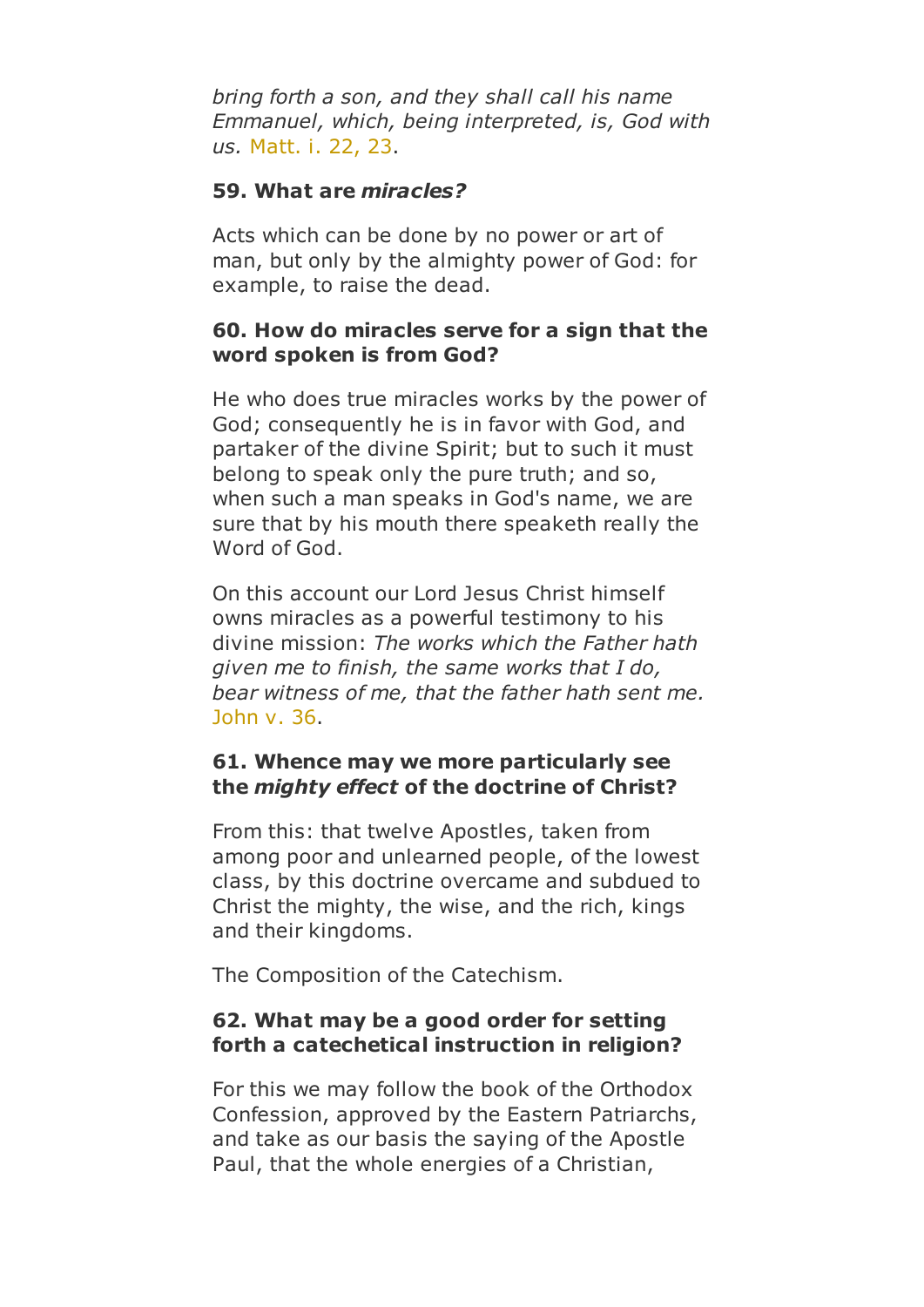*bring forth a son, and they shall call his name Emmanuel, which, being interpreted, is, God with us.* Matt. i. 22, 23.

**59. What are *miracles?***

Acts which can be done by no power or art of man, but only by the almighty power of God: for example, to raise the dead.

**60. How do miracles serve for a sign that the word spoken is from God?**

He who does true miracles works by the power of God; consequently he is in favor with God, and partaker of the divine Spirit; but to such it must belong to speak only the pure truth; and so, when such a man speaks in God's name, we are sure that by his mouth there speaketh really the Word of God.

On this account our Lord Jesus Christ himself owns miracles as a powerful testimony to his divine mission: *The works which the Father hath given me to finish, the same works that I do, bear witness of me, that the father hath sent me.* John v. 36.

**61. Whence may we more particularly see the *mighty effect* of the doctrine of Christ?**

From this: that twelve Apostles, taken from among poor and unlearned people, of the lowest class, by this doctrine overcame and subdued to Christ the mighty, the wise, and the rich, kings and their kingdoms.

The Composition of the Catechism.

**62. What may be a good order for setting forth a catechetical instruction in religion?**

For this we may follow the book of the Orthodox Confession, approved by the Eastern Patriarchs, and take as our basis the saying of the Apostle Paul, that the whole energies of a Christian,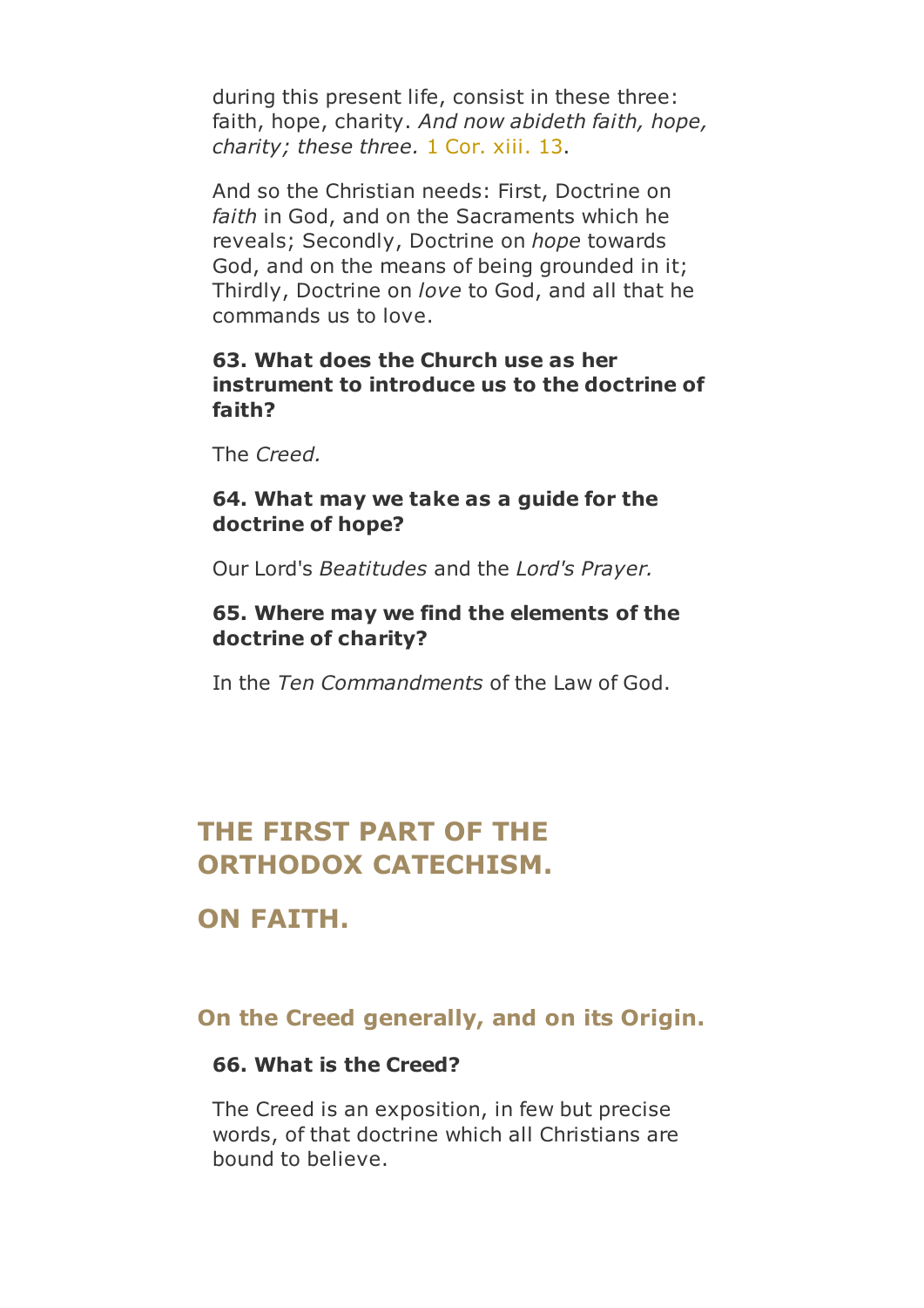during this present life, consist in these three: faith, hope, charity. *And now abideth faith, hope, charity; these three.* 1 Cor. xiii. 13.

And so the Christian needs: First, Doctrine on *faith* in God, and on the Sacraments which he reveals; Secondly, Doctrine on *hope* towards God, and on the means of being grounded in it; Thirdly, Doctrine on *love* to God, and all that he commands us to love.

**63. What does the Church use as her instrument to introduce us to the doctrine of faith?**

The *Creed.*

**64. What may we take as a guide for the doctrine of hope?**

Our Lord's *Beatitudes* and the *Lord's Prayer.*

**65. Where may we find the elements of the doctrine of charity?**

In the *Ten Commandments* of the Law of God.

# THE FIRST PART OF THE ORTHODOX CATECHISM.

## ON FAITH.

### On the Creed generally, and on its Origin.

**66. What is the Creed?**

The Creed is an exposition, in few but precise words, of that doctrine which all Christians are bound to believe.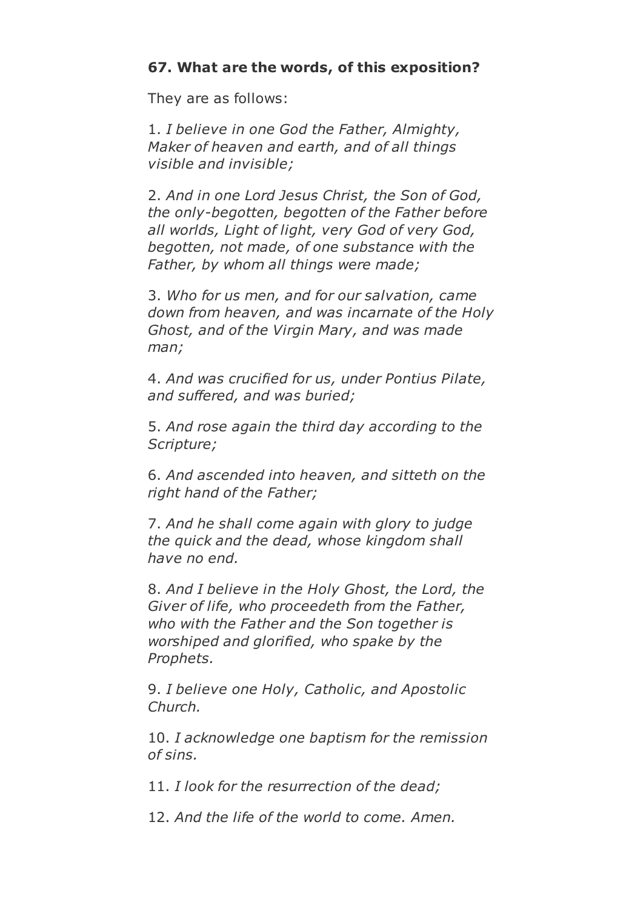**67. What are the words, of this exposition?**

They are as follows:

1. *I believe in one God the Father, Almighty, Maker of heaven and earth, and of all things visible and invisible;*

2. *And in one Lord Jesus Christ, the Son of God, the only-begotten, begotten of the Father before all worlds, Light of light, very God of very God, begotten, not made, of one substance with the Father, by whom all things were made;*

3. *Who for us men, and for our salvation, came down from heaven, and was incarnate of the Holy Ghost, and of the Virgin Mary, and was made man;*

4. *And was crucified for us, under Pontius Pilate, and suffered, and was buried;*

5. *And rose again the third day according to the Scripture;*

6. *And ascended into heaven, and sitteth on the right hand of the Father;*

7. *And he shall come again with glory to judge the quick and the dead, whose kingdom shall have no end.*

8. *And I believe in the Holy Ghost, the Lord, the Giver of life, who proceedeth from the Father, who with the Father and the Son together is worshiped and glorified, who spake by the Prophets.*

9. *I believe one Holy, Catholic, and Apostolic Church.*

10. *I acknowledge one baptism for the remission of sins.*

11. *I look for the resurrection of the dead;*

12. *And the life of the world to come. Amen.*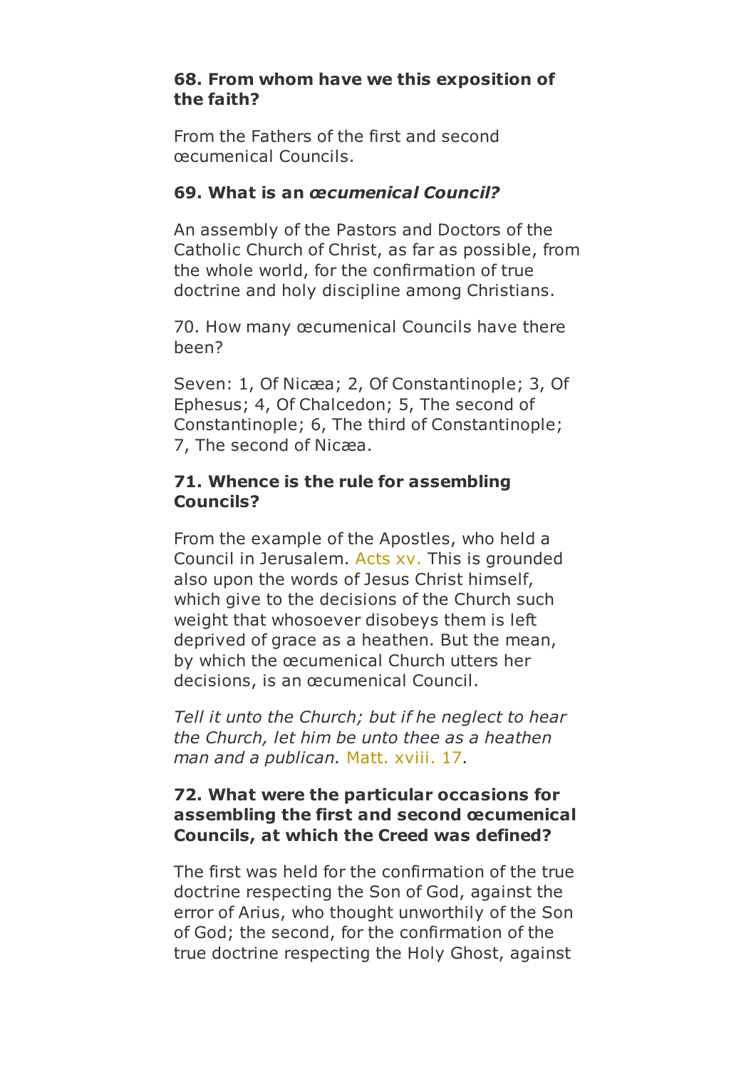**68. From whom have we this exposition of the faith?**

From the Fathers of the first and second œcumenical Councils.

**69. What is an *œcumenical Council?***

An assembly of the Pastors and Doctors of the Catholic Church of Christ, as far as possible, from the whole world, for the confirmation of true doctrine and holy discipline among Christians.

70. How many œcumenical Councils have there been?

Seven: 1, Of Nicæa; 2, Of Constantinople; 3, Of Ephesus; 4, Of Chalcedon; 5, The second of Constantinople; 6, The third of Constantinople; 7, The second of Nicæa.

**71. Whence is the rule for assembling Councils?**

From the example of the Apostles, who held a Council in Jerusalem. Acts xv. This is grounded also upon the words of Jesus Christ himself, which give to the decisions of the Church such weight that whosoever disobeys them is left deprived of grace as a heathen. But the mean, by which the œcumenical Church utters her decisions, is an œcumenical Council.

*Tell it unto the Church; but if he neglect to hear the Church, let him be unto thee as a heathen man and a publican.* Matt. xviii. 17.

**72. What were the particular occasions for assembling the first and second œcumenical Councils, at which the Creed was defined?**

The first was held for the confirmation of the true doctrine respecting the Son of God, against the error of Arius, who thought unworthily of the Son of God; the second, for the confirmation of the true doctrine respecting the Holy Ghost, against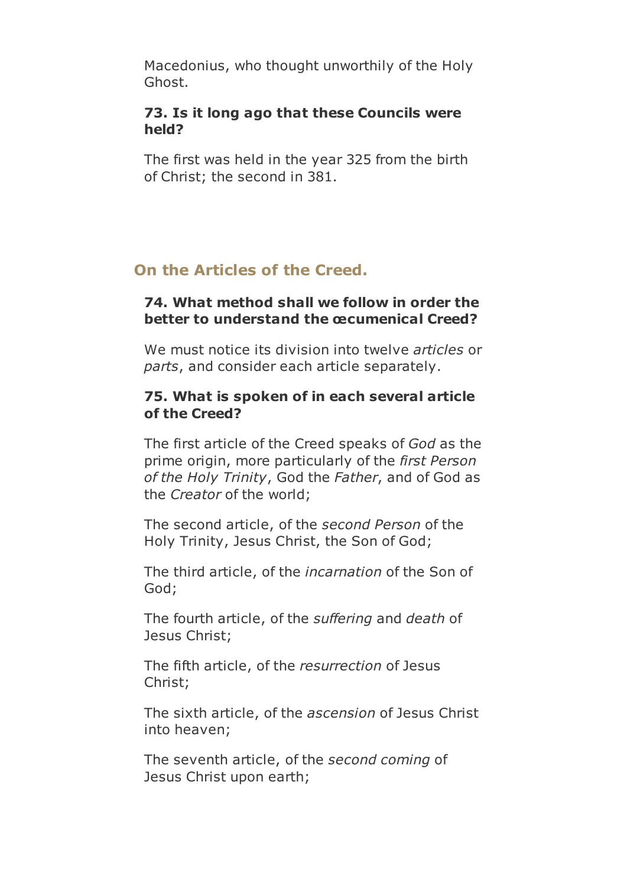Macedonius, who thought unworthily of the Holy Ghost.

**73. Is it long ago that these Councils were held?**

The first was held in the year 325 from the birth of Christ; the second in 381.

## On the Articles of the Creed.

**74. What method shall we follow in order the better to understand the œcumenical Creed?**

We must notice its division into twelve *articles* or *parts*, and consider each article separately.

**75. What is spoken of in each several article of the Creed?**

The first article of the Creed speaks of *God* as the prime origin, more particularly of the *first Person of the Holy Trinity*, God the *Father*, and of God as the *Creator* of the world;

The second article, of the *second Person* of the Holy Trinity, Jesus Christ, the Son of God;

The third article, of the *incarnation* of the Son of God;

The fourth article, of the *suffering* and *death* of Jesus Christ;

The fifth article, of the *resurrection* of Jesus Christ;

The sixth article, of the *ascension* of Jesus Christ into heaven;

The seventh article, of the *second coming* of Jesus Christ upon earth;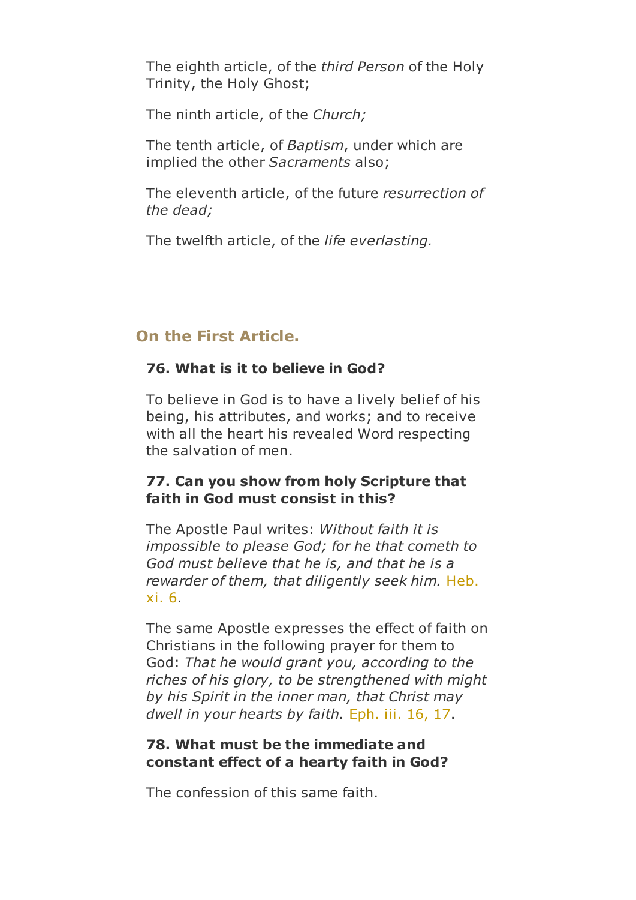The eighth article, of the *third Person* of the Holy Trinity, the Holy Ghost;

The ninth article, of the *Church;*

The tenth article, of *Baptism*, under which are implied the other *Sacraments* also;

The eleventh article, of the future *resurrection of the dead;*

The twelfth article, of the *life everlasting.*

## On the First Article.

**76. What is it to believe in God?**

To believe in God is to have a lively belief of his being, his attributes, and works; and to receive with all the heart his revealed Word respecting the salvation of men.

**77. Can you show from holy Scripture that faith in God must consist in this?**

The Apostle Paul writes: *Without faith it is impossible to please God; for he that cometh to God must believe that he is, and that he is a rewarder of them, that diligently seek him.* Heb. xi. 6.

The same Apostle expresses the effect of faith on Christians in the following prayer for them to God: *That he would grant you, according to the riches of his glory, to be strengthened with might by his Spirit in the inner man, that Christ may dwell in your hearts by faith.* Eph. iii. 16, 17.

**78. What must be the immediate and constant effect of a hearty faith in God?**

The confession of this same faith.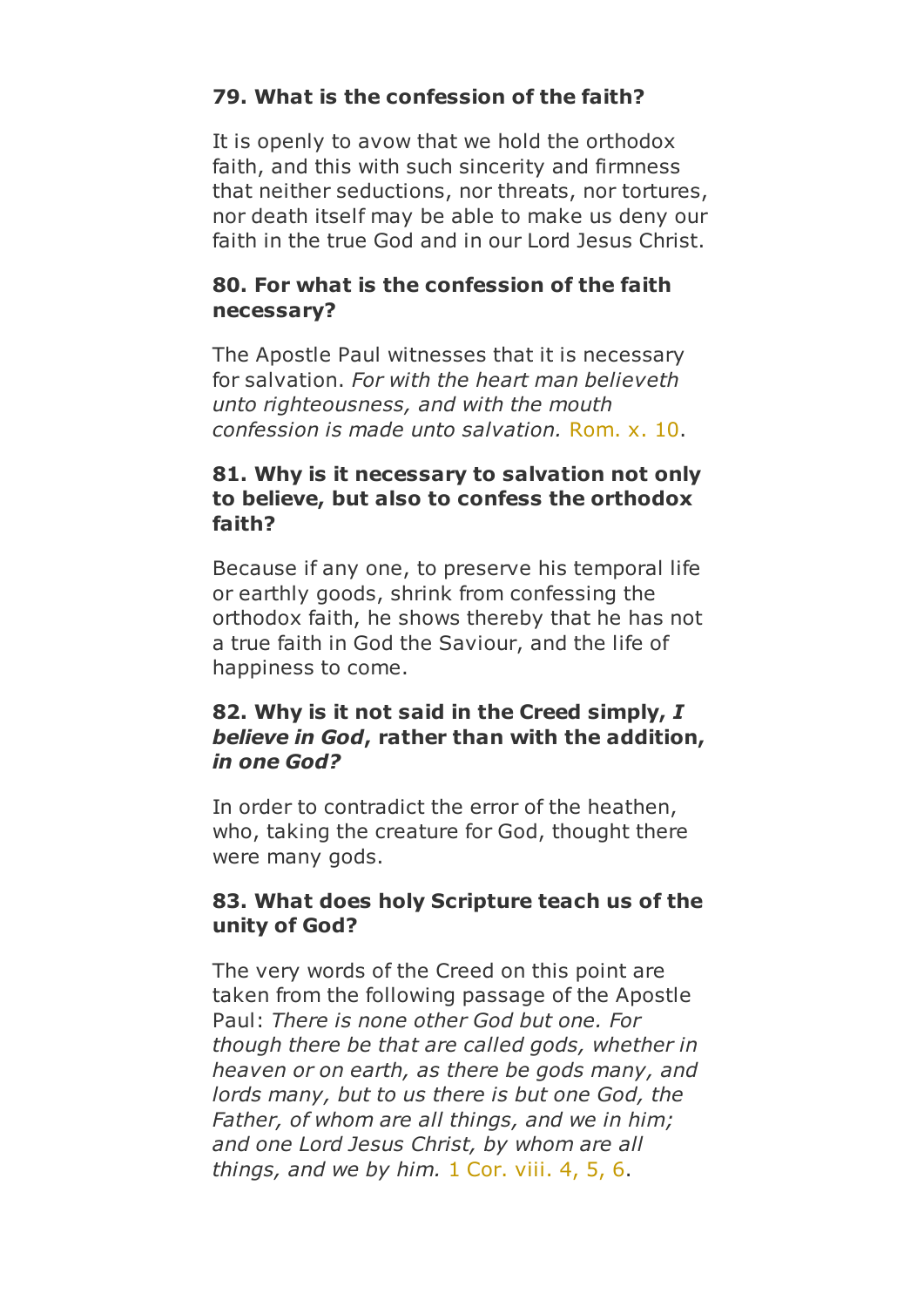**79. What is the confession of the faith?**

It is openly to avow that we hold the orthodox faith, and this with such sincerity and firmness that neither seductions, nor threats, nor tortures, nor death itself may be able to make us deny our faith in the true God and in our Lord Jesus Christ.

**80. For what is the confession of the faith necessary?**

The Apostle Paul witnesses that it is necessary for salvation. *For with the heart man believeth unto righteousness, and with the mouth confession is made unto salvation.* Rom. x. 10.

**81. Why is it necessary to salvation not only to believe, but also to confess the orthodox faith?**

Because if any one, to preserve his temporal life or earthly goods, shrink from confessing the orthodox faith, he shows thereby that he has not a true faith in God the Saviour, and the life of happiness to come.

**82. Why is it not said in the Creed simply, *I believe in God*, rather than with the addition, *in one God?***

In order to contradict the error of the heathen, who, taking the creature for God, thought there were many gods.

**83. What does holy Scripture teach us of the unity of God?**

The very words of the Creed on this point are taken from the following passage of the Apostle Paul: *There is none other God but one. For though there be that are called gods, whether in heaven or on earth, as there be gods many, and lords many, but to us there is but one God, the Father, of whom are all things, and we in him; and one Lord Jesus Christ, by whom are all things, and we by him.* 1 Cor. viii. 4, 5, 6.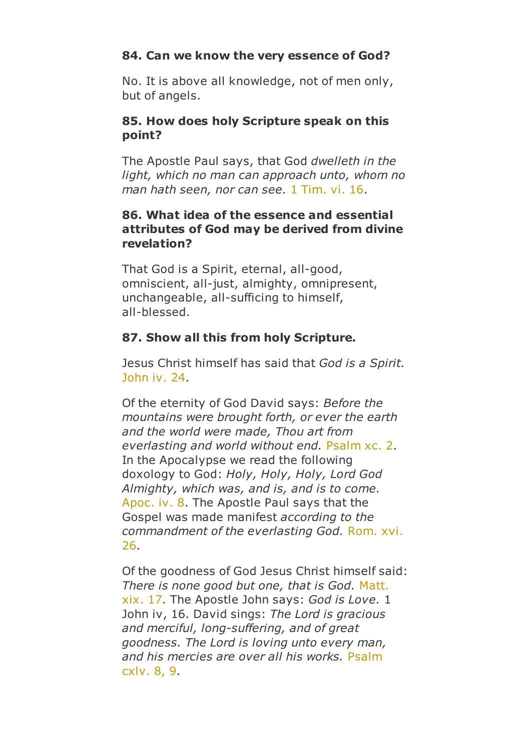**84. Can we know the very essence of God?**

No. It is above all knowledge, not of men only, but of angels.

**85. How does holy Scripture speak on this point?**

The Apostle Paul says, that God *dwelleth in the light, which no man can approach unto, whom no man hath seen, nor can see.* 1 Tim. vi. 16.

**86. What idea of the essence and essential attributes of God may be derived from divine revelation?**

That God is a Spirit, eternal, all-good, omniscient, all-just, almighty, omnipresent, unchangeable, all-sufficing to himself, all-blessed.

**87. Show all this from holy Scripture.**

Jesus Christ himself has said that *God is a Spirit.* John iv. 24.

Of the eternity of God David says: *Before the mountains were brought forth, or ever the earth and the world were made, Thou art from everlasting and world without end.* Psalm xc. 2. In the Apocalypse we read the following doxology to God: *Holy, Holy, Holy, Lord God Almighty, which was, and is, and is to come.* Apoc. iv. 8. The Apostle Paul says that the Gospel was made manifest *according to the commandment of the everlasting God.* Rom. xvi. 26.

Of the goodness of God Jesus Christ himself said: *There is none good but one, that is God.* Matt. xix. 17. The Apostle John says: *God is Love.* 1 John iv, 16. David sings: *The Lord is gracious and merciful, long-suffering, and of great goodness. The Lord is loving unto every man, and his mercies are over all his works.* Psalm cxlv. 8, 9.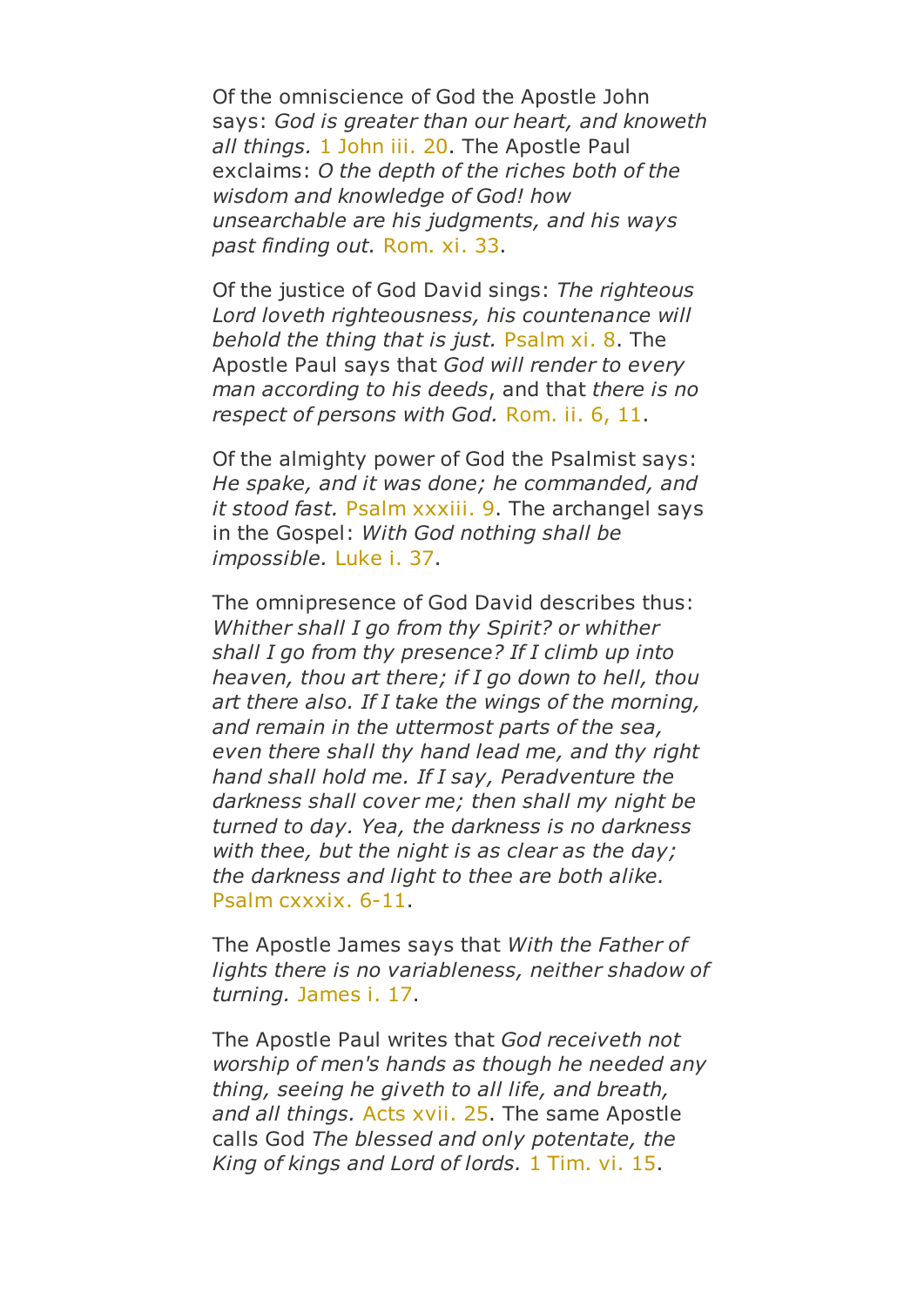Of the omniscience of God the Apostle John says: *God is greater than our heart, and knoweth all things.* 1 John iii. 20. The Apostle Paul exclaims: *O the depth of the riches both of the wisdom and knowledge of God! how unsearchable are his judgments, and his ways past finding out.* Rom. xi. 33.

Of the justice of God David sings: *The righteous Lord loveth righteousness, his countenance will behold the thing that is just.* Psalm xi. 8. The Apostle Paul says that *God will render to every man according to his deeds*, and that *there is no respect of persons with God.* Rom. ii. 6, 11.

Of the almighty power of God the Psalmist says: *He spake, and it was done; he commanded, and it stood fast.* Psalm xxxiii. 9. The archangel says in the Gospel: *With God nothing shall be impossible.* Luke i. 37.

The omnipresence of God David describes thus: *Whither shall I go from thy Spirit? or whither shall I go from thy presence? If I climb up into heaven, thou art there; if I go down to hell, thou art there also. If I take the wings of the morning, and remain in the uttermost parts of the sea, even there shall thy hand lead me, and thy right hand shall hold me. If I say, Peradventure the darkness shall cover me; then shall my night be turned to day. Yea, the darkness is no darkness with thee, but the night is as clear as the day; the darkness and light to thee are both alike.* Psalm cxxxix. 6-11.

The Apostle James says that *With the Father of lights there is no variableness, neither shadow of turning.* James i. 17.

The Apostle Paul writes that *God receiveth not worship of men's hands as though he needed any thing, seeing he giveth to all life, and breath, and all things.* Acts xvii. 25. The same Apostle calls God *The blessed and only potentate, the King of kings and Lord of lords.* 1 Tim. vi. 15.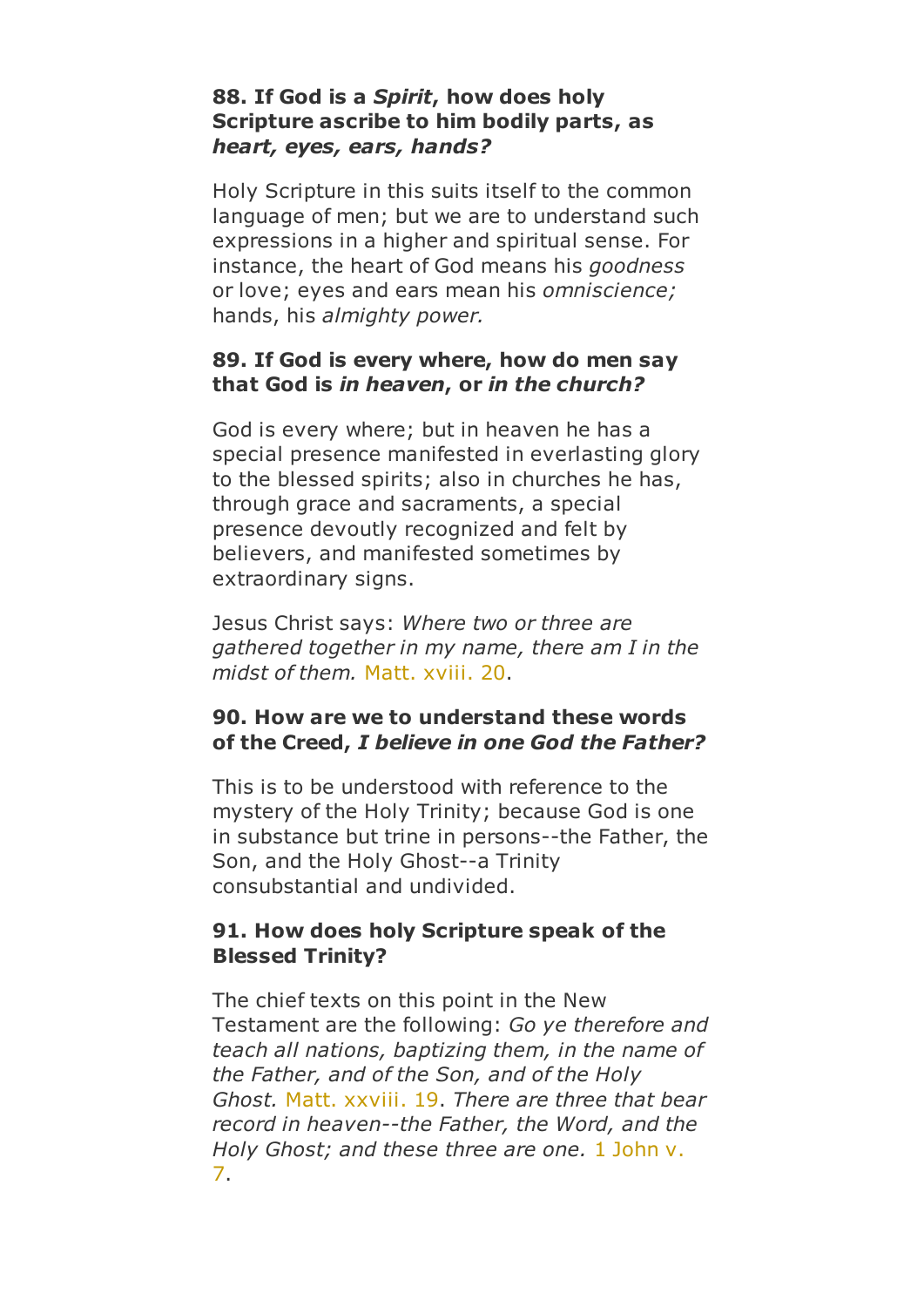**88. If God is a *Spirit*, how does holy Scripture ascribe to him bodily parts, as *heart, eyes, ears, hands?***

Holy Scripture in this suits itself to the common language of men; but we are to understand such expressions in a higher and spiritual sense. For instance, the heart of God means his *goodness* or love; eyes and ears mean his *omniscience;* hands, his *almighty power.*

**89. If God is every where, how do men say that God is *in heaven*, or *in the church?***

God is every where; but in heaven he has a special presence manifested in everlasting glory to the blessed spirits; also in churches he has, through grace and sacraments, a special presence devoutly recognized and felt by believers, and manifested sometimes by extraordinary signs.

Jesus Christ says: *Where two or three are gathered together in my name, there am I in the midst of them.* Matt. xviii. 20.

**90. How are we to understand these words of the Creed, *I believe in one God the Father?***

This is to be understood with reference to the mystery of the Holy Trinity; because God is one in substance but trine in persons--the Father, the Son, and the Holy Ghost--a Trinity consubstantial and undivided.

**91. How does holy Scripture speak of the Blessed Trinity?**

The chief texts on this point in the New Testament are the following: *Go ye therefore and teach all nations, baptizing them, in the name of the Father, and of the Son, and of the Holy Ghost.* Matt. xxviii. 19. *There are three that bear record in heaven--the Father, the Word, and the Holy Ghost; and these three are one.* 1 John v. 7.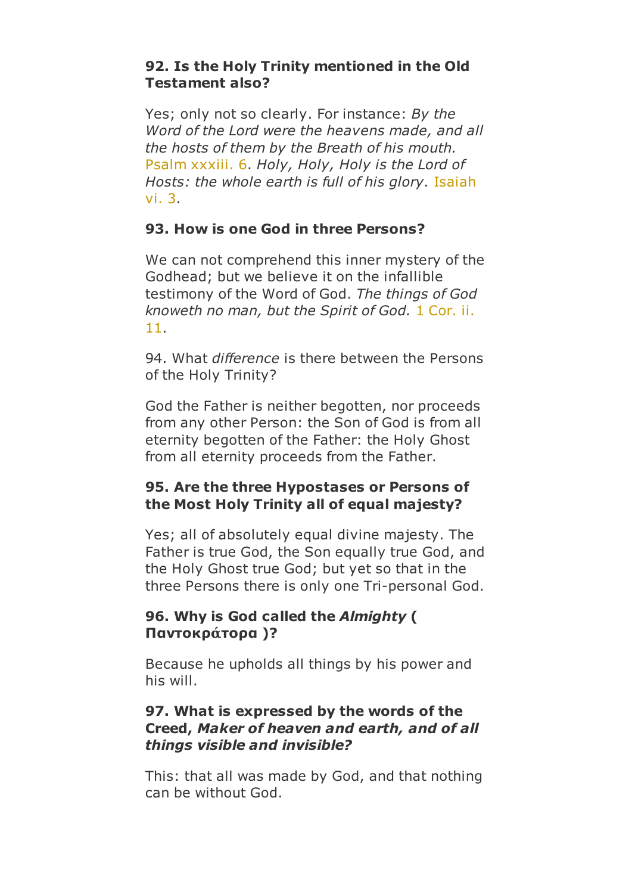**92. Is the Holy Trinity mentioned in the Old Testament also?**

Yes; only not so clearly. For instance: *By the Word of the Lord were the heavens made, and all the hosts of them by the Breath of his mouth.* Psalm xxxiii. 6. *Holy, Holy, Holy is the Lord of Hosts: the whole earth is full of his glory.* Isaiah vi. 3.

**93. How is one God in three Persons?**

We can not comprehend this inner mystery of the Godhead; but we believe it on the infallible testimony of the Word of God. *The things of God knoweth no man, but the Spirit of God.* 1 Cor. ii. 11.

94. What *difference* is there between the Persons of the Holy Trinity?

God the Father is neither begotten, nor proceeds from any other Person: the Son of God is from all eternity begotten of the Father: the Holy Ghost from all eternity proceeds from the Father.

**95. Are the three Hypostases or Persons of the Most Holy Trinity all of equal majesty?**

Yes; all of absolutely equal divine majesty. The Father is true God, the Son equally true God, and the Holy Ghost true God; but yet so that in the three Persons there is only one Tri-personal God.

**96. Why is God called the *Almighty* ( Παντοκράτορα )?**

Because he upholds all things by his power and his will.

**97. What is expressed by the words of the Creed, *Maker of heaven and earth, and of all things visible and invisible?***

This: that all was made by God, and that nothing can be without God.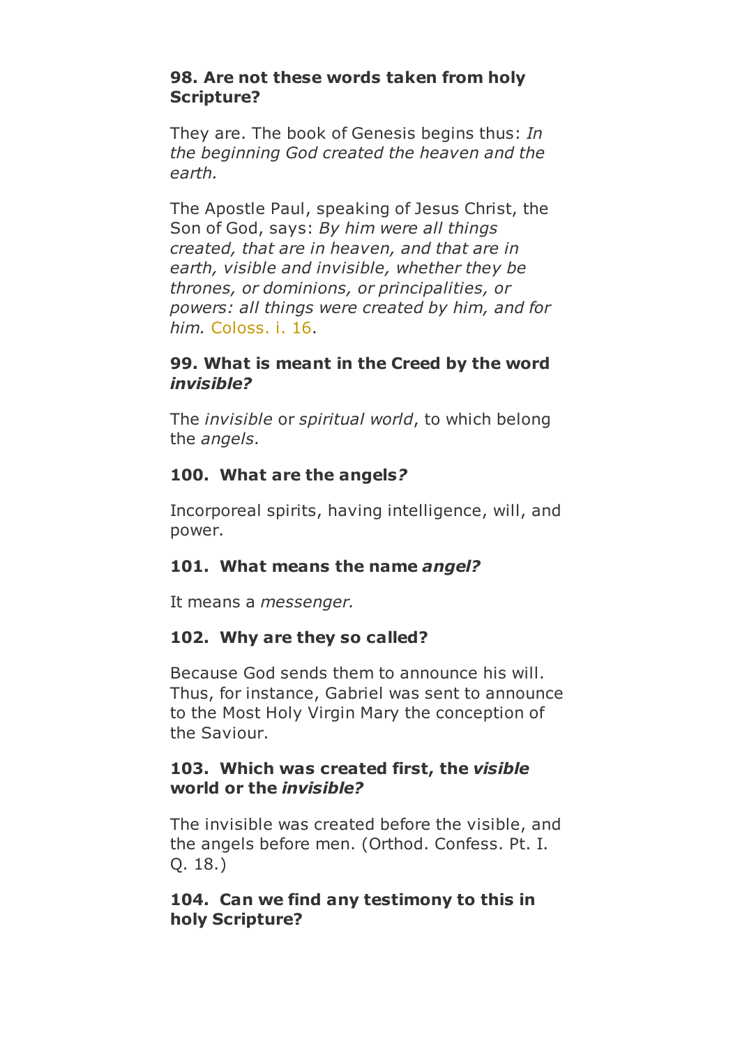**98. Are not these words taken from holy Scripture?**

They are. The book of Genesis begins thus: *In the beginning God created the heaven and the earth.*

The Apostle Paul, speaking of Jesus Christ, the Son of God, says: *By him were all things created, that are in heaven, and that are in earth, visible and invisible, whether they be thrones, or dominions, or principalities, or powers: all things were created by him, and for him.* Coloss. i. 16.

**99. What is meant in the Creed by the word *invisible?***

The *invisible* or *spiritual world*, to which belong the *angels.*

**100. What are the angels*?***

Incorporeal spirits, having intelligence, will, and power.

**101. What means the name *angel?***

It means a *messenger.*

**102. Why are they so called?**

Because God sends them to announce his will. Thus, for instance, Gabriel was sent to announce to the Most Holy Virgin Mary the conception of the Saviour.

**103. Which was created first, the *visible* world or the *invisible?***

The invisible was created before the visible, and the angels before men. (Orthod. Confess. Pt. I. Q. 18.)

**104. Can we find any testimony to this in holy Scripture?**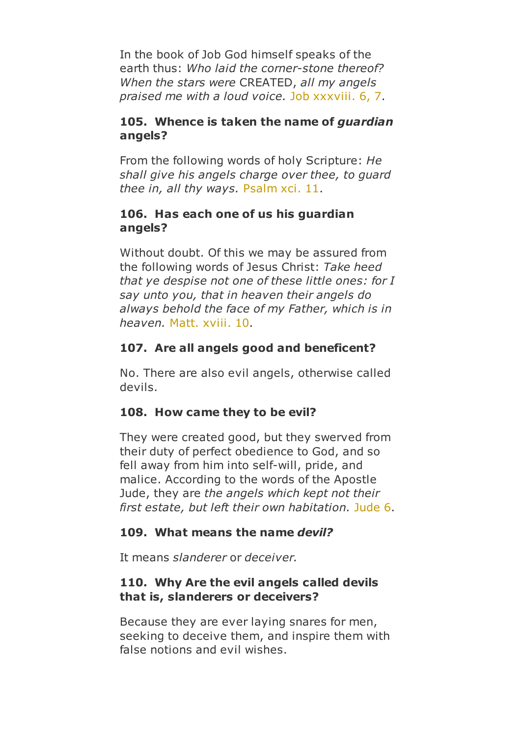In the book of Job God himself speaks of the earth thus: *Who laid the corner-stone thereof? When the stars were* CREATED, *all my angels praised me with a loud voice.* Job xxxviii. 6, 7.

**105. Whence is taken the name of *guardian* angels?**

From the following words of holy Scripture: *He shall give his angels charge over thee, to guard thee in, all thy ways.* Psalm xci. 11.

**106. Has each one of us his guardian angels?**

Without doubt. Of this we may be assured from the following words of Jesus Christ: *Take heed that ye despise not one of these little ones: for I say unto you, that in heaven their angels do always behold the face of my Father, which is in heaven.* Matt. xviii. 10.

**107. Are all angels good and beneficent?**

No. There are also evil angels, otherwise called devils.

**108. How came they to be evil?**

They were created good, but they swerved from their duty of perfect obedience to God, and so fell away from him into self-will, pride, and malice. According to the words of the Apostle Jude, they are *the angels which kept not their first estate, but left their own habitation.* Jude 6.

**109. What means the name *devil?***

It means *slanderer* or *deceiver.*

**110. Why Are the evil angels called devils that is, slanderers or deceivers?**

Because they are ever laying snares for men, seeking to deceive them, and inspire them with false notions and evil wishes.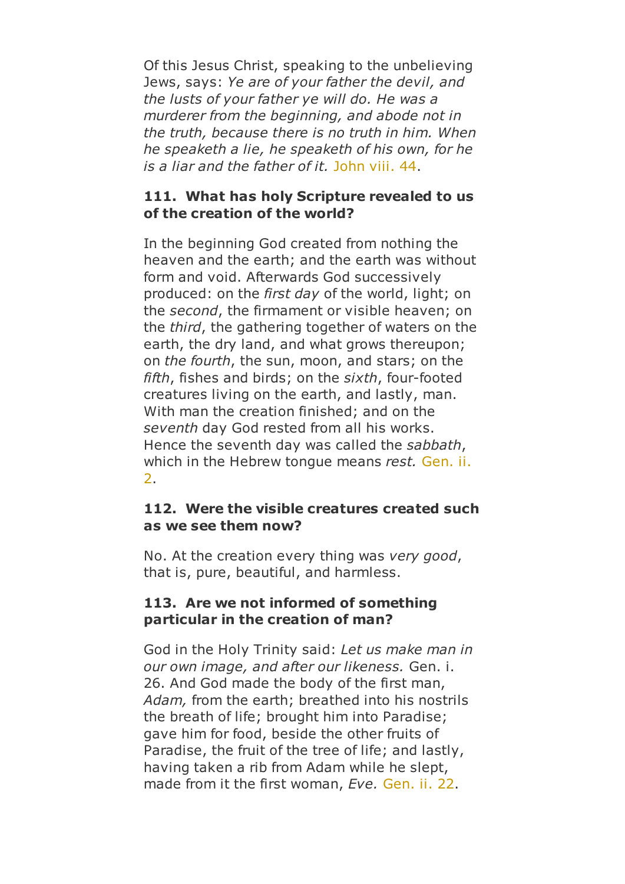Of this Jesus Christ, speaking to the unbelieving Jews, says: *Ye are of your father the devil, and the lusts of your father ye will do. He was a murderer from the beginning, and abode not in the truth, because there is no truth in him. When he speaketh a lie, he speaketh of his own, for he is a liar and the father of it.* John viii. 44.

**111. What has holy Scripture revealed to us of the creation of the world?**

In the beginning God created from nothing the heaven and the earth; and the earth was without form and void. Afterwards God successively produced: on the *first day* of the world, light; on the *second*, the firmament or visible heaven; on the *third*, the gathering together of waters on the earth, the dry land, and what grows thereupon; on *the fourth*, the sun, moon, and stars; on the *fifth*, fishes and birds; on the *sixth*, four-footed creatures living on the earth, and lastly, man. With man the creation finished; and on the *seventh* day God rested from all his works. Hence the seventh day was called the *sabbath*, which in the Hebrew tongue means *rest.* Gen. ii. 2.

**112. Were the visible creatures created such as we see them now?**

No. At the creation every thing was *very good*, that is, pure, beautiful, and harmless.

**113. Are we not informed of something particular in the creation of man?**

God in the Holy Trinity said: *Let us make man in our own image, and after our likeness.* Gen. i. 26. And God made the body of the first man, *Adam,* from the earth; breathed into his nostrils the breath of life; brought him into Paradise; gave him for food, beside the other fruits of Paradise, the fruit of the tree of life; and lastly, having taken a rib from Adam while he slept, made from it the first woman, *Eve.* Gen. ii. 22.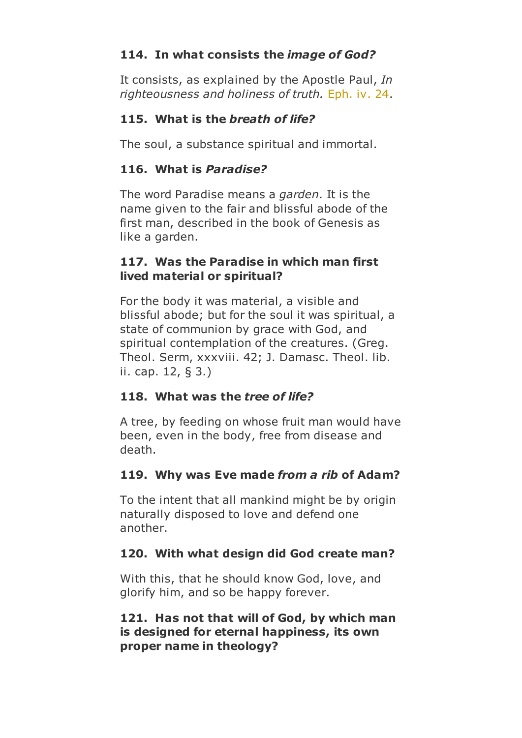**114. In what consists the *image of God?***

It consists, as explained by the Apostle Paul, *In righteousness and holiness of truth.* Eph. iv. 24.

**115. What is the *breath of life?***

The soul, a substance spiritual and immortal.

**116. What is *Paradise?***

The word Paradise means a *garden*. It is the name given to the fair and blissful abode of the first man, described in the book of Genesis as like a garden.

**117. Was the Paradise in which man first lived material or spiritual?**

For the body it was material, a visible and blissful abode; but for the soul it was spiritual, a state of communion by grace with God, and spiritual contemplation of the creatures. (Greg. Theol. Serm, xxxviii. 42; J. Damasc. Theol. lib. ii. cap. 12, § 3.)

**118. What was the *tree of life?***

A tree, by feeding on whose fruit man would have been, even in the body, free from disease and death.

**119. Why was Eve made *from a rib* of Adam?**

To the intent that all mankind might be by origin naturally disposed to love and defend one another.

**120. With what design did God create man?**

With this, that he should know God, love, and glorify him, and so be happy forever.

**121. Has not that will of God, by which man is designed for eternal happiness, its own proper name in theology?**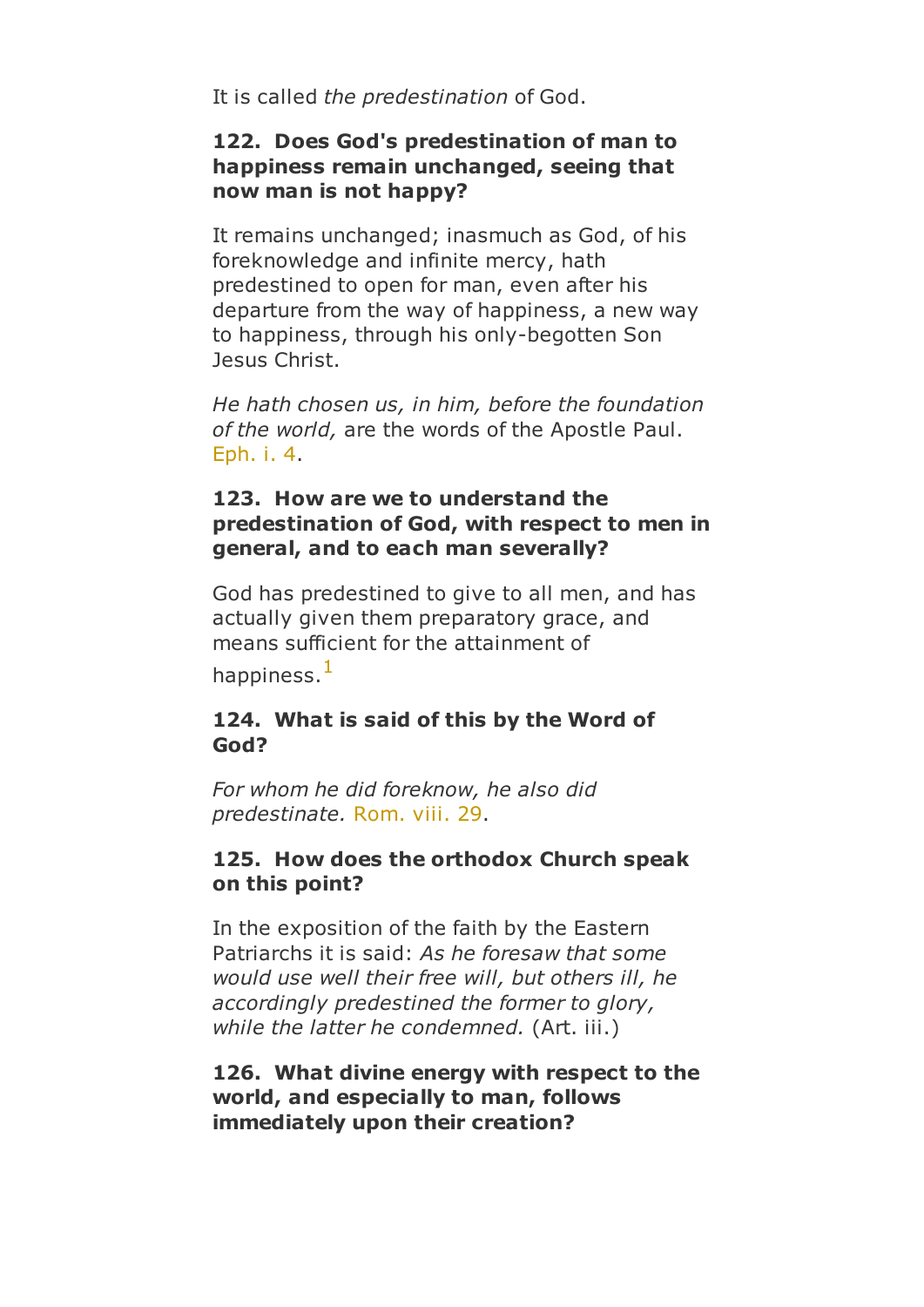It is called *the predestination* of God.

**122. Does God's predestination of man to happiness remain unchanged, seeing that now man is not happy?**

It remains unchanged; inasmuch as God, of his foreknowledge and infinite mercy, hath predestined to open for man, even after his departure from the way of happiness, a new way to happiness, through his only-begotten Son Jesus Christ.

*He hath chosen us, in him, before the foundation of the world,* are the words of the Apostle Paul. Eph. i. 4.

**123. How are we to understand the predestination of God, with respect to men in general, and to each man severally?**

God has predestined to give to all men, and has actually given them preparatory grace, and means sufficient for the attainment of happiness.[1]

**124. What is said of this by the Word of God?**

*For whom he did foreknow, he also did predestinate.* Rom. viii. 29.

**125. How does the orthodox Church speak on this point?**

In the exposition of the faith by the Eastern Patriarchs it is said: *As he foresaw that some would use well their free will, but others ill, he accordingly predestined the former to glory, while the latter he condemned.* (Art. iii.)

**126. What divine energy with respect to the world, and especially to man, follows immediately upon their creation?**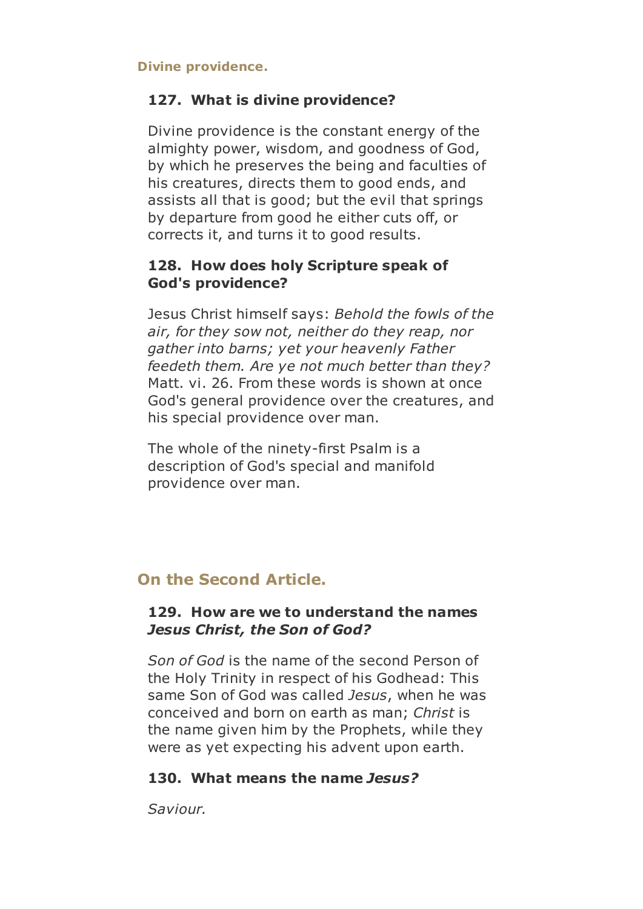### Divine providence.

#### 127. What is divine providence?

Divine providence is the constant energy of the almighty power, wisdom, and goodness of God, by which he preserves the being and faculties of his creatures, directs them to good ends, and assists all that is good; but the evil that springs by departure from good he either cuts off, or corrects it, and turns it to good results.

#### 128. How does holy Scripture speak of God's providence?

Jesus Christ himself says: *Behold the fowls of the air, for they sow not, neither do they reap, nor gather into barns; yet your heavenly Father feedeth them. Are ye not much better than they?* Matt. vi. 26. From these words is shown at once God's general providence over the creatures, and his special providence over man.

The whole of the ninety-first Psalm is a description of God's special and manifold providence over man.

## On the Second Article.

#### 129. How are we to understand the names *Jesus Christ, the Son of God?*

*Son of God* is the name of the second Person of the Holy Trinity in respect of his Godhead: This same Son of God was called *Jesus*, when he was conceived and born on earth as man; *Christ* is the name given him by the Prophets, while they were as yet expecting his advent upon earth.

#### 130. What means the name *Jesus?*

*Saviour.*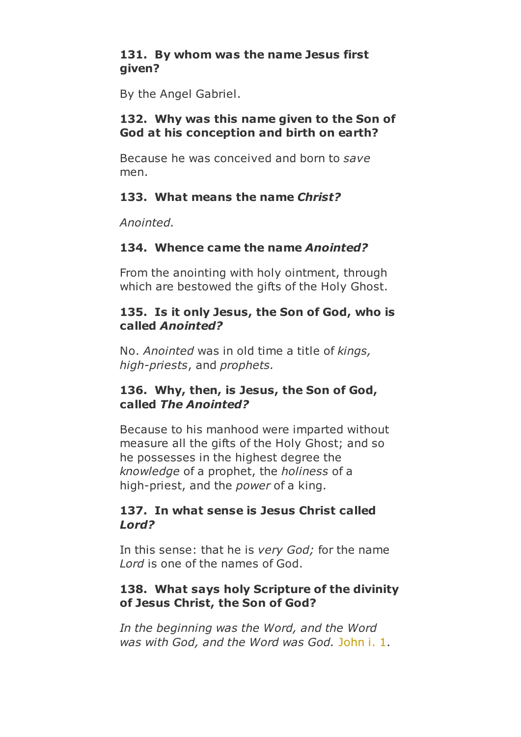**131. By whom was the name Jesus first given?**

By the Angel Gabriel.

**132. Why was this name given to the Son of God at his conception and birth on earth?**

Because he was conceived and born to *save* men.

**133. What means the name *Christ?***

*Anointed.*

**134. Whence came the name *Anointed?***

From the anointing with holy ointment, through which are bestowed the gifts of the Holy Ghost.

**135. Is it only Jesus, the Son of God, who is called *Anointed?***

No. *Anointed* was in old time a title of *kings, high-priests*, and *prophets.*

**136. Why, then, is Jesus, the Son of God, called *The Anointed?***

Because to his manhood were imparted without measure all the gifts of the Holy Ghost; and so he possesses in the highest degree the *knowledge* of a prophet, the *holiness* of a high-priest, and the *power* of a king.

**137. In what sense is Jesus Christ called *Lord?***

In this sense: that he is *very God;* for the name *Lord* is one of the names of God.

**138. What says holy Scripture of the divinity of Jesus Christ, the Son of God?**

*In the beginning was the Word, and the Word was with God, and the Word was God.* John i. 1.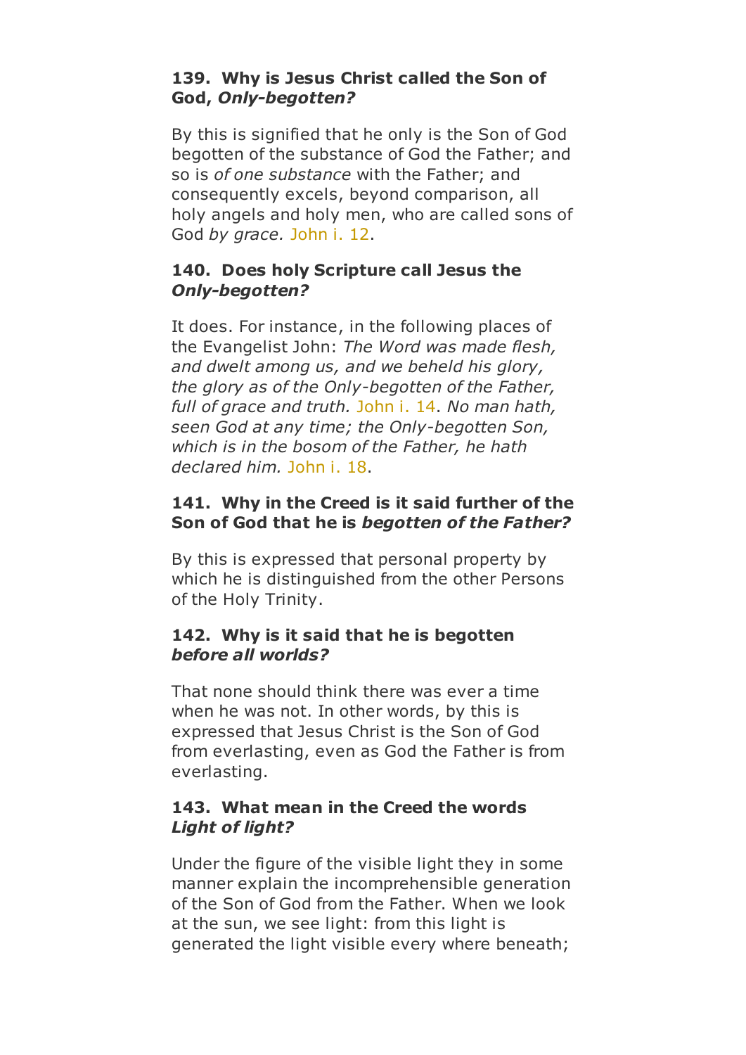**139. Why is Jesus Christ called the Son of God, *Only-begotten?***

By this is signified that he only is the Son of God begotten of the substance of God the Father; and so is *of one substance* with the Father; and consequently excels, beyond comparison, all holy angels and holy men, who are called sons of God *by grace.* John i. 12.

**140. Does holy Scripture call Jesus the *Only-begotten?***

It does. For instance, in the following places of the Evangelist John: *The Word was made flesh, and dwelt among us, and we beheld his glory, the glory as of the Only-begotten of the Father, full of grace and truth.* John i. 14. *No man hath, seen God at any time; the Only-begotten Son, which is in the bosom of the Father, he hath declared him.* John i. 18.

**141. Why in the Creed is it said further of the Son of God that he is *begotten of the Father?***

By this is expressed that personal property by which he is distinguished from the other Persons of the Holy Trinity.

**142. Why is it said that he is begotten *before all worlds?***

That none should think there was ever a time when he was not. In other words, by this is expressed that Jesus Christ is the Son of God from everlasting, even as God the Father is from everlasting.

**143. What mean in the Creed the words *Light of light?***

Under the figure of the visible light they in some manner explain the incomprehensible generation of the Son of God from the Father. When we look at the sun, we see light: from this light is generated the light visible every where beneath;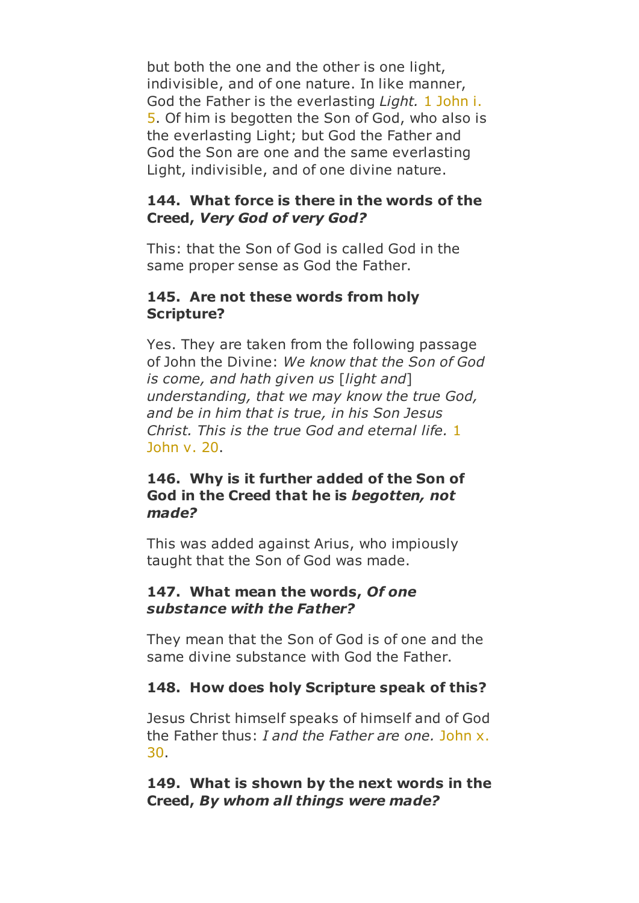but both the one and the other is one light, indivisible, and of one nature. In like manner, God the Father is the everlasting *Light.* 1 John i. 5. Of him is begotten the Son of God, who also is the everlasting Light; but God the Father and God the Son are one and the same everlasting Light, indivisible, and of one divine nature.

**144. What force is there in the words of the Creed, *Very God of very God?***

This: that the Son of God is called God in the same proper sense as God the Father.

**145. Are not these words from holy Scripture?**

Yes. They are taken from the following passage of John the Divine: *We know that the Son of God is come, and hath given us* [*light and*] *understanding, that we may know the true God, and be in him that is true, in his Son Jesus Christ. This is the true God and eternal life.* 1 John v. 20.

**146. Why is it further added of the Son of God in the Creed that he is *begotten, not made?***

This was added against Arius, who impiously taught that the Son of God was made.

**147. What mean the words, *Of one substance with the Father?***

They mean that the Son of God is of one and the same divine substance with God the Father.

**148. How does holy Scripture speak of this?**

Jesus Christ himself speaks of himself and of God the Father thus: *I and the Father are one.* John x. 30.

**149. What is shown by the next words in the Creed, *By whom all things were made?***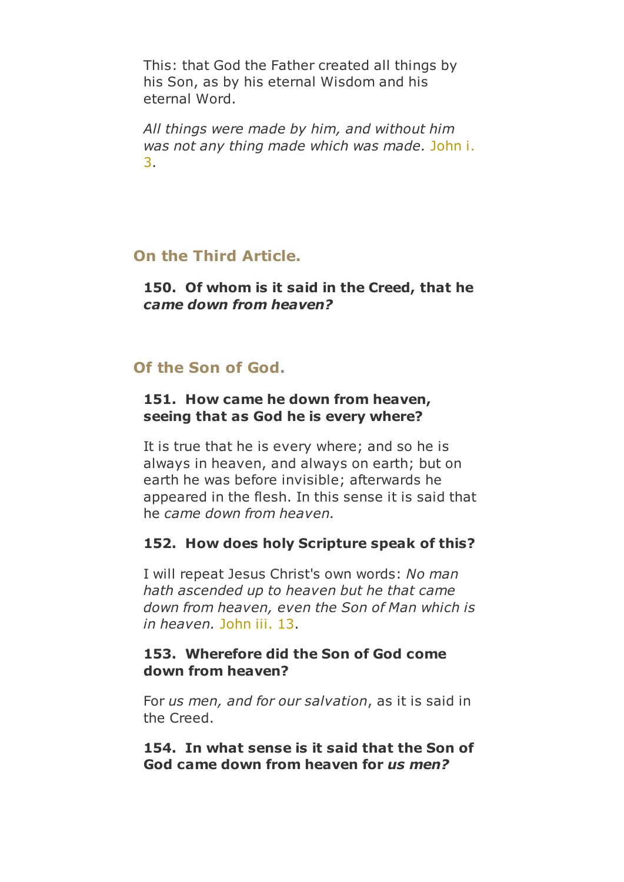This: that God the Father created all things by his Son, as by his eternal Wisdom and his eternal Word.

*All things were made by him, and without him was not any thing made which was made.* John i. 3.

## On the Third Article.

**150. Of whom is it said in the Creed, that he *came down from heaven?***

## Of the Son of God.

**151. How came he down from heaven, seeing that as God he is every where?**

It is true that he is every where; and so he is always in heaven, and always on earth; but on earth he was before invisible; afterwards he appeared in the flesh. In this sense it is said that he *came down from heaven.*

**152. How does holy Scripture speak of this?**

I will repeat Jesus Christ's own words: *No man hath ascended up to heaven but he that came down from heaven, even the Son of Man which is in heaven.* John iii. 13.

**153. Wherefore did the Son of God come down from heaven?**

For *us men, and for our salvation*, as it is said in the Creed.

**154. In what sense is it said that the Son of God came down from heaven for *us men?***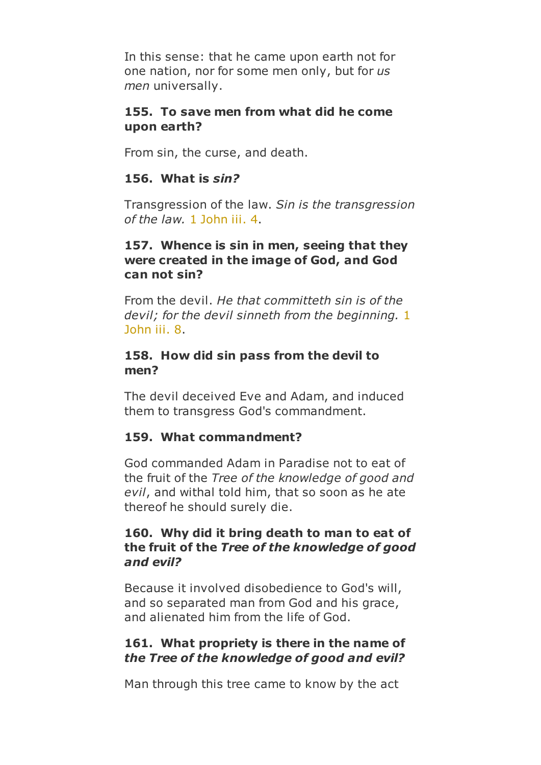In this sense: that he came upon earth not for one nation, nor for some men only, but for *us men* universally.

**155. To save men from what did he come upon earth?**

From sin, the curse, and death.

**156. What is *sin?***

Transgression of the law. *Sin is the transgression of the law.* 1 John iii. 4.

**157. Whence is sin in men, seeing that they were created in the image of God, and God can not sin?**

From the devil. *He that committeth sin is of the devil; for the devil sinneth from the beginning.* 1 John iii. 8.

**158. How did sin pass from the devil to men?**

The devil deceived Eve and Adam, and induced them to transgress God's commandment.

**159. What commandment?**

God commanded Adam in Paradise not to eat of the fruit of the *Tree of the knowledge of good and evil*, and withal told him, that so soon as he ate thereof he should surely die.

**160. Why did it bring death to man to eat of the fruit of the *Tree of the knowledge of good and evil?***

Because it involved disobedience to God's will, and so separated man from God and his grace, and alienated him from the life of God.

**161. What propriety is there in the name of *the Tree of the knowledge of good and evil?***

Man through this tree came to know by the act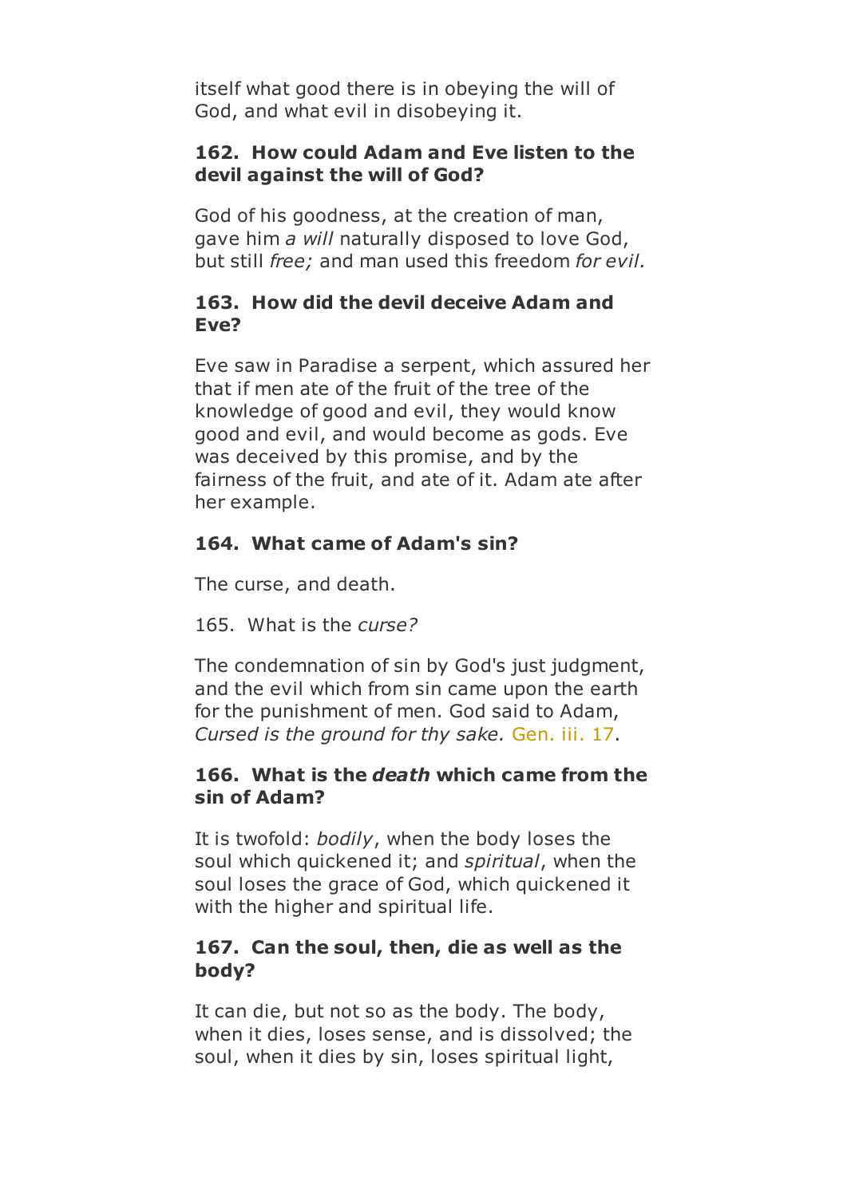itself what good there is in obeying the will of God, and what evil in disobeying it.

**162. How could Adam and Eve listen to the devil against the will of God?**

God of his goodness, at the creation of man, gave him *a will* naturally disposed to love God, but still *free;* and man used this freedom *for evil.*

**163. How did the devil deceive Adam and Eve?**

Eve saw in Paradise a serpent, which assured her that if men ate of the fruit of the tree of the knowledge of good and evil, they would know good and evil, and would become as gods. Eve was deceived by this promise, and by the fairness of the fruit, and ate of it. Adam ate after her example.

**164. What came of Adam's sin?**

The curse, and death.

165. What is the *curse?*

The condemnation of sin by God's just judgment, and the evil which from sin came upon the earth for the punishment of men. God said to Adam, *Cursed is the ground for thy sake.* Gen. iii. 17.

**166. What is the *death* which came from the sin of Adam?**

It is twofold: *bodily*, when the body loses the soul which quickened it; and *spiritual*, when the soul loses the grace of God, which quickened it with the higher and spiritual life.

**167. Can the soul, then, die as well as the body?**

It can die, but not so as the body. The body, when it dies, loses sense, and is dissolved; the soul, when it dies by sin, loses spiritual light,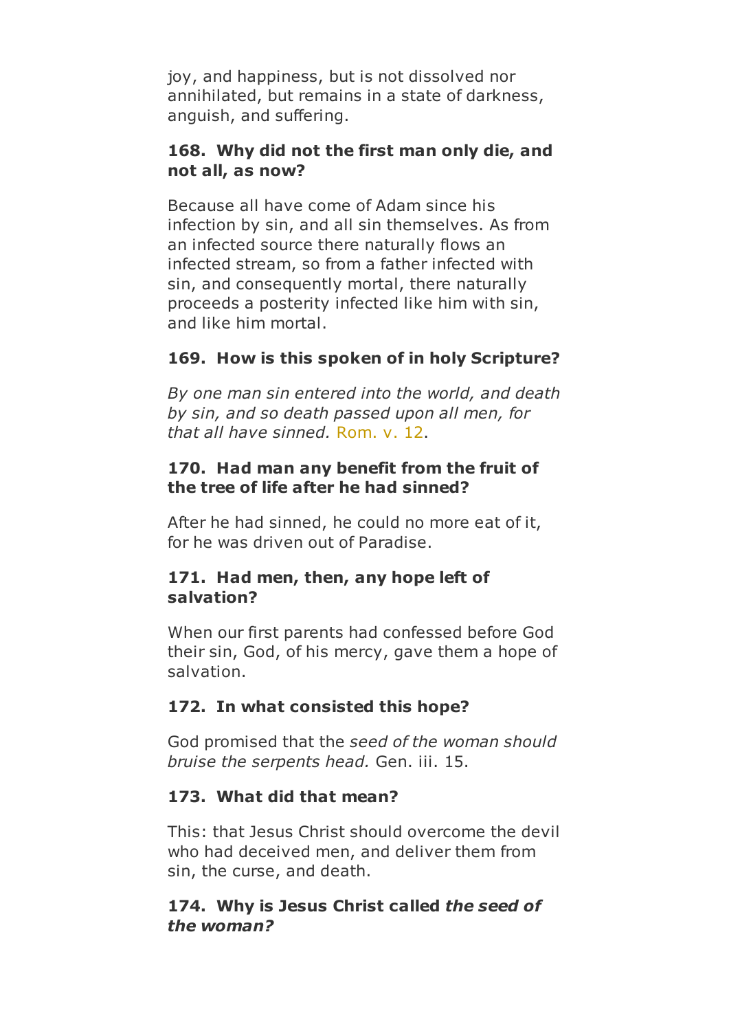joy, and happiness, but is not dissolved nor annihilated, but remains in a state of darkness, anguish, and suffering.

**168. Why did not the first man only die, and not all, as now?**

Because all have come of Adam since his infection by sin, and all sin themselves. As from an infected source there naturally flows an infected stream, so from a father infected with sin, and consequently mortal, there naturally proceeds a posterity infected like him with sin, and like him mortal.

**169. How is this spoken of in holy Scripture?**

*By one man sin entered into the world, and death by sin, and so death passed upon all men, for that all have sinned.* Rom. v. 12.

**170. Had man any benefit from the fruit of the tree of life after he had sinned?**

After he had sinned, he could no more eat of it, for he was driven out of Paradise.

**171. Had men, then, any hope left of salvation?**

When our first parents had confessed before God their sin, God, of his mercy, gave them a hope of salvation.

**172. In what consisted this hope?**

God promised that the *seed of the woman should bruise the serpents head.* Gen. iii. 15.

**173. What did that mean?**

This: that Jesus Christ should overcome the devil who had deceived men, and deliver them from sin, the curse, and death.

**174. Why is Jesus Christ called *the seed of the woman?***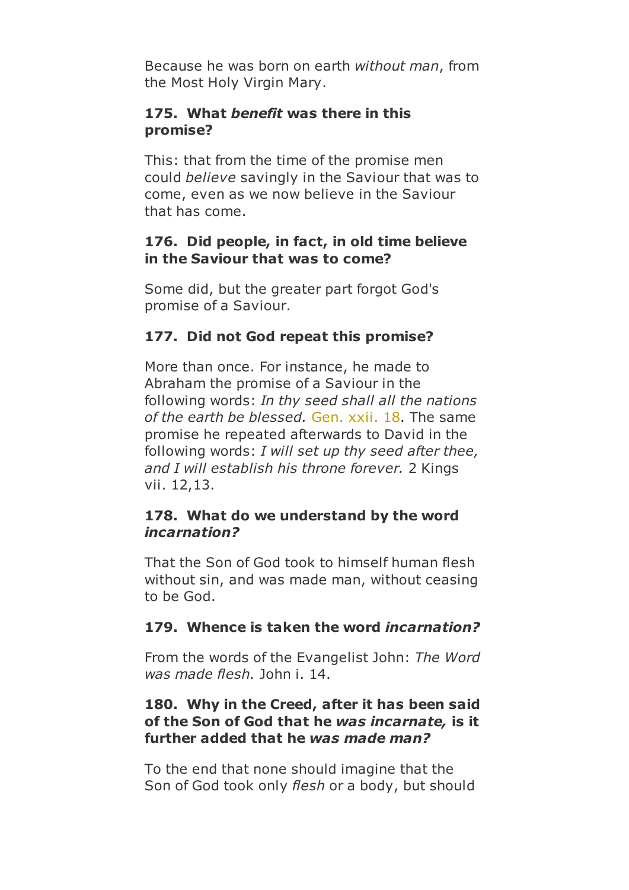Because he was born on earth *without man*, from the Most Holy Virgin Mary.

**175. What *benefit* was there in this promise?**

This: that from the time of the promise men could *believe* savingly in the Saviour that was to come, even as we now believe in the Saviour that has come.

**176. Did people, in fact, in old time believe in the Saviour that was to come?**

Some did, but the greater part forgot God's promise of a Saviour.

**177. Did not God repeat this promise?**

More than once. For instance, he made to Abraham the promise of a Saviour in the following words: *In thy seed shall all the nations of the earth be blessed.* Gen. xxii. 18. The same promise he repeated afterwards to David in the following words: *I will set up thy seed after thee, and I will establish his throne forever.* 2 Kings vii. 12,13.

**178. What do we understand by the word *incarnation?***

That the Son of God took to himself human flesh without sin, and was made man, without ceasing to be God.

**179. Whence is taken the word *incarnation?***

From the words of the Evangelist John: *The Word was made flesh.* John i. 14.

**180. Why in the Creed, after it has been said of the Son of God that he *was incarnate,* is it further added that he *was made man?***

To the end that none should imagine that the Son of God took only *flesh* or a body, but should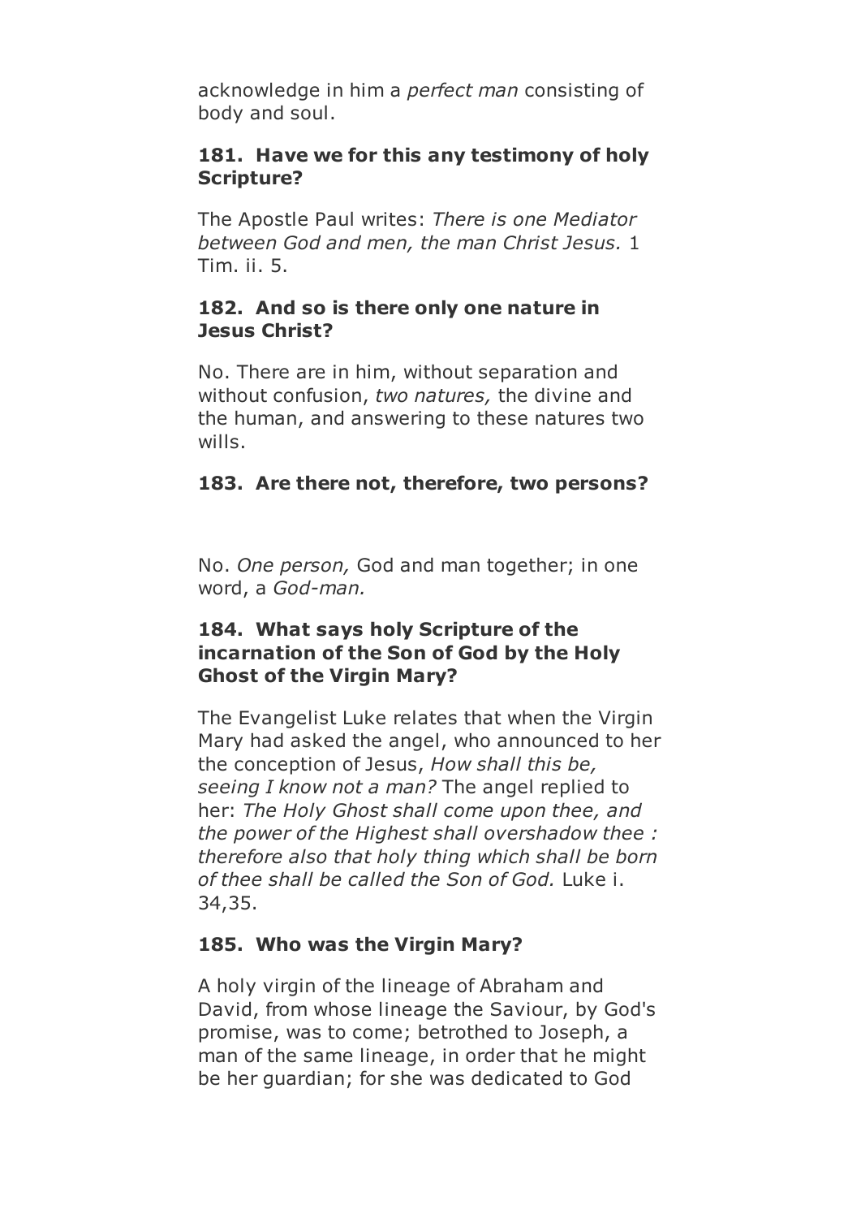acknowledge in him a *perfect man* consisting of body and soul.

**181. Have we for this any testimony of holy Scripture?**

The Apostle Paul writes: *There is one Mediator between God and men, the man Christ Jesus.* 1 Tim. ii. 5.

**182. And so is there only one nature in Jesus Christ?**

No. There are in him, without separation and without confusion, *two natures,* the divine and the human, and answering to these natures two wills.

**183. Are there not, therefore, two persons?**

No. *One person,* God and man together; in one word, a *God-man.*

**184. What says holy Scripture of the incarnation of the Son of God by the Holy Ghost of the Virgin Mary?**

The Evangelist Luke relates that when the Virgin Mary had asked the angel, who announced to her the conception of Jesus, *How shall this be, seeing I know not a man?* The angel replied to her: *The Holy Ghost shall come upon thee, and the power of the Highest shall overshadow thee : therefore also that holy thing which shall be born of thee shall be called the Son of God.* Luke i. 34,35.

**185. Who was the Virgin Mary?**

A holy virgin of the lineage of Abraham and David, from whose lineage the Saviour, by God's promise, was to come; betrothed to Joseph, a man of the same lineage, in order that he might be her guardian; for she was dedicated to God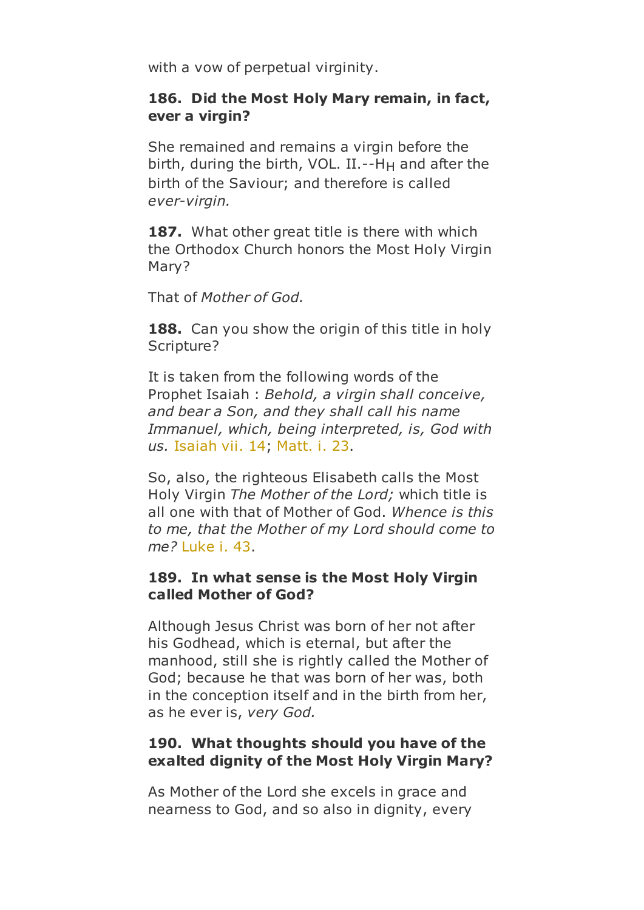with a vow of perpetual virginity.

**186. Did the Most Holy Mary remain, in fact, ever a virgin?**

She remained and remains a virgin before the birth, during the birth, VOL. II.--H$_H$ and after the birth of the Saviour; and therefore is called *ever-virgin.*

**187.** What other great title is there with which the Orthodox Church honors the Most Holy Virgin Mary?

That of *Mother of God.*

**188.** Can you show the origin of this title in holy Scripture?

It is taken from the following words of the Prophet Isaiah : *Behold, a virgin shall conceive, and bear a Son, and they shall call his name Immanuel, which, being interpreted, is, God with us.* Isaiah vii. 14; Matt. i. 23.

So, also, the righteous Elisabeth calls the Most Holy Virgin *The Mother of the Lord;* which title is all one with that of Mother of God. *Whence is this to me, that the Mother of my Lord should come to me?* Luke i. 43.

**189. In what sense is the Most Holy Virgin called Mother of God?**

Although Jesus Christ was born of her not after his Godhead, which is eternal, but after the manhood, still she is rightly called the Mother of God; because he that was born of her was, both in the conception itself and in the birth from her, as he ever is, *very God.*

**190. What thoughts should you have of the exalted dignity of the Most Holy Virgin Mary?**

As Mother of the Lord she excels in grace and nearness to God, and so also in dignity, every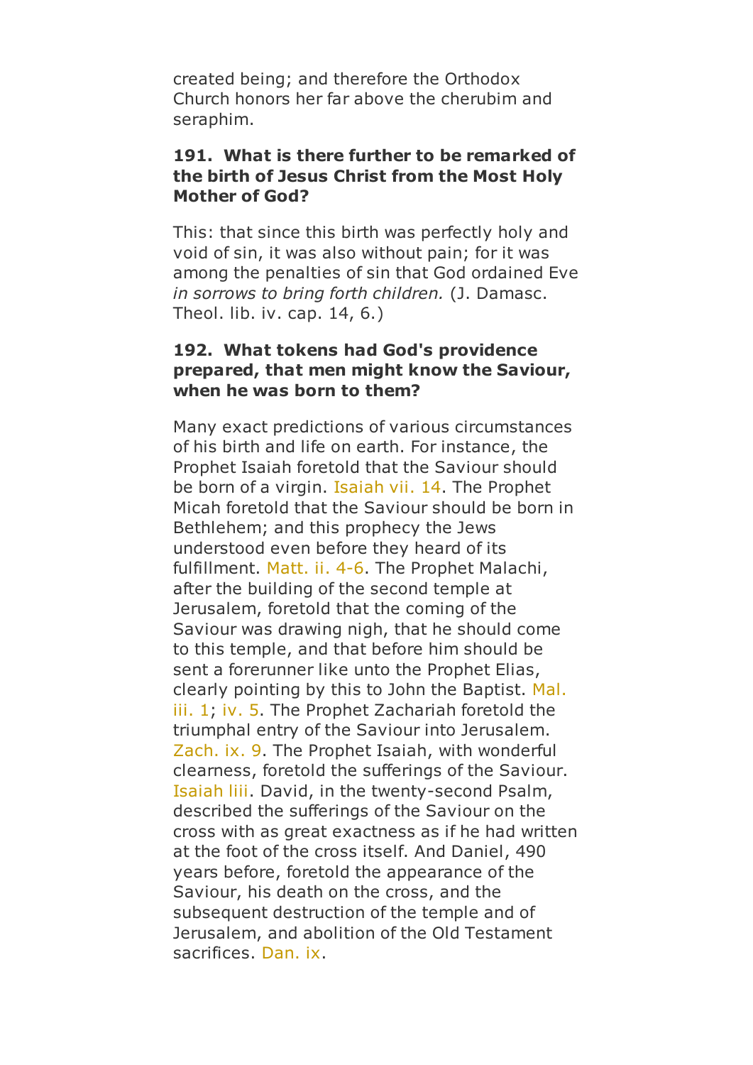created being; and therefore the Orthodox Church honors her far above the cherubim and seraphim.

**191. What is there further to be remarked of the birth of Jesus Christ from the Most Holy Mother of God?**

This: that since this birth was perfectly holy and void of sin, it was also without pain; for it was among the penalties of sin that God ordained Eve *in sorrows to bring forth children.* (J. Damasc. Theol. lib. iv. cap. 14, 6.)

**192. What tokens had God's providence prepared, that men might know the Saviour, when he was born to them?**

Many exact predictions of various circumstances of his birth and life on earth. For instance, the Prophet Isaiah foretold that the Saviour should be born of a virgin. Isaiah vii. 14. The Prophet Micah foretold that the Saviour should be born in Bethlehem; and this prophecy the Jews understood even before they heard of its fulfillment. Matt. ii. 4-6. The Prophet Malachi, after the building of the second temple at Jerusalem, foretold that the coming of the Saviour was drawing nigh, that he should come to this temple, and that before him should be sent a forerunner like unto the Prophet Elias, clearly pointing by this to John the Baptist. Mal. iii. 1; iv. 5. The Prophet Zachariah foretold the triumphal entry of the Saviour into Jerusalem. Zach. ix. 9. The Prophet Isaiah, with wonderful clearness, foretold the sufferings of the Saviour. Isaiah liii. David, in the twenty-second Psalm, described the sufferings of the Saviour on the cross with as great exactness as if he had written at the foot of the cross itself. And Daniel, 490 years before, foretold the appearance of the Saviour, his death on the cross, and the subsequent destruction of the temple and of Jerusalem, and abolition of the Old Testament sacrifices. Dan. ix.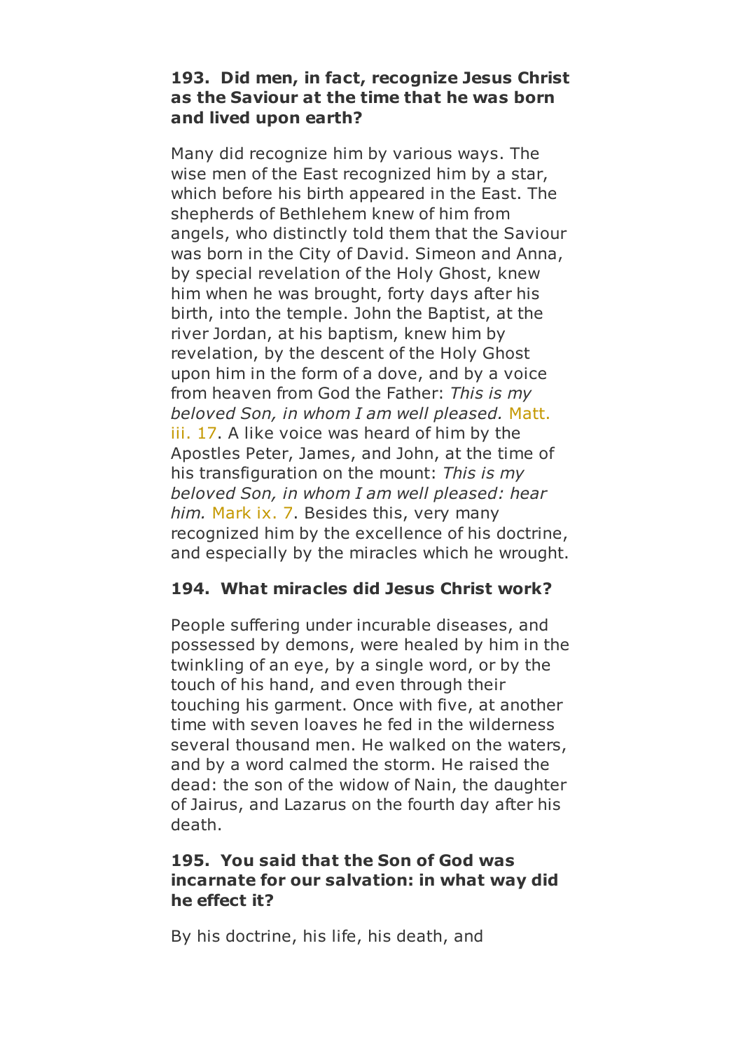**193. Did men, in fact, recognize Jesus Christ as the Saviour at the time that he was born and lived upon earth?**

Many did recognize him by various ways. The wise men of the East recognized him by a star, which before his birth appeared in the East. The shepherds of Bethlehem knew of him from angels, who distinctly told them that the Saviour was born in the City of David. Simeon and Anna, by special revelation of the Holy Ghost, knew him when he was brought, forty days after his birth, into the temple. John the Baptist, at the river Jordan, at his baptism, knew him by revelation, by the descent of the Holy Ghost upon him in the form of a dove, and by a voice from heaven from God the Father: *This is my beloved Son, in whom I am well pleased.* Matt. iii. 17. A like voice was heard of him by the Apostles Peter, James, and John, at the time of his transfiguration on the mount: *This is my beloved Son, in whom I am well pleased: hear him.* Mark ix. 7. Besides this, very many recognized him by the excellence of his doctrine, and especially by the miracles which he wrought.

**194. What miracles did Jesus Christ work?**

People suffering under incurable diseases, and possessed by demons, were healed by him in the twinkling of an eye, by a single word, or by the touch of his hand, and even through their touching his garment. Once with five, at another time with seven loaves he fed in the wilderness several thousand men. He walked on the waters, and by a word calmed the storm. He raised the dead: the son of the widow of Nain, the daughter of Jairus, and Lazarus on the fourth day after his death.

**195. You said that the Son of God was incarnate for our salvation: in what way did he effect it?**

By his doctrine, his life, his death, and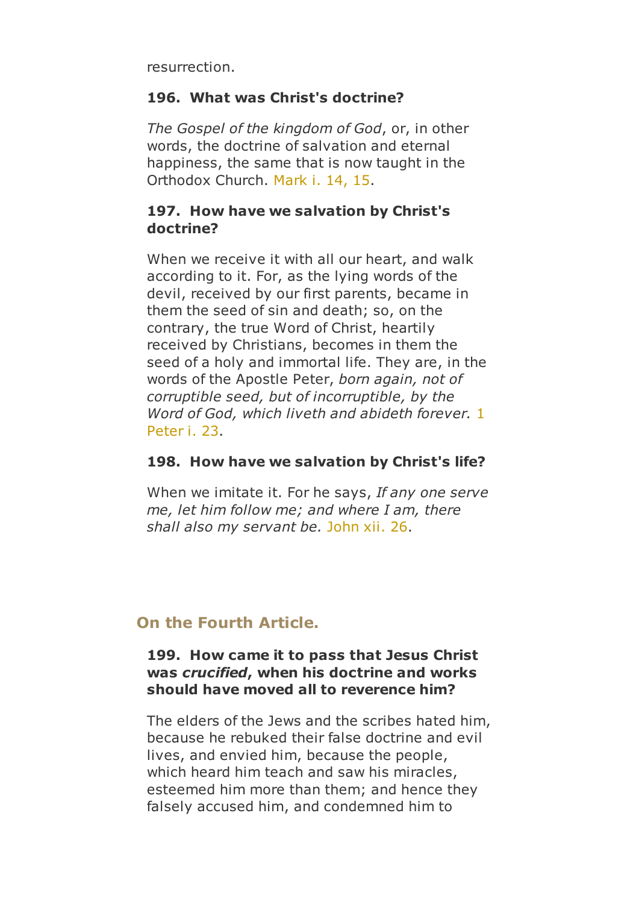resurrection.

**196. What was Christ's doctrine?**

*The Gospel of the kingdom of God*, or, in other words, the doctrine of salvation and eternal happiness, the same that is now taught in the Orthodox Church. Mark i. 14, 15.

**197. How have we salvation by Christ's doctrine?**

When we receive it with all our heart, and walk according to it. For, as the lying words of the devil, received by our first parents, became in them the seed of sin and death; so, on the contrary, the true Word of Christ, heartily received by Christians, becomes in them the seed of a holy and immortal life. They are, in the words of the Apostle Peter, *born again, not of corruptible seed, but of incorruptible, by the Word of God, which liveth and abideth forever.* 1 Peter i. 23.

**198. How have we salvation by Christ's life?**

When we imitate it. For he says, *If any one serve me, let him follow me; and where I am, there shall also my servant be.* John xii. 26.

## On the Fourth Article.

**199. How came it to pass that Jesus Christ was *crucified*, when his doctrine and works should have moved all to reverence him?**

The elders of the Jews and the scribes hated him, because he rebuked their false doctrine and evil lives, and envied him, because the people, which heard him teach and saw his miracles, esteemed him more than them; and hence they falsely accused him, and condemned him to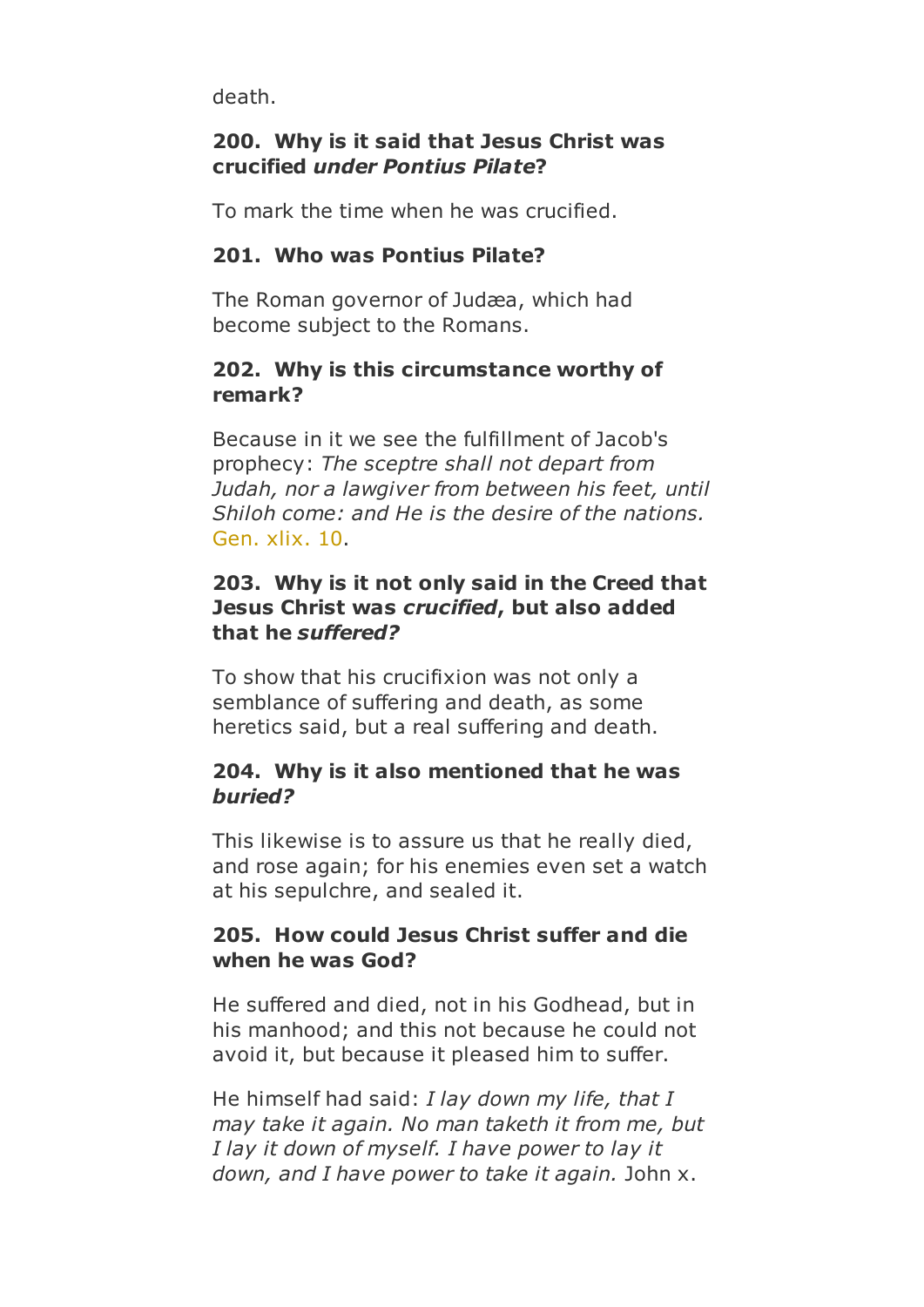death.

**200. Why is it said that Jesus Christ was crucified *under Pontius Pilate*?**

To mark the time when he was crucified.

**201. Who was Pontius Pilate?**

The Roman governor of Judæa, which had become subject to the Romans.

**202. Why is this circumstance worthy of remark?**

Because in it we see the fulfillment of Jacob's prophecy: *The sceptre shall not depart from Judah, nor a lawgiver from between his feet, until Shiloh come: and He is the desire of the nations.* Gen. xlix. 10.

**203. Why is it not only said in the Creed that Jesus Christ was *crucified*, but also added that he *suffered?***

To show that his crucifixion was not only a semblance of suffering and death, as some heretics said, but a real suffering and death.

**204. Why is it also mentioned that he was *buried?***

This likewise is to assure us that he really died, and rose again; for his enemies even set a watch at his sepulchre, and sealed it.

**205. How could Jesus Christ suffer and die when he was God?**

He suffered and died, not in his Godhead, but in his manhood; and this not because he could not avoid it, but because it pleased him to suffer.

He himself had said: *I lay down my life, that I may take it again. No man taketh it from me, but I lay it down of myself. I have power to lay it down, and I have power to take it again.* John x.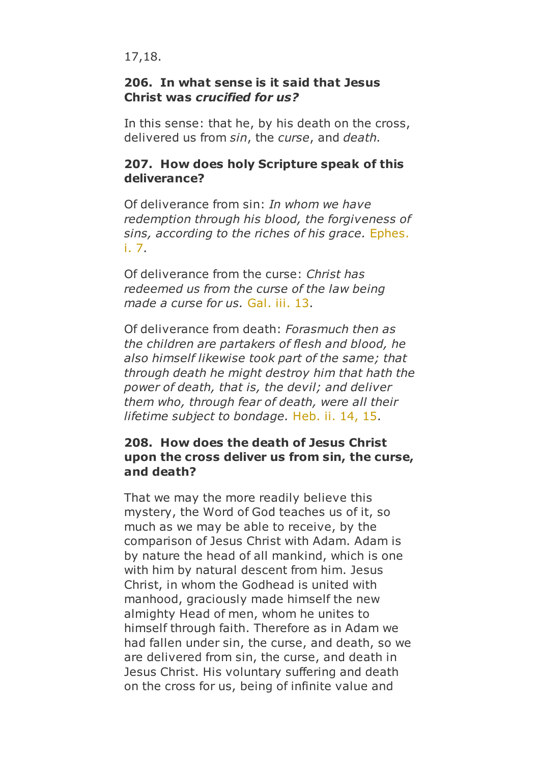17,18.

**206. In what sense is it said that Jesus Christ was *crucified for us?***

In this sense: that he, by his death on the cross, delivered us from *sin*, the *curse*, and *death.*

**207. How does holy Scripture speak of this deliverance?**

Of deliverance from sin: *In whom we have redemption through his blood, the forgiveness of sins, according to the riches of his grace.* Ephes. i. 7.

Of deliverance from the curse: *Christ has redeemed us from the curse of the law being made a curse for us.* Gal. iii. 13.

Of deliverance from death: *Forasmuch then as the children are partakers of flesh and blood, he also himself likewise took part of the same; that through death he might destroy him that hath the power of death, that is, the devil; and deliver them who, through fear of death, were all their lifetime subject to bondage.* Heb. ii. 14, 15.

**208. How does the death of Jesus Christ upon the cross deliver us from sin, the curse, and death?**

That we may the more readily believe this mystery, the Word of God teaches us of it, so much as we may be able to receive, by the comparison of Jesus Christ with Adam. Adam is by nature the head of all mankind, which is one with him by natural descent from him. Jesus Christ, in whom the Godhead is united with manhood, graciously made himself the new almighty Head of men, whom he unites to himself through faith. Therefore as in Adam we had fallen under sin, the curse, and death, so we are delivered from sin, the curse, and death in Jesus Christ. His voluntary suffering and death on the cross for us, being of infinite value and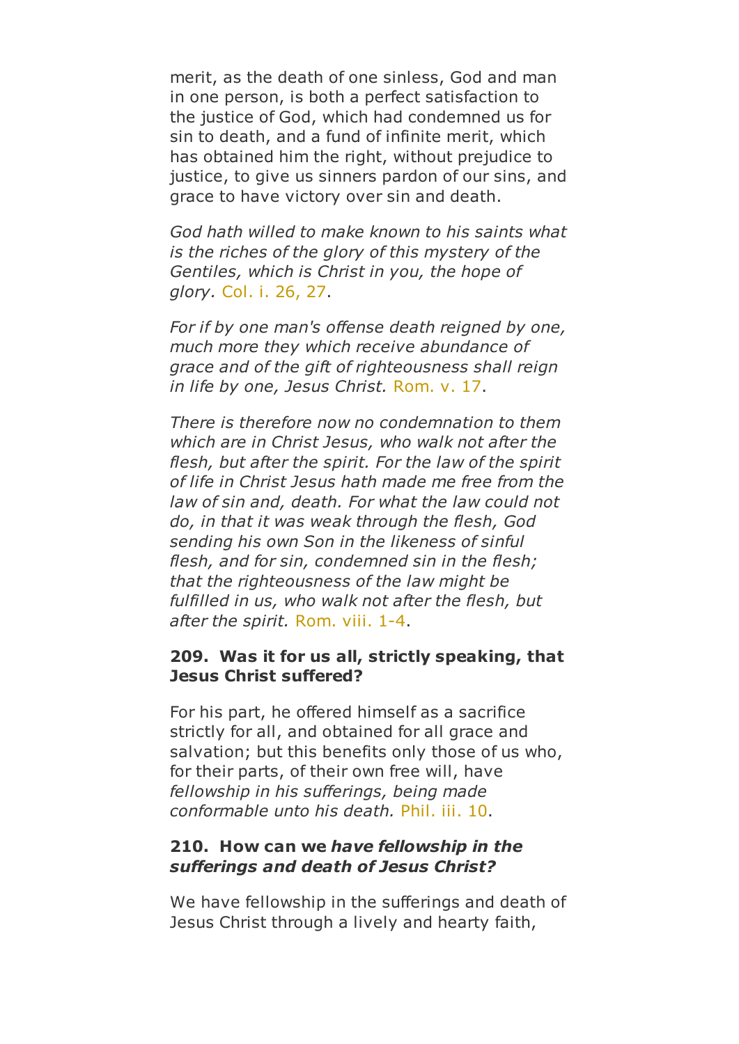merit, as the death of one sinless, God and man in one person, is both a perfect satisfaction to the justice of God, which had condemned us for sin to death, and a fund of infinite merit, which has obtained him the right, without prejudice to justice, to give us sinners pardon of our sins, and grace to have victory over sin and death.

*God hath willed to make known to his saints what is the riches of the glory of this mystery of the Gentiles, which is Christ in you, the hope of glory.* Col. i. 26, 27.

*For if by one man's offense death reigned by one, much more they which receive abundance of grace and of the gift of righteousness shall reign in life by one, Jesus Christ.* Rom. v. 17.

*There is therefore now no condemnation to them which are in Christ Jesus, who walk not after the flesh, but after the spirit. For the law of the spirit of life in Christ Jesus hath made me free from the law of sin and, death. For what the law could not do, in that it was weak through the flesh, God sending his own Son in the likeness of sinful flesh, and for sin, condemned sin in the flesh; that the righteousness of the law might be fulfilled in us, who walk not after the flesh, but after the spirit.* Rom. viii. 1-4.

**209. Was it for us all, strictly speaking, that Jesus Christ suffered?**

For his part, he offered himself as a sacrifice strictly for all, and obtained for all grace and salvation; but this benefits only those of us who, for their parts, of their own free will, have *fellowship in his sufferings, being made conformable unto his death.* Phil. iii. 10.

**210. How can we *have fellowship in the sufferings and death of Jesus Christ?***

We have fellowship in the sufferings and death of Jesus Christ through a lively and hearty faith,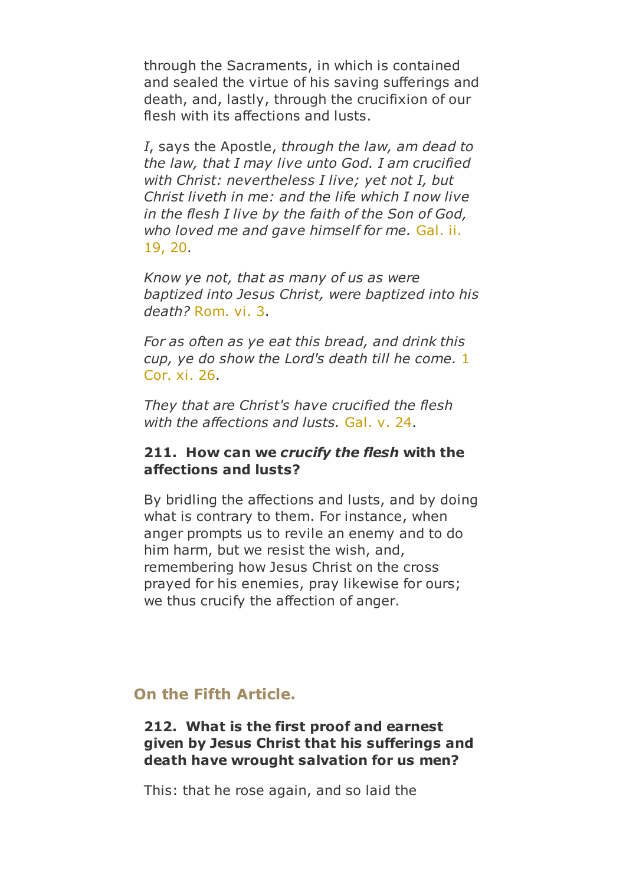through the Sacraments, in which is contained and sealed the virtue of his saving sufferings and death, and, lastly, through the crucifixion of our flesh with its affections and lusts.

*I*, says the Apostle, *through the law, am dead to the law, that I may live unto God. I am crucified with Christ: nevertheless I live; yet not I, but Christ liveth in me: and the life which I now live in the flesh I live by the faith of the Son of God, who loved me and gave himself for me.* Gal. ii. 19, 20.

*Know ye not, that as many of us as were baptized into Jesus Christ, were baptized into his death?* Rom. vi. 3.

*For as often as ye eat this bread, and drink this cup, ye do show the Lord's death till he come.* 1 Cor. xi. 26.

*They that are Christ's have crucified the flesh with the affections and lusts.* Gal. v. 24.

**211. How can we *crucify the flesh* with the affections and lusts?**

By bridling the affections and lusts, and by doing what is contrary to them. For instance, when anger prompts us to revile an enemy and to do him harm, but we resist the wish, and, remembering how Jesus Christ on the cross prayed for his enemies, pray likewise for ours; we thus crucify the affection of anger.

## On the Fifth Article.

**212. What is the first proof and earnest given by Jesus Christ that his sufferings and death have wrought salvation for us men?**

This: that he rose again, and so laid the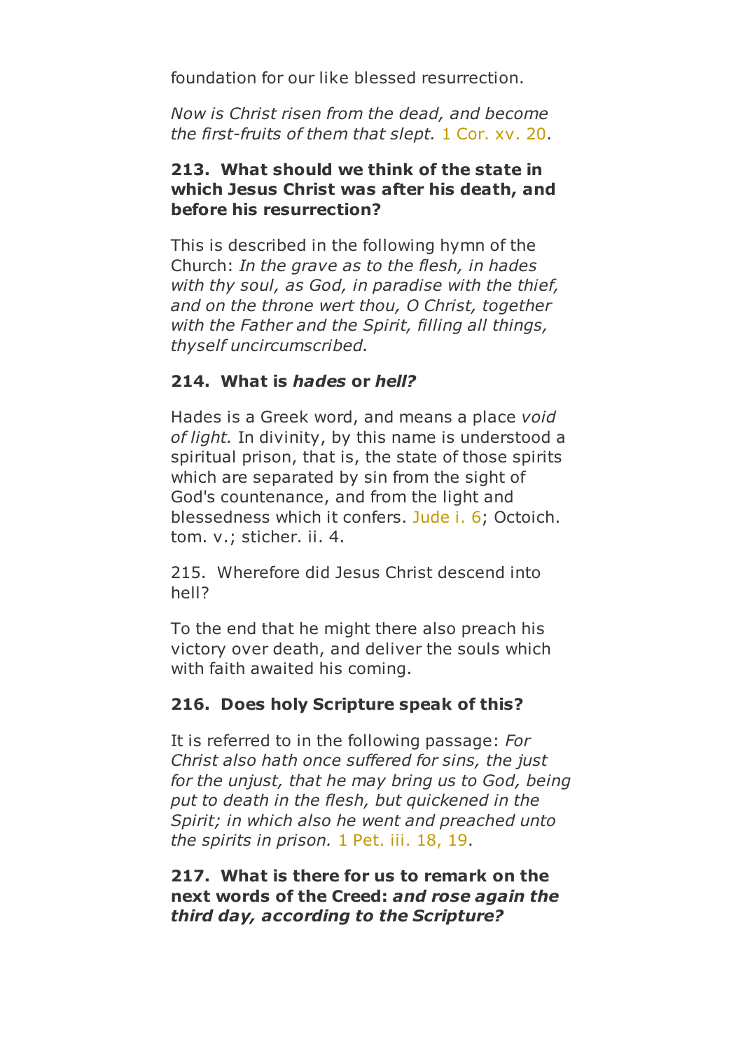foundation for our like blessed resurrection.

*Now is Christ risen from the dead, and become the first-fruits of them that slept.* 1 Cor. xv. 20.

**213. What should we think of the state in which Jesus Christ was after his death, and before his resurrection?**

This is described in the following hymn of the Church: *In the grave as to the flesh, in hades with thy soul, as God, in paradise with the thief, and on the throne wert thou, O Christ, together with the Father and the Spirit, filling all things, thyself uncircumscribed.*

**214. What is *hades* or *hell?***

Hades is a Greek word, and means a place *void of light.* In divinity, by this name is understood a spiritual prison, that is, the state of those spirits which are separated by sin from the sight of God's countenance, and from the light and blessedness which it confers. Jude i. 6; Octoich. tom. v.; sticher. ii. 4.

215. Wherefore did Jesus Christ descend into hell?

To the end that he might there also preach his victory over death, and deliver the souls which with faith awaited his coming.

**216. Does holy Scripture speak of this?**

It is referred to in the following passage: *For Christ also hath once suffered for sins, the just for the unjust, that he may bring us to God, being put to death in the flesh, but quickened in the Spirit; in which also he went and preached unto the spirits in prison.* 1 Pet. iii. 18, 19.

**217. What is there for us to remark on the next words of the Creed: *and rose again the third day, according to the Scripture?***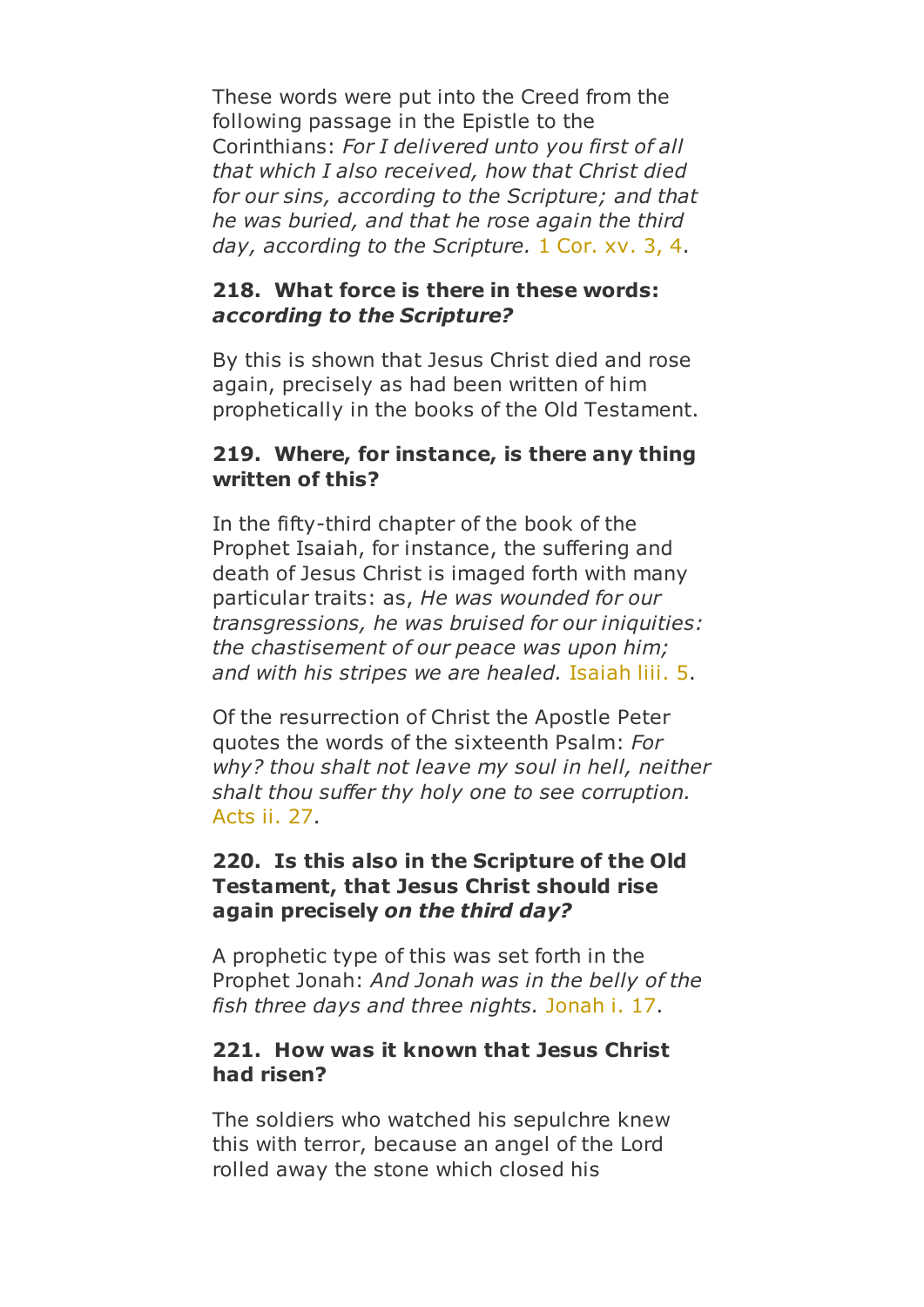These words were put into the Creed from the following passage in the Epistle to the Corinthians: *For I delivered unto you first of all that which I also received, how that Christ died for our sins, according to the Scripture; and that he was buried, and that he rose again the third day, according to the Scripture.* 1 Cor. xv. 3, 4.

**218. What force is there in these words: *according to the Scripture?***

By this is shown that Jesus Christ died and rose again, precisely as had been written of him prophetically in the books of the Old Testament.

**219. Where, for instance, is there any thing written of this?**

In the fifty-third chapter of the book of the Prophet Isaiah, for instance, the suffering and death of Jesus Christ is imaged forth with many particular traits: as, *He was wounded for our transgressions, he was bruised for our iniquities: the chastisement of our peace was upon him; and with his stripes we are healed.* Isaiah liii. 5.

Of the resurrection of Christ the Apostle Peter quotes the words of the sixteenth Psalm: *For why? thou shalt not leave my soul in hell, neither shalt thou suffer thy holy one to see corruption.* Acts ii. 27.

**220. Is this also in the Scripture of the Old Testament, that Jesus Christ should rise again precisely *on the third day?***

A prophetic type of this was set forth in the Prophet Jonah: *And Jonah was in the belly of the fish three days and three nights.* Jonah i. 17.

**221. How was it known that Jesus Christ had risen?**

The soldiers who watched his sepulchre knew this with terror, because an angel of the Lord rolled away the stone which closed his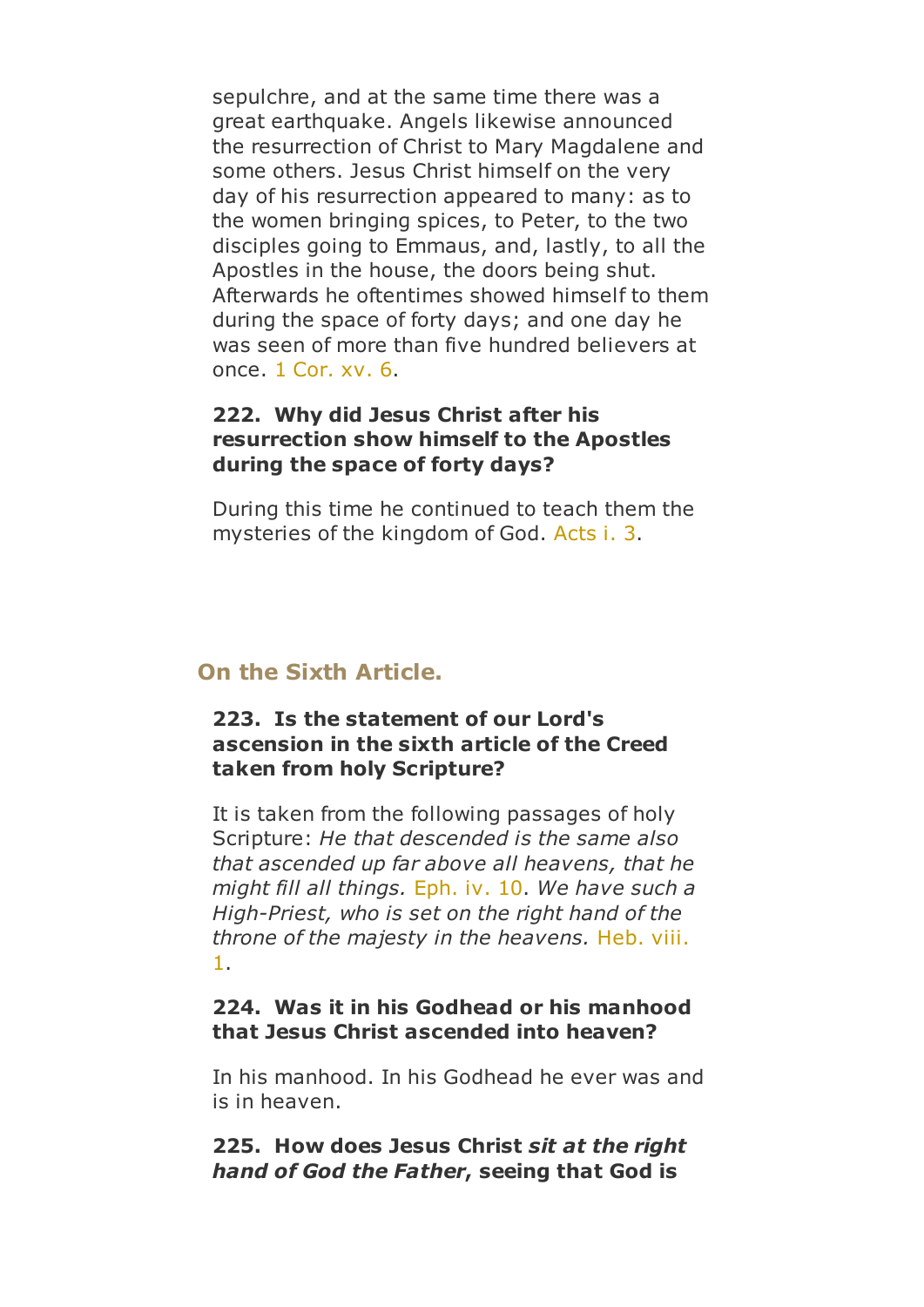sepulchre, and at the same time there was a great earthquake. Angels likewise announced the resurrection of Christ to Mary Magdalene and some others. Jesus Christ himself on the very day of his resurrection appeared to many: as to the women bringing spices, to Peter, to the two disciples going to Emmaus, and, lastly, to all the Apostles in the house, the doors being shut. Afterwards he oftentimes showed himself to them during the space of forty days; and one day he was seen of more than five hundred believers at once. 1 Cor. xv. 6.

**222. Why did Jesus Christ after his resurrection show himself to the Apostles during the space of forty days?**

During this time he continued to teach them the mysteries of the kingdom of God. Acts i. 3.

## On the Sixth Article.

**223. Is the statement of our Lord's ascension in the sixth article of the Creed taken from holy Scripture?**

It is taken from the following passages of holy Scripture: *He that descended is the same also that ascended up far above all heavens, that he might fill all things.* Eph. iv. 10. *We have such a High-Priest, who is set on the right hand of the throne of the majesty in the heavens.* Heb. viii. 1.

**224. Was it in his Godhead or his manhood that Jesus Christ ascended into heaven?**

In his manhood. In his Godhead he ever was and is in heaven.

**225. How does Jesus Christ *sit at the right hand of God the Father*, seeing that God is**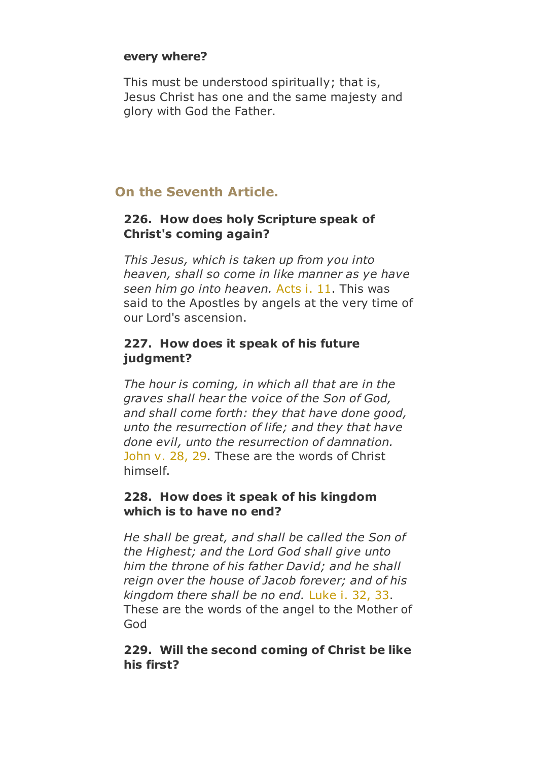**every where?**

This must be understood spiritually; that is, Jesus Christ has one and the same majesty and glory with God the Father.

## On the Seventh Article.

**226. How does holy Scripture speak of Christ's coming again?**

*This Jesus, which is taken up from you into heaven, shall so come in like manner as ye have seen him go into heaven.* Acts i. 11. This was said to the Apostles by angels at the very time of our Lord's ascension.

**227. How does it speak of his future judgment?**

*The hour is coming, in which all that are in the graves shall hear the voice of the Son of God, and shall come forth: they that have done good, unto the resurrection of life; and they that have done evil, unto the resurrection of damnation.* John v. 28, 29. These are the words of Christ himself.

**228. How does it speak of his kingdom which is to have no end?**

*He shall be great, and shall be called the Son of the Highest; and the Lord God shall give unto him the throne of his father David; and he shall reign over the house of Jacob forever; and of his kingdom there shall be no end.* Luke i. 32, 33. These are the words of the angel to the Mother of God

**229. Will the second coming of Christ be like his first?**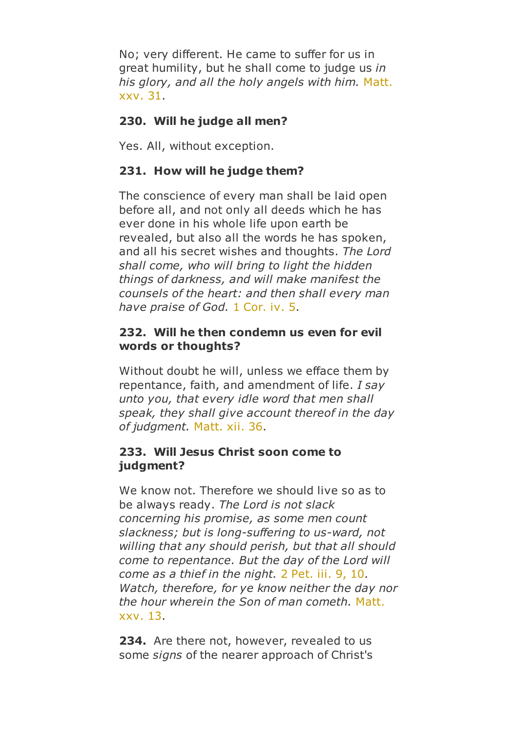No; very different. He came to suffer for us in great humility, but he shall come to judge us *in his glory, and all the holy angels with him.* Matt. xxv. 31.

**230. Will he judge all men?**

Yes. All, without exception.

**231. How will he judge them?**

The conscience of every man shall be laid open before all, and not only all deeds which he has ever done in his whole life upon earth be revealed, but also all the words he has spoken, and all his secret wishes and thoughts. *The Lord shall come, who will bring to light the hidden things of darkness, and will make manifest the counsels of the heart: and then shall every man have praise of God.* 1 Cor. iv. 5.

**232. Will he then condemn us even for evil words or thoughts?**

Without doubt he will, unless we efface them by repentance, faith, and amendment of life. *I say unto you, that every idle word that men shall speak, they shall give account thereof in the day of judgment.* Matt. xii. 36.

**233. Will Jesus Christ soon come to judgment?**

We know not. Therefore we should live so as to be always ready. *The Lord is not slack concerning his promise, as some men count slackness; but is long-suffering to us-ward, not willing that any should perish, but that all should come to repentance. But the day of the Lord will come as a thief in the night.* 2 Pet. iii. 9, 10. *Watch, therefore, for ye know neither the day nor the hour wherein the Son of man cometh.* Matt. xxv. 13.

**234.** Are there not, however, revealed to us some *signs* of the nearer approach of Christ's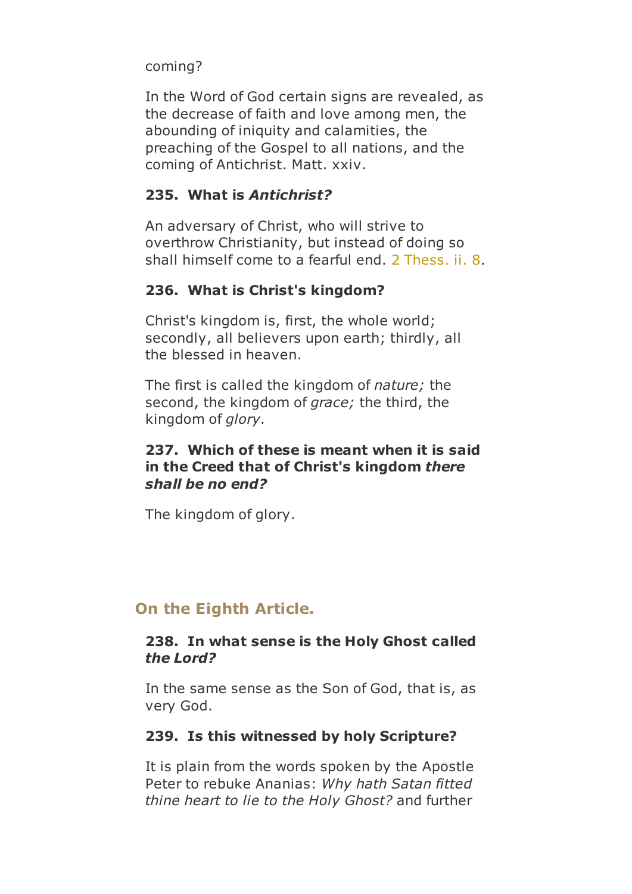coming?

In the Word of God certain signs are revealed, as the decrease of faith and love among men, the abounding of iniquity and calamities, the preaching of the Gospel to all nations, and the coming of Antichrist. Matt. xxiv.

**235. What is *Antichrist?***

An adversary of Christ, who will strive to overthrow Christianity, but instead of doing so shall himself come to a fearful end. 2 Thess. ii. 8.

**236. What is Christ's kingdom?**

Christ's kingdom is, first, the whole world; secondly, all believers upon earth; thirdly, all the blessed in heaven.

The first is called the kingdom of *nature;* the second, the kingdom of *grace;* the third, the kingdom of *glory.*

**237. Which of these is meant when it is said in the Creed that of Christ's kingdom *there shall be no end?***

The kingdom of glory.

## On the Eighth Article.

**238. In what sense is the Holy Ghost called *the Lord?***

In the same sense as the Son of God, that is, as very God.

**239. Is this witnessed by holy Scripture?**

It is plain from the words spoken by the Apostle Peter to rebuke Ananias: *Why hath Satan fitted thine heart to lie to the Holy Ghost?* and further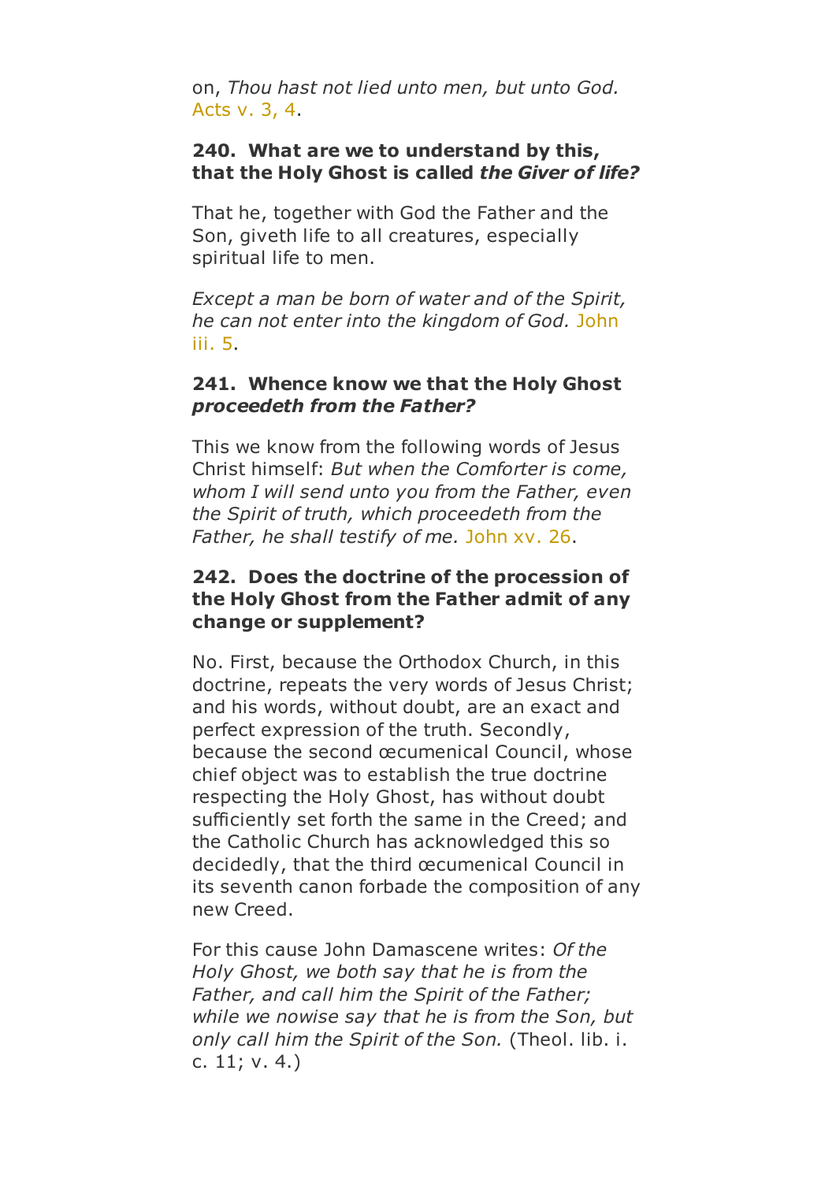on, *Thou hast not lied unto men, but unto God.* Acts v. 3, 4.

**240. What are we to understand by this, that the Holy Ghost is called *the Giver of life?***

That he, together with God the Father and the Son, giveth life to all creatures, especially spiritual life to men.

*Except a man be born of water and of the Spirit, he can not enter into the kingdom of God.* John iii. 5.

**241. Whence know we that the Holy Ghost *proceedeth from the Father?***

This we know from the following words of Jesus Christ himself: *But when the Comforter is come, whom I will send unto you from the Father, even the Spirit of truth, which proceedeth from the Father, he shall testify of me.* John xv. 26.

**242. Does the doctrine of the procession of the Holy Ghost from the Father admit of any change or supplement?**

No. First, because the Orthodox Church, in this doctrine, repeats the very words of Jesus Christ; and his words, without doubt, are an exact and perfect expression of the truth. Secondly, because the second œcumenical Council, whose chief object was to establish the true doctrine respecting the Holy Ghost, has without doubt sufficiently set forth the same in the Creed; and the Catholic Church has acknowledged this so decidedly, that the third œcumenical Council in its seventh canon forbade the composition of any new Creed.

For this cause John Damascene writes: *Of the Holy Ghost, we both say that he is from the Father, and call him the Spirit of the Father; while we nowise say that he is from the Son, but only call him the Spirit of the Son.* (Theol. lib. i. c. 11; v. 4.)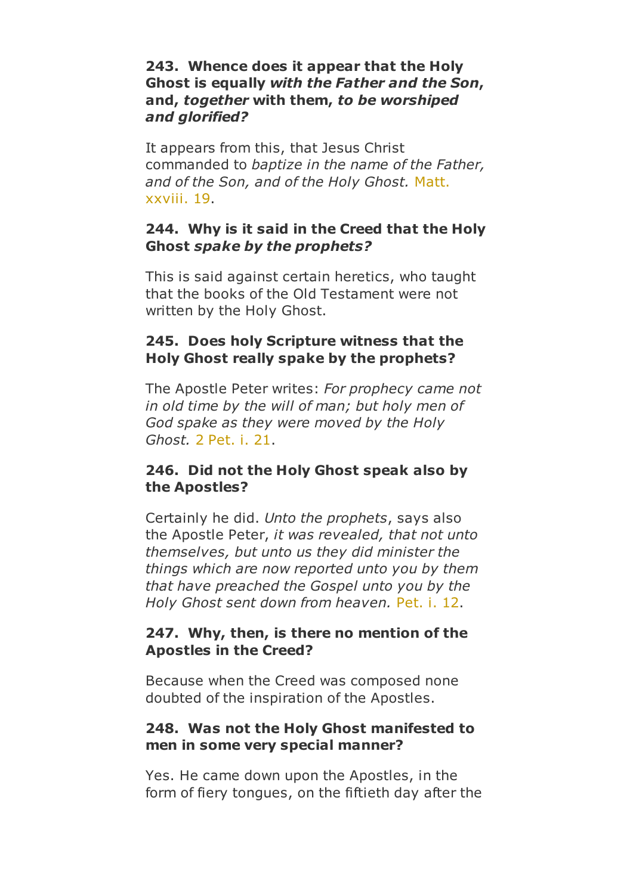**243. Whence does it appear that the Holy Ghost is equally *with the Father and the Son*, and, *together* with them, *to be worshiped and glorified?***

It appears from this, that Jesus Christ commanded to *baptize in the name of the Father, and of the Son, and of the Holy Ghost.* Matt. xxviii. 19.

**244. Why is it said in the Creed that the Holy Ghost *spake by the prophets?***

This is said against certain heretics, who taught that the books of the Old Testament were not written by the Holy Ghost.

**245. Does holy Scripture witness that the Holy Ghost really spake by the prophets?**

The Apostle Peter writes: *For prophecy came not in old time by the will of man; but holy men of God spake as they were moved by the Holy Ghost.* 2 Pet. i. 21.

**246. Did not the Holy Ghost speak also by the Apostles?**

Certainly he did. *Unto the prophets*, says also the Apostle Peter, *it was revealed, that not unto themselves, but unto us they did minister the things which are now reported unto you by them that have preached the Gospel unto you by the Holy Ghost sent down from heaven.* Pet. i. 12.

**247. Why, then, is there no mention of the Apostles in the Creed?**

Because when the Creed was composed none doubted of the inspiration of the Apostles.

**248. Was not the Holy Ghost manifested to men in some very special manner?**

Yes. He came down upon the Apostles, in the form of fiery tongues, on the fiftieth day after the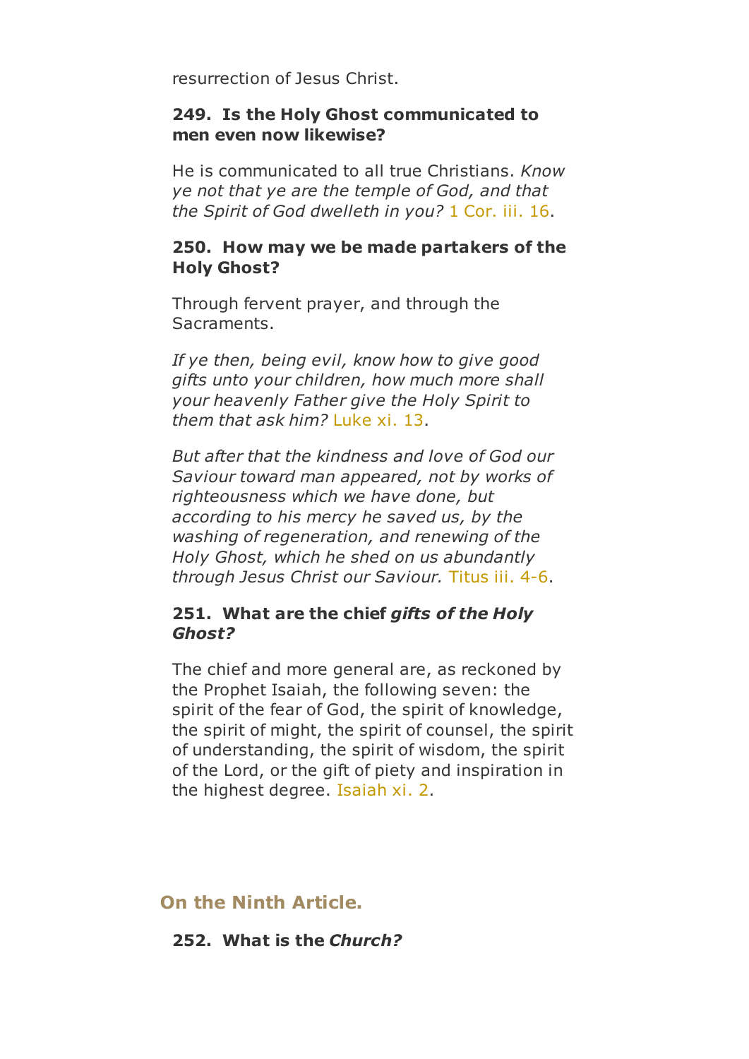resurrection of Jesus Christ.

**249. Is the Holy Ghost communicated to men even now likewise?**

He is communicated to all true Christians. *Know ye not that ye are the temple of God, and that the Spirit of God dwelleth in you?* 1 Cor. iii. 16.

**250. How may we be made partakers of the Holy Ghost?**

Through fervent prayer, and through the Sacraments.

*If ye then, being evil, know how to give good gifts unto your children, how much more shall your heavenly Father give the Holy Spirit to them that ask him?* Luke xi. 13.

*But after that the kindness and love of God our Saviour toward man appeared, not by works of righteousness which we have done, but according to his mercy he saved us, by the washing of regeneration, and renewing of the Holy Ghost, which he shed on us abundantly through Jesus Christ our Saviour.* Titus iii. 4-6.

**251. What are the chief *gifts of the Holy Ghost?***

The chief and more general are, as reckoned by the Prophet Isaiah, the following seven: the spirit of the fear of God, the spirit of knowledge, the spirit of might, the spirit of counsel, the spirit of understanding, the spirit of wisdom, the spirit of the Lord, or the gift of piety and inspiration in the highest degree. Isaiah xi. 2.

## On the Ninth Article.

**252. What is the *Church?***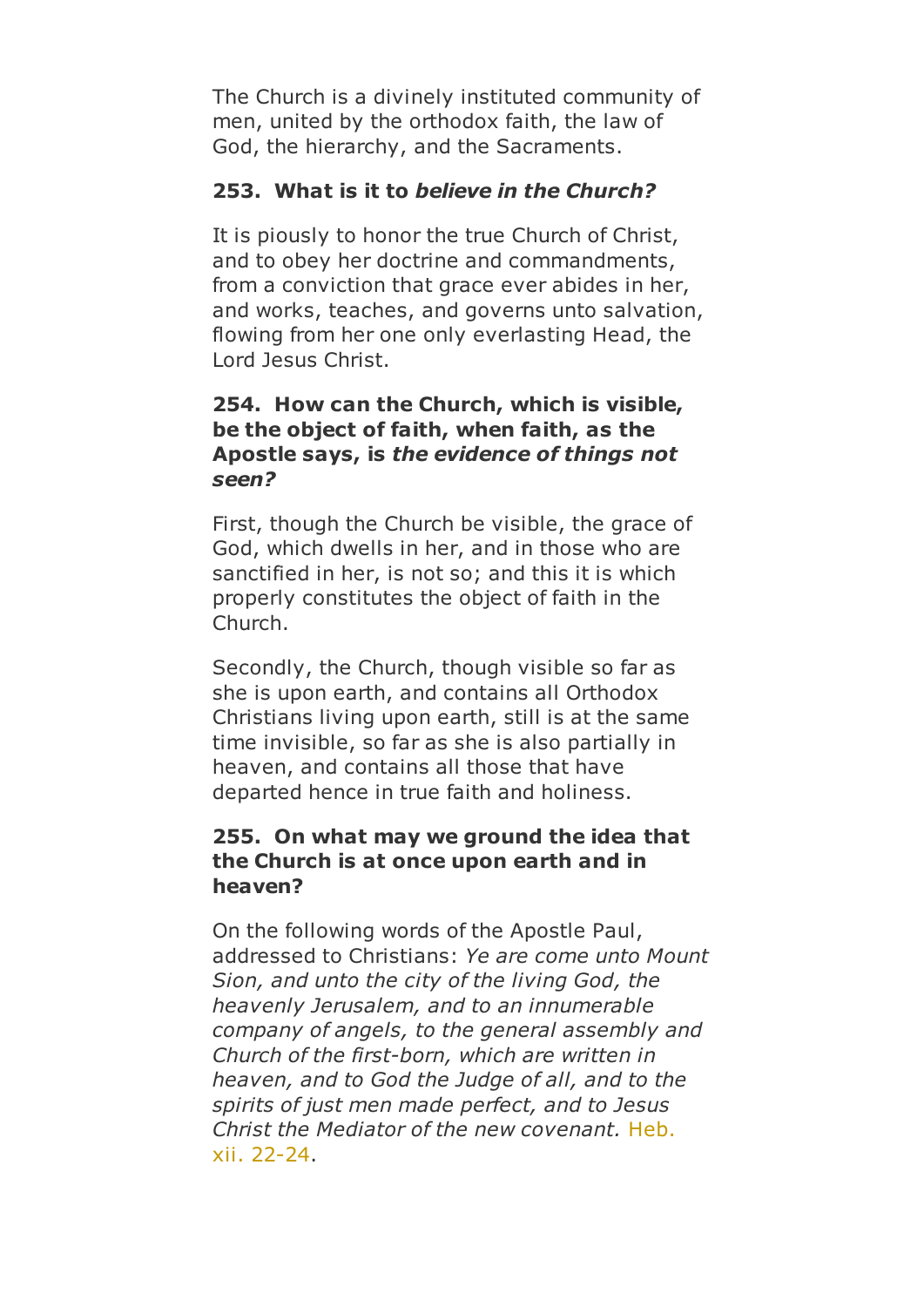The Church is a divinely instituted community of men, united by the orthodox faith, the law of God, the hierarchy, and the Sacraments.

**253. What is it to *believe in the Church?***

It is piously to honor the true Church of Christ, and to obey her doctrine and commandments, from a conviction that grace ever abides in her, and works, teaches, and governs unto salvation, flowing from her one only everlasting Head, the Lord Jesus Christ.

**254. How can the Church, which is visible, be the object of faith, when faith, as the Apostle says, is *the evidence of things not seen?***

First, though the Church be visible, the grace of God, which dwells in her, and in those who are sanctified in her, is not so; and this it is which properly constitutes the object of faith in the Church.

Secondly, the Church, though visible so far as she is upon earth, and contains all Orthodox Christians living upon earth, still is at the same time invisible, so far as she is also partially in heaven, and contains all those that have departed hence in true faith and holiness.

**255. On what may we ground the idea that the Church is at once upon earth and in heaven?**

On the following words of the Apostle Paul, addressed to Christians: *Ye are come unto Mount Sion, and unto the city of the living God, the heavenly Jerusalem, and to an innumerable company of angels, to the general assembly and Church of the first-born, which are written in heaven, and to God the Judge of all, and to the spirits of just men made perfect, and to Jesus Christ the Mediator of the new covenant.* Heb. xii. 22-24.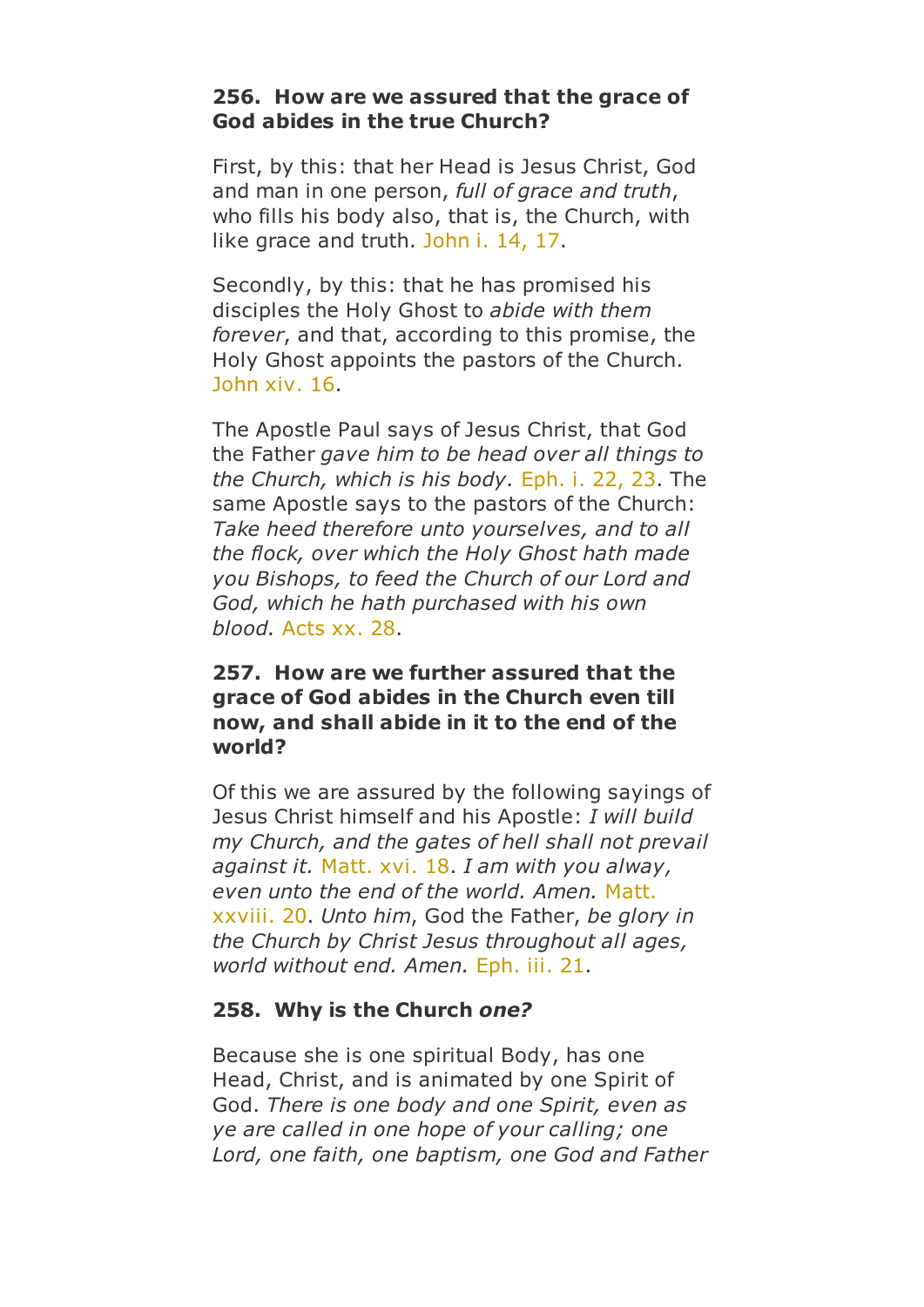**256. How are we assured that the grace of God abides in the true Church?**

First, by this: that her Head is Jesus Christ, God and man in one person, *full of grace and truth*, who fills his body also, that is, the Church, with like grace and truth. John i. 14, 17.

Secondly, by this: that he has promised his disciples the Holy Ghost to *abide with them forever*, and that, according to this promise, the Holy Ghost appoints the pastors of the Church. John xiv. 16.

The Apostle Paul says of Jesus Christ, that God the Father *gave him to be head over all things to the Church, which is his body.* Eph. i. 22, 23. The same Apostle says to the pastors of the Church: *Take heed therefore unto yourselves, and to all the flock, over which the Holy Ghost hath made you Bishops, to feed the Church of our Lord and God, which he hath purchased with his own blood.* Acts xx. 28.

**257. How are we further assured that the grace of God abides in the Church even till now, and shall abide in it to the end of the world?**

Of this we are assured by the following sayings of Jesus Christ himself and his Apostle: *I will build my Church, and the gates of hell shall not prevail against it.* Matt. xvi. 18. *I am with you alway, even unto the end of the world. Amen.* Matt. xxviii. 20. *Unto him*, God the Father, *be glory in the Church by Christ Jesus throughout all ages, world without end. Amen.* Eph. iii. 21.

**258. Why is the Church *one?***

Because she is one spiritual Body, has one Head, Christ, and is animated by one Spirit of God. *There is one body and one Spirit, even as ye are called in one hope of your calling; one Lord, one faith, one baptism, one God and Father*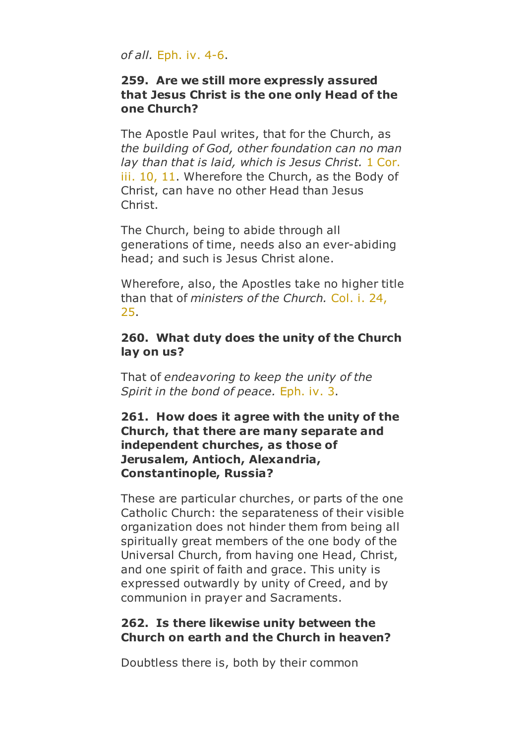*of all.* Eph. iv. 4-6.

**259. Are we still more expressly assured that Jesus Christ is the one only Head of the one Church?**

The Apostle Paul writes, that for the Church, as *the building of God, other foundation can no man lay than that is laid, which is Jesus Christ.* 1 Cor. iii. 10, 11. Wherefore the Church, as the Body of Christ, can have no other Head than Jesus Christ.

The Church, being to abide through all generations of time, needs also an ever-abiding head; and such is Jesus Christ alone.

Wherefore, also, the Apostles take no higher title than that of *ministers of the Church.* Col. i. 24, 25.

**260. What duty does the unity of the Church lay on us?**

That of *endeavoring to keep the unity of the Spirit in the bond of peace.* Eph. iv. 3.

**261. How does it agree with the unity of the Church, that there are many separate and independent churches, as those of Jerusalem, Antioch, Alexandria, Constantinople, Russia?**

These are particular churches, or parts of the one Catholic Church: the separateness of their visible organization does not hinder them from being all spiritually great members of the one body of the Universal Church, from having one Head, Christ, and one spirit of faith and grace. This unity is expressed outwardly by unity of Creed, and by communion in prayer and Sacraments.

**262. Is there likewise unity between the Church on earth and the Church in heaven?**

Doubtless there is, both by their common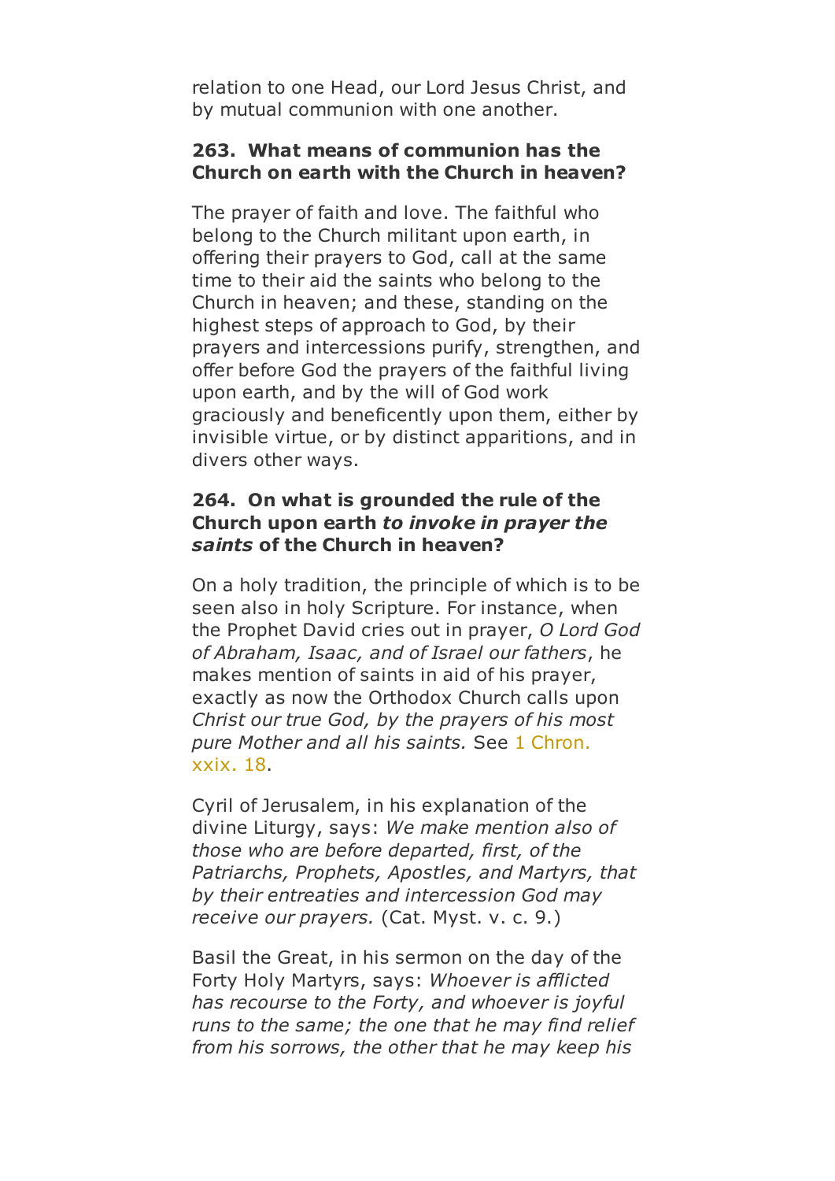relation to one Head, our Lord Jesus Christ, and by mutual communion with one another.

**263. What means of communion has the Church on earth with the Church in heaven?**

The prayer of faith and love. The faithful who belong to the Church militant upon earth, in offering their prayers to God, call at the same time to their aid the saints who belong to the Church in heaven; and these, standing on the highest steps of approach to God, by their prayers and intercessions purify, strengthen, and offer before God the prayers of the faithful living upon earth, and by the will of God work graciously and beneficently upon them, either by invisible virtue, or by distinct apparitions, and in divers other ways.

**264. On what is grounded the rule of the Church upon earth *to invoke in prayer the saints* of the Church in heaven?**

On a holy tradition, the principle of which is to be seen also in holy Scripture. For instance, when the Prophet David cries out in prayer, *O Lord God of Abraham, Isaac, and of Israel our fathers*, he makes mention of saints in aid of his prayer, exactly as now the Orthodox Church calls upon *Christ our true God, by the prayers of his most pure Mother and all his saints.* See 1 Chron. xxix. 18.

Cyril of Jerusalem, in his explanation of the divine Liturgy, says: *We make mention also of those who are before departed, first, of the Patriarchs, Prophets, Apostles, and Martyrs, that by their entreaties and intercession God may receive our prayers.* (Cat. Myst. v. c. 9.)

Basil the Great, in his sermon on the day of the Forty Holy Martyrs, says: *Whoever is afflicted has recourse to the Forty, and whoever is joyful runs to the same; the one that he may find relief from his sorrows, the other that he may keep his*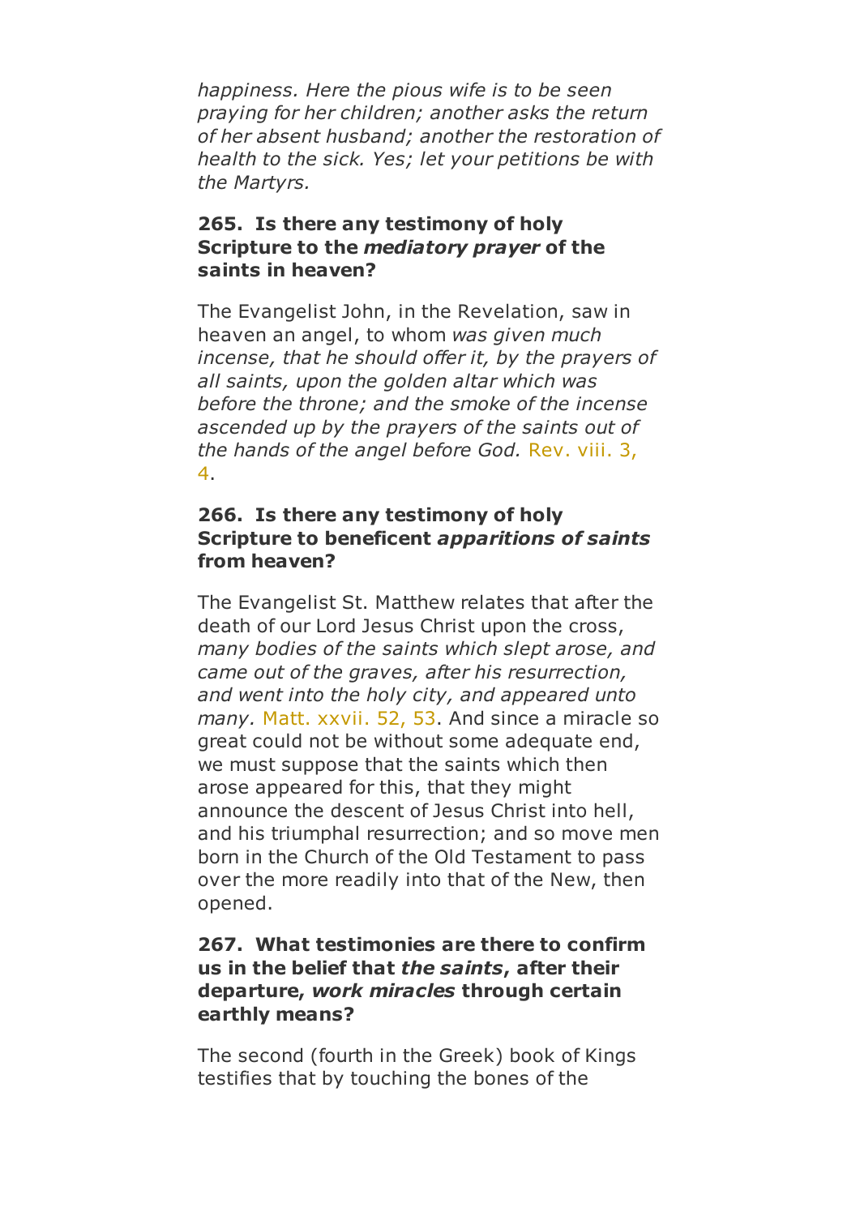*happiness. Here the pious wife is to be seen praying for her children; another asks the return of her absent husband; another the restoration of health to the sick. Yes; let your petitions be with the Martyrs.*

**265. Is there any testimony of holy Scripture to the *mediatory prayer* of the saints in heaven?**

The Evangelist John, in the Revelation, saw in heaven an angel, to whom *was given much incense, that he should offer it, by the prayers of all saints, upon the golden altar which was before the throne; and the smoke of the incense ascended up by the prayers of the saints out of the hands of the angel before God.* Rev. viii. 3, 4.

**266. Is there any testimony of holy Scripture to beneficent *apparitions of saints* from heaven?**

The Evangelist St. Matthew relates that after the death of our Lord Jesus Christ upon the cross, *many bodies of the saints which slept arose, and came out of the graves, after his resurrection, and went into the holy city, and appeared unto many.* Matt. xxvii. 52, 53. And since a miracle so great could not be without some adequate end, we must suppose that the saints which then arose appeared for this, that they might announce the descent of Jesus Christ into hell, and his triumphal resurrection; and so move men born in the Church of the Old Testament to pass over the more readily into that of the New, then opened.

**267. What testimonies are there to confirm us in the belief that *the saints*, after their departure, *work miracles* through certain earthly means?**

The second (fourth in the Greek) book of Kings testifies that by touching the bones of the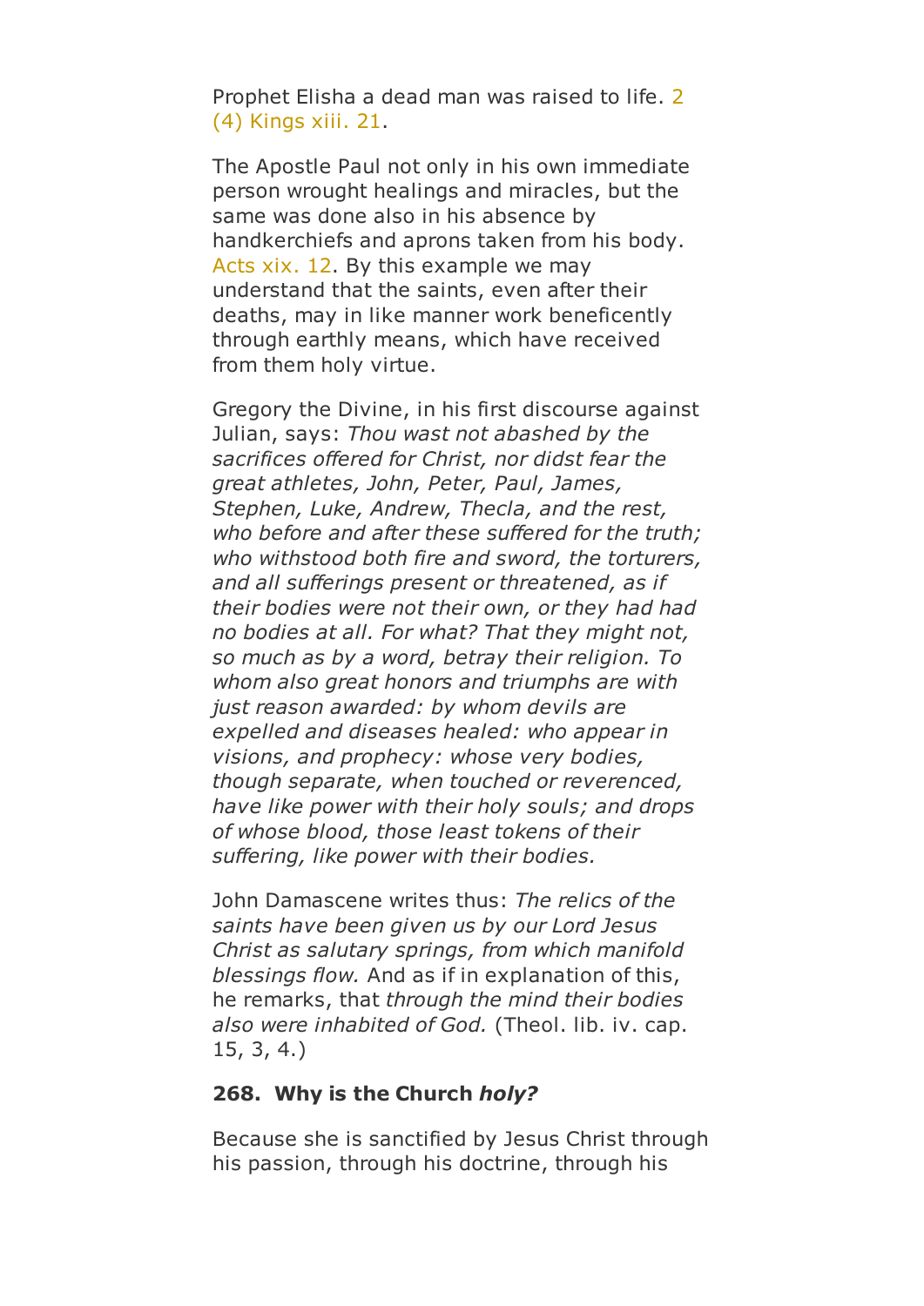Prophet Elisha a dead man was raised to life. 2 (4) Kings xiii. 21.

The Apostle Paul not only in his own immediate person wrought healings and miracles, but the same was done also in his absence by handkerchiefs and aprons taken from his body. Acts xix. 12. By this example we may understand that the saints, even after their deaths, may in like manner work beneficently through earthly means, which have received from them holy virtue.

Gregory the Divine, in his first discourse against Julian, says: *Thou wast not abashed by the sacrifices offered for Christ, nor didst fear the great athletes, John, Peter, Paul, James, Stephen, Luke, Andrew, Thecla, and the rest, who before and after these suffered for the truth; who withstood both fire and sword, the torturers, and all sufferings present or threatened, as if their bodies were not their own, or they had had no bodies at all. For what? That they might not, so much as by a word, betray their religion. To whom also great honors and triumphs are with just reason awarded: by whom devils are expelled and diseases healed: who appear in visions, and prophecy: whose very bodies, though separate, when touched or reverenced, have like power with their holy souls; and drops of whose blood, those least tokens of their suffering, like power with their bodies.*

John Damascene writes thus: *The relics of the saints have been given us by our Lord Jesus Christ as salutary springs, from which manifold blessings flow.* And as if in explanation of this, he remarks, that *through the mind their bodies also were inhabited of God.* (Theol. lib. iv. cap. 15, 3, 4.)

**268. Why is the Church *holy?***

Because she is sanctified by Jesus Christ through his passion, through his doctrine, through his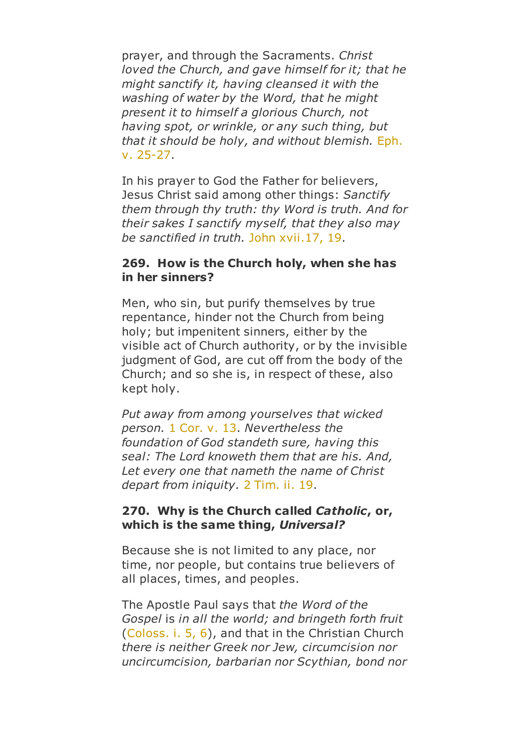prayer, and through the Sacraments. *Christ loved the Church, and gave himself for it; that he might sanctify it, having cleansed it with the washing of water by the Word, that he might present it to himself a glorious Church, not having spot, or wrinkle, or any such thing, but that it should be holy, and without blemish.* Eph. v. 25-27.

In his prayer to God the Father for believers, Jesus Christ said among other things: *Sanctify them through thy truth: thy Word is truth. And for their sakes I sanctify myself, that they also may be sanctified in truth.* John xvii.17, 19.

**269. How is the Church holy, when she has in her sinners?**

Men, who sin, but purify themselves by true repentance, hinder not the Church from being holy; but impenitent sinners, either by the visible act of Church authority, or by the invisible judgment of God, are cut off from the body of the Church; and so she is, in respect of these, also kept holy.

*Put away from among yourselves that wicked person.* 1 Cor. v. 13. *Nevertheless the foundation of God standeth sure, having this seal: The Lord knoweth them that are his. And, Let every one that nameth the name of Christ depart from iniquity.* 2 Tim. ii. 19.

**270. Why is the Church called *Catholic*, or, which is the same thing, *Universal?***

Because she is not limited to any place, nor time, nor people, but contains true believers of all places, times, and peoples.

The Apostle Paul says that *the Word of the Gospel* is *in all the world; and bringeth forth fruit* (Coloss. i. 5, 6), and that in the Christian Church *there is neither Greek nor Jew, circumcision nor uncircumcision, barbarian nor Scythian, bond nor*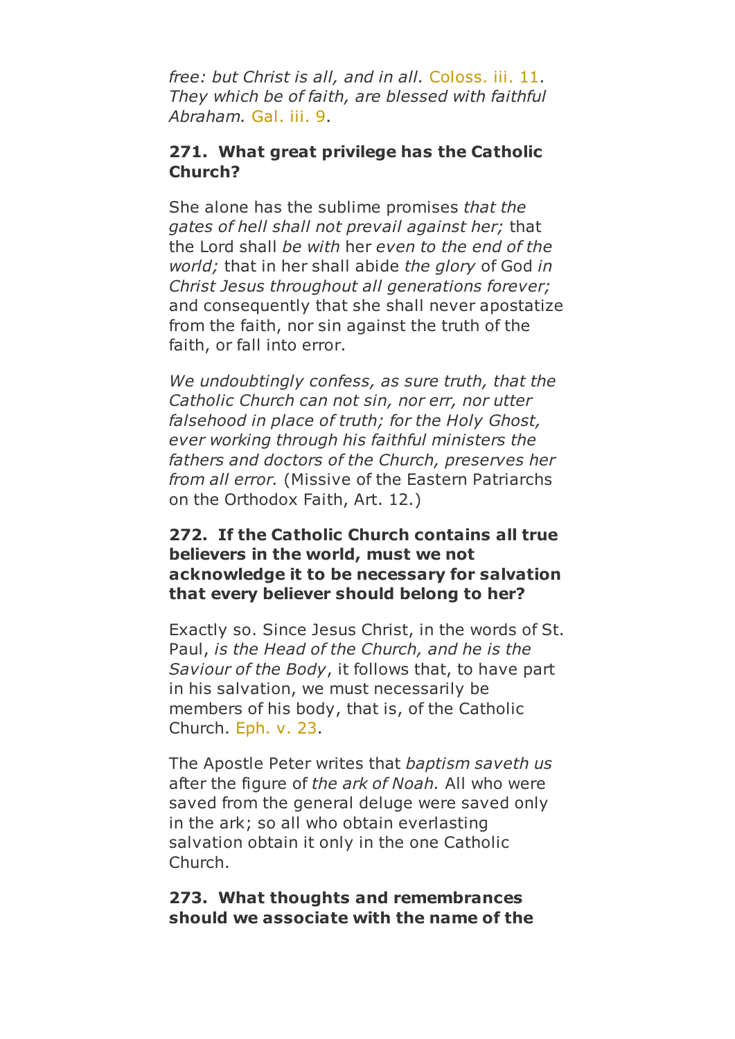*free: but Christ is all, and in all.* Coloss. iii. 11. *They which be of faith, are blessed with faithful Abraham.* Gal. iii. 9.

**271. What great privilege has the Catholic Church?**

She alone has the sublime promises *that the gates of hell shall not prevail against her;* that the Lord shall *be with* her *even to the end of the world;* that in her shall abide *the glory* of God *in Christ Jesus throughout all generations forever;* and consequently that she shall never apostatize from the faith, nor sin against the truth of the faith, or fall into error.

*We undoubtingly confess, as sure truth, that the Catholic Church can not sin, nor err, nor utter falsehood in place of truth; for the Holy Ghost, ever working through his faithful ministers the fathers and doctors of the Church, preserves her from all error.* (Missive of the Eastern Patriarchs on the Orthodox Faith, Art. 12.)

**272. If the Catholic Church contains all true believers in the world, must we not acknowledge it to be necessary for salvation that every believer should belong to her?**

Exactly so. Since Jesus Christ, in the words of St. Paul, *is the Head of the Church, and he is the Saviour of the Body*, it follows that, to have part in his salvation, we must necessarily be members of his body, that is, of the Catholic Church. Eph. v. 23.

The Apostle Peter writes that *baptism saveth us* after the figure of *the ark of Noah.* All who were saved from the general deluge were saved only in the ark; so all who obtain everlasting salvation obtain it only in the one Catholic Church.

**273. What thoughts and remembrances should we associate with the name of the**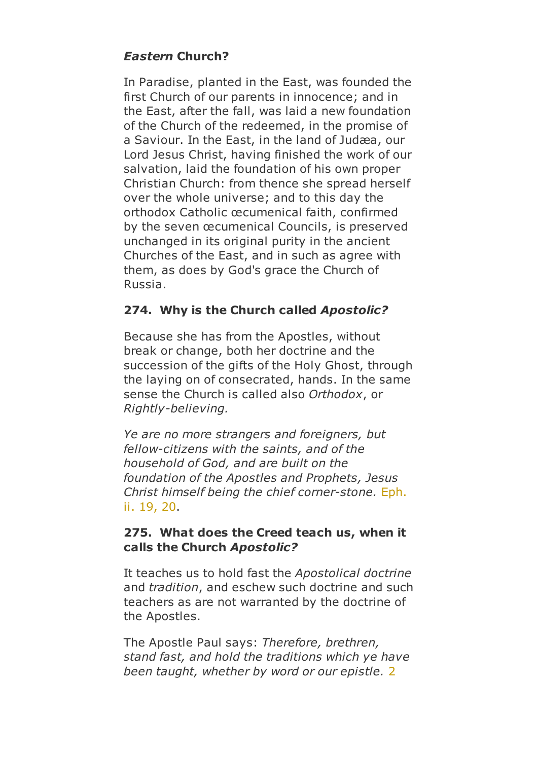### *Eastern* Church?

In Paradise, planted in the East, was founded the first Church of our parents in innocence; and in the East, after the fall, was laid a new foundation of the Church of the redeemed, in the promise of a Saviour. In the East, in the land of Judæa, our Lord Jesus Christ, having finished the work of our salvation, laid the foundation of his own proper Christian Church: from thence she spread herself over the whole universe; and to this day the orthodox Catholic œcumenical faith, confirmed by the seven œcumenical Councils, is preserved unchanged in its original purity in the ancient Churches of the East, and in such as agree with them, as does by God's grace the Church of Russia.

### 274. Why is the Church called *Apostolic?*

Because she has from the Apostles, without break or change, both her doctrine and the succession of the gifts of the Holy Ghost, through the laying on of consecrated, hands. In the same sense the Church is called also *Orthodox*, or *Rightly-believing.*

*Ye are no more strangers and foreigners, but fellow-citizens with the saints, and of the household of God, and are built on the foundation of the Apostles and Prophets, Jesus Christ himself being the chief corner-stone.* Eph. ii. 19, 20.

### 275. What does the Creed teach us, when it calls the Church *Apostolic?*

It teaches us to hold fast the *Apostolical doctrine* and *tradition*, and eschew such doctrine and such teachers as are not warranted by the doctrine of the Apostles.

The Apostle Paul says: *Therefore, brethren, stand fast, and hold the traditions which ye have been taught, whether by word or our epistle.* 2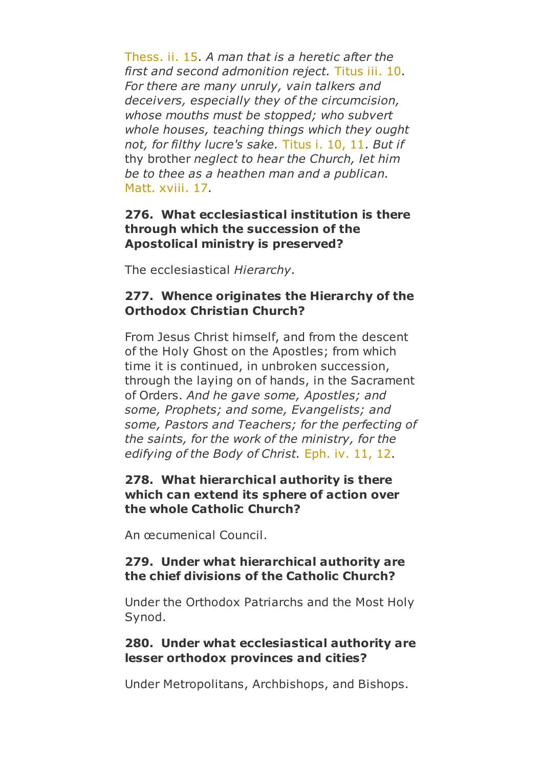Thess. ii. 15. *A man that is a heretic after the first and second admonition reject.* Titus iii. 10. *For there are many unruly, vain talkers and deceivers, especially they of the circumcision, whose mouths must be stopped; who subvert whole houses, teaching things which they ought not, for filthy lucre's sake.* Titus i. 10, 11. *But if* thy brother *neglect to hear the Church, let him be to thee as a heathen man and a publican.* Matt. xviii. 17.

**276. What ecclesiastical institution is there through which the succession of the Apostolical ministry is preserved?**

The ecclesiastical *Hierarchy.*

**277. Whence originates the Hierarchy of the Orthodox Christian Church?**

From Jesus Christ himself, and from the descent of the Holy Ghost on the Apostles; from which time it is continued, in unbroken succession, through the laying on of hands, in the Sacrament of Orders. *And he gave some, Apostles; and some, Prophets; and some, Evangelists; and some, Pastors and Teachers; for the perfecting of the saints, for the work of the ministry, for the edifying of the Body of Christ.* Eph. iv. 11, 12.

**278. What hierarchical authority is there which can extend its sphere of action over the whole Catholic Church?**

An œcumenical Council.

**279. Under what hierarchical authority are the chief divisions of the Catholic Church?**

Under the Orthodox Patriarchs and the Most Holy Synod.

**280. Under what ecclesiastical authority are lesser orthodox provinces and cities?**

Under Metropolitans, Archbishops, and Bishops.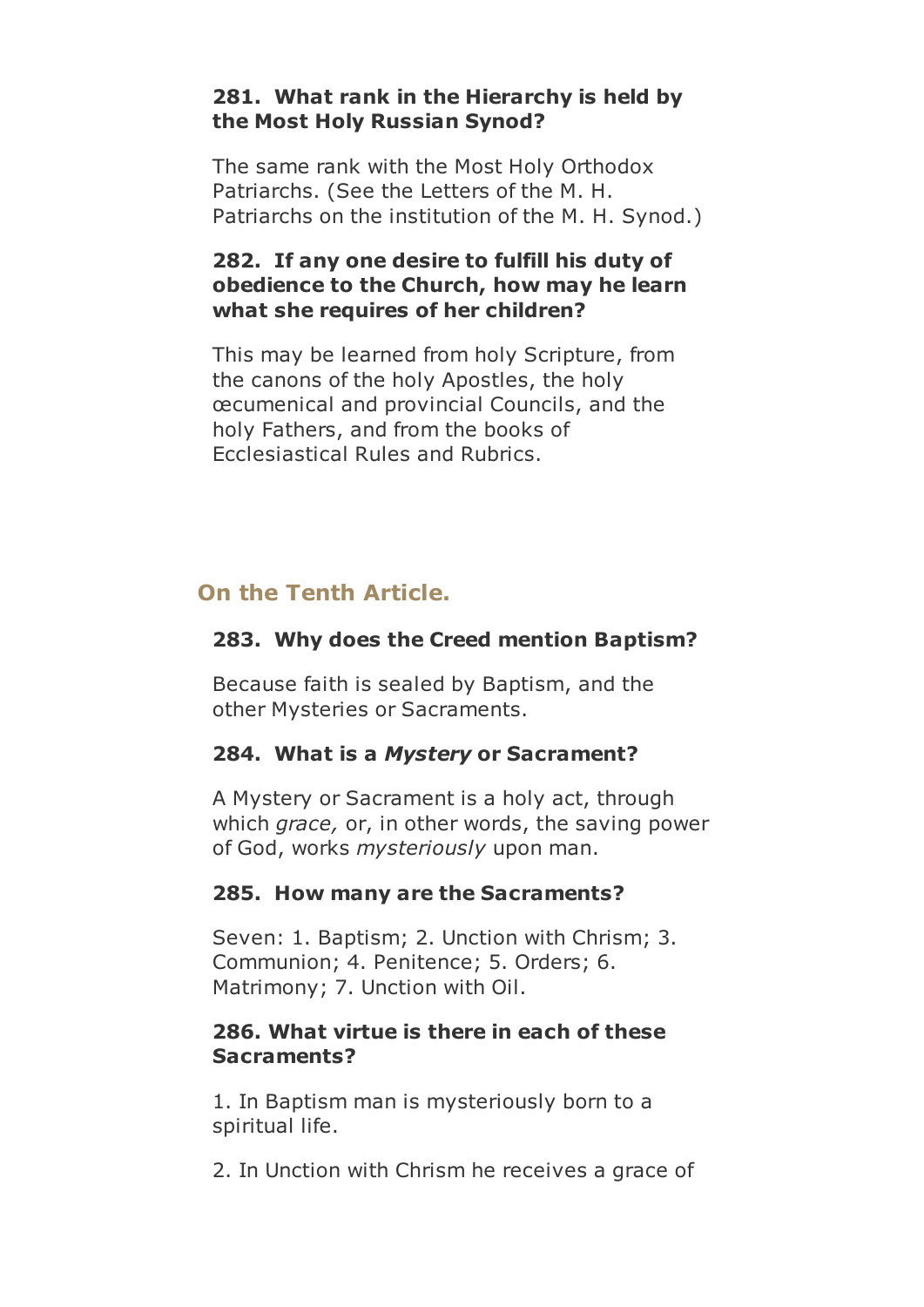**281. What rank in the Hierarchy is held by the Most Holy Russian Synod?**

The same rank with the Most Holy Orthodox Patriarchs. (See the Letters of the M. H. Patriarchs on the institution of the M. H. Synod.)

**282. If any one desire to fulfill his duty of obedience to the Church, how may he learn what she requires of her children?**

This may be learned from holy Scripture, from the canons of the holy Apostles, the holy œcumenical and provincial Councils, and the holy Fathers, and from the books of Ecclesiastical Rules and Rubrics.

## On the Tenth Article.

**283. Why does the Creed mention Baptism?**

Because faith is sealed by Baptism, and the other Mysteries or Sacraments.

**284. What is a *Mystery* or Sacrament?**

A Mystery or Sacrament is a holy act, through which *grace,* or, in other words, the saving power of God, works *mysteriously* upon man.

**285. How many are the Sacraments?**

Seven: 1. Baptism; 2. Unction with Chrism; 3. Communion; 4. Penitence; 5. Orders; 6. Matrimony; 7. Unction with Oil.

**286. What virtue is there in each of these Sacraments?**

1. In Baptism man is mysteriously born to a spiritual life.

2. In Unction with Chrism he receives a grace of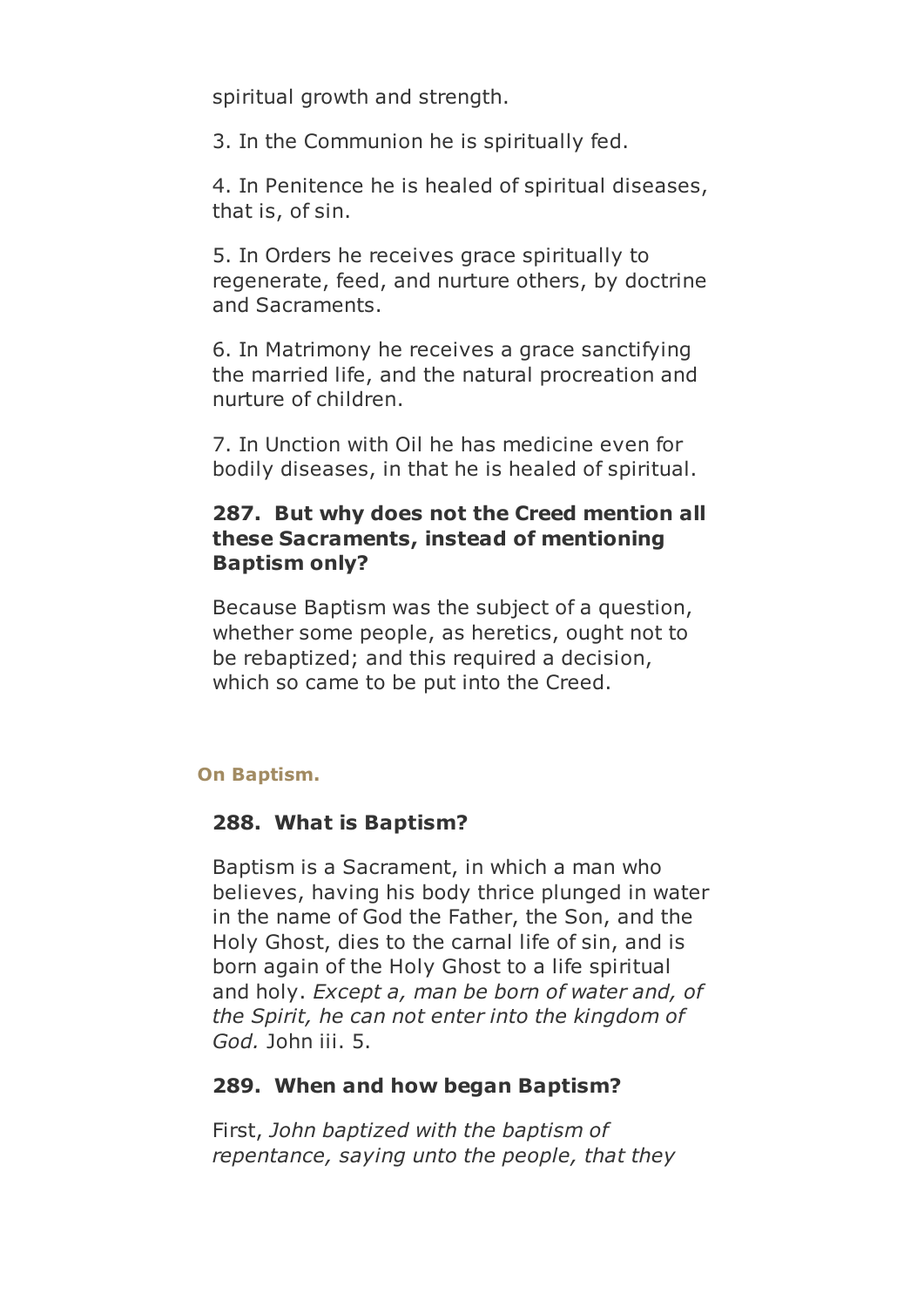spiritual growth and strength.

3. In the Communion he is spiritually fed.

4. In Penitence he is healed of spiritual diseases, that is, of sin.

5. In Orders he receives grace spiritually to regenerate, feed, and nurture others, by doctrine and Sacraments.

6. In Matrimony he receives a grace sanctifying the married life, and the natural procreation and nurture of children.

7. In Unction with Oil he has medicine even for bodily diseases, in that he is healed of spiritual.

**287. But why does not the Creed mention all these Sacraments, instead of mentioning Baptism only?**

Because Baptism was the subject of a question, whether some people, as heretics, ought not to be rebaptized; and this required a decision, which so came to be put into the Creed.

### On Baptism.

**288. What is Baptism?**

Baptism is a Sacrament, in which a man who believes, having his body thrice plunged in water in the name of God the Father, the Son, and the Holy Ghost, dies to the carnal life of sin, and is born again of the Holy Ghost to a life spiritual and holy. *Except a, man be born of water and, of the Spirit, he can not enter into the kingdom of God.* John iii. 5.

**289. When and how began Baptism?**

First, *John baptized with the baptism of repentance, saying unto the people, that they*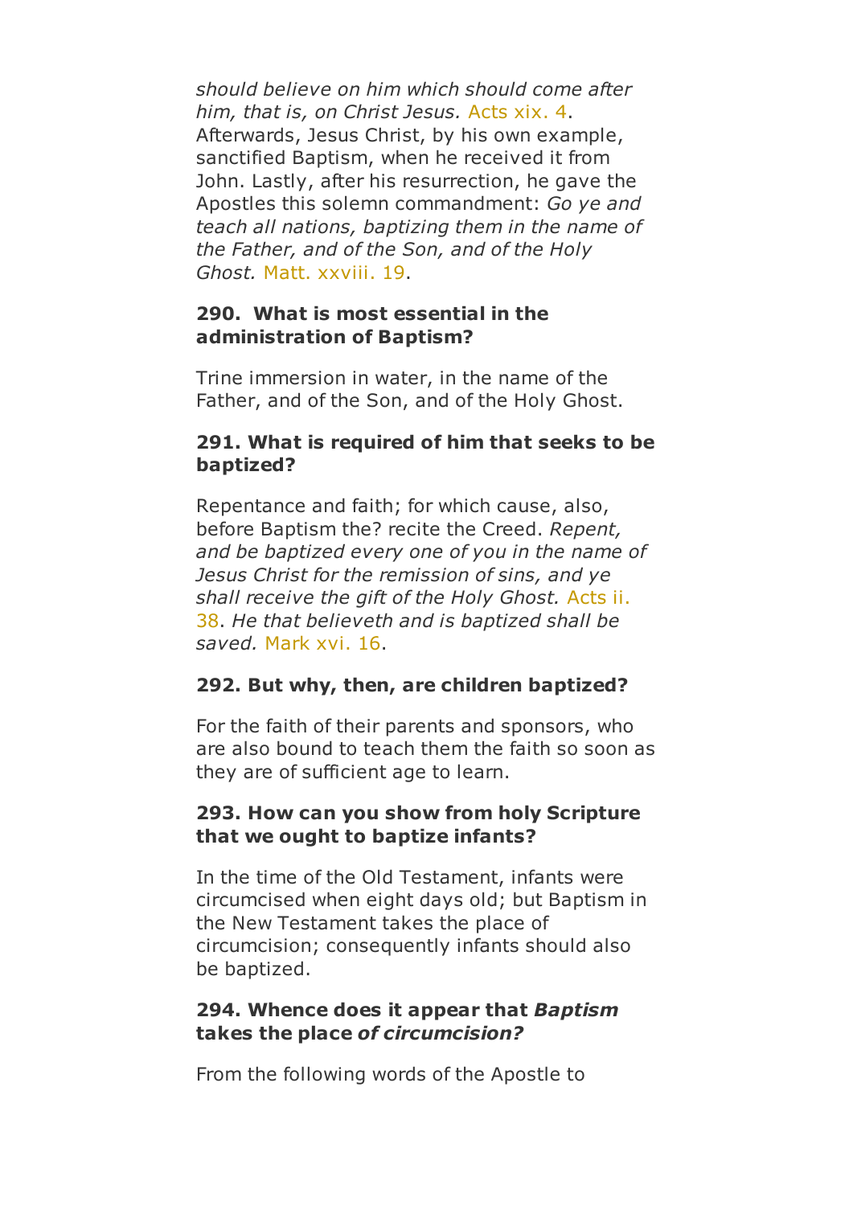*should believe on him which should come after him, that is, on Christ Jesus.* Acts xix. 4. Afterwards, Jesus Christ, by his own example, sanctified Baptism, when he received it from John. Lastly, after his resurrection, he gave the Apostles this solemn commandment: *Go ye and teach all nations, baptizing them in the name of the Father, and of the Son, and of the Holy Ghost.* Matt. xxviii. 19.

**290. What is most essential in the administration of Baptism?**

Trine immersion in water, in the name of the Father, and of the Son, and of the Holy Ghost.

**291. What is required of him that seeks to be baptized?**

Repentance and faith; for which cause, also, before Baptism the? recite the Creed. *Repent, and be baptized every one of you in the name of Jesus Christ for the remission of sins, and ye shall receive the gift of the Holy Ghost.* Acts ii. 38. *He that believeth and is baptized shall be saved.* Mark xvi. 16.

**292. But why, then, are children baptized?**

For the faith of their parents and sponsors, who are also bound to teach them the faith so soon as they are of sufficient age to learn.

**293. How can you show from holy Scripture that we ought to baptize infants?**

In the time of the Old Testament, infants were circumcised when eight days old; but Baptism in the New Testament takes the place of circumcision; consequently infants should also be baptized.

**294. Whence does it appear that *Baptism* takes the place *of circumcision?***

From the following words of the Apostle to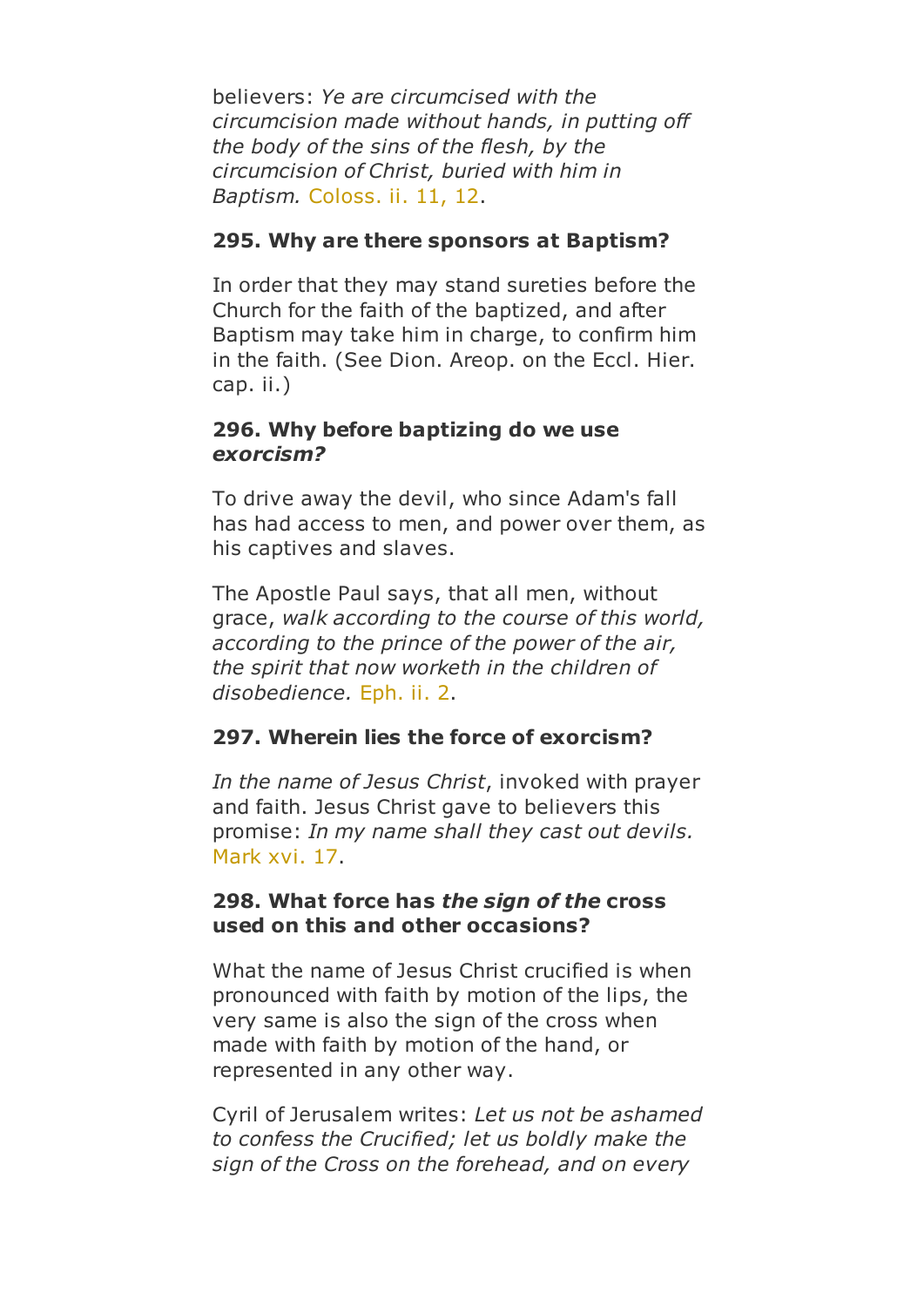believers: *Ye are circumcised with the circumcision made without hands, in putting off the body of the sins of the flesh, by the circumcision of Christ, buried with him in Baptism.* Coloss. ii. 11, 12.

**295. Why are there sponsors at Baptism?**

In order that they may stand sureties before the Church for the faith of the baptized, and after Baptism may take him in charge, to confirm him in the faith. (See Dion. Areop. on the Eccl. Hier. cap. ii.)

**296. Why before baptizing do we use *exorcism?***

To drive away the devil, who since Adam's fall has had access to men, and power over them, as his captives and slaves.

The Apostle Paul says, that all men, without grace, *walk according to the course of this world, according to the prince of the power of the air, the spirit that now worketh in the children of disobedience.* Eph. ii. 2.

**297. Wherein lies the force of exorcism?**

*In the name of Jesus Christ*, invoked with prayer and faith. Jesus Christ gave to believers this promise: *In my name shall they cast out devils.* Mark xvi. 17.

**298. What force has *the sign of the* cross used on this and other occasions?**

What the name of Jesus Christ crucified is when pronounced with faith by motion of the lips, the very same is also the sign of the cross when made with faith by motion of the hand, or represented in any other way.

Cyril of Jerusalem writes: *Let us not be ashamed to confess the Crucified; let us boldly make the sign of the Cross on the forehead, and on every*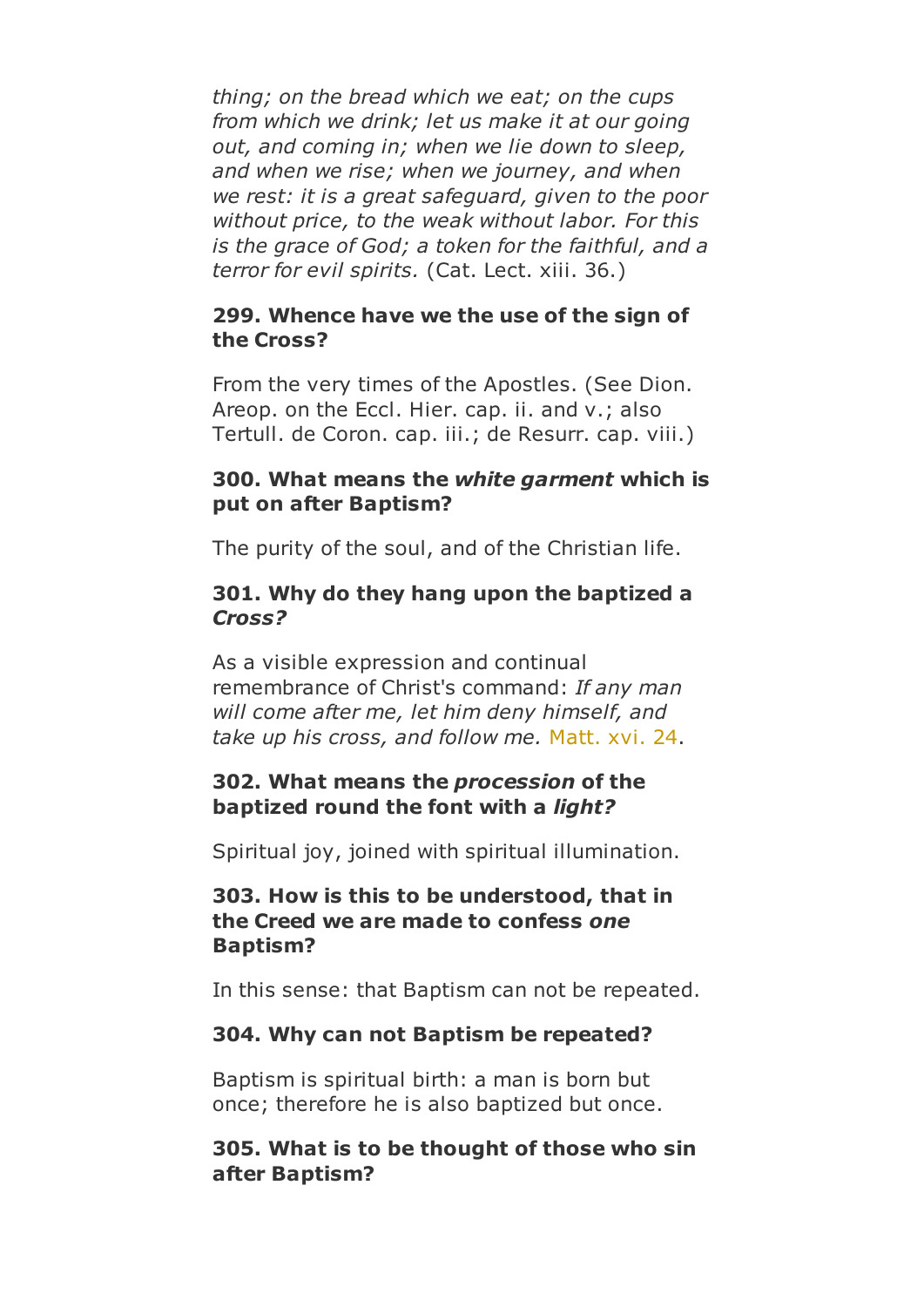*thing; on the bread which we eat; on the cups from which we drink; let us make it at our going out, and coming in; when we lie down to sleep, and when we rise; when we journey, and when we rest: it is a great safeguard, given to the poor without price, to the weak without labor. For this is the grace of God; a token for the faithful, and a terror for evil spirits.* (Cat. Lect. xiii. 36.)

**299. Whence have we the use of the sign of the Cross?**

From the very times of the Apostles. (See Dion. Areop. on the Eccl. Hier. cap. ii. and v.; also Tertull. de Coron. cap. iii.; de Resurr. cap. viii.)

**300. What means the *white garment* which is put on after Baptism?**

The purity of the soul, and of the Christian life.

**301. Why do they hang upon the baptized a *Cross?***

As a visible expression and continual remembrance of Christ's command: *If any man will come after me, let him deny himself, and take up his cross, and follow me.* Matt. xvi. 24.

**302. What means the *procession* of the baptized round the font with a *light?***

Spiritual joy, joined with spiritual illumination.

**303. How is this to be understood, that in the Creed we are made to confess *one* Baptism?**

In this sense: that Baptism can not be repeated.

**304. Why can not Baptism be repeated?**

Baptism is spiritual birth: a man is born but once; therefore he is also baptized but once.

**305. What is to be thought of those who sin after Baptism?**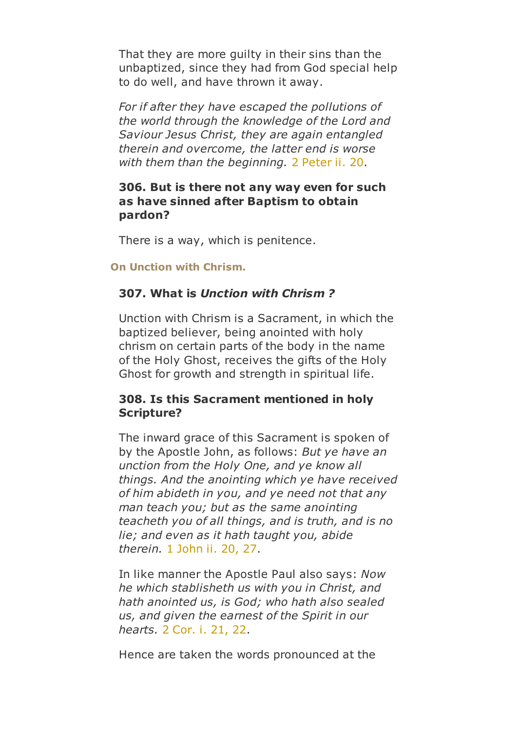That they are more guilty in their sins than the unbaptized, since they had from God special help to do well, and have thrown it away.

*For if after they have escaped the pollutions of the world through the knowledge of the Lord and Saviour Jesus Christ, they are again entangled therein and overcome, the latter end is worse with them than the beginning.* 2 Peter ii. 20.

**306. But is there not any way even for such as have sinned after Baptism to obtain pardon?**

There is a way, which is penitence.

### On Unction with Chrism.

**307. What is *Unction with Chrism ?***

Unction with Chrism is a Sacrament, in which the baptized believer, being anointed with holy chrism on certain parts of the body in the name of the Holy Ghost, receives the gifts of the Holy Ghost for growth and strength in spiritual life.

**308. Is this Sacrament mentioned in holy Scripture?**

The inward grace of this Sacrament is spoken of by the Apostle John, as follows: *But ye have an unction from the Holy One, and ye know all things. And the anointing which ye have received of him abideth in you, and ye need not that any man teach you; but as the same anointing teacheth you of all things, and is truth, and is no lie; and even as it hath taught you, abide therein.* 1 John ii. 20, 27.

In like manner the Apostle Paul also says: *Now he which stablisheth us with you in Christ, and hath anointed us, is God; who hath also sealed us, and given the earnest of the Spirit in our hearts.* 2 Cor. i. 21, 22.

Hence are taken the words pronounced at the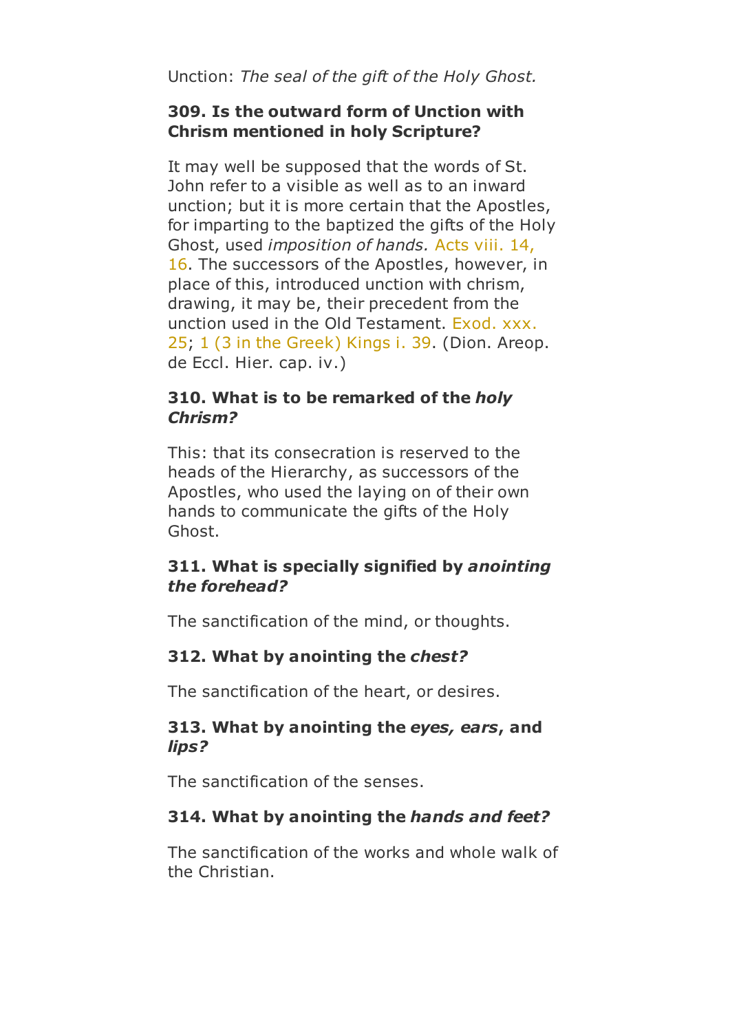Unction: *The seal of the gift of the Holy Ghost.*

**309. Is the outward form of Unction with Chrism mentioned in holy Scripture?**

It may well be supposed that the words of St. John refer to a visible as well as to an inward unction; but it is more certain that the Apostles, for imparting to the baptized the gifts of the Holy Ghost, used *imposition of hands.* Acts viii. 14, 16. The successors of the Apostles, however, in place of this, introduced unction with chrism, drawing, it may be, their precedent from the unction used in the Old Testament. Exod. xxx. 25; 1 (3 in the Greek) Kings i. 39. (Dion. Areop. de Eccl. Hier. cap. iv.)

**310. What is to be remarked of the *holy Chrism?***

This: that its consecration is reserved to the heads of the Hierarchy, as successors of the Apostles, who used the laying on of their own hands to communicate the gifts of the Holy Ghost.

**311. What is specially signified by *anointing the forehead?***

The sanctification of the mind, or thoughts.

**312. What by anointing the *chest?***

The sanctification of the heart, or desires.

**313. What by anointing the *eyes, ears*, and *lips?***

The sanctification of the senses.

**314. What by anointing the *hands and feet?***

The sanctification of the works and whole walk of the Christian.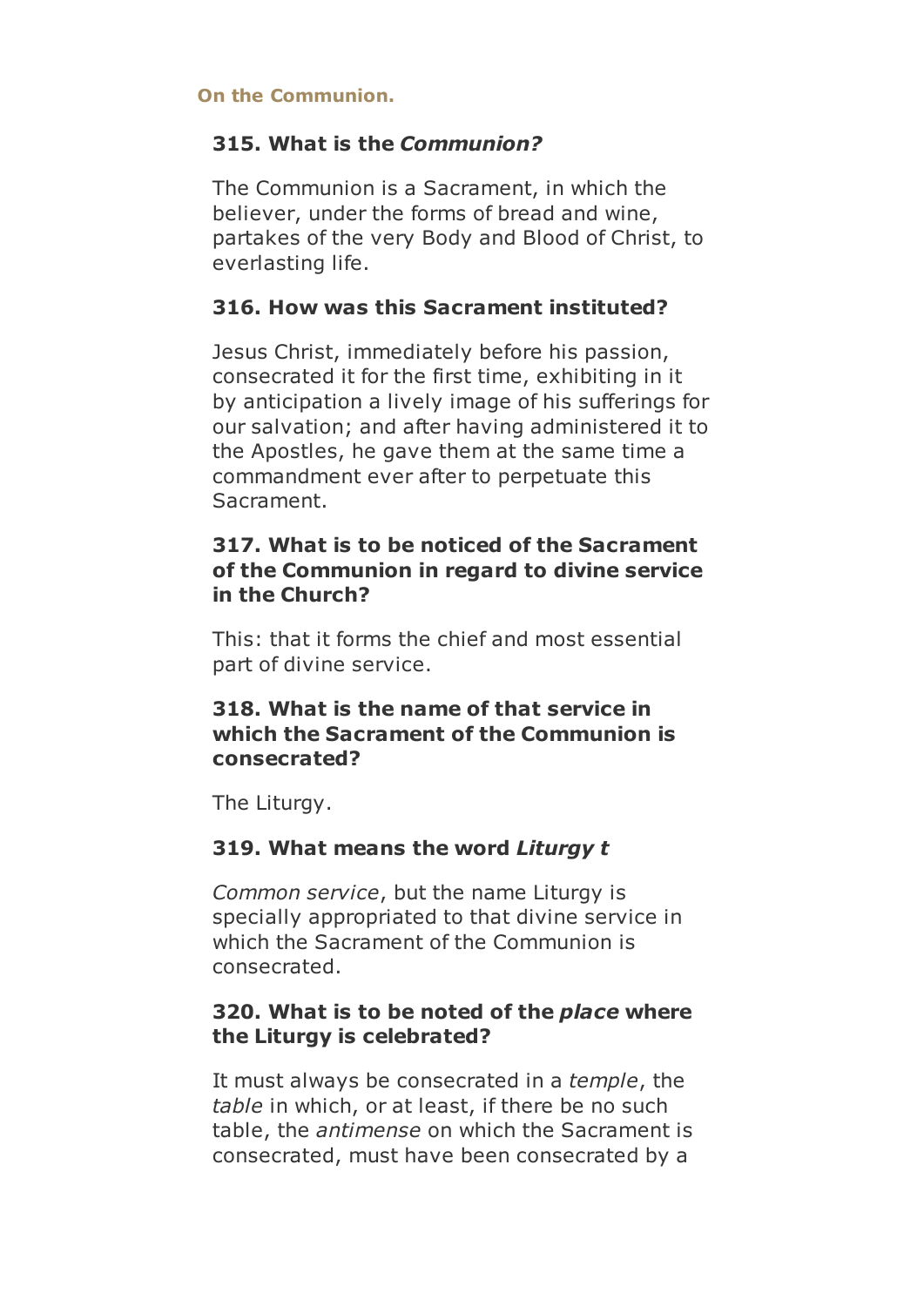#### On the Communion.

### 315. What is the *Communion?*

The Communion is a Sacrament, in which the believer, under the forms of bread and wine, partakes of the very Body and Blood of Christ, to everlasting life.

### 316. How was this Sacrament instituted?

Jesus Christ, immediately before his passion, consecrated it for the first time, exhibiting in it by anticipation a lively image of his sufferings for our salvation; and after having administered it to the Apostles, he gave them at the same time a commandment ever after to perpetuate this Sacrament.

### 317. What is to be noticed of the Sacrament of the Communion in regard to divine service in the Church?

This: that it forms the chief and most essential part of divine service.

### 318. What is the name of that service in which the Sacrament of the Communion is consecrated?

The Liturgy.

### 319. What means the word *Liturgy t*

*Common service*, but the name Liturgy is specially appropriated to that divine service in which the Sacrament of the Communion is consecrated.

### 320. What is to be noted of the *place* where the Liturgy is celebrated?

It must always be consecrated in a *temple*, the *table* in which, or at least, if there be no such table, the *antimense* on which the Sacrament is consecrated, must have been consecrated by a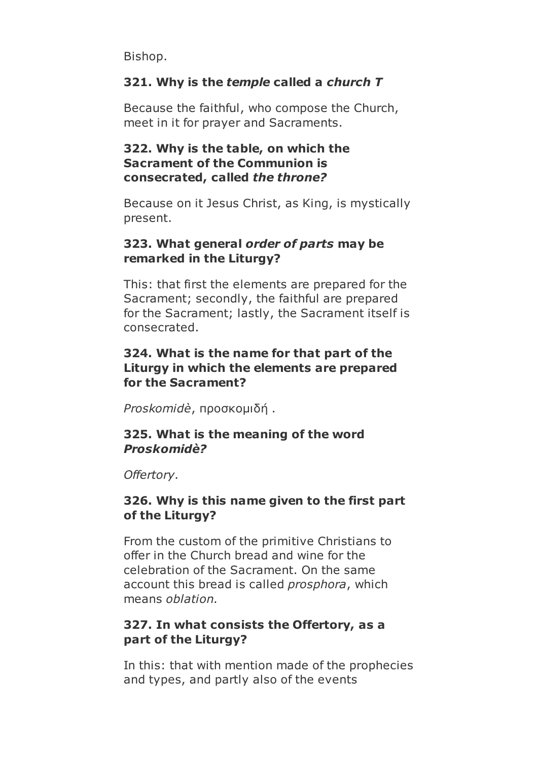Bishop.

**321. Why is the *temple* called a *church T***

Because the faithful, who compose the Church, meet in it for prayer and Sacraments.

**322. Why is the table, on which the Sacrament of the Communion is consecrated, called *the throne?***

Because on it Jesus Christ, as King, is mystically present.

**323. What general *order of parts* may be remarked in the Liturgy?**

This: that first the elements are prepared for the Sacrament; secondly, the faithful are prepared for the Sacrament; lastly, the Sacrament itself is consecrated.

**324. What is the name for that part of the Liturgy in which the elements are prepared for the Sacrament?**

*Proskomidè*, προσκομιδή .

**325. What is the meaning of the word *Proskomidè?***

*Offertory.*

**326. Why is this name given to the first part of the Liturgy?**

From the custom of the primitive Christians to offer in the Church bread and wine for the celebration of the Sacrament. On the same account this bread is called *prosphora*, which means *oblation.*

**327. In what consists the Offertory, as a part of the Liturgy?**

In this: that with mention made of the prophecies and types, and partly also of the events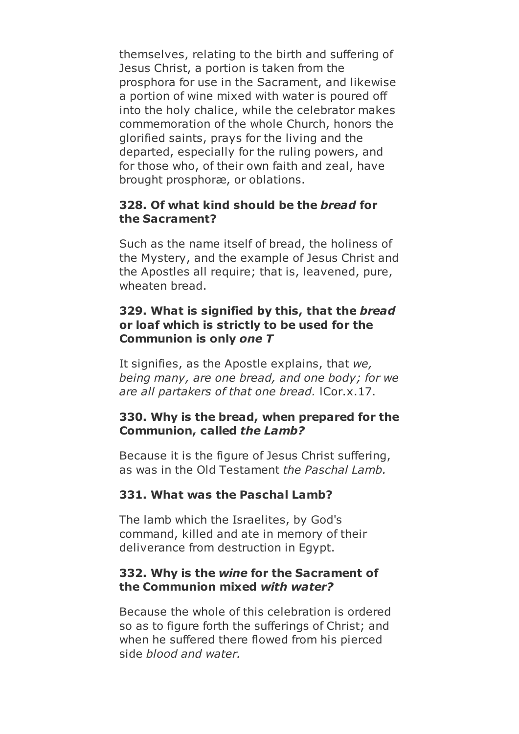themselves, relating to the birth and suffering of Jesus Christ, a portion is taken from the prosphora for use in the Sacrament, and likewise a portion of wine mixed with water is poured off into the holy chalice, while the celebrator makes commemoration of the whole Church, honors the glorified saints, prays for the living and the departed, especially for the ruling powers, and for those who, of their own faith and zeal, have brought prosphoræ, or oblations.

**328. Of what kind should be the *bread* for the Sacrament?**

Such as the name itself of bread, the holiness of the Mystery, and the example of Jesus Christ and the Apostles all require; that is, leavened, pure, wheaten bread.

**329. What is signified by this, that the *bread* or loaf which is strictly to be used for the Communion is only *one T***

It signifies, as the Apostle explains, that *we, being many, are one bread, and one body; for we are all partakers of that one bread.* lCor.x.17.

**330. Why is the bread, when prepared for the Communion, called *the Lamb?***

Because it is the figure of Jesus Christ suffering, as was in the Old Testament *the Paschal Lamb.*

**331. What was the Paschal Lamb?**

The lamb which the Israelites, by God's command, killed and ate in memory of their deliverance from destruction in Egypt.

**332. Why is the *wine* for the Sacrament of the Communion mixed *with water?***

Because the whole of this celebration is ordered so as to figure forth the sufferings of Christ; and when he suffered there flowed from his pierced side *blood and water.*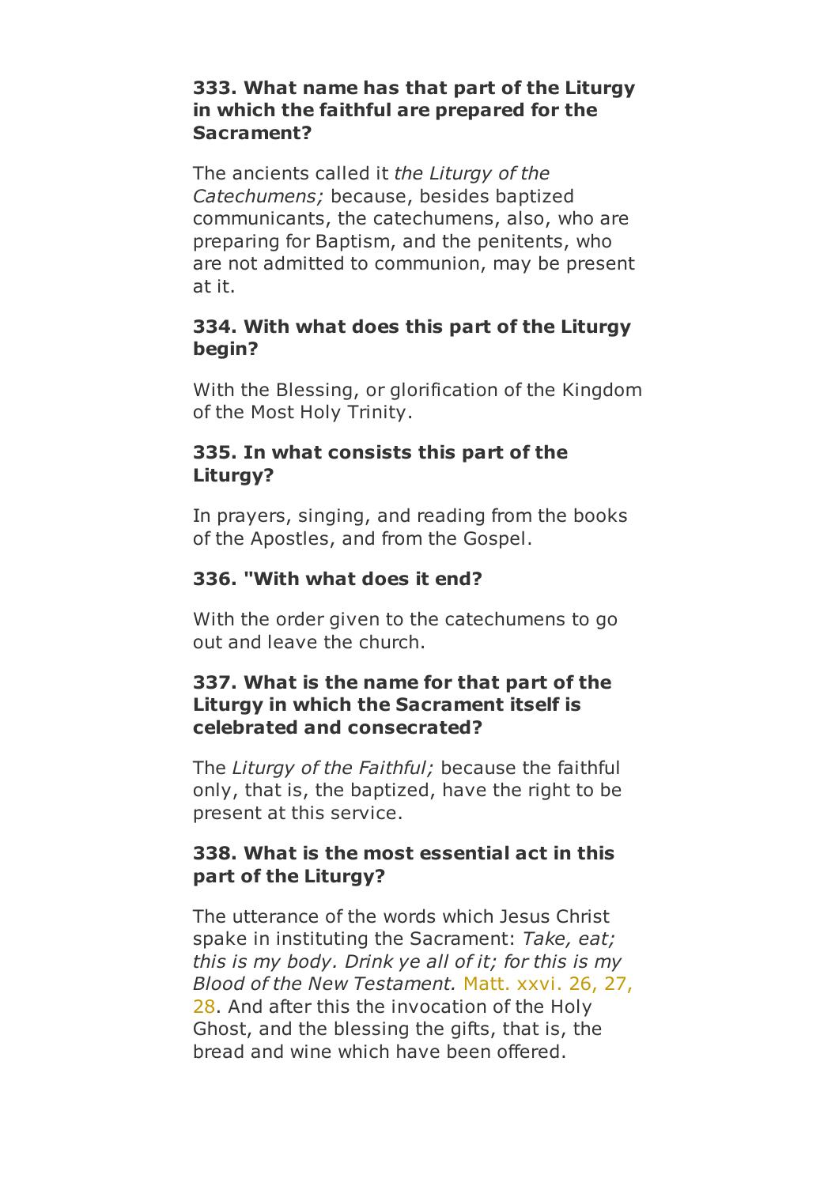**333. What name has that part of the Liturgy in which the faithful are prepared for the Sacrament?**

The ancients called it *the Liturgy of the Catechumens;* because, besides baptized communicants, the catechumens, also, who are preparing for Baptism, and the penitents, who are not admitted to communion, may be present at it.

**334. With what does this part of the Liturgy begin?**

With the Blessing, or glorification of the Kingdom of the Most Holy Trinity.

**335. In what consists this part of the Liturgy?**

In prayers, singing, and reading from the books of the Apostles, and from the Gospel.

**336. "With what does it end?**

With the order given to the catechumens to go out and leave the church.

**337. What is the name for that part of the Liturgy in which the Sacrament itself is celebrated and consecrated?**

The *Liturgy of the Faithful;* because the faithful only, that is, the baptized, have the right to be present at this service.

**338. What is the most essential act in this part of the Liturgy?**

The utterance of the words which Jesus Christ spake in instituting the Sacrament: *Take, eat; this is my body. Drink ye all of it; for this is my Blood of the New Testament.* Matt. xxvi. 26, 27, 28. And after this the invocation of the Holy Ghost, and the blessing the gifts, that is, the bread and wine which have been offered.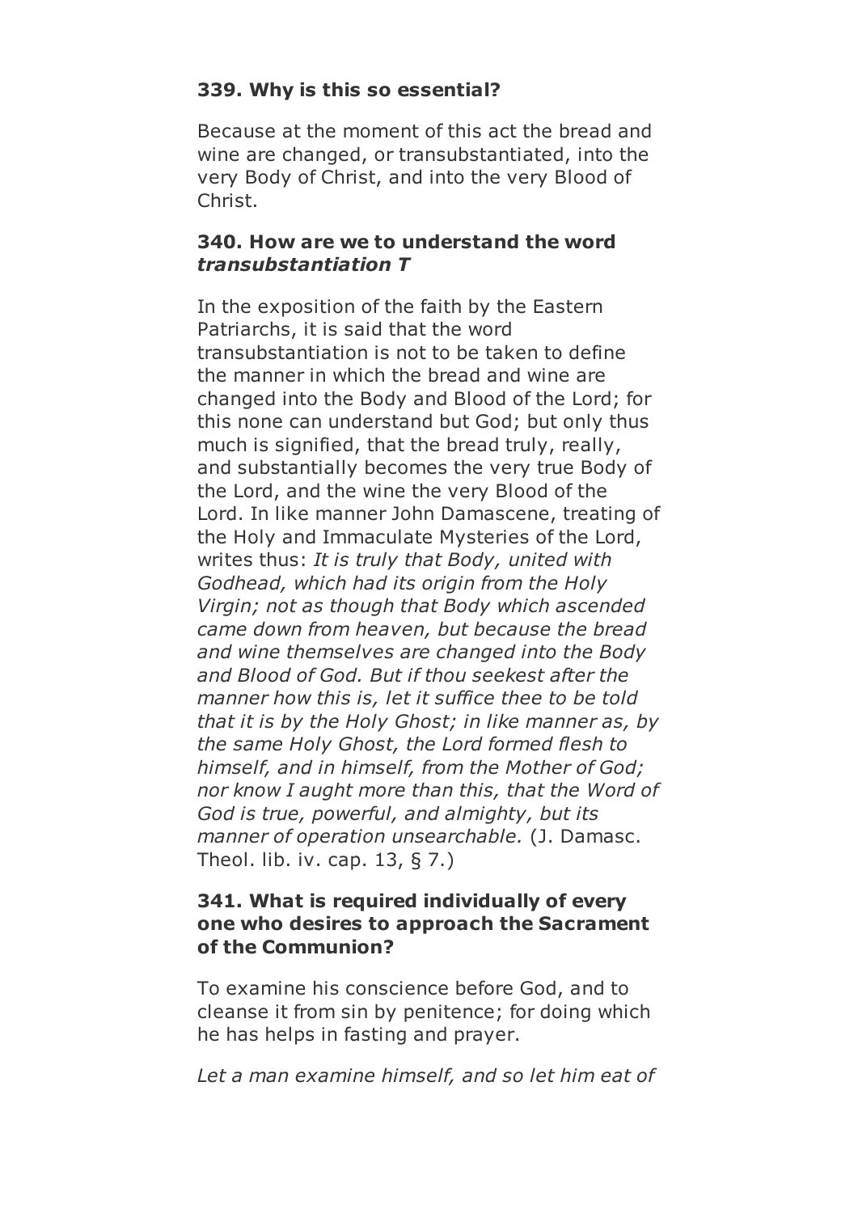**339. Why is this so essential?**

Because at the moment of this act the bread and wine are changed, or transubstantiated, into the very Body of Christ, and into the very Blood of Christ.

**340. How are we to understand the word *transubstantiation T***

In the exposition of the faith by the Eastern Patriarchs, it is said that the word transubstantiation is not to be taken to define the manner in which the bread and wine are changed into the Body and Blood of the Lord; for this none can understand but God; but only thus much is signified, that the bread truly, really, and substantially becomes the very true Body of the Lord, and the wine the very Blood of the Lord. In like manner John Damascene, treating of the Holy and Immaculate Mysteries of the Lord, writes thus: *It is truly that Body, united with Godhead, which had its origin from the Holy Virgin; not as though that Body which ascended came down from heaven, but because the bread and wine themselves are changed into the Body and Blood of God. But if thou seekest after the manner how this is, let it suffice thee to be told that it is by the Holy Ghost; in like manner as, by the same Holy Ghost, the Lord formed flesh to himself, and in himself, from the Mother of God; nor know I aught more than this, that the Word of God is true, powerful, and almighty, but its manner of operation unsearchable.* (J. Damasc. Theol. lib. iv. cap. 13, § 7.)

**341. What is required individually of every one who desires to approach the Sacrament of the Communion?**

To examine his conscience before God, and to cleanse it from sin by penitence; for doing which he has helps in fasting and prayer.

*Let a man examine himself, and so let him eat of*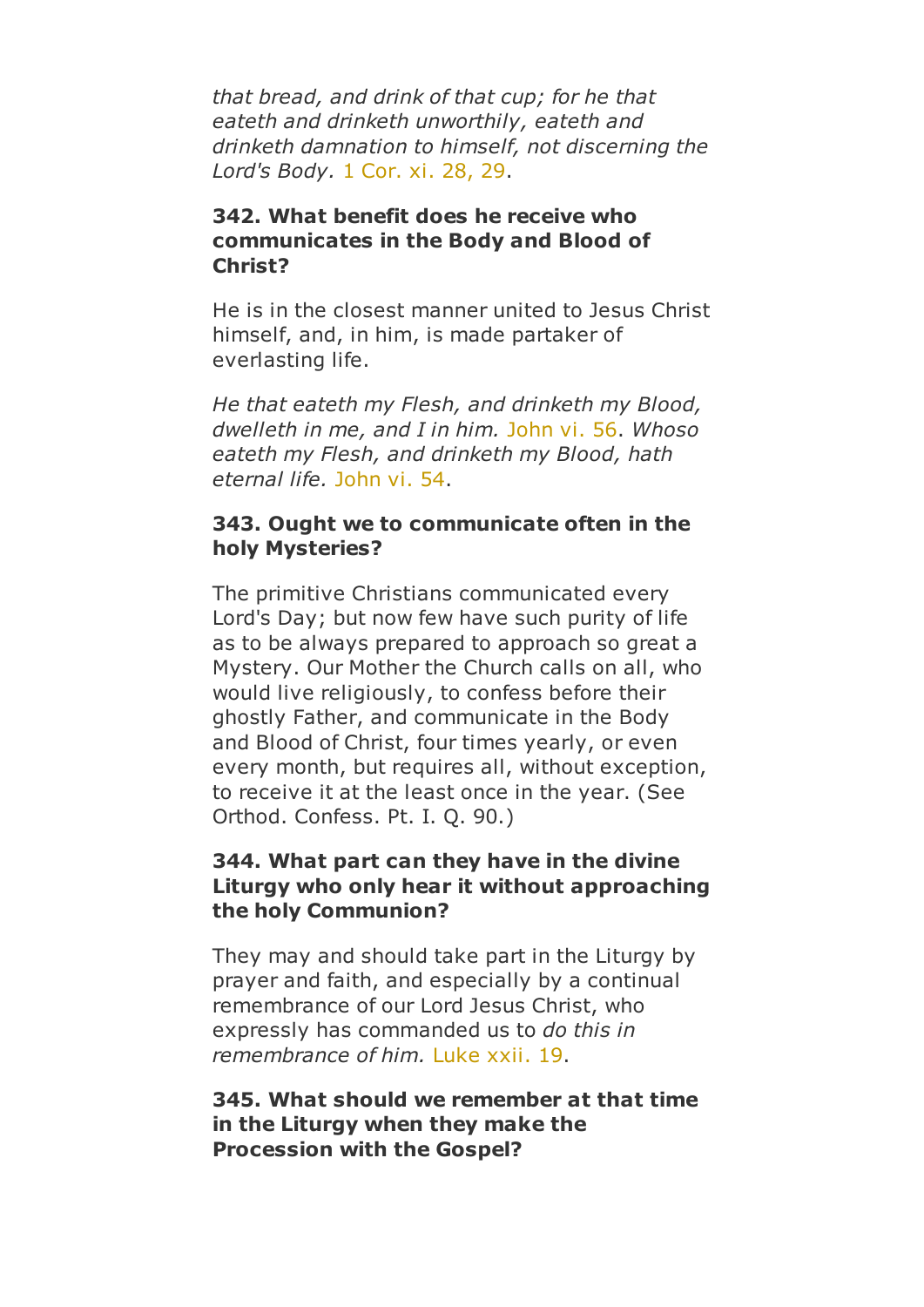*that bread, and drink of that cup; for he that eateth and drinketh unworthily, eateth and drinketh damnation to himself, not discerning the Lord's Body.* 1 Cor. xi. 28, 29.

**342. What benefit does he receive who communicates in the Body and Blood of Christ?**

He is in the closest manner united to Jesus Christ himself, and, in him, is made partaker of everlasting life.

*He that eateth my Flesh, and drinketh my Blood, dwelleth in me, and I in him.* John vi. 56. *Whoso eateth my Flesh, and drinketh my Blood, hath eternal life.* John vi. 54.

**343. Ought we to communicate often in the holy Mysteries?**

The primitive Christians communicated every Lord's Day; but now few have such purity of life as to be always prepared to approach so great a Mystery. Our Mother the Church calls on all, who would live religiously, to confess before their ghostly Father, and communicate in the Body and Blood of Christ, four times yearly, or even every month, but requires all, without exception, to receive it at the least once in the year. (See Orthod. Confess. Pt. I. Q. 90.)

**344. What part can they have in the divine Liturgy who only hear it without approaching the holy Communion?**

They may and should take part in the Liturgy by prayer and faith, and especially by a continual remembrance of our Lord Jesus Christ, who expressly has commanded us to *do this in remembrance of him.* Luke xxii. 19.

**345. What should we remember at that time in the Liturgy when they make the Procession with the Gospel?**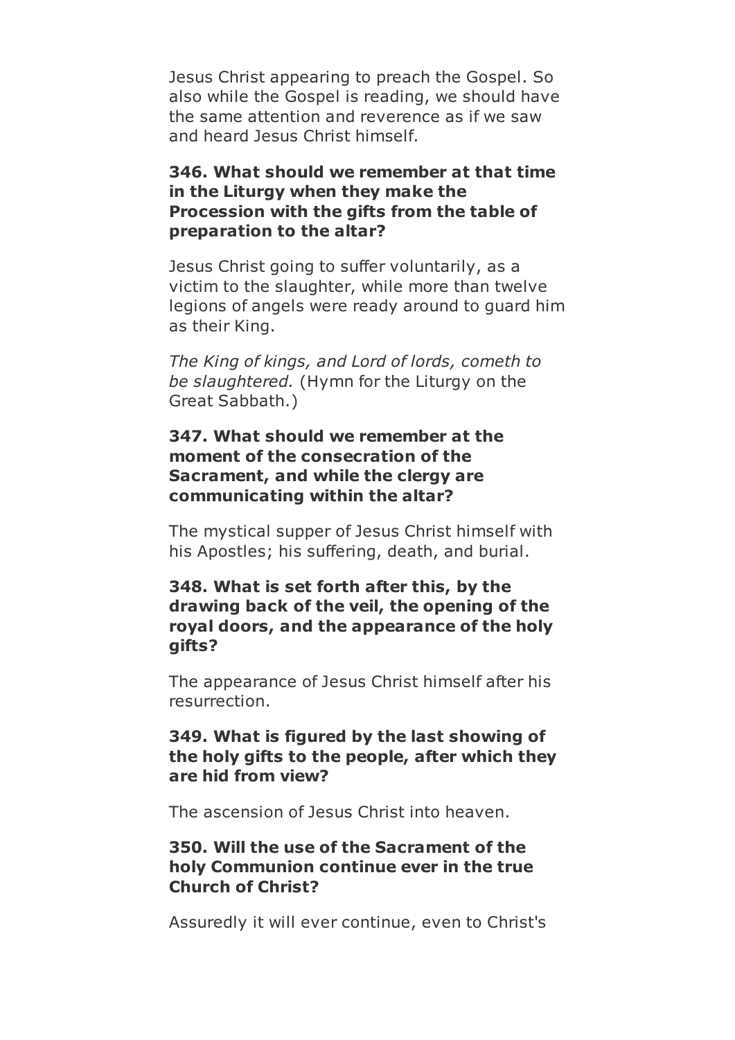Jesus Christ appearing to preach the Gospel. So also while the Gospel is reading, we should have the same attention and reverence as if we saw and heard Jesus Christ himself.

**346. What should we remember at that time in the Liturgy when they make the Procession with the gifts from the table of preparation to the altar?**

Jesus Christ going to suffer voluntarily, as a victim to the slaughter, while more than twelve legions of angels were ready around to guard him as their King.

*The King of kings, and Lord of lords, cometh to be slaughtered.* (Hymn for the Liturgy on the Great Sabbath.)

**347. What should we remember at the moment of the consecration of the Sacrament, and while the clergy are communicating within the altar?**

The mystical supper of Jesus Christ himself with his Apostles; his suffering, death, and burial.

**348. What is set forth after this, by the drawing back of the veil, the opening of the royal doors, and the appearance of the holy gifts?**

The appearance of Jesus Christ himself after his resurrection.

**349. What is figured by the last showing of the holy gifts to the people, after which they are hid from view?**

The ascension of Jesus Christ into heaven.

**350. Will the use of the Sacrament of the holy Communion continue ever in the true Church of Christ?**

Assuredly it will ever continue, even to Christ's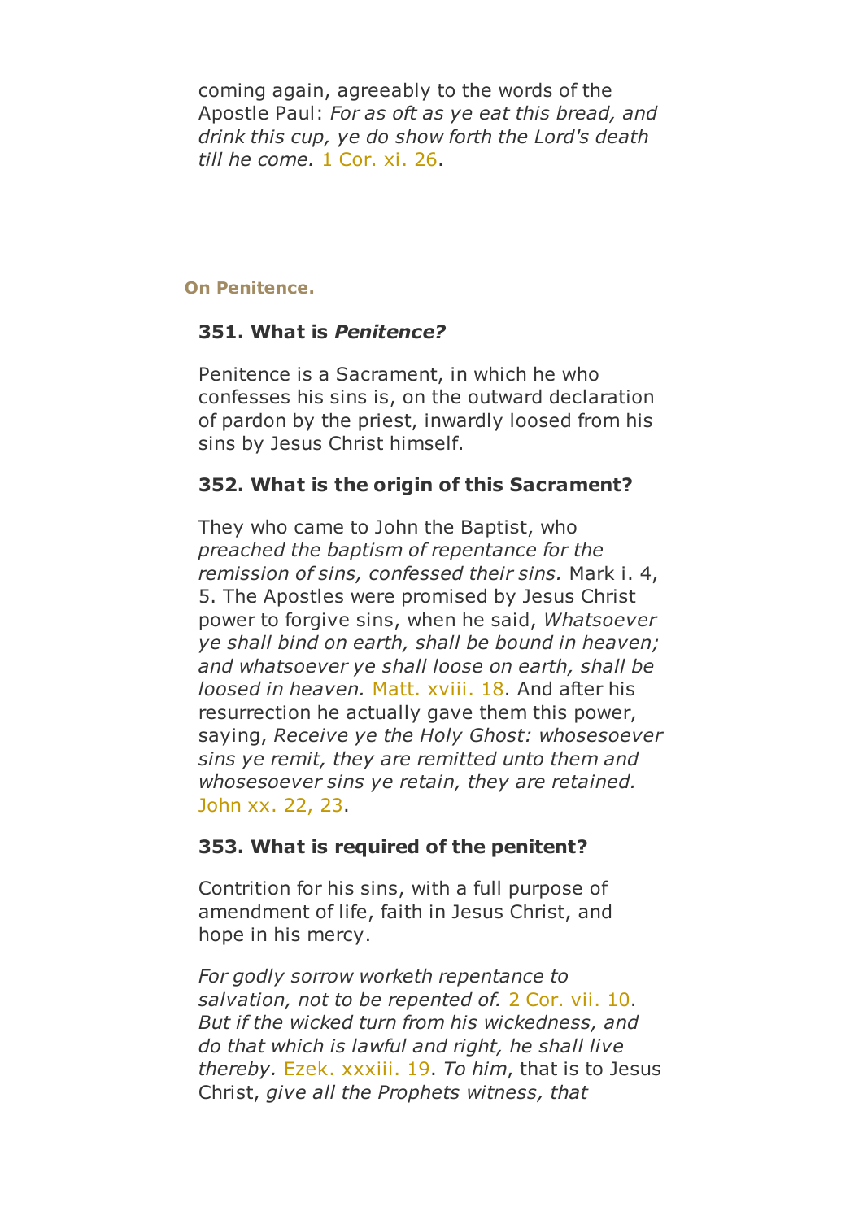coming again, agreeably to the words of the Apostle Paul: *For as oft as ye eat this bread, and drink this cup, ye do show forth the Lord's death till he come.* 1 Cor. xi. 26.

### On Penitence.

**351. What is *Penitence?***

Penitence is a Sacrament, in which he who confesses his sins is, on the outward declaration of pardon by the priest, inwardly loosed from his sins by Jesus Christ himself.

**352. What is the origin of this Sacrament?**

They who came to John the Baptist, who *preached the baptism of repentance for the remission of sins, confessed their sins.* Mark i. 4, 5. The Apostles were promised by Jesus Christ power to forgive sins, when he said, *Whatsoever ye shall bind on earth, shall be bound in heaven; and whatsoever ye shall loose on earth, shall be loosed in heaven.* Matt. xviii. 18. And after his resurrection he actually gave them this power, saying, *Receive ye the Holy Ghost: whosesoever sins ye remit, they are remitted unto them and whosesoever sins ye retain, they are retained.* John xx. 22, 23.

**353. What is required of the penitent?**

Contrition for his sins, with a full purpose of amendment of life, faith in Jesus Christ, and hope in his mercy.

*For godly sorrow worketh repentance to salvation, not to be repented of.* 2 Cor. vii. 10. *But if the wicked turn from his wickedness, and do that which is lawful and right, he shall live thereby.* Ezek. xxxiii. 19. *To him*, that is to Jesus Christ, *give all the Prophets witness, that*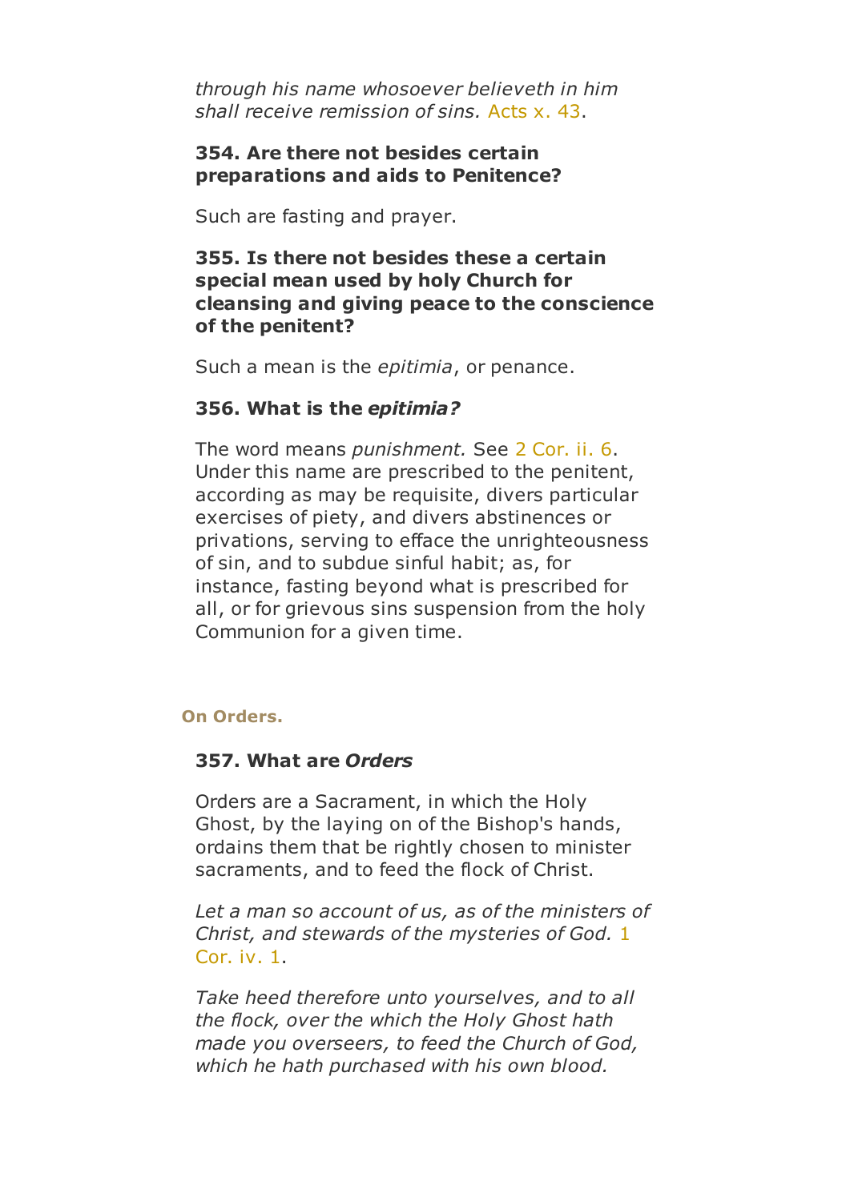*through his name whosoever believeth in him shall receive remission of sins.* Acts x. 43.

**354. Are there not besides certain preparations and aids to Penitence?**

Such are fasting and prayer.

**355. Is there not besides these a certain special mean used by holy Church for cleansing and giving peace to the conscience of the penitent?**

Such a mean is the *epitimia*, or penance.

**356. What is the *epitimia?***

The word means *punishment.* See 2 Cor. ii. 6. Under this name are prescribed to the penitent, according as may be requisite, divers particular exercises of piety, and divers abstinences or privations, serving to efface the unrighteousness of sin, and to subdue sinful habit; as, for instance, fasting beyond what is prescribed for all, or for grievous sins suspension from the holy Communion for a given time.

## On Orders.

**357. What are *Orders***

Orders are a Sacrament, in which the Holy Ghost, by the laying on of the Bishop's hands, ordains them that be rightly chosen to minister sacraments, and to feed the flock of Christ.

*Let a man so account of us, as of the ministers of Christ, and stewards of the mysteries of God.* 1 Cor. iv. 1.

*Take heed therefore unto yourselves, and to all the flock, over the which the Holy Ghost hath made you overseers, to feed the Church of God, which he hath purchased with his own blood.*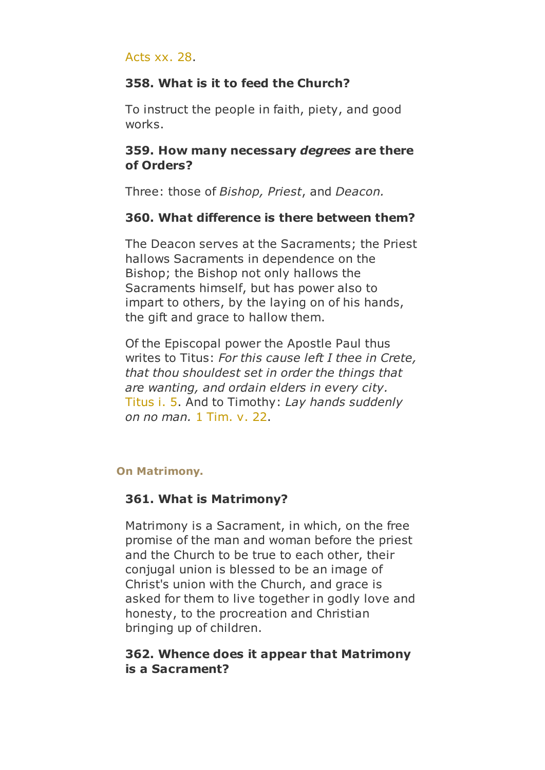Acts xx. 28.

**358. What is it to feed the Church?**

To instruct the people in faith, piety, and good works.

**359. How many necessary *degrees* are there of Orders?**

Three: those of *Bishop, Priest*, and *Deacon.*

**360. What difference is there between them?**

The Deacon serves at the Sacraments; the Priest hallows Sacraments in dependence on the Bishop; the Bishop not only hallows the Sacraments himself, but has power also to impart to others, by the laying on of his hands, the gift and grace to hallow them.

Of the Episcopal power the Apostle Paul thus writes to Titus: *For this cause left I thee in Crete, that thou shouldest set in order the things that are wanting, and ordain elders in every city.* Titus i. 5. And to Timothy: *Lay hands suddenly on no man.* 1 Tim. v. 22.

## On Matrimony.

**361. What is Matrimony?**

Matrimony is a Sacrament, in which, on the free promise of the man and woman before the priest and the Church to be true to each other, their conjugal union is blessed to be an image of Christ's union with the Church, and grace is asked for them to live together in godly love and honesty, to the procreation and Christian bringing up of children.

**362. Whence does it appear that Matrimony is a Sacrament?**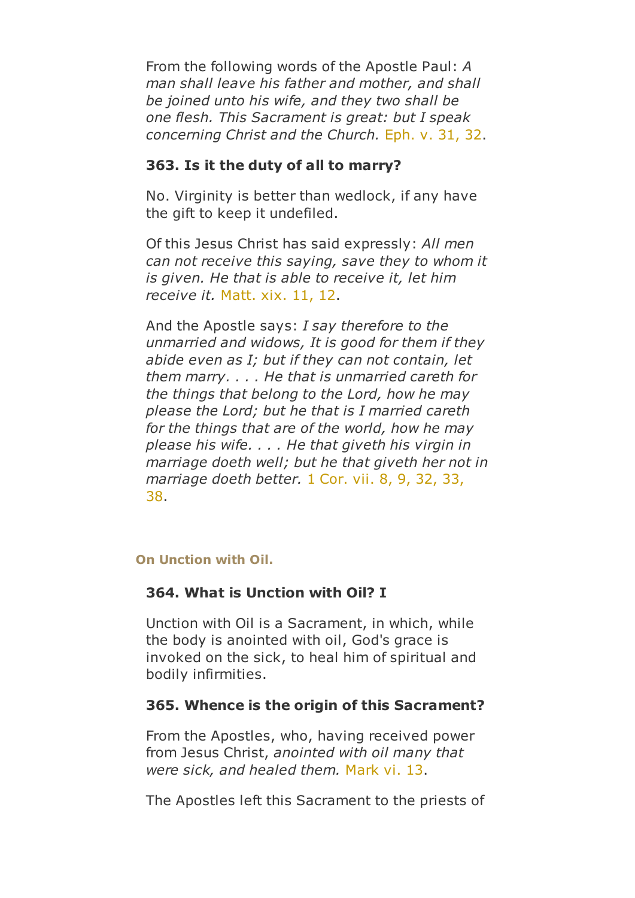From the following words of the Apostle Paul: *A man shall leave his father and mother, and shall be joined unto his wife, and they two shall be one flesh. This Sacrament is great: but I speak concerning Christ and the Church.* Eph. v. 31, 32.

**363. Is it the duty of all to marry?**

No. Virginity is better than wedlock, if any have the gift to keep it undefiled.

Of this Jesus Christ has said expressly: *All men can not receive this saying, save they to whom it is given. He that is able to receive it, let him receive it.* Matt. xix. 11, 12.

And the Apostle says: *I say therefore to the unmarried and widows, It is good for them if they abide even as I; but if they can not contain, let them marry. . . . He that is unmarried careth for the things that belong to the Lord, how he may please the Lord; but he that is I married careth for the things that are of the world, how he may please his wife. . . . He that giveth his virgin in marriage doeth well; but he that giveth her not in marriage doeth better.* 1 Cor. vii. 8, 9, 32, 33, 38.

## On Unction with Oil.

**364. What is Unction with Oil? I**

Unction with Oil is a Sacrament, in which, while the body is anointed with oil, God's grace is invoked on the sick, to heal him of spiritual and bodily infirmities.

**365. Whence is the origin of this Sacrament?**

From the Apostles, who, having received power from Jesus Christ, *anointed with oil many that were sick, and healed them.* Mark vi. 13.

The Apostles left this Sacrament to the priests of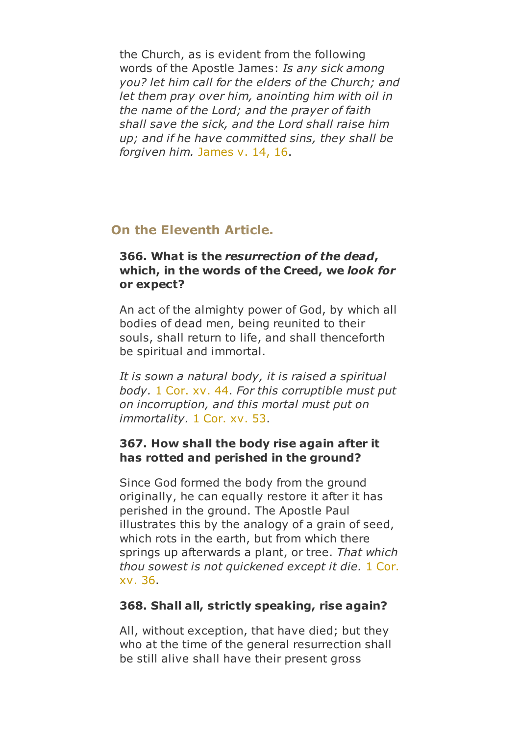the Church, as is evident from the following words of the Apostle James: *Is any sick among you? let him call for the elders of the Church; and let them pray over him, anointing him with oil in the name of the Lord; and the prayer of faith shall save the sick, and the Lord shall raise him up; and if he have committed sins, they shall be forgiven him.* James v. 14, 16.

## On the Eleventh Article.

**366. What is the *resurrection of the dead*, which, in the words of the Creed, we *look for* or expect?**

An act of the almighty power of God, by which all bodies of dead men, being reunited to their souls, shall return to life, and shall thenceforth be spiritual and immortal.

*It is sown a natural body, it is raised a spiritual body.* 1 Cor. xv. 44. *For this corruptible must put on incorruption, and this mortal must put on immortality.* 1 Cor. xv. 53.

**367. How shall the body rise again after it has rotted and perished in the ground?**

Since God formed the body from the ground originally, he can equally restore it after it has perished in the ground. The Apostle Paul illustrates this by the analogy of a grain of seed, which rots in the earth, but from which there springs up afterwards a plant, or tree. *That which thou sowest is not quickened except it die.* 1 Cor. xv. 36.

**368. Shall all, strictly speaking, rise again?**

All, without exception, that have died; but they who at the time of the general resurrection shall be still alive shall have their present gross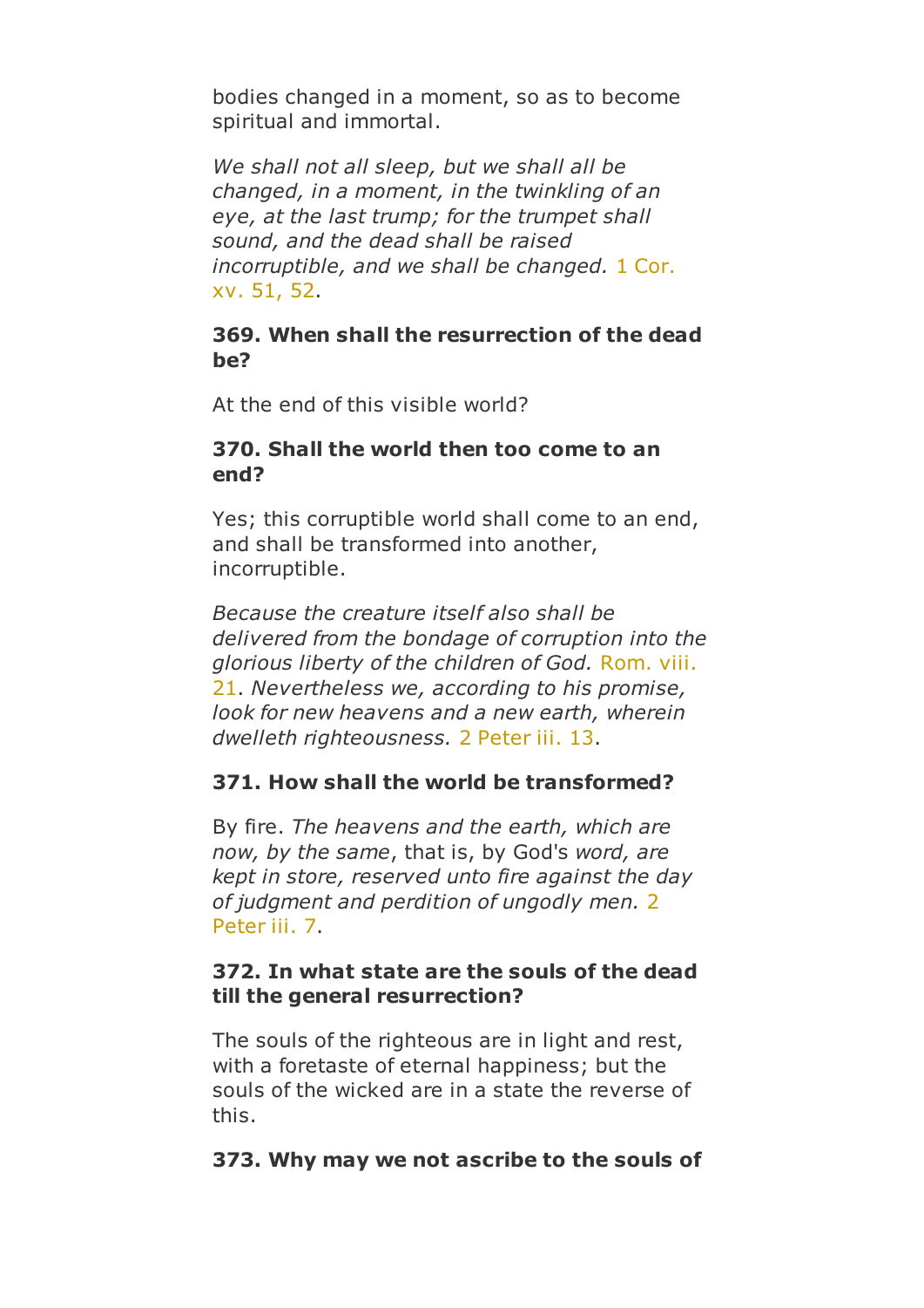bodies changed in a moment, so as to become spiritual and immortal.

*We shall not all sleep, but we shall all be changed, in a moment, in the twinkling of an eye, at the last trump; for the trumpet shall sound, and the dead shall be raised incorruptible, and we shall be changed.* 1 Cor. xv. 51, 52.

**369. When shall the resurrection of the dead be?**

At the end of this visible world?

**370. Shall the world then too come to an end?**

Yes; this corruptible world shall come to an end, and shall be transformed into another, incorruptible.

*Because the creature itself also shall be delivered from the bondage of corruption into the glorious liberty of the children of God.* Rom. viii. 21. *Nevertheless we, according to his promise, look for new heavens and a new earth, wherein dwelleth righteousness.* 2 Peter iii. 13.

**371. How shall the world be transformed?**

By fire. *The heavens and the earth, which are now, by the same*, that is, by God's *word, are kept in store, reserved unto fire against the day of judgment and perdition of ungodly men.* 2 Peter iii. 7.

**372. In what state are the souls of the dead till the general resurrection?**

The souls of the righteous are in light and rest, with a foretaste of eternal happiness; but the souls of the wicked are in a state the reverse of this.

**373. Why may we not ascribe to the souls of**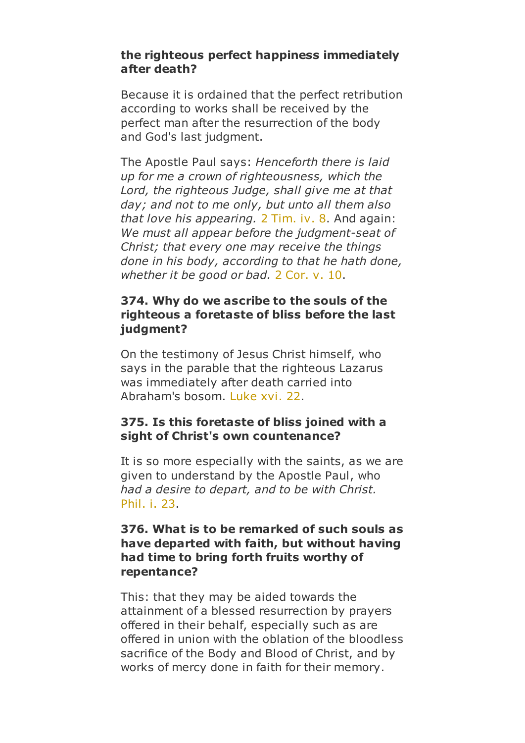**the righteous perfect happiness immediately after death?**

Because it is ordained that the perfect retribution according to works shall be received by the perfect man after the resurrection of the body and God's last judgment.

The Apostle Paul says: *Henceforth there is laid up for me a crown of righteousness, which the Lord, the righteous Judge, shall give me at that day; and not to me only, but unto all them also that love his appearing.* 2 Tim. iv. 8. And again: *We must all appear before the judgment-seat of Christ; that every one may receive the things done in his body, according to that he hath done, whether it be good or bad.* 2 Cor. v. 10.

### 374. Why do we ascribe to the souls of the righteous a foretaste of bliss before the last judgment?

On the testimony of Jesus Christ himself, who says in the parable that the righteous Lazarus was immediately after death carried into Abraham's bosom. Luke xvi. 22.

### 375. Is this foretaste of bliss joined with a sight of Christ's own countenance?

It is so more especially with the saints, as we are given to understand by the Apostle Paul, who *had a desire to depart, and to be with Christ.* Phil. i. 23.

### 376. What is to be remarked of such souls as have departed with faith, but without having had time to bring forth fruits worthy of repentance?

This: that they may be aided towards the attainment of a blessed resurrection by prayers offered in their behalf, especially such as are offered in union with the oblation of the bloodless sacrifice of the Body and Blood of Christ, and by works of mercy done in faith for their memory.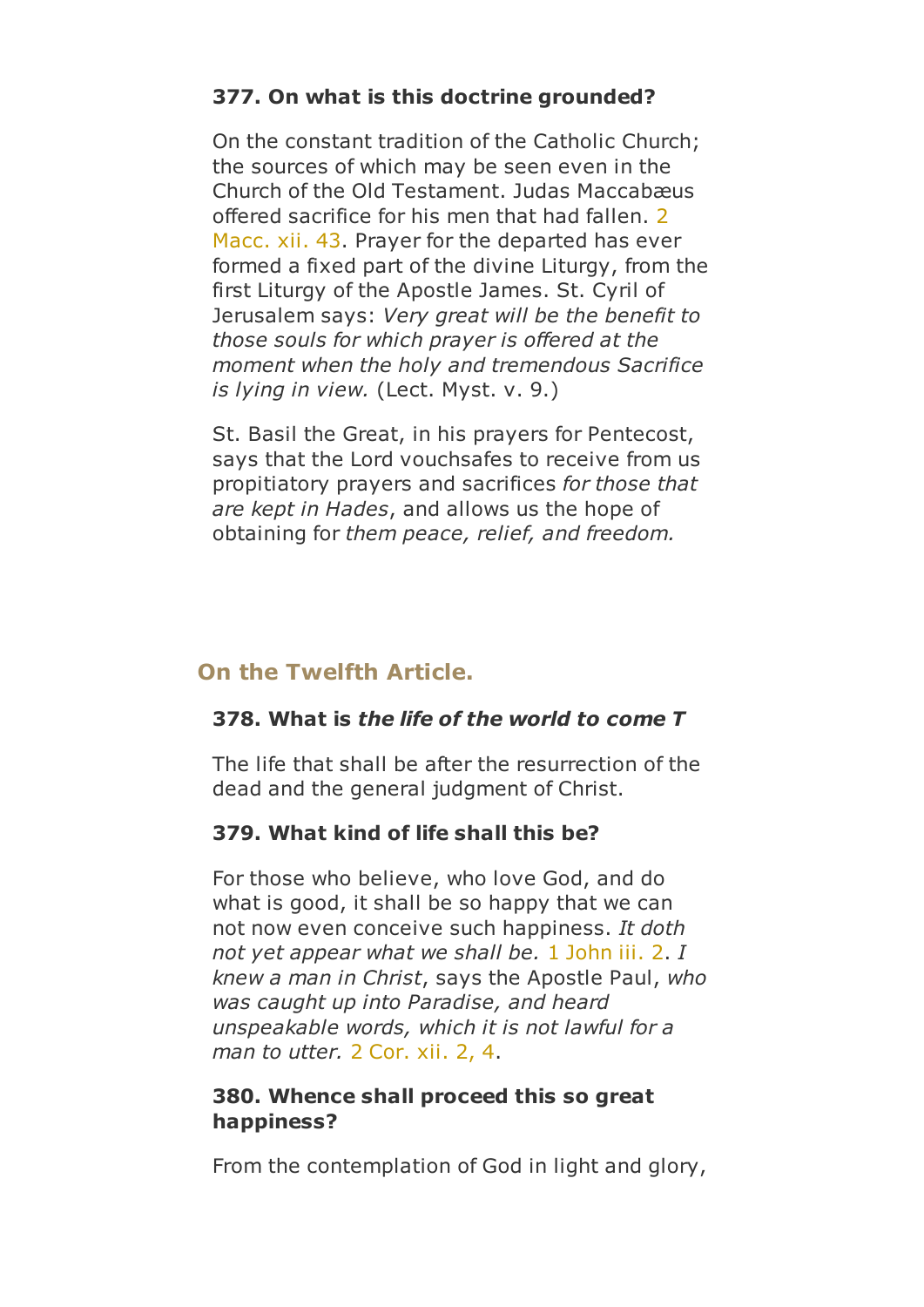**377. On what is this doctrine grounded?**

On the constant tradition of the Catholic Church; the sources of which may be seen even in the Church of the Old Testament. Judas Maccabæus offered sacrifice for his men that had fallen. 2 Macc. xii. 43. Prayer for the departed has ever formed a fixed part of the divine Liturgy, from the first Liturgy of the Apostle James. St. Cyril of Jerusalem says: *Very great will be the benefit to those souls for which prayer is offered at the moment when the holy and tremendous Sacrifice is lying in view.* (Lect. Myst. v. 9.)

St. Basil the Great, in his prayers for Pentecost, says that the Lord vouchsafes to receive from us propitiatory prayers and sacrifices *for those that are kept in Hades*, and allows us the hope of obtaining for *them peace, relief, and freedom.*

## On the Twelfth Article.

**378. What is *the life of the world to come T***

The life that shall be after the resurrection of the dead and the general judgment of Christ.

**379. What kind of life shall this be?**

For those who believe, who love God, and do what is good, it shall be so happy that we can not now even conceive such happiness. *It doth not yet appear what we shall be.* 1 John iii. 2. *I knew a man in Christ*, says the Apostle Paul, *who was caught up into Paradise, and heard unspeakable words, which it is not lawful for a man to utter.* 2 Cor. xii. 2, 4.

**380. Whence shall proceed this so great happiness?**

From the contemplation of God in light and glory,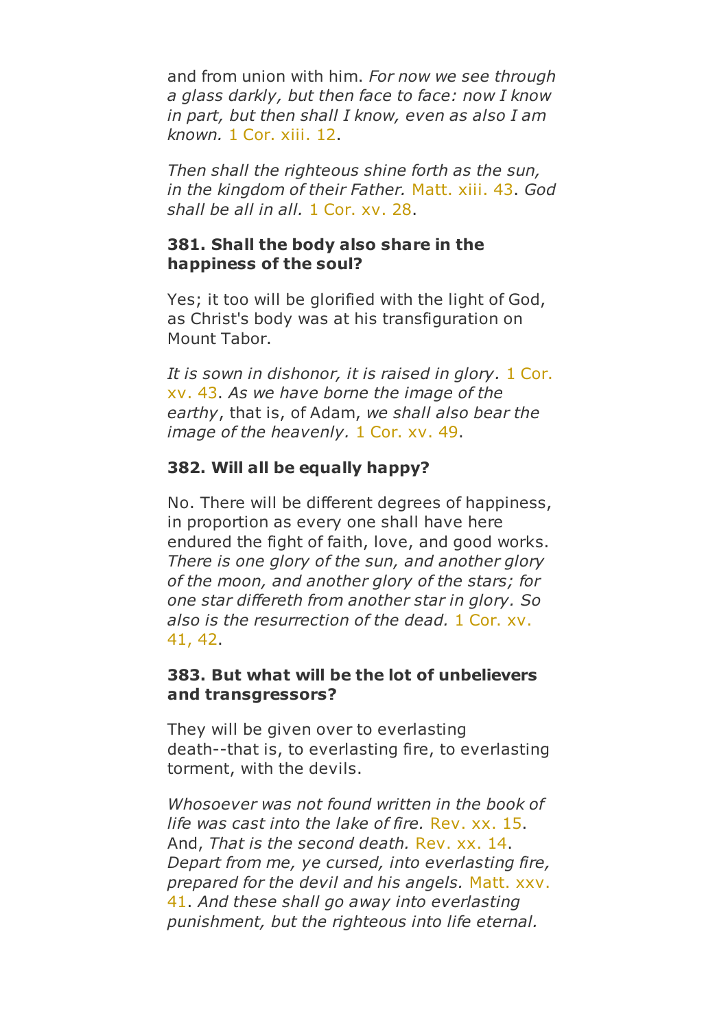and from union with him. *For now we see through a glass darkly, but then face to face: now I know in part, but then shall I know, even as also I am known.* 1 Cor. xiii. 12.

*Then shall the righteous shine forth as the sun, in the kingdom of their Father.* Matt. xiii. 43. *God shall be all in all.* 1 Cor. xv. 28.

**381. Shall the body also share in the happiness of the soul?**

Yes; it too will be glorified with the light of God, as Christ's body was at his transfiguration on Mount Tabor.

*It is sown in dishonor, it is raised in glory.* 1 Cor. xv. 43. *As we have borne the image of the earthy*, that is, of Adam, *we shall also bear the image of the heavenly.* 1 Cor. xv. 49.

**382. Will all be equally happy?**

No. There will be different degrees of happiness, in proportion as every one shall have here endured the fight of faith, love, and good works. *There is one glory of the sun, and another glory of the moon, and another glory of the stars; for one star differeth from another star in glory. So also is the resurrection of the dead.* 1 Cor. xv. 41, 42.

**383. But what will be the lot of unbelievers and transgressors?**

They will be given over to everlasting death--that is, to everlasting fire, to everlasting torment, with the devils.

*Whosoever was not found written in the book of life was cast into the lake of fire.* Rev. xx. 15. And, *That is the second death.* Rev. xx. 14. *Depart from me, ye cursed, into everlasting fire, prepared for the devil and his angels.* Matt. xxv. 41. *And these shall go away into everlasting punishment, but the righteous into life eternal.*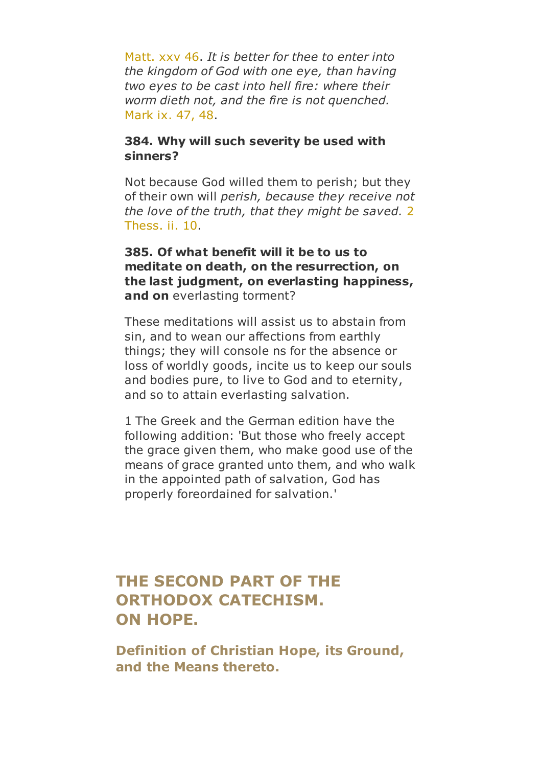Matt. xxv 46. *It is better for thee to enter into the kingdom of God with one eye, than having two eyes to be cast into hell fire: where their worm dieth not, and the fire is not quenched.* Mark ix. 47, 48.

**384. Why will such severity be used with sinners?**

Not because God willed them to perish; but they of their own will *perish, because they receive not the love of the truth, that they might be saved.* 2 Thess. ii. 10.

**385. Of what benefit will it be to us to meditate on death, on the resurrection, on the last judgment, on everlasting happiness, and on** everlasting torment?

These meditations will assist us to abstain from sin, and to wean our affections from earthly things; they will console ns for the absence or loss of worldly goods, incite us to keep our souls and bodies pure, to live to God and to eternity, and so to attain everlasting salvation.

1 The Greek and the German edition have the following addition: 'But those who freely accept the grace given them, who make good use of the means of grace granted unto them, and who walk in the appointed path of salvation, God has properly foreordained for salvation.'

# THE SECOND PART OF THE ORTHODOX CATECHISM. ON HOPE.

## Definition of Christian Hope, its Ground, and the Means thereto.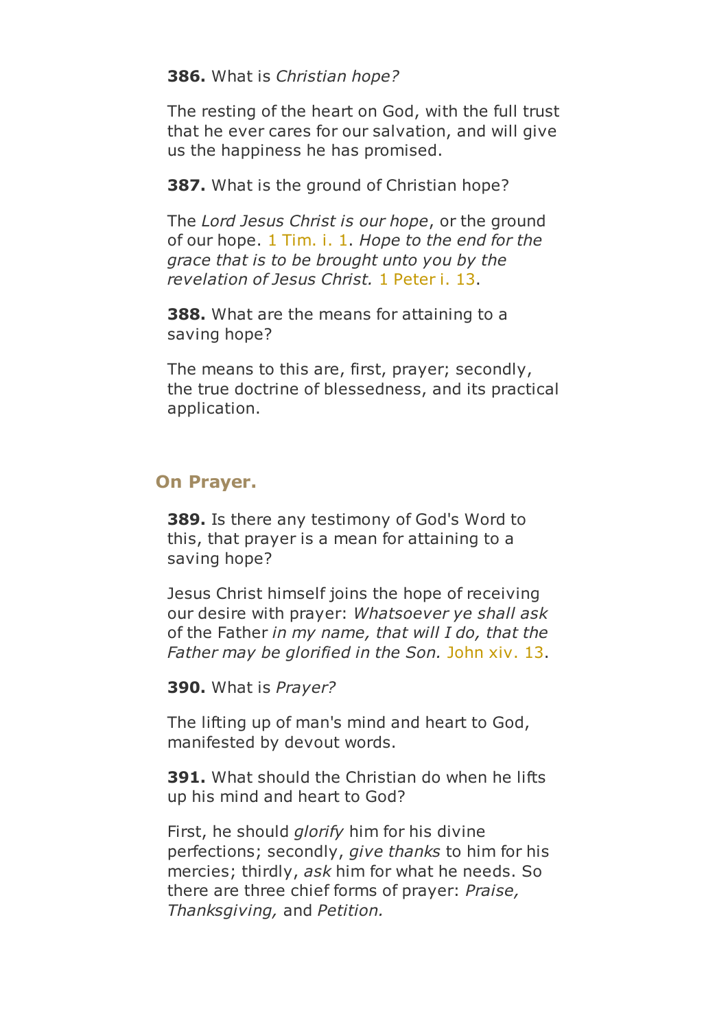**386.** What is *Christian hope?*

The resting of the heart on God, with the full trust that he ever cares for our salvation, and will give us the happiness he has promised.

**387.** What is the ground of Christian hope?

The *Lord Jesus Christ is our hope*, or the ground of our hope. 1 Tim. i. 1. *Hope to the end for the grace that is to be brought unto you by the revelation of Jesus Christ.* 1 Peter i. 13.

**388.** What are the means for attaining to a saving hope?

The means to this are, first, prayer; secondly, the true doctrine of blessedness, and its practical application.

## On Prayer.

**389.** Is there any testimony of God's Word to this, that prayer is a mean for attaining to a saving hope?

Jesus Christ himself joins the hope of receiving our desire with prayer: *Whatsoever ye shall ask* of the Father *in my name, that will I do, that the Father may be glorified in the Son.* John xiv. 13.

**390.** What is *Prayer?*

The lifting up of man's mind and heart to God, manifested by devout words.

**391.** What should the Christian do when he lifts up his mind and heart to God?

First, he should *glorify* him for his divine perfections; secondly, *give thanks* to him for his mercies; thirdly, *ask* him for what he needs. So there are three chief forms of prayer: *Praise, Thanksgiving,* and *Petition.*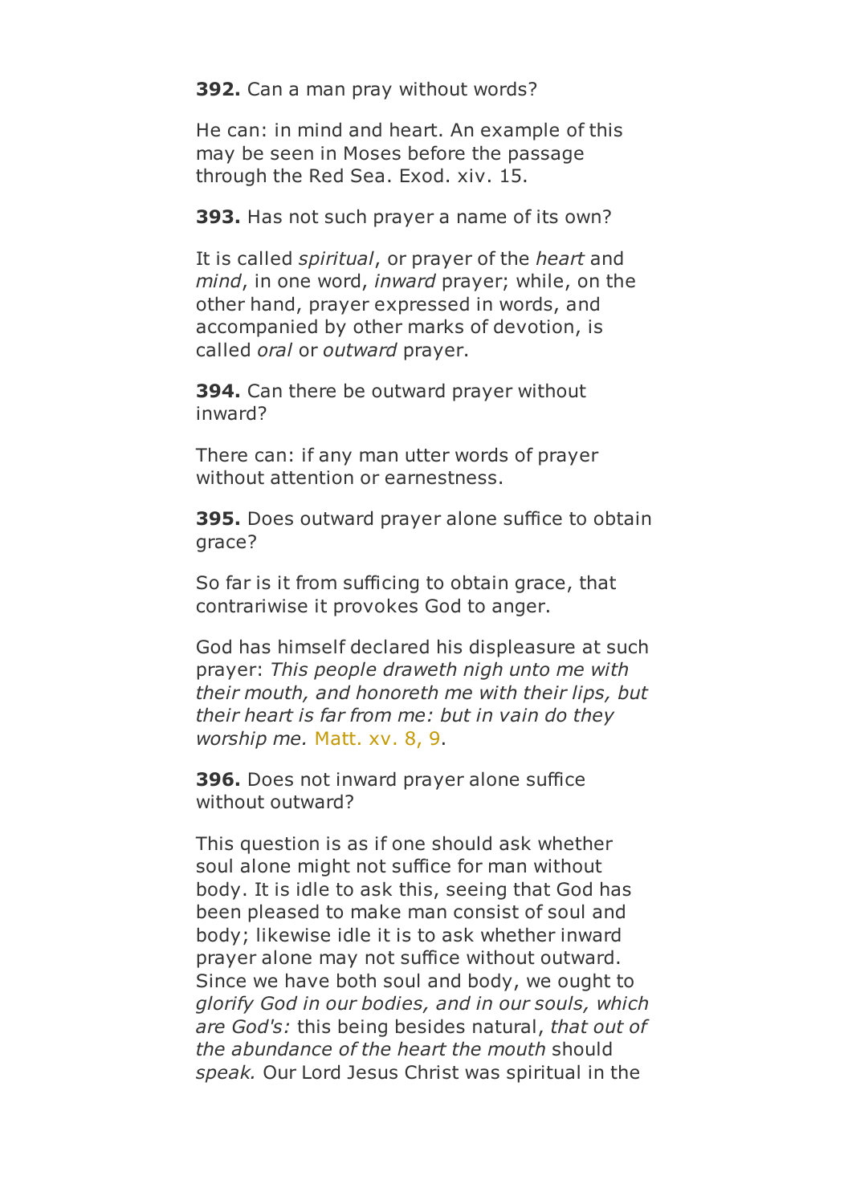**392.** Can a man pray without words?

He can: in mind and heart. An example of this may be seen in Moses before the passage through the Red Sea. Exod. xiv. 15.

**393.** Has not such prayer a name of its own?

It is called *spiritual*, or prayer of the *heart* and *mind*, in one word, *inward* prayer; while, on the other hand, prayer expressed in words, and accompanied by other marks of devotion, is called *oral* or *outward* prayer.

**394.** Can there be outward prayer without inward?

There can: if any man utter words of prayer without attention or earnestness.

**395.** Does outward prayer alone suffice to obtain grace?

So far is it from sufficing to obtain grace, that contrariwise it provokes God to anger.

God has himself declared his displeasure at such prayer: *This people draweth nigh unto me with their mouth, and honoreth me with their lips, but their heart is far from me: but in vain do they worship me.* Matt. xv. 8, 9.

**396.** Does not inward prayer alone suffice without outward?

This question is as if one should ask whether soul alone might not suffice for man without body. It is idle to ask this, seeing that God has been pleased to make man consist of soul and body; likewise idle it is to ask whether inward prayer alone may not suffice without outward. Since we have both soul and body, we ought to *glorify God in our bodies, and in our souls, which are God's:* this being besides natural, *that out of the abundance of the heart the mouth* should *speak.* Our Lord Jesus Christ was spiritual in the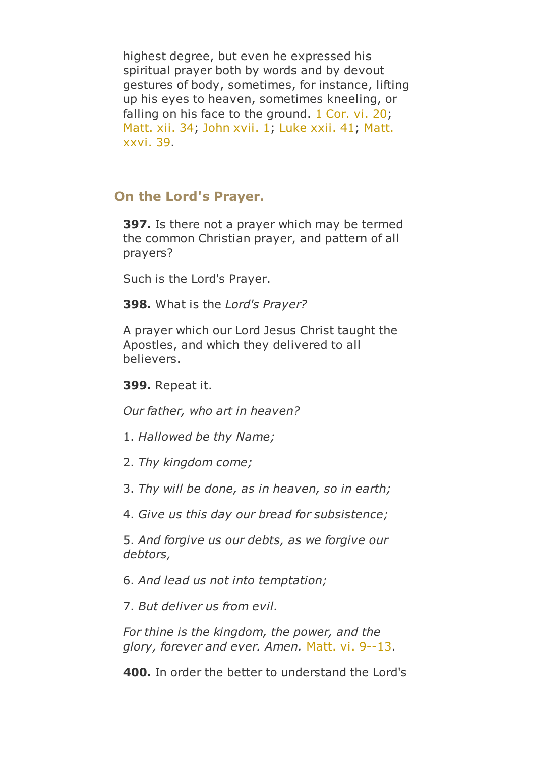highest degree, but even he expressed his spiritual prayer both by words and by devout gestures of body, sometimes, for instance, lifting up his eyes to heaven, sometimes kneeling, or falling on his face to the ground. 1 Cor. vi. 20; Matt. xii. 34; John xvii. 1; Luke xxii. 41; Matt. xxvi. 39.

## On the Lord's Prayer.

**397.** Is there not a prayer which may be termed the common Christian prayer, and pattern of all prayers?

Such is the Lord's Prayer.

**398.** What is the *Lord's Prayer?*

A prayer which our Lord Jesus Christ taught the Apostles, and which they delivered to all believers.

**399.** Repeat it.

*Our father, who art in heaven?*

1. *Hallowed be thy Name;*

2. *Thy kingdom come;*

3. *Thy will be done, as in heaven, so in earth;*

4. *Give us this day our bread for subsistence;*

5. *And forgive us our debts, as we forgive our debtors,*

6. *And lead us not into temptation;*

7. *But deliver us from evil.*

*For thine is the kingdom, the power, and the glory, forever and ever. Amen.* Matt. vi. 9--13.

**400.** In order the better to understand the Lord's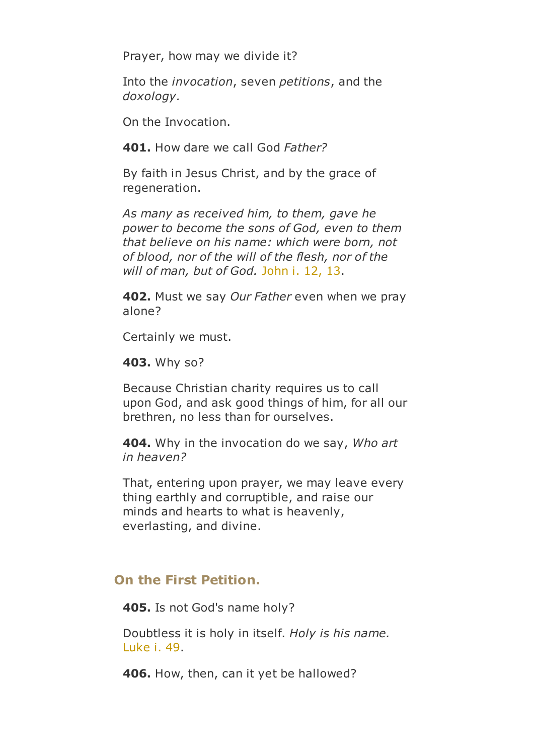Prayer, how may we divide it?

Into the *invocation*, seven *petitions*, and the *doxology.*

On the Invocation.

**401.** How dare we call God *Father?*

By faith in Jesus Christ, and by the grace of regeneration.

*As many as received him, to them, gave he power to become the sons of God, even to them that believe on his name: which were born, not of blood, nor of the will of the flesh, nor of the will of man, but of God.* John i. 12, 13.

**402.** Must we say *Our Father* even when we pray alone?

Certainly we must.

**403.** Why so?

Because Christian charity requires us to call upon God, and ask good things of him, for all our brethren, no less than for ourselves.

**404.** Why in the invocation do we say, *Who art in heaven?*

That, entering upon prayer, we may leave every thing earthly and corruptible, and raise our minds and hearts to what is heavenly, everlasting, and divine.

## On the First Petition.

**405.** Is not God's name holy?

Doubtless it is holy in itself. *Holy is his name.* Luke i. 49.

**406.** How, then, can it yet be hallowed?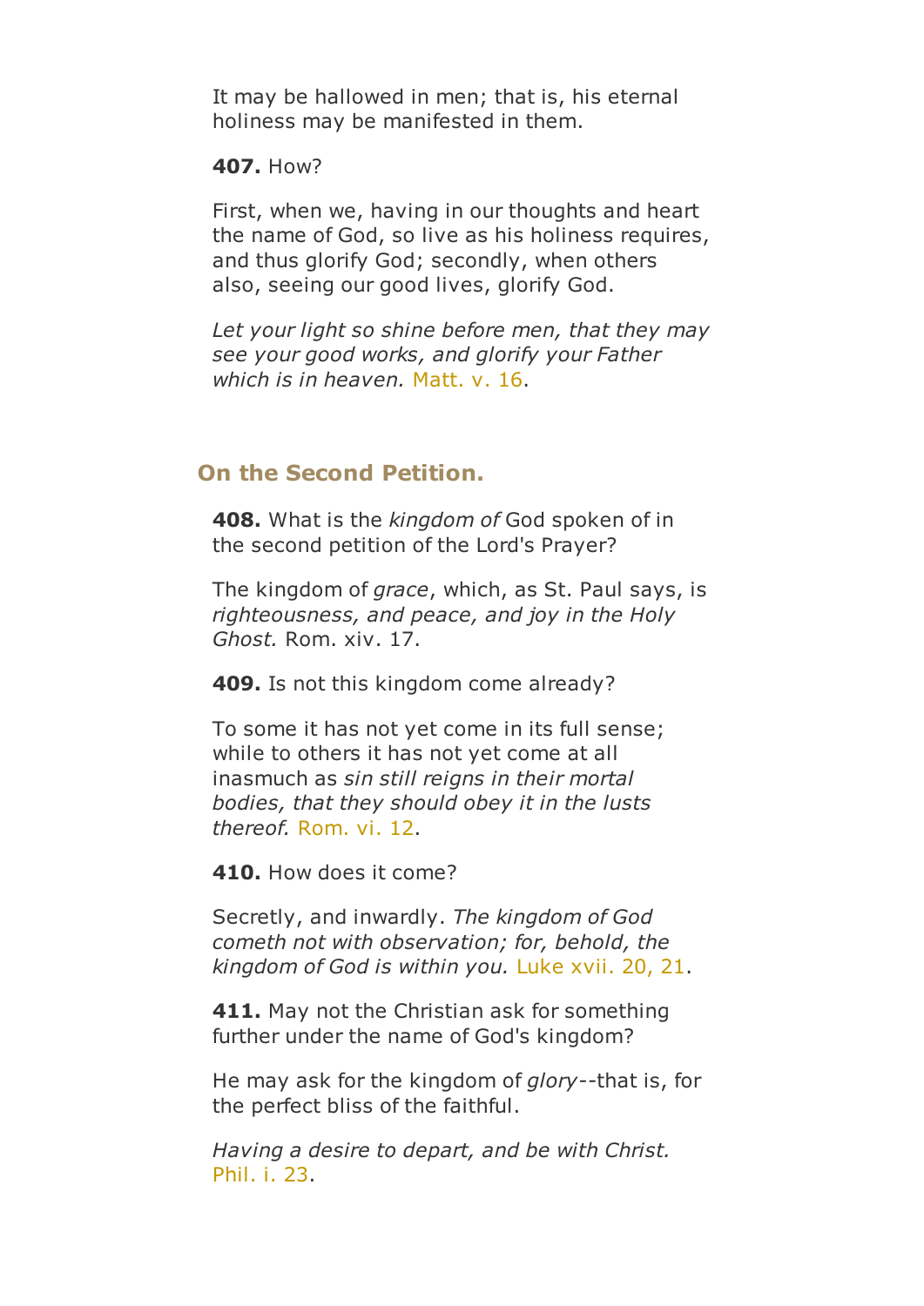It may be hallowed in men; that is, his eternal holiness may be manifested in them.

**407.** How?

First, when we, having in our thoughts and heart the name of God, so live as his holiness requires, and thus glorify God; secondly, when others also, seeing our good lives, glorify God.

*Let your light so shine before men, that they may see your good works, and glorify your Father which is in heaven.* Matt. v. 16.

## On the Second Petition.

**408.** What is the *kingdom of* God spoken of in the second petition of the Lord's Prayer?

The kingdom of *grace*, which, as St. Paul says, is *righteousness, and peace, and joy in the Holy Ghost.* Rom. xiv. 17.

**409.** Is not this kingdom come already?

To some it has not yet come in its full sense; while to others it has not yet come at all inasmuch as *sin still reigns in their mortal bodies, that they should obey it in the lusts thereof.* Rom. vi. 12.

**410.** How does it come?

Secretly, and inwardly. *The kingdom of God cometh not with observation; for, behold, the kingdom of God is within you.* Luke xvii. 20, 21.

**411.** May not the Christian ask for something further under the name of God's kingdom?

He may ask for the kingdom of *glory*--that is, for the perfect bliss of the faithful.

*Having a desire to depart, and be with Christ.* Phil. i. 23.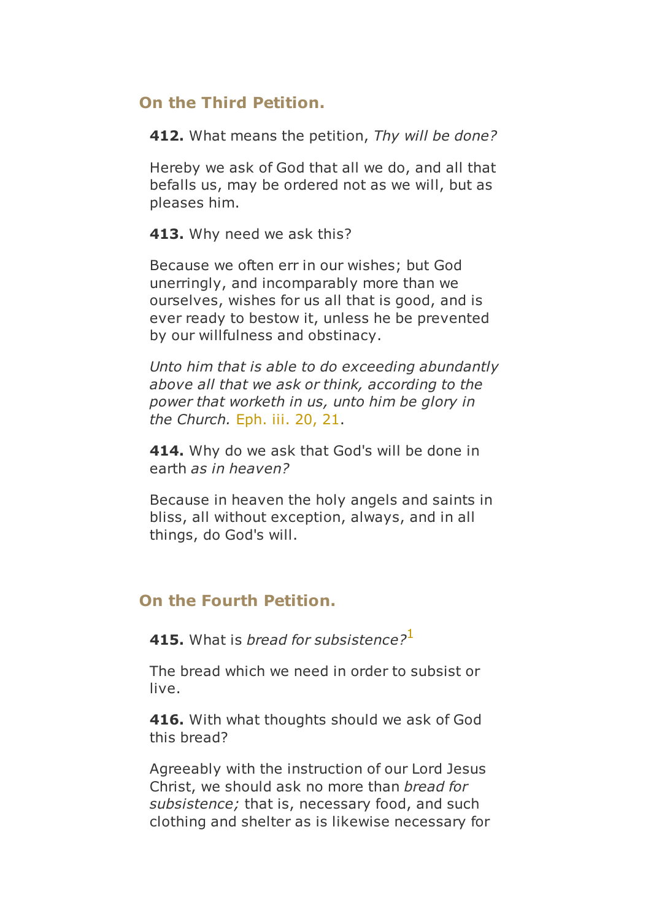## On the Third Petition.

**412.** What means the petition, *Thy will be done?*

Hereby we ask of God that all we do, and all that befalls us, may be ordered not as we will, but as pleases him.

**413.** Why need we ask this?

Because we often err in our wishes; but God unerringly, and incomparably more than we ourselves, wishes for us all that is good, and is ever ready to bestow it, unless he be prevented by our willfulness and obstinacy.

*Unto him that is able to do exceeding abundantly above all that we ask or think, according to the power that worketh in us, unto him be glory in the Church.* Eph. iii. 20, 21.

**414.** Why do we ask that God's will be done in earth *as in heaven?*

Because in heaven the holy angels and saints in bliss, all without exception, always, and in all things, do God's will.

## On the Fourth Petition.

**415.** What is *bread for subsistence?*[1]

The bread which we need in order to subsist or live.

**416.** With what thoughts should we ask of God this bread?

Agreeably with the instruction of our Lord Jesus Christ, we should ask no more than *bread for subsistence;* that is, necessary food, and such clothing and shelter as is likewise necessary for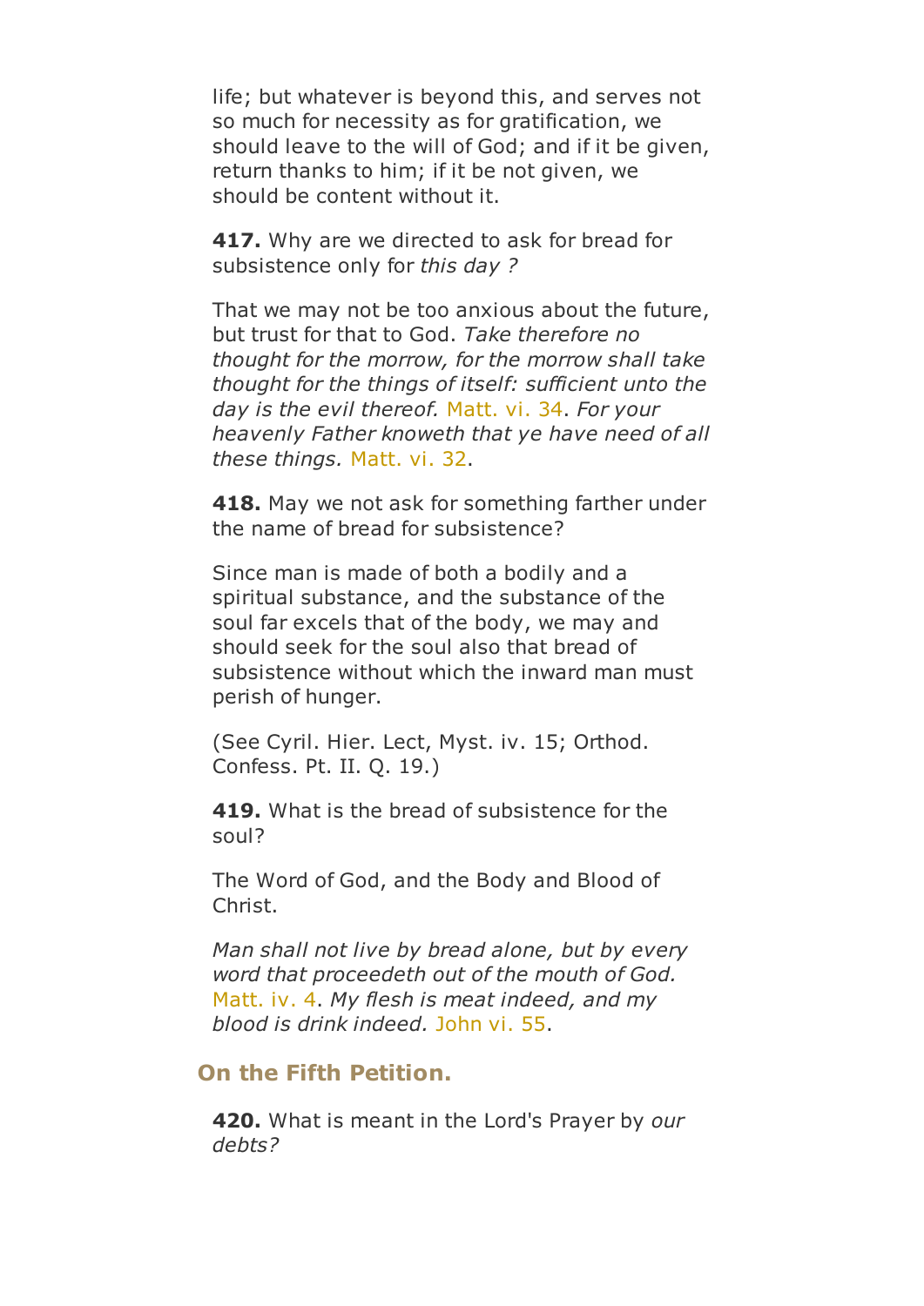life; but whatever is beyond this, and serves not so much for necessity as for gratification, we should leave to the will of God; and if it be given, return thanks to him; if it be not given, we should be content without it.

**417.** Why are we directed to ask for bread for subsistence only for *this day ?*

That we may not be too anxious about the future, but trust for that to God. *Take therefore no thought for the morrow, for the morrow shall take thought for the things of itself: sufficient unto the day is the evil thereof.* Matt. vi. 34. *For your heavenly Father knoweth that ye have need of all these things.* Matt. vi. 32.

**418.** May we not ask for something farther under the name of bread for subsistence?

Since man is made of both a bodily and a spiritual substance, and the substance of the soul far excels that of the body, we may and should seek for the soul also that bread of subsistence without which the inward man must perish of hunger.

(See Cyril. Hier. Lect, Myst. iv. 15; Orthod. Confess. Pt. II. Q. 19.)

**419.** What is the bread of subsistence for the soul?

The Word of God, and the Body and Blood of Christ.

*Man shall not live by bread alone, but by every word that proceedeth out of the mouth of God.* Matt. iv. 4. *My flesh is meat indeed, and my blood is drink indeed.* John vi. 55.

## On the Fifth Petition.

**420.** What is meant in the Lord's Prayer by *our debts?*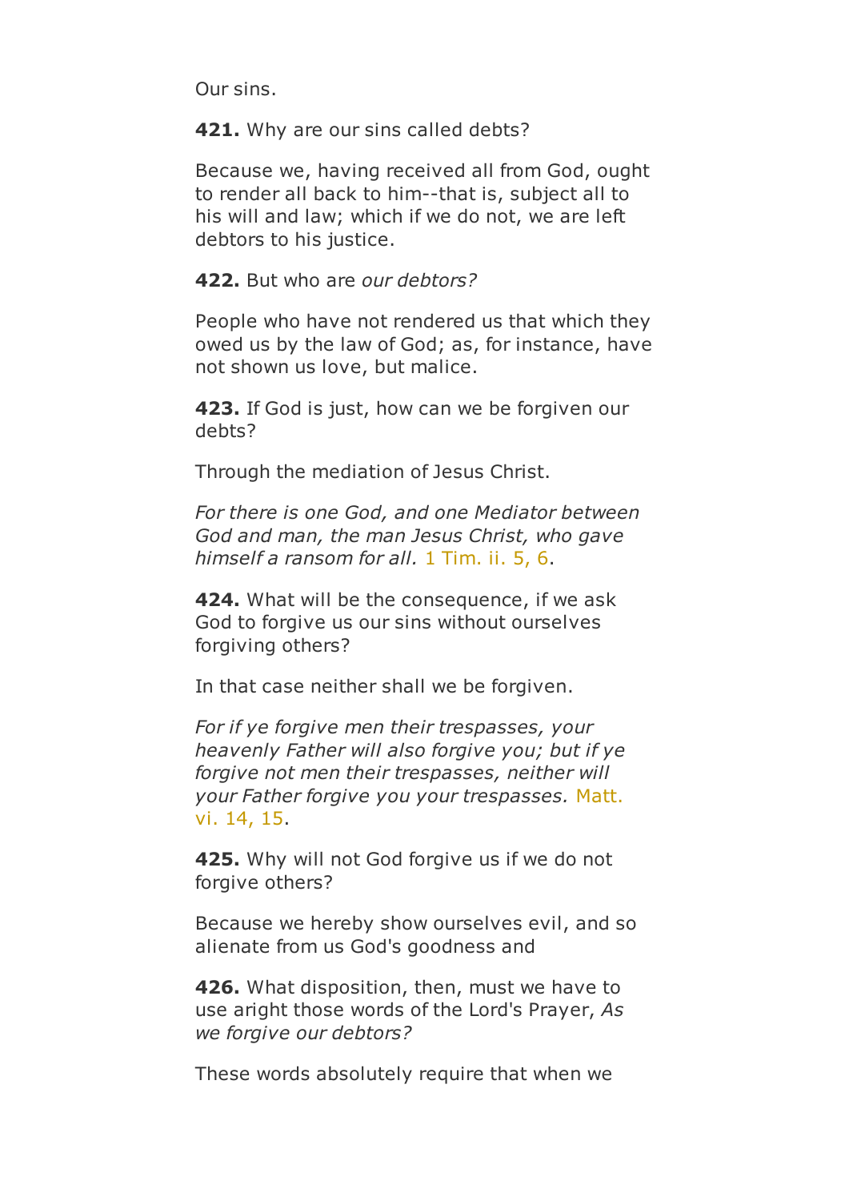Our sins.

**421.** Why are our sins called debts?

Because we, having received all from God, ought to render all back to him--that is, subject all to his will and law; which if we do not, we are left debtors to his justice.

**422.** But who are *our debtors?*

People who have not rendered us that which they owed us by the law of God; as, for instance, have not shown us love, but malice.

**423.** If God is just, how can we be forgiven our debts?

Through the mediation of Jesus Christ.

*For there is one God, and one Mediator between God and man, the man Jesus Christ, who gave himself a ransom for all.* 1 Tim. ii. 5, 6.

**424.** What will be the consequence, if we ask God to forgive us our sins without ourselves forgiving others?

In that case neither shall we be forgiven.

*For if ye forgive men their trespasses, your heavenly Father will also forgive you; but if ye forgive not men their trespasses, neither will your Father forgive you your trespasses.* Matt. vi. 14, 15.

**425.** Why will not God forgive us if we do not forgive others?

Because we hereby show ourselves evil, and so alienate from us God's goodness and

**426.** What disposition, then, must we have to use aright those words of the Lord's Prayer, *As we forgive our debtors?*

These words absolutely require that when we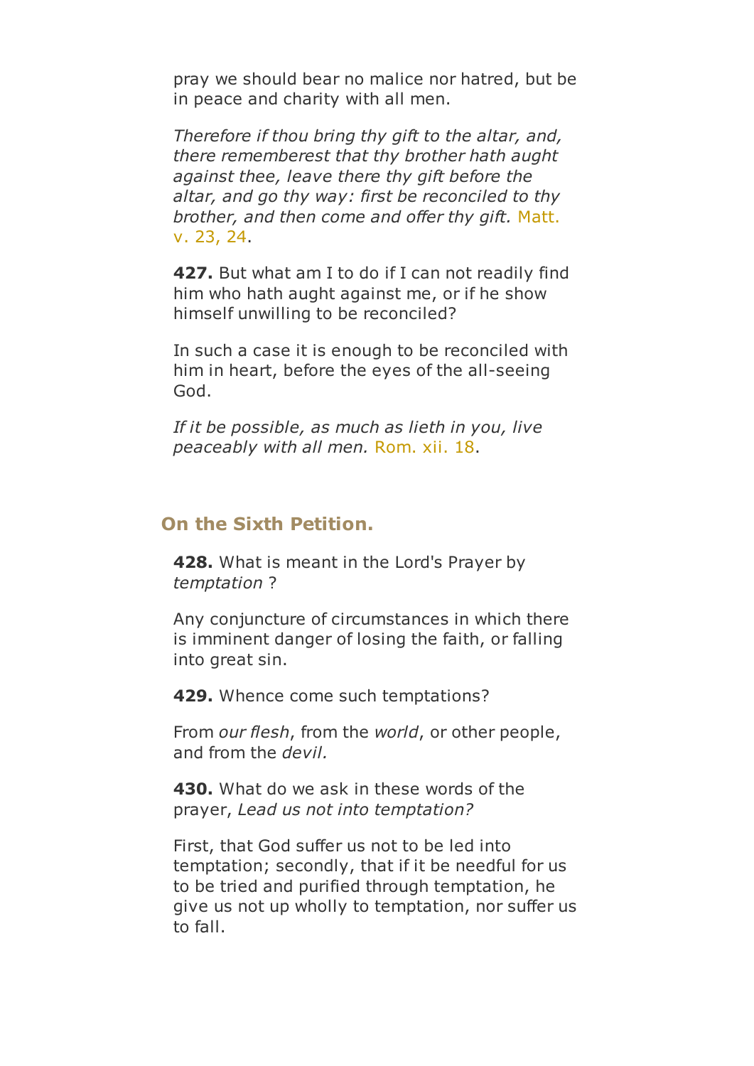pray we should bear no malice nor hatred, but be in peace and charity with all men.

*Therefore if thou bring thy gift to the altar, and, there rememberest that thy brother hath aught against thee, leave there thy gift before the altar, and go thy way: first be reconciled to thy brother, and then come and offer thy gift.* Matt. v. 23, 24.

**427.** But what am I to do if I can not readily find him who hath aught against me, or if he show himself unwilling to be reconciled?

In such a case it is enough to be reconciled with him in heart, before the eyes of the all-seeing God.

*If it be possible, as much as lieth in you, live peaceably with all men.* Rom. xii. 18.

## On the Sixth Petition.

**428.** What is meant in the Lord's Prayer by *temptation* ?

Any conjuncture of circumstances in which there is imminent danger of losing the faith, or falling into great sin.

**429.** Whence come such temptations?

From *our flesh*, from the *world*, or other people, and from the *devil.*

**430.** What do we ask in these words of the prayer, *Lead us not into temptation?*

First, that God suffer us not to be led into temptation; secondly, that if it be needful for us to be tried and purified through temptation, he give us not up wholly to temptation, nor suffer us to fall.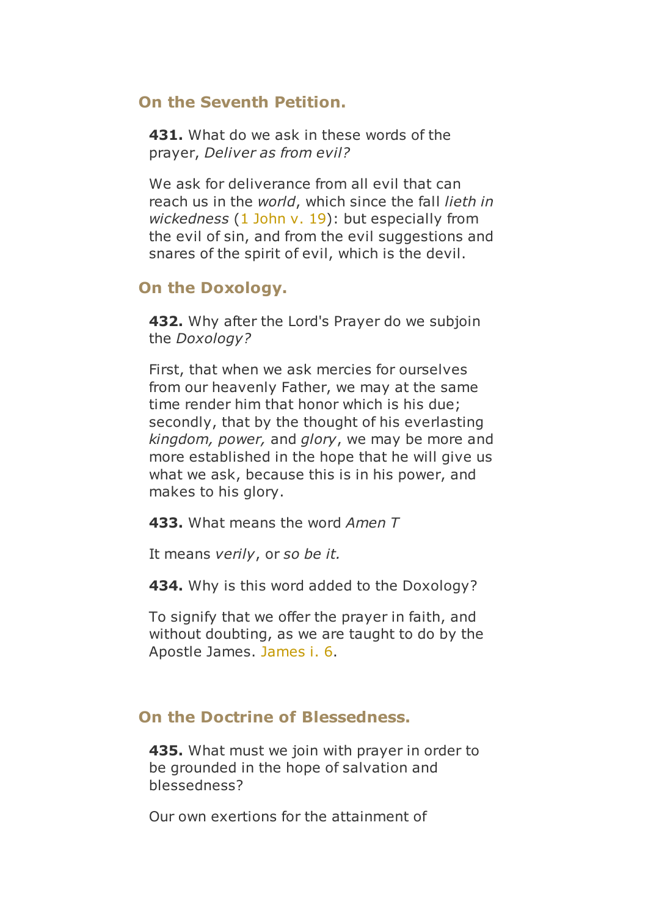## On the Seventh Petition.

**431.** What do we ask in these words of the prayer, *Deliver as from evil?*

We ask for deliverance from all evil that can reach us in the *world*, which since the fall *lieth in wickedness* (1 John v. 19): but especially from the evil of sin, and from the evil suggestions and snares of the spirit of evil, which is the devil.

## On the Doxology.

**432.** Why after the Lord's Prayer do we subjoin the *Doxology?*

First, that when we ask mercies for ourselves from our heavenly Father, we may at the same time render him that honor which is his due; secondly, that by the thought of his everlasting *kingdom, power,* and *glory*, we may be more and more established in the hope that he will give us what we ask, because this is in his power, and makes to his glory.

**433.** What means the word *Amen T*

It means *verily*, or *so be it.*

**434.** Why is this word added to the Doxology?

To signify that we offer the prayer in faith, and without doubting, as we are taught to do by the Apostle James. James i. 6.

## On the Doctrine of Blessedness.

**435.** What must we join with prayer in order to be grounded in the hope of salvation and blessedness?

Our own exertions for the attainment of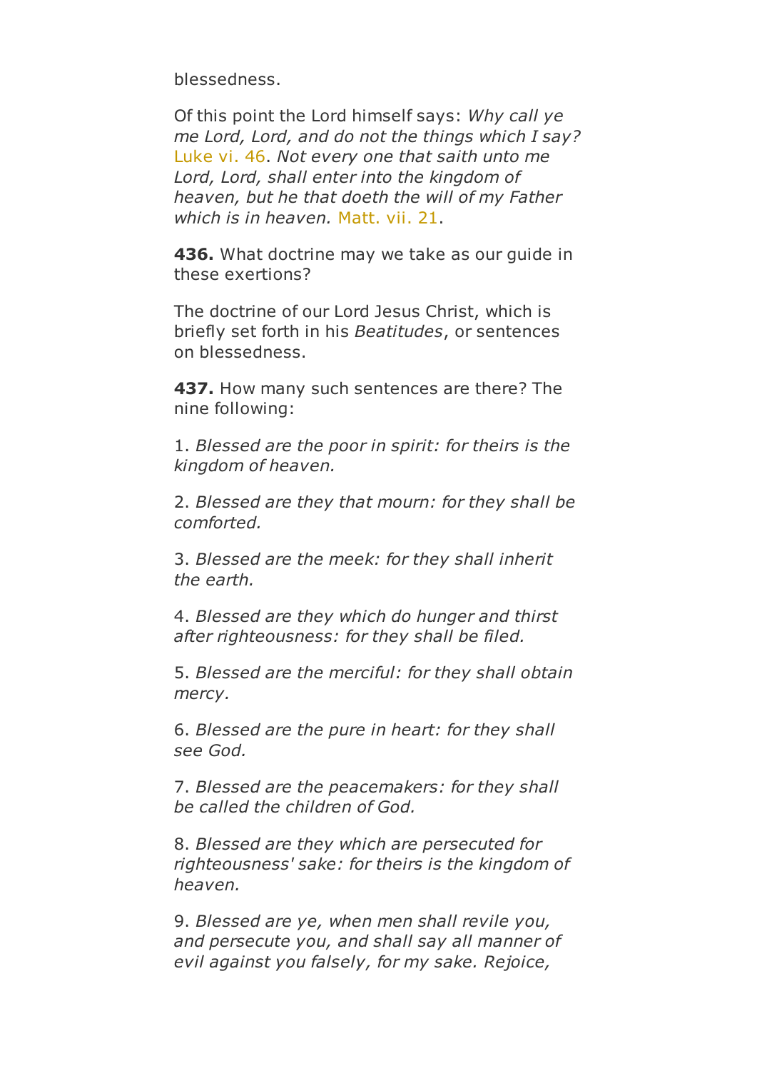blessedness.

Of this point the Lord himself says: *Why call ye me Lord, Lord, and do not the things which I say?* Luke vi. 46. *Not every one that saith unto me Lord, Lord, shall enter into the kingdom of heaven, but he that doeth the will of my Father which is in heaven.* Matt. vii. 21.

**436.** What doctrine may we take as our guide in these exertions?

The doctrine of our Lord Jesus Christ, which is briefly set forth in his *Beatitudes*, or sentences on blessedness.

**437.** How many such sentences are there? The nine following:

1. *Blessed are the poor in spirit: for theirs is the kingdom of heaven.*

2. *Blessed are they that mourn: for they shall be comforted.*

3. *Blessed are the meek: for they shall inherit the earth.*

4. *Blessed are they which do hunger and thirst after righteousness: for they shall be filed.*

5. *Blessed are the merciful: for they shall obtain mercy.*

6. *Blessed are the pure in heart: for they shall see God.*

7. *Blessed are the peacemakers: for they shall be called the children of God.*

8. *Blessed are they which are persecuted for righteousness' sake: for theirs is the kingdom of heaven.*

9. *Blessed are ye, when men shall revile you, and persecute you, and shall say all manner of evil against you falsely, for my sake. Rejoice,*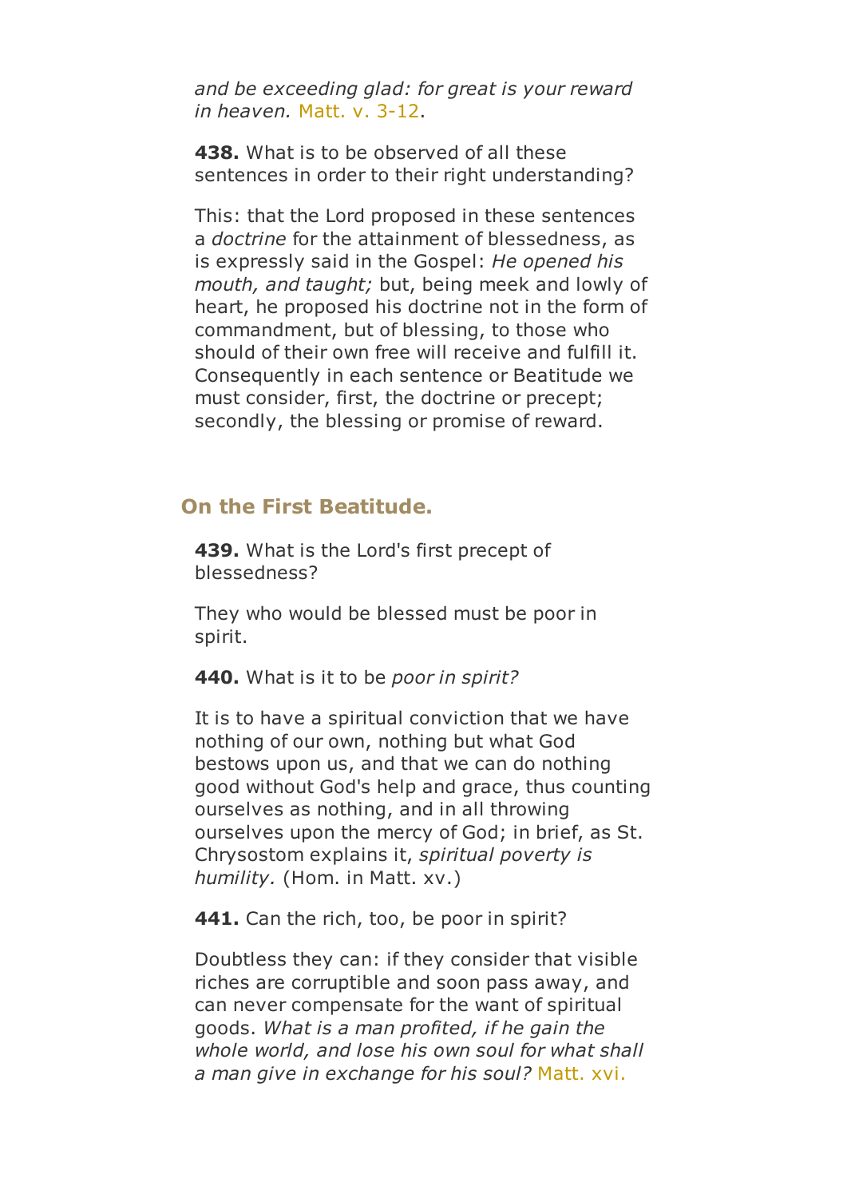*and be exceeding glad: for great is your reward in heaven.* Matt. v. 3-12.

**438.** What is to be observed of all these sentences in order to their right understanding?

This: that the Lord proposed in these sentences a *doctrine* for the attainment of blessedness, as is expressly said in the Gospel: *He opened his mouth, and taught;* but, being meek and lowly of heart, he proposed his doctrine not in the form of commandment, but of blessing, to those who should of their own free will receive and fulfill it. Consequently in each sentence or Beatitude we must consider, first, the doctrine or precept; secondly, the blessing or promise of reward.

## On the First Beatitude.

**439.** What is the Lord's first precept of blessedness?

They who would be blessed must be poor in spirit.

**440.** What is it to be *poor in spirit?*

It is to have a spiritual conviction that we have nothing of our own, nothing but what God bestows upon us, and that we can do nothing good without God's help and grace, thus counting ourselves as nothing, and in all throwing ourselves upon the mercy of God; in brief, as St. Chrysostom explains it, *spiritual poverty is humility.* (Hom. in Matt. xv.)

**441.** Can the rich, too, be poor in spirit?

Doubtless they can: if they consider that visible riches are corruptible and soon pass away, and can never compensate for the want of spiritual goods. *What is a man profited, if he gain the whole world, and lose his own soul for what shall a man give in exchange for his soul?* Matt. xvi.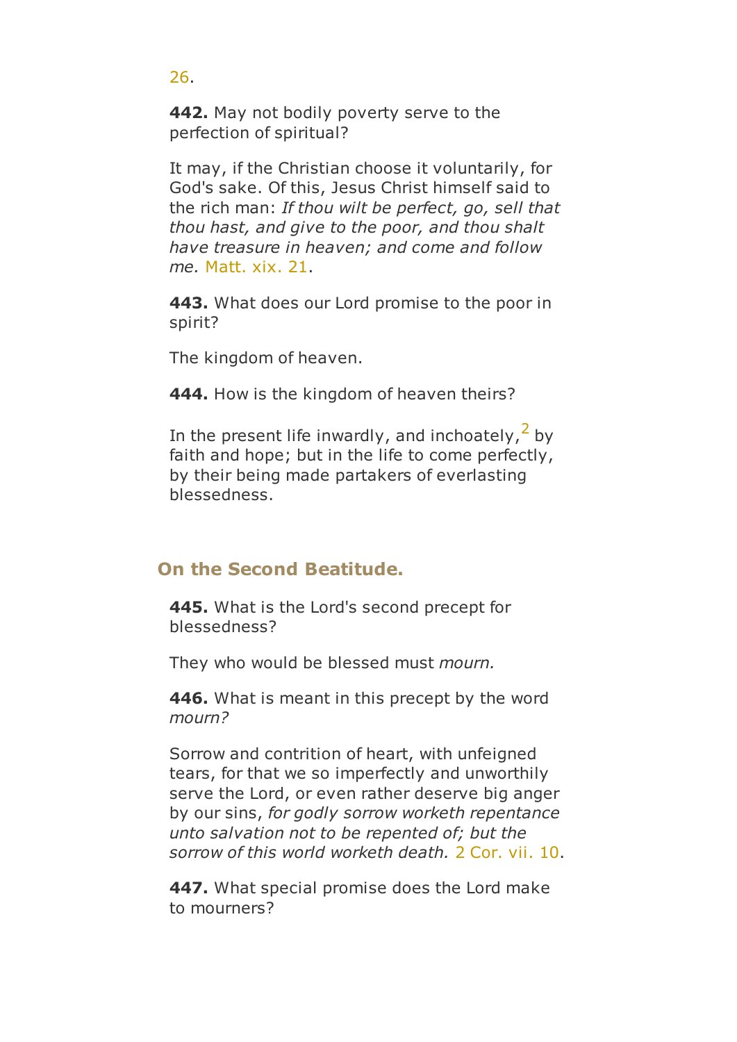26.

**442.** May not bodily poverty serve to the perfection of spiritual?

It may, if the Christian choose it voluntarily, for God's sake. Of this, Jesus Christ himself said to the rich man: *If thou wilt be perfect, go, sell that thou hast, and give to the poor, and thou shalt have treasure in heaven; and come and follow me.* Matt. xix. 21.

**443.** What does our Lord promise to the poor in spirit?

The kingdom of heaven.

**444.** How is the kingdom of heaven theirs?

In the present life inwardly, and inchoately,[2] by faith and hope; but in the life to come perfectly, by their being made partakers of everlasting blessedness.

## On the Second Beatitude.

**445.** What is the Lord's second precept for blessedness?

They who would be blessed must *mourn.*

**446.** What is meant in this precept by the word *mourn?*

Sorrow and contrition of heart, with unfeigned tears, for that we so imperfectly and unworthily serve the Lord, or even rather deserve big anger by our sins, *for godly sorrow worketh repentance unto salvation not to be repented of; but the sorrow of this world worketh death.* 2 Cor. vii. 10.

**447.** What special promise does the Lord make to mourners?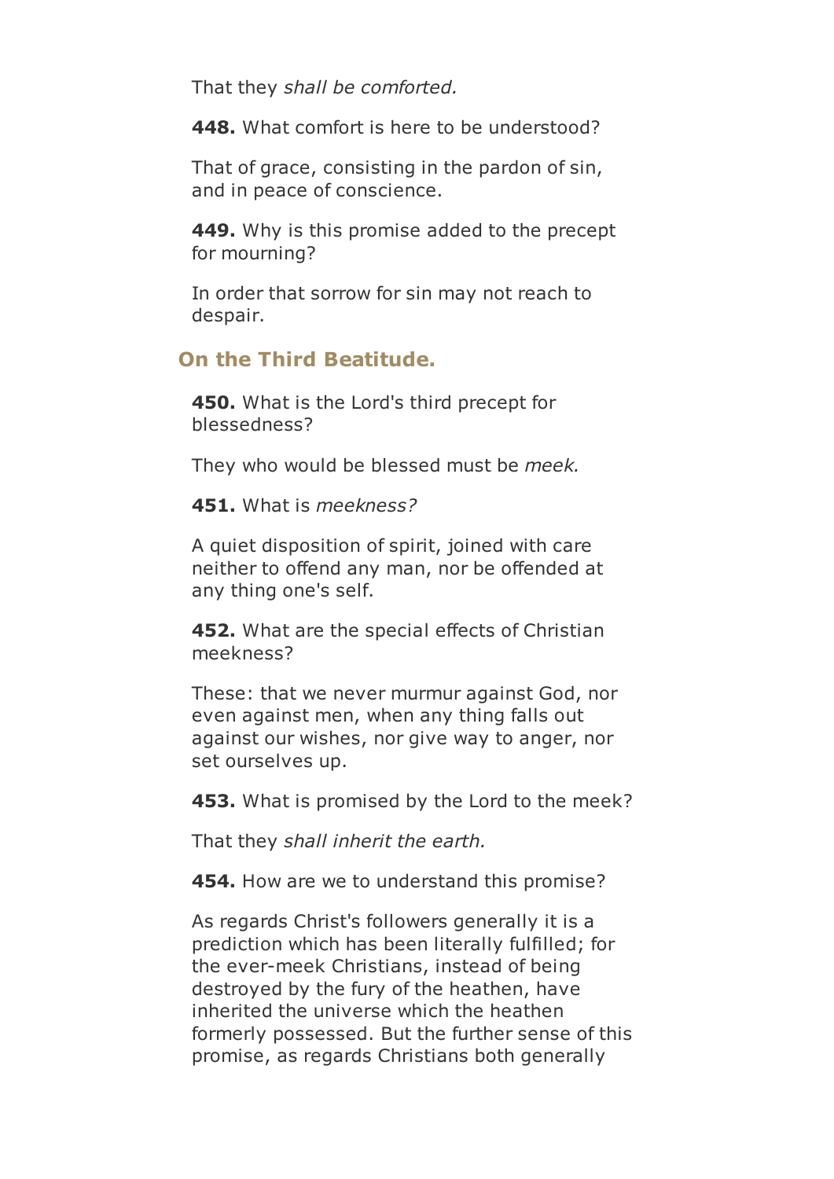That they *shall be comforted.*

**448.** What comfort is here to be understood?

That of grace, consisting in the pardon of sin, and in peace of conscience.

**449.** Why is this promise added to the precept for mourning?

In order that sorrow for sin may not reach to despair.

## On the Third Beatitude.

**450.** What is the Lord's third precept for blessedness?

They who would be blessed must be *meek.*

**451.** What is *meekness?*

A quiet disposition of spirit, joined with care neither to offend any man, nor be offended at any thing one's self.

**452.** What are the special effects of Christian meekness?

These: that we never murmur against God, nor even against men, when any thing falls out against our wishes, nor give way to anger, nor set ourselves up.

**453.** What is promised by the Lord to the meek?

That they *shall inherit the earth.*

**454.** How are we to understand this promise?

As regards Christ's followers generally it is a prediction which has been literally fulfilled; for the ever-meek Christians, instead of being destroyed by the fury of the heathen, have inherited the universe which the heathen formerly possessed. But the further sense of this promise, as regards Christians both generally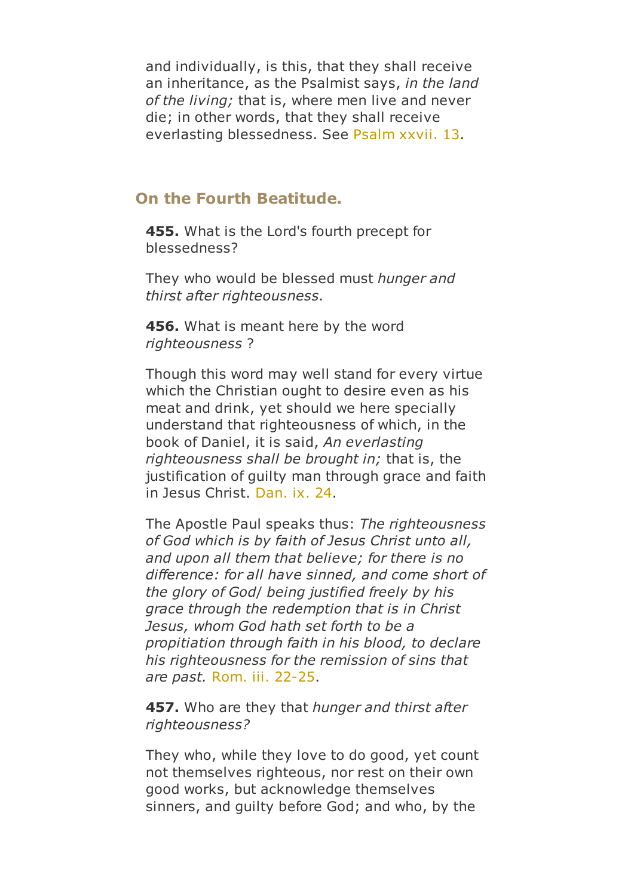and individually, is this, that they shall receive an inheritance, as the Psalmist says, *in the land of the living;* that is, where men live and never die; in other words, that they shall receive everlasting blessedness. See Psalm xxvii. 13.

## On the Fourth Beatitude.

**455.** What is the Lord's fourth precept for blessedness?

They who would be blessed must *hunger and thirst after righteousness.*

**456.** What is meant here by the word *righteousness* ?

Though this word may well stand for every virtue which the Christian ought to desire even as his meat and drink, yet should we here specially understand that righteousness of which, in the book of Daniel, it is said, *An everlasting righteousness shall be brought in;* that is, the justification of guilty man through grace and faith in Jesus Christ. Dan. ix. 24.

The Apostle Paul speaks thus: *The righteousness of God which is by faith of Jesus Christ unto all, and upon all them that believe; for there is no difference: for all have sinned, and come short of the glory of God/ being justified freely by his grace through the redemption that is in Christ Jesus, whom God hath set forth to be a propitiation through faith in his blood, to declare his righteousness for the remission of sins that are past.* Rom. iii. 22-25.

**457.** Who are they that *hunger and thirst after righteousness?*

They who, while they love to do good, yet count not themselves righteous, nor rest on their own good works, but acknowledge themselves sinners, and guilty before God; and who, by the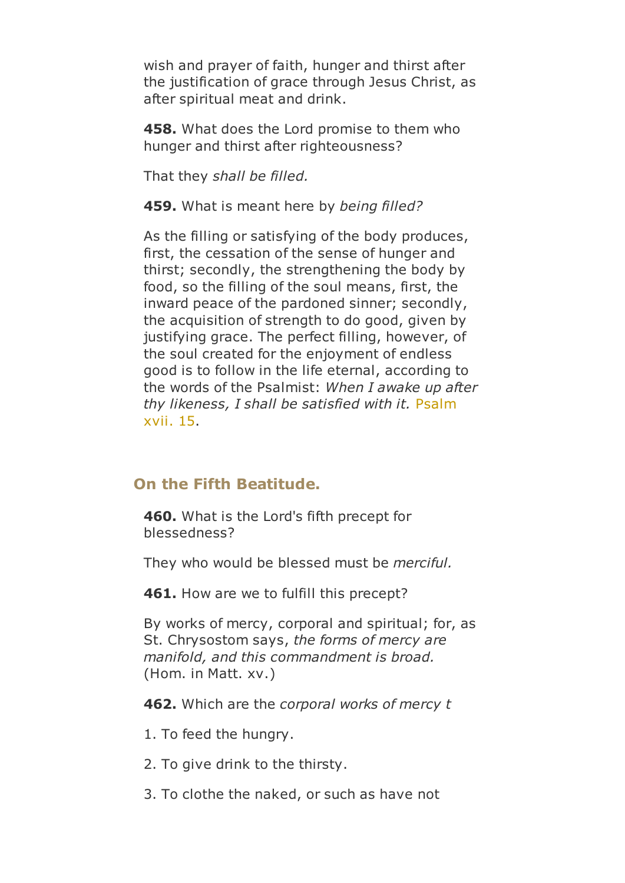wish and prayer of faith, hunger and thirst after the justification of grace through Jesus Christ, as after spiritual meat and drink.

**458.** What does the Lord promise to them who hunger and thirst after righteousness?

That they *shall be filled.*

**459.** What is meant here by *being filled?*

As the filling or satisfying of the body produces, first, the cessation of the sense of hunger and thirst; secondly, the strengthening the body by food, so the filling of the soul means, first, the inward peace of the pardoned sinner; secondly, the acquisition of strength to do good, given by justifying grace. The perfect filling, however, of the soul created for the enjoyment of endless good is to follow in the life eternal, according to the words of the Psalmist: *When I awake up after thy likeness, I shall be satisfied with it.* Psalm xvii. 15.

## On the Fifth Beatitude.

**460.** What is the Lord's fifth precept for blessedness?

They who would be blessed must be *merciful.*

**461.** How are we to fulfill this precept?

By works of mercy, corporal and spiritual; for, as St. Chrysostom says, *the forms of mercy are manifold, and this commandment is broad.* (Hom. in Matt. xv.)

**462.** Which are the *corporal works of mercy t*

1. To feed the hungry.

2. To give drink to the thirsty.

3. To clothe the naked, or such as have not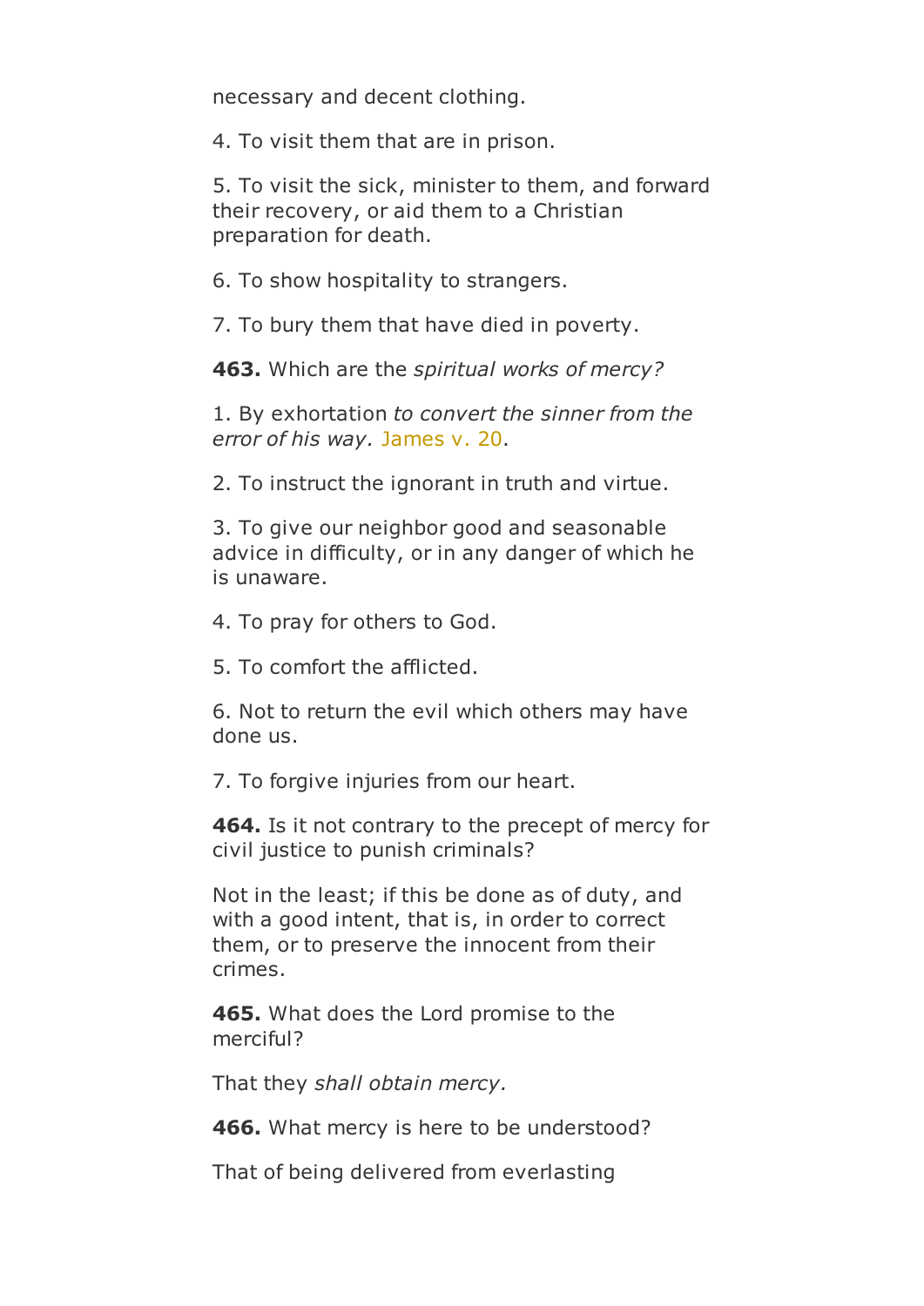necessary and decent clothing.

4. To visit them that are in prison.

5. To visit the sick, minister to them, and forward their recovery, or aid them to a Christian preparation for death.

6. To show hospitality to strangers.

7. To bury them that have died in poverty.

**463.** Which are the *spiritual works of mercy?*

1. By exhortation *to convert the sinner from the error of his way.* James v. 20.

2. To instruct the ignorant in truth and virtue.

3. To give our neighbor good and seasonable advice in difficulty, or in any danger of which he is unaware.

4. To pray for others to God.

5. To comfort the afflicted.

6. Not to return the evil which others may have done us.

7. To forgive injuries from our heart.

**464.** Is it not contrary to the precept of mercy for civil justice to punish criminals?

Not in the least; if this be done as of duty, and with a good intent, that is, in order to correct them, or to preserve the innocent from their crimes.

**465.** What does the Lord promise to the merciful?

That they *shall obtain mercy.*

**466.** What mercy is here to be understood?

That of being delivered from everlasting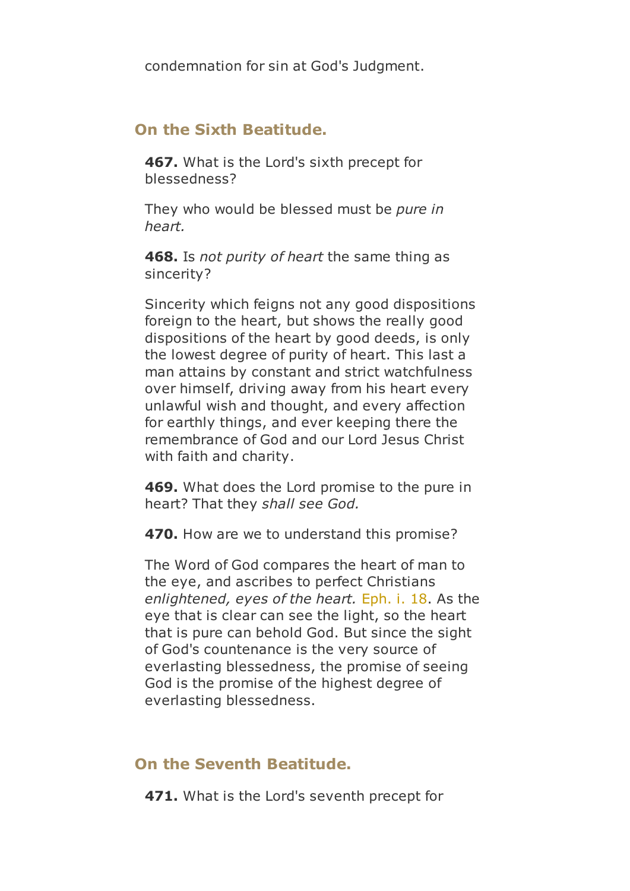condemnation for sin at God's Judgment.

## On the Sixth Beatitude.

**467.** What is the Lord's sixth precept for blessedness?

They who would be blessed must be *pure in heart.*

**468.** Is *not purity of heart* the same thing as sincerity?

Sincerity which feigns not any good dispositions foreign to the heart, but shows the really good dispositions of the heart by good deeds, is only the lowest degree of purity of heart. This last a man attains by constant and strict watchfulness over himself, driving away from his heart every unlawful wish and thought, and every affection for earthly things, and ever keeping there the remembrance of God and our Lord Jesus Christ with faith and charity.

**469.** What does the Lord promise to the pure in heart? That they *shall see God.*

**470.** How are we to understand this promise?

The Word of God compares the heart of man to the eye, and ascribes to perfect Christians *enlightened, eyes of the heart.* Eph. i. 18. As the eye that is clear can see the light, so the heart that is pure can behold God. But since the sight of God's countenance is the very source of everlasting blessedness, the promise of seeing God is the promise of the highest degree of everlasting blessedness.

## On the Seventh Beatitude.

**471.** What is the Lord's seventh precept for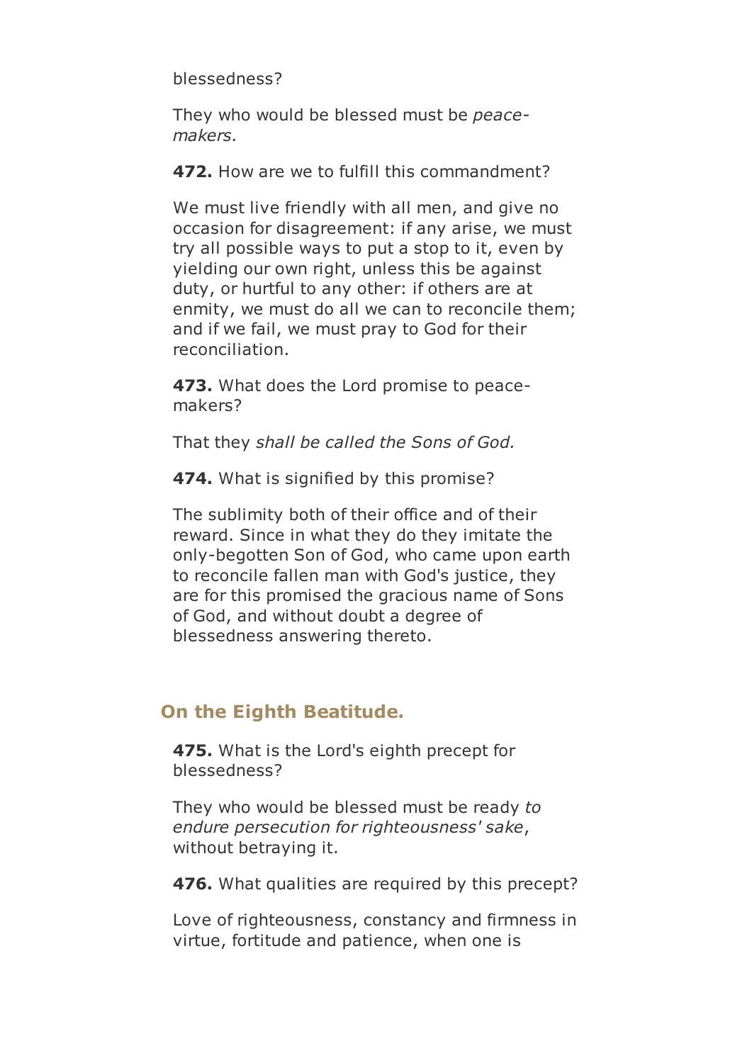blessedness?

They who would be blessed must be *peace-makers.*

**472.** How are we to fulfill this commandment?

We must live friendly with all men, and give no occasion for disagreement: if any arise, we must try all possible ways to put a stop to it, even by yielding our own right, unless this be against duty, or hurtful to any other: if others are at enmity, we must do all we can to reconcile them; and if we fail, we must pray to God for their reconciliation.

**473.** What does the Lord promise to peace-makers?

That they *shall be called the Sons of God.*

**474.** What is signified by this promise?

The sublimity both of their office and of their reward. Since in what they do they imitate the only-begotten Son of God, who came upon earth to reconcile fallen man with God's justice, they are for this promised the gracious name of Sons of God, and without doubt a degree of blessedness answering thereto.

## On the Eighth Beatitude.

**475.** What is the Lord's eighth precept for blessedness?

They who would be blessed must be ready *to endure persecution for righteousness' sake*, without betraying it.

**476.** What qualities are required by this precept?

Love of righteousness, constancy and firmness in virtue, fortitude and patience, when one is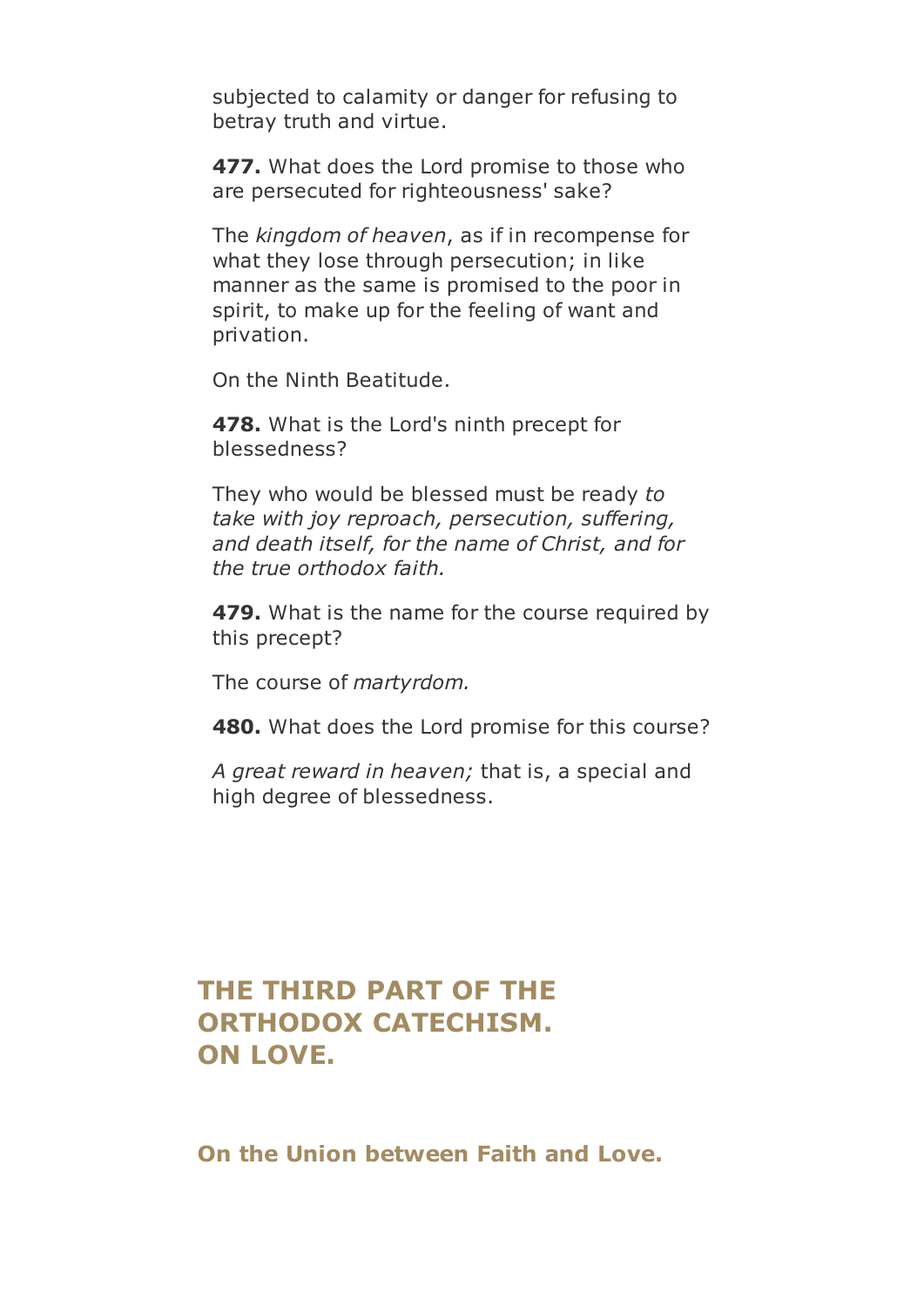subjected to calamity or danger for refusing to betray truth and virtue.

**477.** What does the Lord promise to those who are persecuted for righteousness' sake?

The *kingdom of heaven*, as if in recompense for what they lose through persecution; in like manner as the same is promised to the poor in spirit, to make up for the feeling of want and privation.

On the Ninth Beatitude.

**478.** What is the Lord's ninth precept for blessedness?

They who would be blessed must be ready *to take with joy reproach, persecution, suffering, and death itself, for the name of Christ, and for the true orthodox faith.*

**479.** What is the name for the course required by this precept?

The course of *martyrdom.*

**480.** What does the Lord promise for this course?

*A great reward in heaven;* that is, a special and high degree of blessedness.

# THE THIRD PART OF THE ORTHODOX CATECHISM. ON LOVE.

## On the Union between Faith and Love.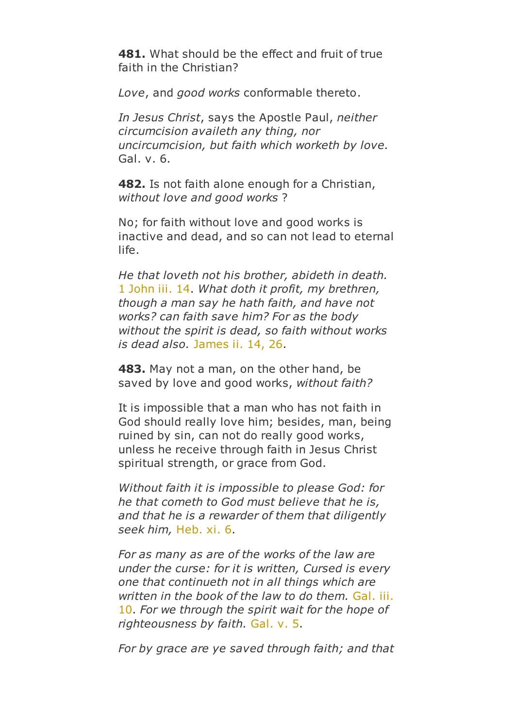**481.** What should be the effect and fruit of true faith in the Christian?

*Love*, and *good works* conformable thereto.

*In Jesus Christ*, says the Apostle Paul, *neither circumcision availeth any thing, nor uncircumcision, but faith which worketh by love.* Gal. v. 6.

**482.** Is not faith alone enough for a Christian, *without love and good works* ?

No; for faith without love and good works is inactive and dead, and so can not lead to eternal life.

*He that loveth not his brother, abideth in death.* 1 John iii. 14. *What doth it profit, my brethren, though a man say he hath faith, and have not works? can faith save him? For as the body without the spirit is dead, so faith without works is dead also.* James ii. 14, 26.

**483.** May not a man, on the other hand, be saved by love and good works, *without faith?*

It is impossible that a man who has not faith in God should really love him; besides, man, being ruined by sin, can not do really good works, unless he receive through faith in Jesus Christ spiritual strength, or grace from God.

*Without faith it is impossible to please God: for he that cometh to God must believe that he is, and that he is a rewarder of them that diligently seek him,* Heb. xi. 6.

*For as many as are of the works of the law are under the curse: for it is written, Cursed is every one that continueth not in all things which are written in the book of the law to do them.* Gal. iii. 10. *For we through the spirit wait for the hope of righteousness by faith.* Gal. v. 5.

*For by grace are ye saved through faith; and that*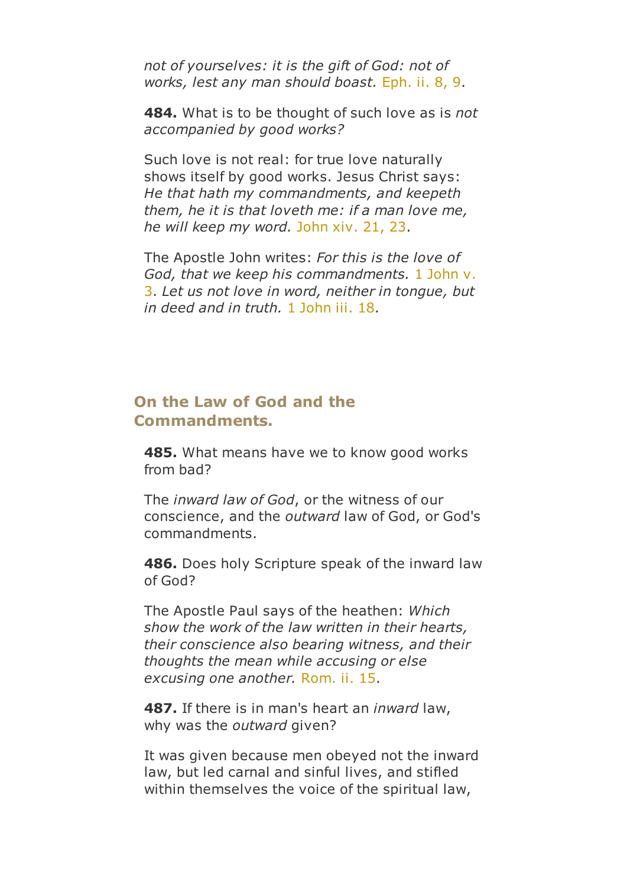*not of yourselves: it is the gift of God: not of works, lest any man should boast.* Eph. ii. 8, 9.

**484.** What is to be thought of such love as is *not accompanied by good works?*

Such love is not real: for true love naturally shows itself by good works. Jesus Christ says: *He that hath my commandments, and keepeth them, he it is that loveth me: if a man love me, he will keep my word.* John xiv. 21, 23.

The Apostle John writes: *For this is the love of God, that we keep his commandments.* 1 John v. 3. *Let us not love in word, neither in tongue, but in deed and in truth.* 1 John iii. 18.

## On the Law of God and the Commandments.

**485.** What means have we to know good works from bad?

The *inward law of God*, or the witness of our conscience, and the *outward* law of God, or God's commandments.

**486.** Does holy Scripture speak of the inward law of God?

The Apostle Paul says of the heathen: *Which show the work of the law written in their hearts, their conscience also bearing witness, and their thoughts the mean while accusing or else excusing one another.* Rom. ii. 15.

**487.** If there is in man's heart an *inward* law, why was the *outward* given?

It was given because men obeyed not the inward law, but led carnal and sinful lives, and stifled within themselves the voice of the spiritual law,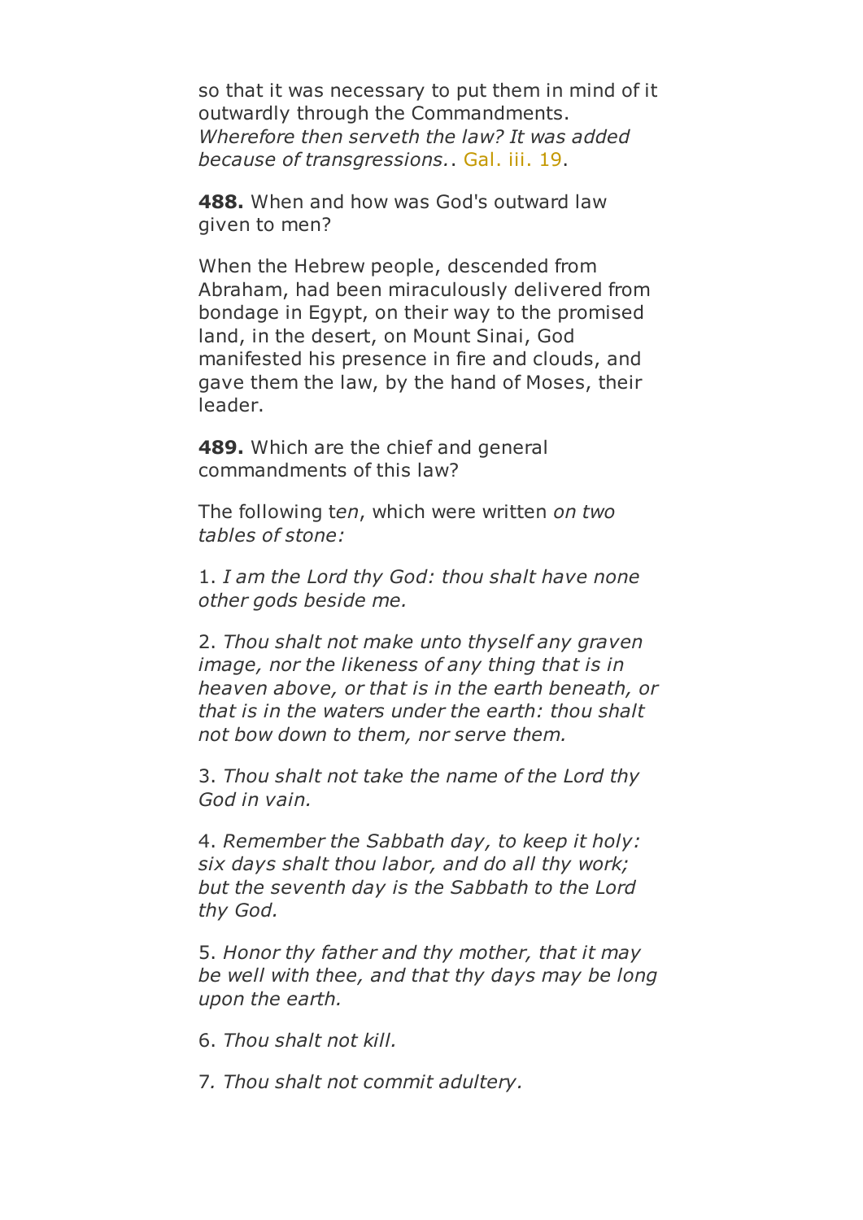so that it was necessary to put them in mind of it outwardly through the Commandments. *Wherefore then serveth the law? It was added because of transgressions.*. Gal. iii. 19.

**488.** When and how was God's outward law given to men?

When the Hebrew people, descended from Abraham, had been miraculously delivered from bondage in Egypt, on their way to the promised land, in the desert, on Mount Sinai, God manifested his presence in fire and clouds, and gave them the law, by the hand of Moses, their leader.

**489.** Which are the chief and general commandments of this law?

The following ten, which were written *on two tables of stone:*

1. *I am the Lord thy God: thou shalt have none other gods beside me.*

2. *Thou shalt not make unto thyself any graven image, nor the likeness of any thing that is in heaven above, or that is in the earth beneath, or that is in the waters under the earth: thou shalt not bow down to them, nor serve them.*

3. *Thou shalt not take the name of the Lord thy God in vain.*

4. *Remember the Sabbath day, to keep it holy: six days shalt thou labor, and do all thy work; but the seventh day is the Sabbath to the Lord thy God.*

5. *Honor thy father and thy mother, that it may be well with thee, and that thy days may be long upon the earth.*

6. *Thou shalt not kill.*

7. *Thou shalt not commit adultery.*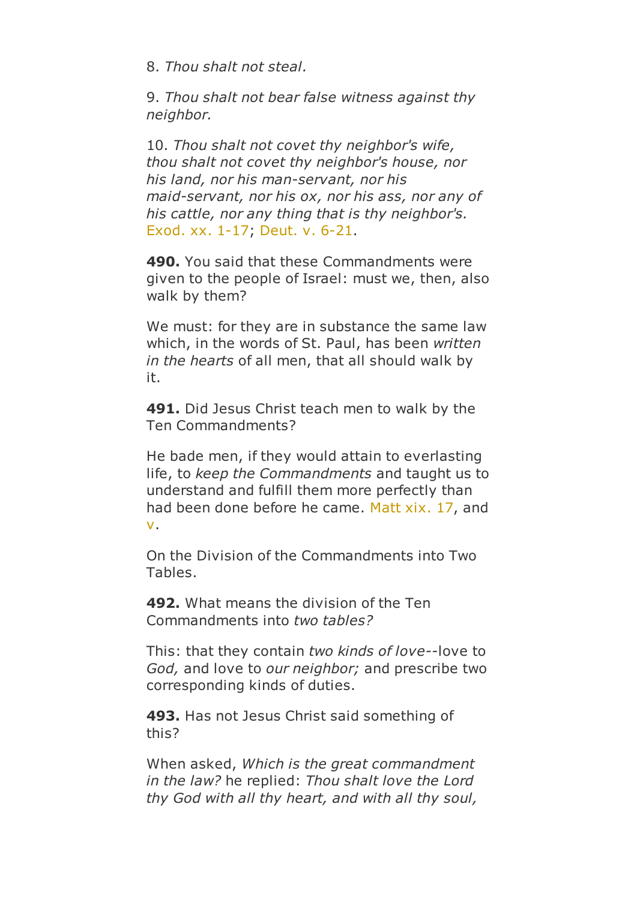8. *Thou shalt not steal.*

9. *Thou shalt not bear false witness against thy neighbor.*

10. *Thou shalt not covet thy neighbor's wife, thou shalt not covet thy neighbor's house, nor his land, nor his man-servant, nor his maid-servant, nor his ox, nor his ass, nor any of his cattle, nor any thing that is thy neighbor's.* Exod. xx. 1-17; Deut. v. 6-21.

**490.** You said that these Commandments were given to the people of Israel: must we, then, also walk by them?

We must: for they are in substance the same law which, in the words of St. Paul, has been *written in the hearts* of all men, that all should walk by it.

**491.** Did Jesus Christ teach men to walk by the Ten Commandments?

He bade men, if they would attain to everlasting life, to *keep the Commandments* and taught us to understand and fulfill them more perfectly than had been done before he came. Matt xix. 17, and v.

On the Division of the Commandments into Two Tables.

**492.** What means the division of the Ten Commandments into *two tables?*

This: that they contain *two kinds of love*--love to *God,* and love to *our neighbor;* and prescribe two corresponding kinds of duties.

**493.** Has not Jesus Christ said something of this?

When asked, *Which is the great commandment in the law?* he replied: *Thou shalt love the Lord thy God with all thy heart, and with all thy soul,*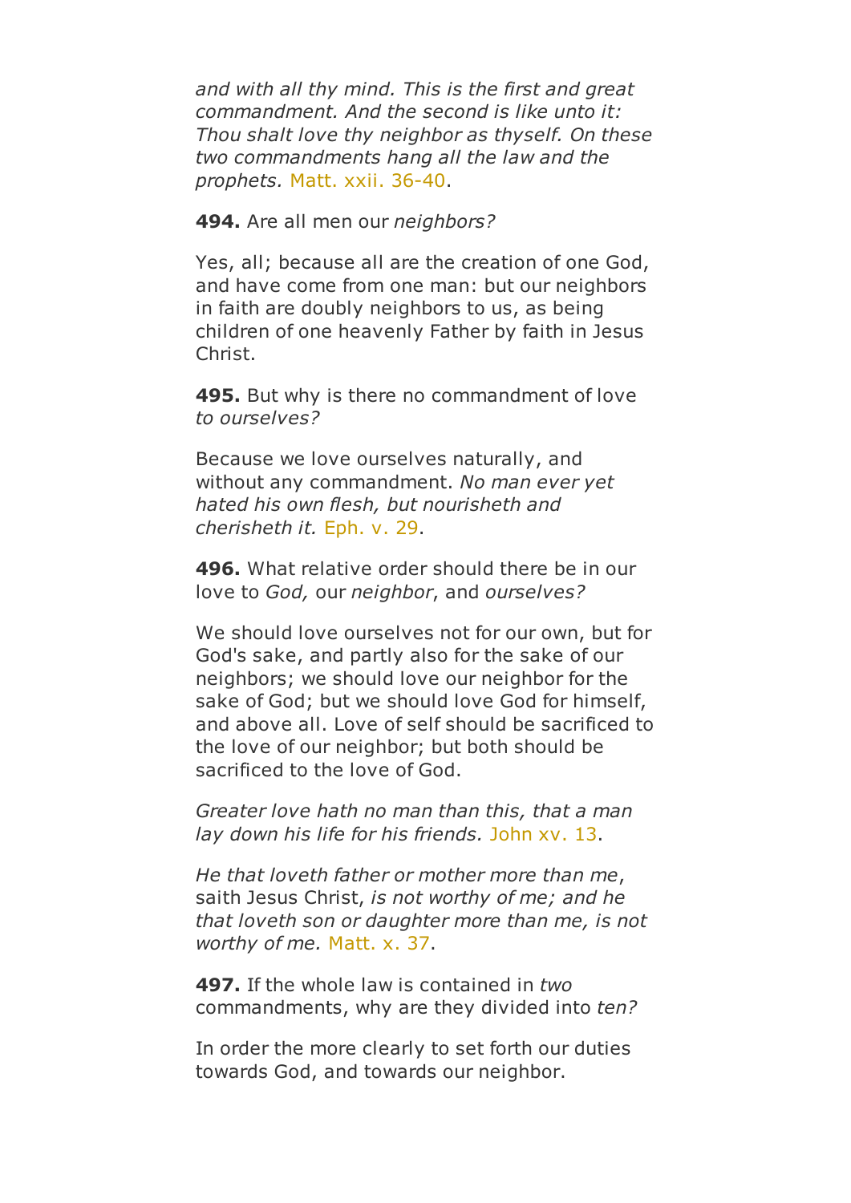*and with all thy mind. This is the first and great commandment. And the second is like unto it: Thou shalt love thy neighbor as thyself. On these two commandments hang all the law and the prophets.* Matt. xxii. 36-40.

**494.** Are all men our *neighbors?*

Yes, all; because all are the creation of one God, and have come from one man: but our neighbors in faith are doubly neighbors to us, as being children of one heavenly Father by faith in Jesus Christ.

**495.** But why is there no commandment of love *to ourselves?*

Because we love ourselves naturally, and without any commandment. *No man ever yet hated his own flesh, but nourisheth and cherisheth it.* Eph. v. 29.

**496.** What relative order should there be in our love to *God,* our *neighbor*, and *ourselves?*

We should love ourselves not for our own, but for God's sake, and partly also for the sake of our neighbors; we should love our neighbor for the sake of God; but we should love God for himself, and above all. Love of self should be sacrificed to the love of our neighbor; but both should be sacrificed to the love of God.

*Greater love hath no man than this, that a man lay down his life for his friends.* John xv. 13.

*He that loveth father or mother more than me*, saith Jesus Christ, *is not worthy of me; and he that loveth son or daughter more than me, is not worthy of me.* Matt. x. 37.

**497.** If the whole law is contained in *two* commandments, why are they divided into *ten?*

In order the more clearly to set forth our duties towards God, and towards our neighbor.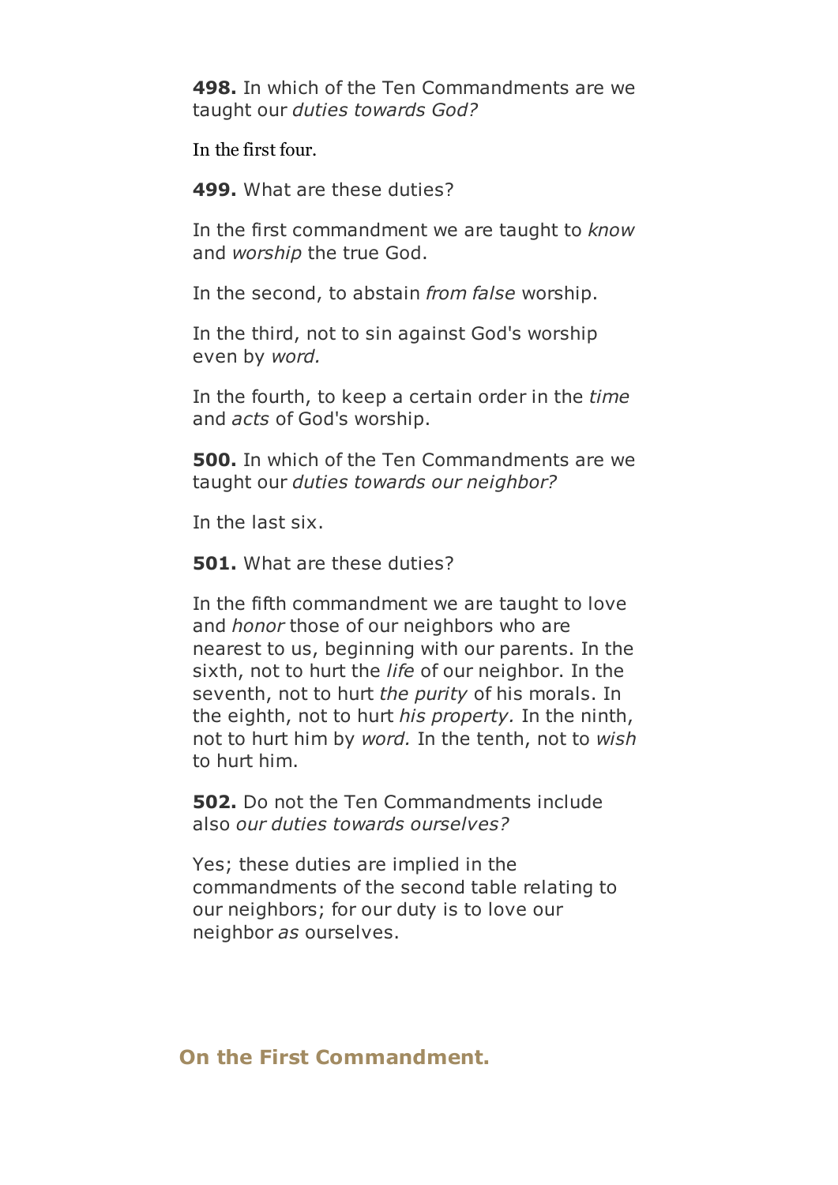**498.** In which of the Ten Commandments are we taught our *duties towards God?*

In the first four.

**499.** What are these duties?

In the first commandment we are taught to *know* and *worship* the true God.

In the second, to abstain *from false* worship.

In the third, not to sin against God's worship even by *word.*

In the fourth, to keep a certain order in the *time* and *acts* of God's worship.

**500.** In which of the Ten Commandments are we taught our *duties towards our neighbor?*

In the last six.

**501.** What are these duties?

In the fifth commandment we are taught to love and *honor* those of our neighbors who are nearest to us, beginning with our parents. In the sixth, not to hurt the *life* of our neighbor. In the seventh, not to hurt *the purity* of his morals. In the eighth, not to hurt *his property.* In the ninth, not to hurt him by *word.* In the tenth, not to *wish* to hurt him.

**502.** Do not the Ten Commandments include also *our duties towards ourselves?*

Yes; these duties are implied in the commandments of the second table relating to our neighbors; for our duty is to love our neighbor *as* ourselves.

## On the First Commandment.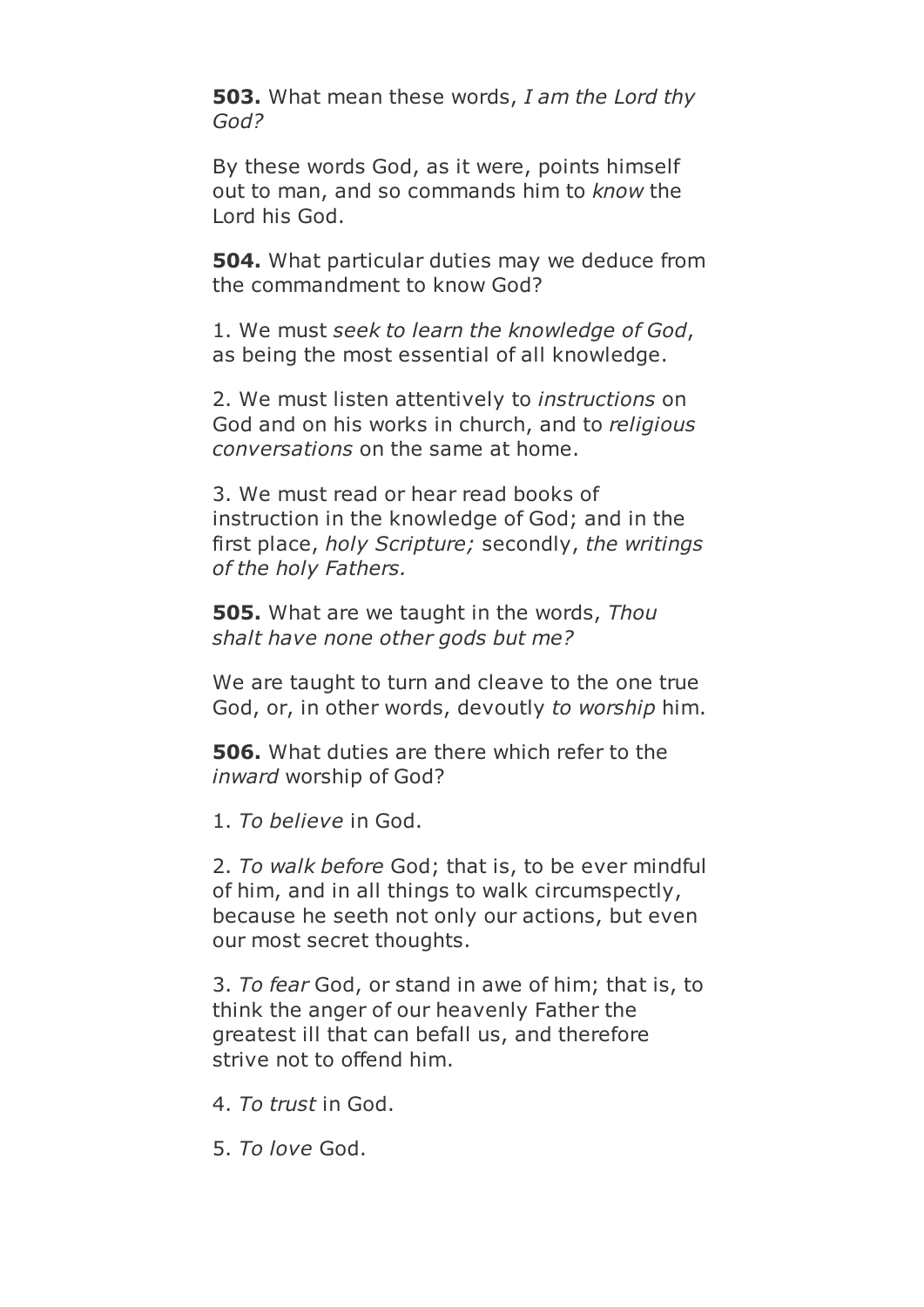**503.** What mean these words, *I am the Lord thy God?*

By these words God, as it were, points himself out to man, and so commands him to *know* the Lord his God.

**504.** What particular duties may we deduce from the commandment to know God?

1. We must *seek to learn the knowledge of God*, as being the most essential of all knowledge.

2. We must listen attentively to *instructions* on God and on his works in church, and to *religious conversations* on the same at home.

3. We must read or hear read books of instruction in the knowledge of God; and in the first place, *holy Scripture;* secondly, *the writings of the holy Fathers.*

**505.** What are we taught in the words, *Thou shalt have none other gods but me?*

We are taught to turn and cleave to the one true God, or, in other words, devoutly *to worship* him.

**506.** What duties are there which refer to the *inward* worship of God?

1. *To believe* in God.

2. *To walk before* God; that is, to be ever mindful of him, and in all things to walk circumspectly, because he seeth not only our actions, but even our most secret thoughts.

3. *To fear* God, or stand in awe of him; that is, to think the anger of our heavenly Father the greatest ill that can befall us, and therefore strive not to offend him.

4. *To trust* in God.

5. *To love* God.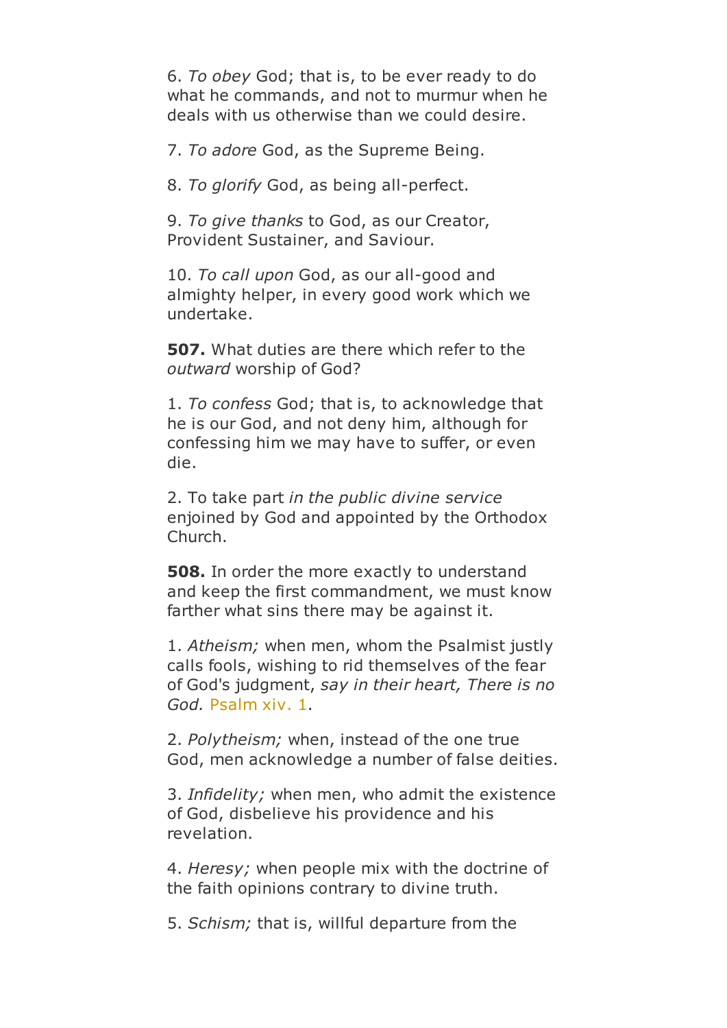6. *To obey* God; that is, to be ever ready to do what he commands, and not to murmur when he deals with us otherwise than we could desire.

7. *To adore* God, as the Supreme Being.

8. *To glorify* God, as being all-perfect.

9. *To give thanks* to God, as our Creator, Provident Sustainer, and Saviour.

10. *To call upon* God, as our all-good and almighty helper, in every good work which we undertake.

**507.** What duties are there which refer to the *outward* worship of God?

1. *To confess* God; that is, to acknowledge that he is our God, and not deny him, although for confessing him we may have to suffer, or even die.

2. To take part *in the public divine service* enjoined by God and appointed by the Orthodox Church.

**508.** In order the more exactly to understand and keep the first commandment, we must know farther what sins there may be against it.

1. *Atheism;* when men, whom the Psalmist justly calls fools, wishing to rid themselves of the fear of God's judgment, *say in their heart, There is no God.* Psalm xiv. 1.

2. *Polytheism;* when, instead of the one true God, men acknowledge a number of false deities.

3. *Infidelity;* when men, who admit the existence of God, disbelieve his providence and his revelation.

4. *Heresy;* when people mix with the doctrine of the faith opinions contrary to divine truth.

5. *Schism;* that is, willful departure from the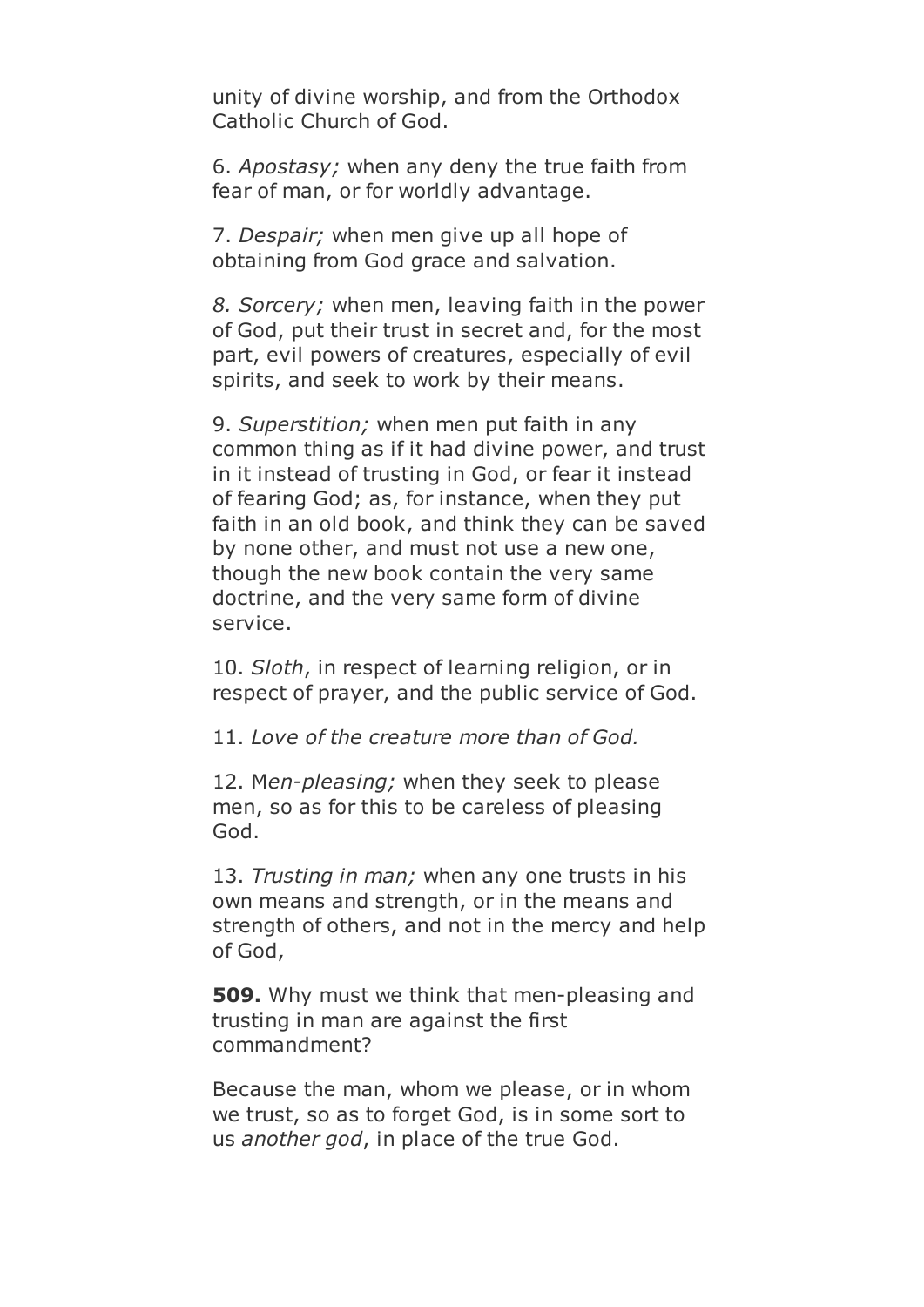unity of divine worship, and from the Orthodox Catholic Church of God.

6. *Apostasy;* when any deny the true faith from fear of man, or for worldly advantage.

7. *Despair;* when men give up all hope of obtaining from God grace and salvation.

*8. Sorcery;* when men, leaving faith in the power of God, put their trust in secret and, for the most part, evil powers of creatures, especially of evil spirits, and seek to work by their means.

9. *Superstition;* when men put faith in any common thing as if it had divine power, and trust in it instead of trusting in God, or fear it instead of fearing God; as, for instance, when they put faith in an old book, and think they can be saved by none other, and must not use a new one, though the new book contain the very same doctrine, and the very same form of divine service.

10. *Sloth*, in respect of learning religion, or in respect of prayer, and the public service of God.

11. *Love of the creature more than of God.*

12. M*en-pleasing;* when they seek to please men, so as for this to be careless of pleasing God.

13. *Trusting in man;* when any one trusts in his own means and strength, or in the means and strength of others, and not in the mercy and help of God,

**509.** Why must we think that men-pleasing and trusting in man are against the first commandment?

Because the man, whom we please, or in whom we trust, so as to forget God, is in some sort to us *another god*, in place of the true God.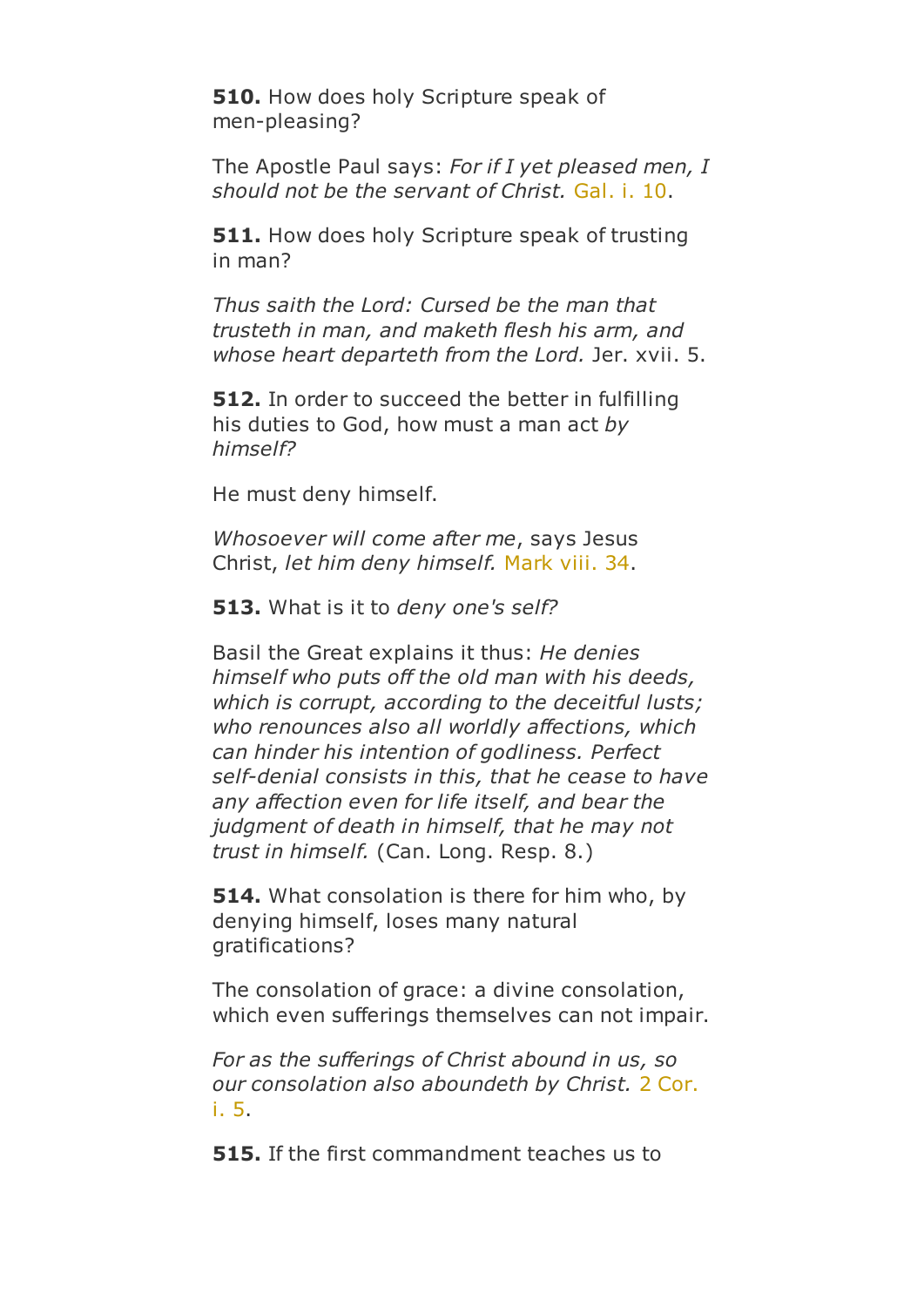**510.** How does holy Scripture speak of men-pleasing?

The Apostle Paul says: *For if I yet pleased men, I should not be the servant of Christ.* Gal. i. 10.

**511.** How does holy Scripture speak of trusting in man?

*Thus saith the Lord: Cursed be the man that trusteth in man, and maketh flesh his arm, and whose heart departeth from the Lord.* Jer. xvii. 5.

**512.** In order to succeed the better in fulfilling his duties to God, how must a man act *by himself?*

He must deny himself.

*Whosoever will come after me*, says Jesus Christ, *let him deny himself.* Mark viii. 34.

**513.** What is it to *deny one's self?*

Basil the Great explains it thus: *He denies himself who puts off the old man with his deeds, which is corrupt, according to the deceitful lusts; who renounces also all worldly affections, which can hinder his intention of godliness. Perfect self-denial consists in this, that he cease to have any affection even for life itself, and bear the judgment of death in himself, that he may not trust in himself.* (Can. Long. Resp. 8.)

**514.** What consolation is there for him who, by denying himself, loses many natural gratifications?

The consolation of grace: a divine consolation, which even sufferings themselves can not impair.

*For as the sufferings of Christ abound in us, so our consolation also aboundeth by Christ.* 2 Cor. i. 5.

**515.** If the first commandment teaches us to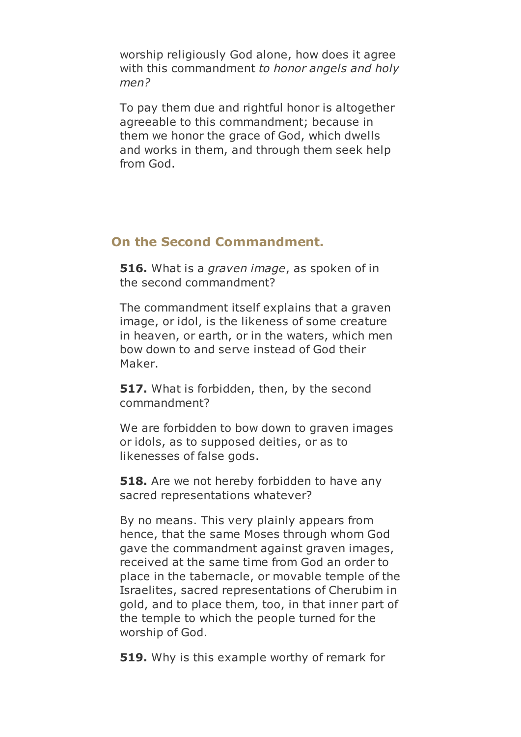worship religiously God alone, how does it agree with this commandment *to honor angels and holy men?*

To pay them due and rightful honor is altogether agreeable to this commandment; because in them we honor the grace of God, which dwells and works in them, and through them seek help from God.

## On the Second Commandment.

**516.** What is a *graven image*, as spoken of in the second commandment?

The commandment itself explains that a graven image, or idol, is the likeness of some creature in heaven, or earth, or in the waters, which men bow down to and serve instead of God their Maker.

**517.** What is forbidden, then, by the second commandment?

We are forbidden to bow down to graven images or idols, as to supposed deities, or as to likenesses of false gods.

**518.** Are we not hereby forbidden to have any sacred representations whatever?

By no means. This very plainly appears from hence, that the same Moses through whom God gave the commandment against graven images, received at the same time from God an order to place in the tabernacle, or movable temple of the Israelites, sacred representations of Cherubim in gold, and to place them, too, in that inner part of the temple to which the people turned for the worship of God.

**519.** Why is this example worthy of remark for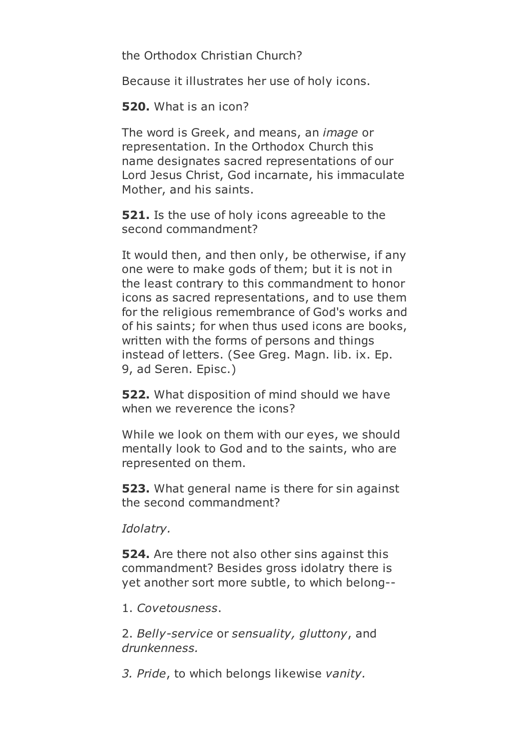the Orthodox Christian Church?

Because it illustrates her use of holy icons.

**520.** What is an icon?

The word is Greek, and means, an *image* or representation. In the Orthodox Church this name designates sacred representations of our Lord Jesus Christ, God incarnate, his immaculate Mother, and his saints.

**521.** Is the use of holy icons agreeable to the second commandment?

It would then, and then only, be otherwise, if any one were to make gods of them; but it is not in the least contrary to this commandment to honor icons as sacred representations, and to use them for the religious remembrance of God's works and of his saints; for when thus used icons are books, written with the forms of persons and things instead of letters. (See Greg. Magn. lib. ix. Ep. 9, ad Seren. Episc.)

**522.** What disposition of mind should we have when we reverence the icons?

While we look on them with our eyes, we should mentally look to God and to the saints, who are represented on them.

**523.** What general name is there for sin against the second commandment?

*Idolatry.*

**524.** Are there not also other sins against this commandment? Besides gross idolatry there is yet another sort more subtle, to which belong--

1. *Covetousness*.

2. *Belly-service* or *sensuality, gluttony*, and *drunkenness.*

*3. Pride*, to which belongs likewise *vanity.*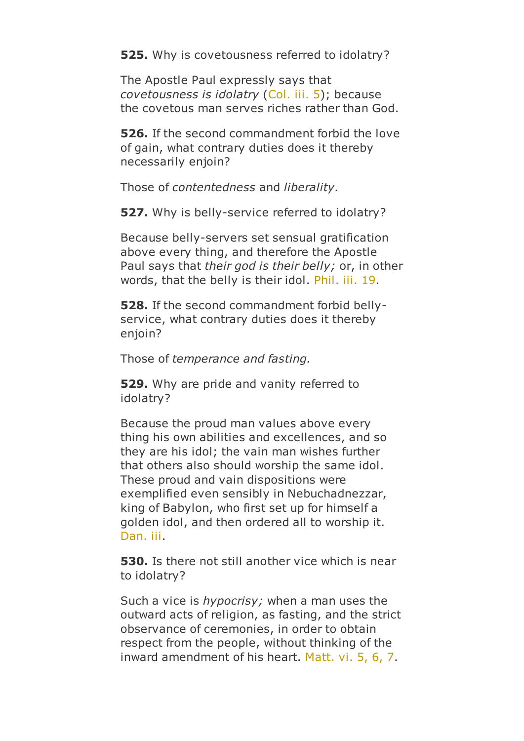**525.** Why is covetousness referred to idolatry?

The Apostle Paul expressly says that *covetousness is idolatry* (Col. iii. 5); because the covetous man serves riches rather than God.

**526.** If the second commandment forbid the love of gain, what contrary duties does it thereby necessarily enjoin?

Those of *contentedness* and *liberality.*

**527.** Why is belly-service referred to idolatry?

Because belly-servers set sensual gratification above every thing, and therefore the Apostle Paul says that *their god is their belly;* or, in other words, that the belly is their idol. Phil. iii. 19.

**528.** If the second commandment forbid belly-service, what contrary duties does it thereby enjoin?

Those of *temperance and fasting.*

**529.** Why are pride and vanity referred to idolatry?

Because the proud man values above every thing his own abilities and excellences, and so they are his idol; the vain man wishes further that others also should worship the same idol. These proud and vain dispositions were exemplified even sensibly in Nebuchadnezzar, king of Babylon, who first set up for himself a golden idol, and then ordered all to worship it. Dan. iii.

**530.** Is there not still another vice which is near to idolatry?

Such a vice is *hypocrisy;* when a man uses the outward acts of religion, as fasting, and the strict observance of ceremonies, in order to obtain respect from the people, without thinking of the inward amendment of his heart. Matt. vi. 5, 6, 7.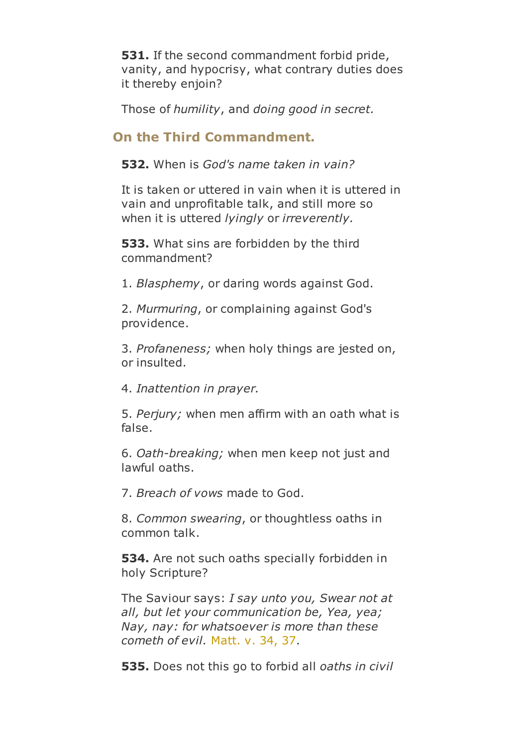**531.** If the second commandment forbid pride, vanity, and hypocrisy, what contrary duties does it thereby enjoin?

Those of *humility*, and *doing good in secret.*

## On the Third Commandment.

**532.** When is *God's name taken in vain?*

It is taken or uttered in vain when it is uttered in vain and unprofitable talk, and still more so when it is uttered *lyingly* or *irreverently.*

**533.** What sins are forbidden by the third commandment?

1. *Blasphemy*, or daring words against God.

2. *Murmuring*, or complaining against God's providence.

3. *Profaneness;* when holy things are jested on, or insulted.

4. *Inattention in prayer.*

5. *Perjury;* when men affirm with an oath what is false.

6. *Oath-breaking;* when men keep not just and lawful oaths.

7. *Breach of vows* made to God.

8. *Common swearing*, or thoughtless oaths in common talk.

**534.** Are not such oaths specially forbidden in holy Scripture?

The Saviour says: *I say unto you, Swear not at all, but let your communication be, Yea, yea; Nay, nay: for whatsoever is more than these cometh of evil.* Matt. v. 34, 37.

**535.** Does not this go to forbid all *oaths in civil*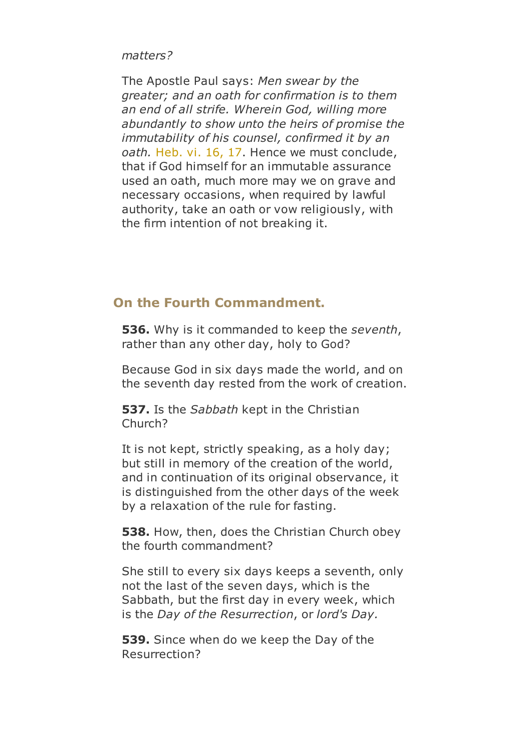*matters?*

The Apostle Paul says: *Men swear by the greater; and an oath for confirmation is to them an end of all strife. Wherein God, willing more abundantly to show unto the heirs of promise the immutability of his counsel, confirmed it by an oath.* Heb. vi. 16, 17. Hence we must conclude, that if God himself for an immutable assurance used an oath, much more may we on grave and necessary occasions, when required by lawful authority, take an oath or vow religiously, with the firm intention of not breaking it.

## On the Fourth Commandment.

**536.** Why is it commanded to keep the *seventh*, rather than any other day, holy to God?

Because God in six days made the world, and on the seventh day rested from the work of creation.

**537.** Is the *Sabbath* kept in the Christian Church?

It is not kept, strictly speaking, as a holy day; but still in memory of the creation of the world, and in continuation of its original observance, it is distinguished from the other days of the week by a relaxation of the rule for fasting.

**538.** How, then, does the Christian Church obey the fourth commandment?

She still to every six days keeps a seventh, only not the last of the seven days, which is the Sabbath, but the first day in every week, which is the *Day of the Resurrection*, or *lord's Day.*

**539.** Since when do we keep the Day of the Resurrection?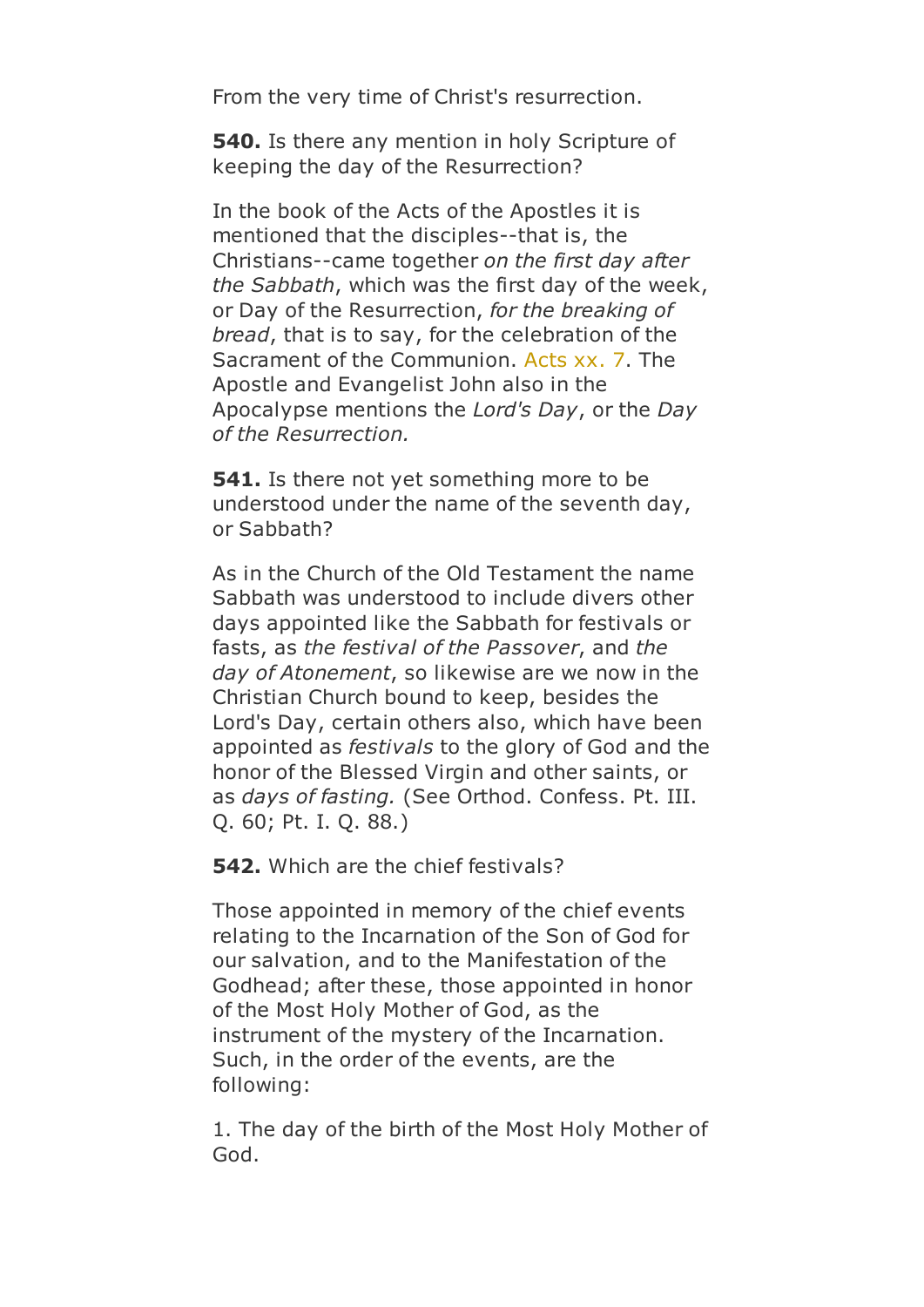From the very time of Christ's resurrection.

**540.** Is there any mention in holy Scripture of keeping the day of the Resurrection?

In the book of the Acts of the Apostles it is mentioned that the disciples--that is, the Christians--came together *on the first day after the Sabbath*, which was the first day of the week, or Day of the Resurrection, *for the breaking of bread*, that is to say, for the celebration of the Sacrament of the Communion. Acts xx. 7. The Apostle and Evangelist John also in the Apocalypse mentions the *Lord's Day*, or the *Day of the Resurrection.*

**541.** Is there not yet something more to be understood under the name of the seventh day, or Sabbath?

As in the Church of the Old Testament the name Sabbath was understood to include divers other days appointed like the Sabbath for festivals or fasts, as *the festival of the Passover*, and *the day of Atonement*, so likewise are we now in the Christian Church bound to keep, besides the Lord's Day, certain others also, which have been appointed as *festivals* to the glory of God and the honor of the Blessed Virgin and other saints, or as *days of fasting.* (See Orthod. Confess. Pt. III. Q. 60; Pt. I. Q. 88.)

**542.** Which are the chief festivals?

Those appointed in memory of the chief events relating to the Incarnation of the Son of God for our salvation, and to the Manifestation of the Godhead; after these, those appointed in honor of the Most Holy Mother of God, as the instrument of the mystery of the Incarnation. Such, in the order of the events, are the following:

1. The day of the birth of the Most Holy Mother of God.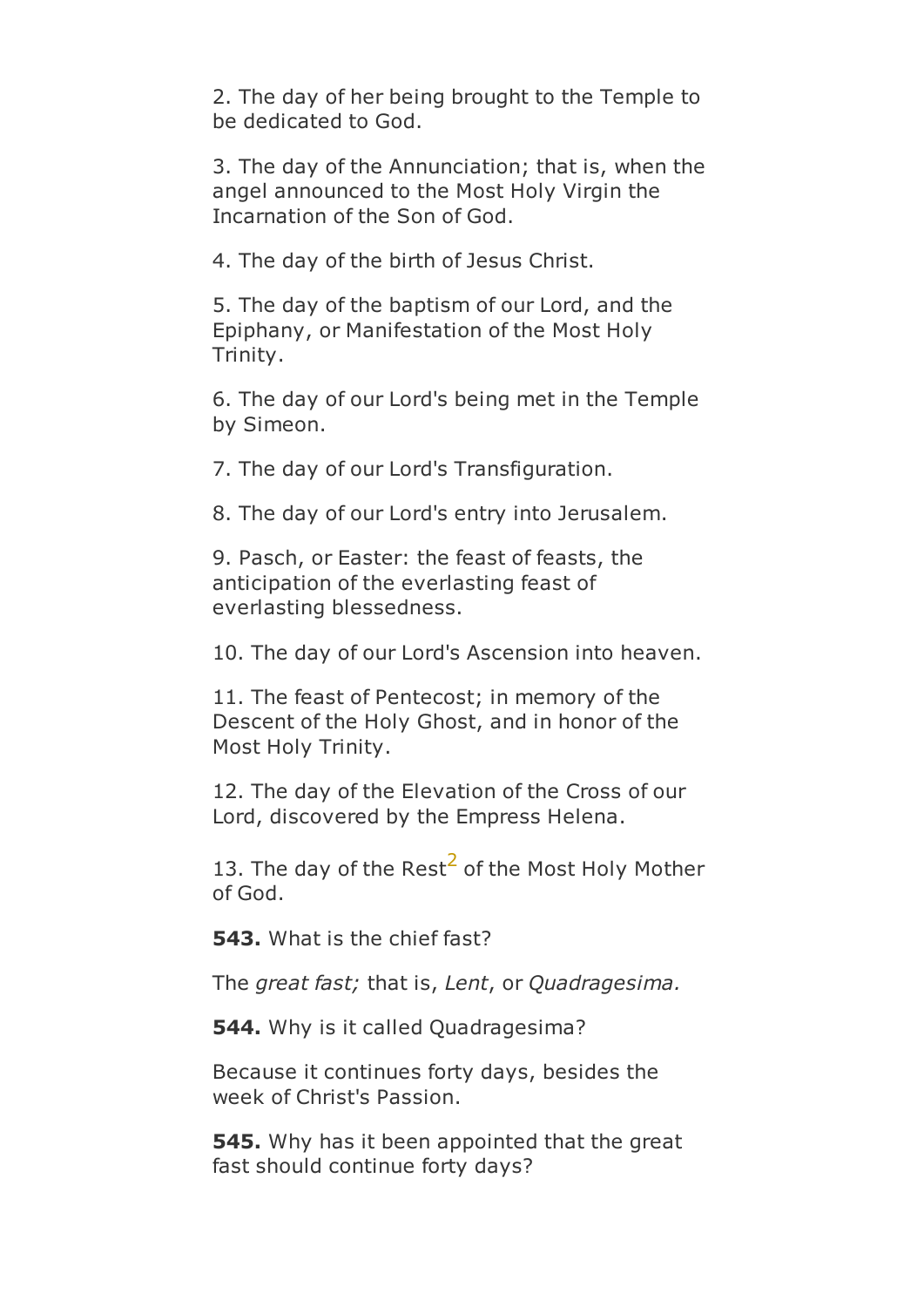2. The day of her being brought to the Temple to be dedicated to God.

3. The day of the Annunciation; that is, when the angel announced to the Most Holy Virgin the Incarnation of the Son of God.

4. The day of the birth of Jesus Christ.

5. The day of the baptism of our Lord, and the Epiphany, or Manifestation of the Most Holy Trinity.

6. The day of our Lord's being met in the Temple by Simeon.

7. The day of our Lord's Transfiguration.

8. The day of our Lord's entry into Jerusalem.

9. Pasch, or Easter: the feast of feasts, the anticipation of the everlasting feast of everlasting blessedness.

10. The day of our Lord's Ascension into heaven.

11. The feast of Pentecost; in memory of the Descent of the Holy Ghost, and in honor of the Most Holy Trinity.

12. The day of the Elevation of the Cross of our Lord, discovered by the Empress Helena.

13. The day of the Rest[2] of the Most Holy Mother of God.

**543.** What is the chief fast?

The *great fast;* that is, *Lent*, or *Quadragesima.*

**544.** Why is it called Quadragesima?

Because it continues forty days, besides the week of Christ's Passion.

**545.** Why has it been appointed that the great fast should continue forty days?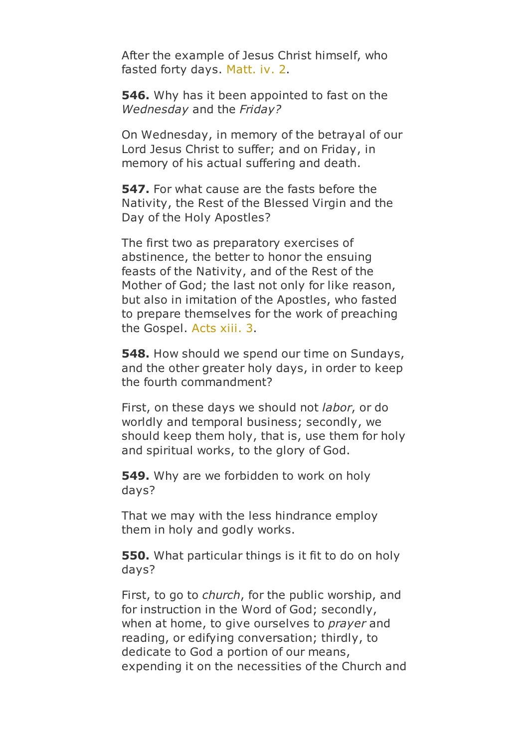After the example of Jesus Christ himself, who fasted forty days. Matt. iv. 2.

**546.** Why has it been appointed to fast on the *Wednesday* and the *Friday?*

On Wednesday, in memory of the betrayal of our Lord Jesus Christ to suffer; and on Friday, in memory of his actual suffering and death.

**547.** For what cause are the fasts before the Nativity, the Rest of the Blessed Virgin and the Day of the Holy Apostles?

The first two as preparatory exercises of abstinence, the better to honor the ensuing feasts of the Nativity, and of the Rest of the Mother of God; the last not only for like reason, but also in imitation of the Apostles, who fasted to prepare themselves for the work of preaching the Gospel. Acts xiii. 3.

**548.** How should we spend our time on Sundays, and the other greater holy days, in order to keep the fourth commandment?

First, on these days we should not *labor*, or do worldly and temporal business; secondly, we should keep them holy, that is, use them for holy and spiritual works, to the glory of God.

**549.** Why are we forbidden to work on holy days?

That we may with the less hindrance employ them in holy and godly works.

**550.** What particular things is it fit to do on holy days?

First, to go to *church*, for the public worship, and for instruction in the Word of God; secondly, when at home, to give ourselves to *prayer* and reading, or edifying conversation; thirdly, to dedicate to God a portion of our means, expending it on the necessities of the Church and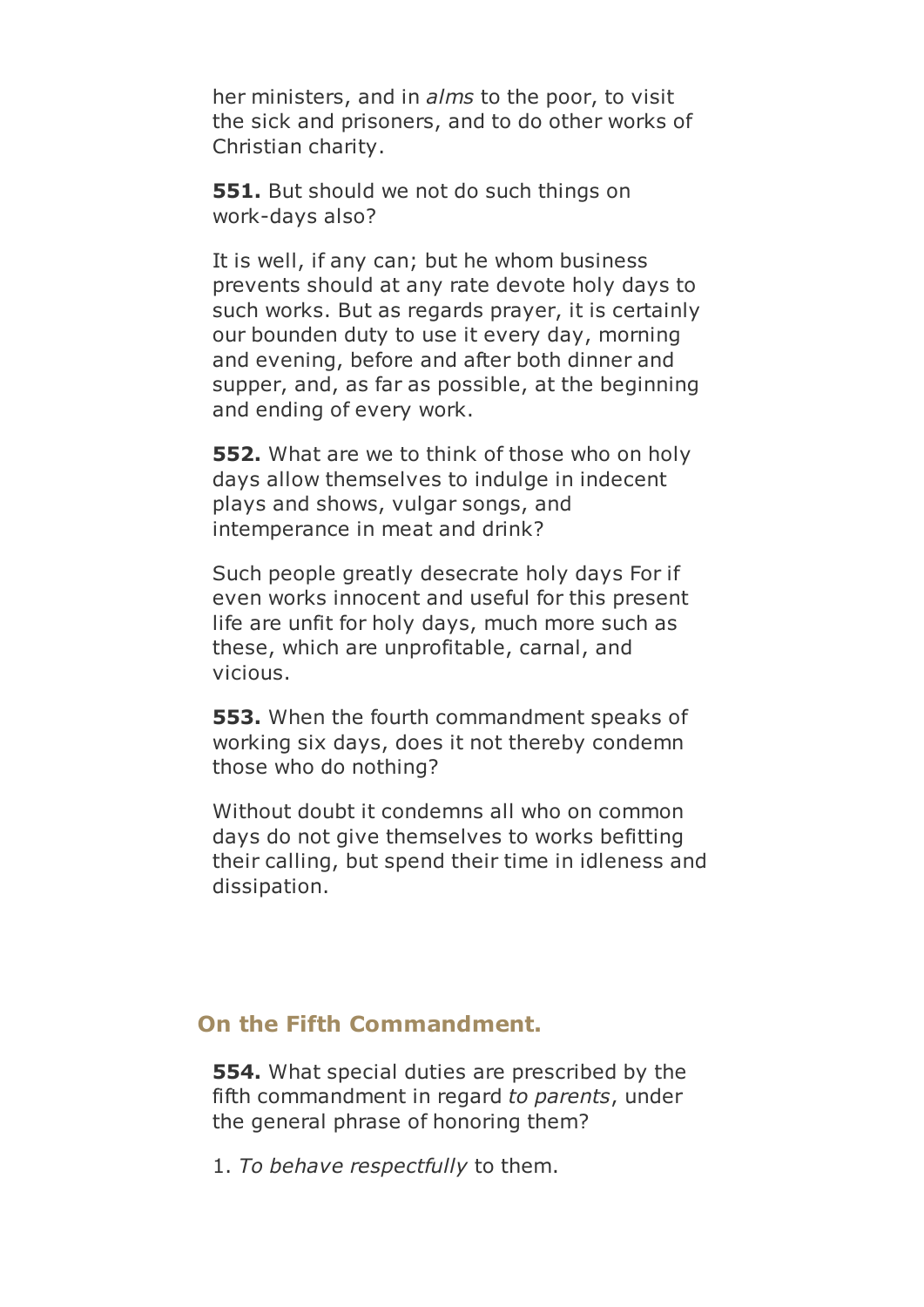her ministers, and in *alms* to the poor, to visit the sick and prisoners, and to do other works of Christian charity.

**551.** But should we not do such things on work-days also?

It is well, if any can; but he whom business prevents should at any rate devote holy days to such works. But as regards prayer, it is certainly our bounden duty to use it every day, morning and evening, before and after both dinner and supper, and, as far as possible, at the beginning and ending of every work.

**552.** What are we to think of those who on holy days allow themselves to indulge in indecent plays and shows, vulgar songs, and intemperance in meat and drink?

Such people greatly desecrate holy days For if even works innocent and useful for this present life are unfit for holy days, much more such as these, which are unprofitable, carnal, and vicious.

**553.** When the fourth commandment speaks of working six days, does it not thereby condemn those who do nothing?

Without doubt it condemns all who on common days do not give themselves to works befitting their calling, but spend their time in idleness and dissipation.

## On the Fifth Commandment.

**554.** What special duties are prescribed by the fifth commandment in regard *to parents*, under the general phrase of honoring them?

1. *To behave respectfully* to them.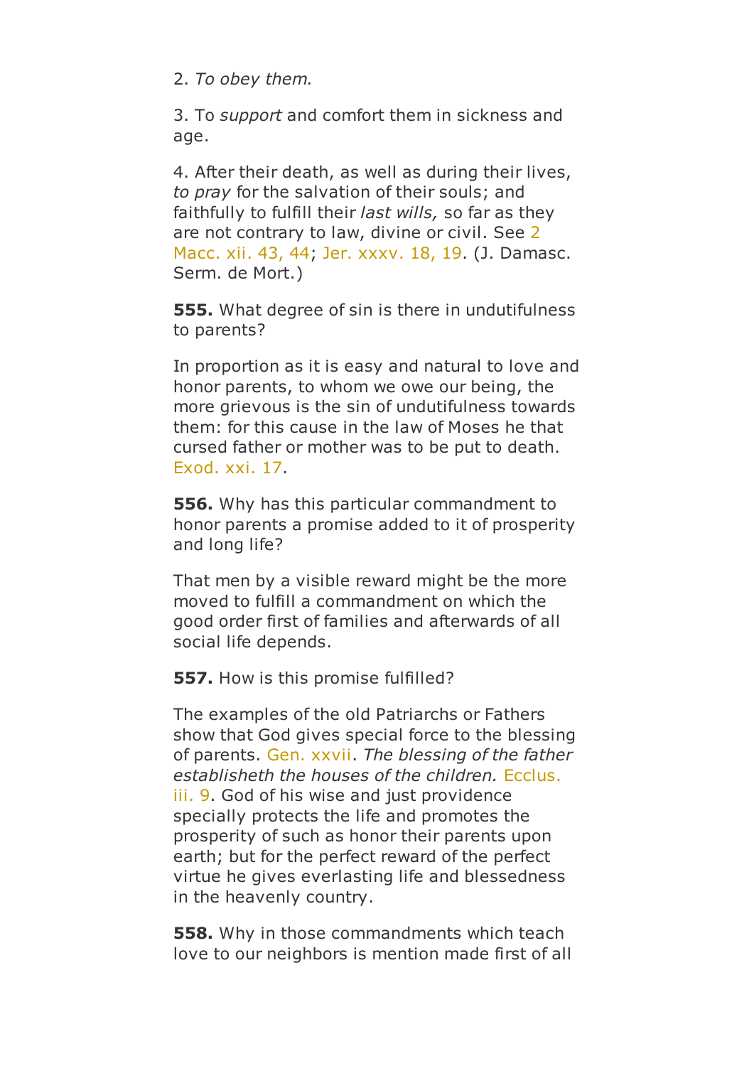2. *To obey them.*

3. To *support* and comfort them in sickness and age.

4. After their death, as well as during their lives, *to pray* for the salvation of their souls; and faithfully to fulfill their *last wills,* so far as they are not contrary to law, divine or civil. See 2 Macc. xii. 43, 44; Jer. xxxv. 18, 19. (J. Damasc. Serm. de Mort.)

**555.** What degree of sin is there in undutifulness to parents?

In proportion as it is easy and natural to love and honor parents, to whom we owe our being, the more grievous is the sin of undutifulness towards them: for this cause in the law of Moses he that cursed father or mother was to be put to death. Exod. xxi. 17.

**556.** Why has this particular commandment to honor parents a promise added to it of prosperity and long life?

That men by a visible reward might be the more moved to fulfill a commandment on which the good order first of families and afterwards of all social life depends.

**557.** How is this promise fulfilled?

The examples of the old Patriarchs or Fathers show that God gives special force to the blessing of parents. Gen. xxvii. *The blessing of the father establisheth the houses of the children.* Ecclus. iii. 9. God of his wise and just providence specially protects the life and promotes the prosperity of such as honor their parents upon earth; but for the perfect reward of the perfect virtue he gives everlasting life and blessedness in the heavenly country.

**558.** Why in those commandments which teach love to our neighbors is mention made first of all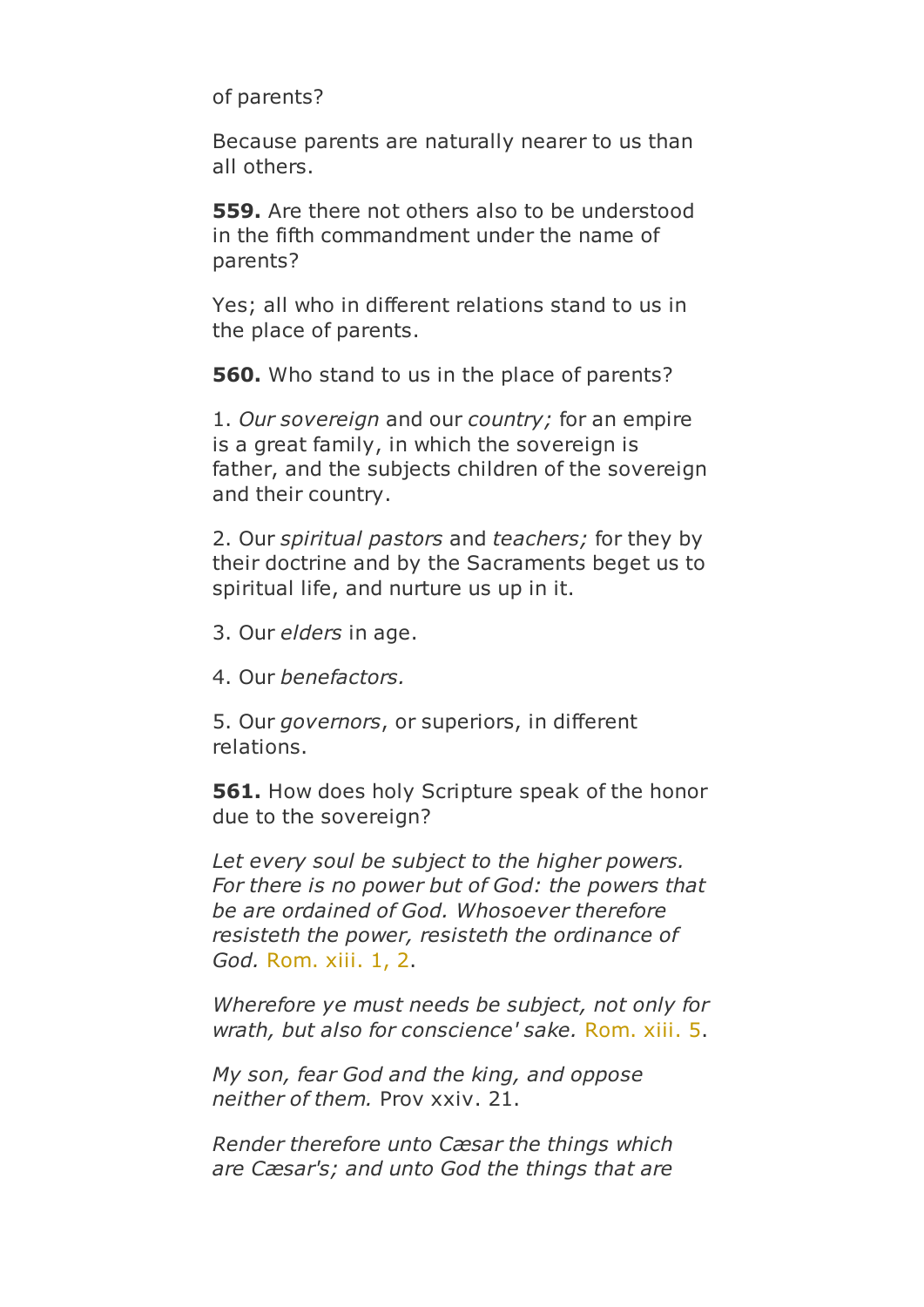of parents?

Because parents are naturally nearer to us than all others.

**559.** Are there not others also to be understood in the fifth commandment under the name of parents?

Yes; all who in different relations stand to us in the place of parents.

**560.** Who stand to us in the place of parents?

1. *Our sovereign* and our *country;* for an empire is a great family, in which the sovereign is father, and the subjects children of the sovereign and their country.

2. Our *spiritual pastors* and *teachers;* for they by their doctrine and by the Sacraments beget us to spiritual life, and nurture us up in it.

3. Our *elders* in age.

4. Our *benefactors.*

5. Our *governors*, or superiors, in different relations.

**561.** How does holy Scripture speak of the honor due to the sovereign?

*Let every soul be subject to the higher powers. For there is no power but of God: the powers that be are ordained of God. Whosoever therefore resisteth the power, resisteth the ordinance of God.* Rom. xiii. 1, 2.

*Wherefore ye must needs be subject, not only for wrath, but also for conscience' sake.* Rom. xiii. 5.

*My son, fear God and the king, and oppose neither of them.* Prov xxiv. 21.

*Render therefore unto Cæsar the things which are Cæsar's; and unto God the things that are*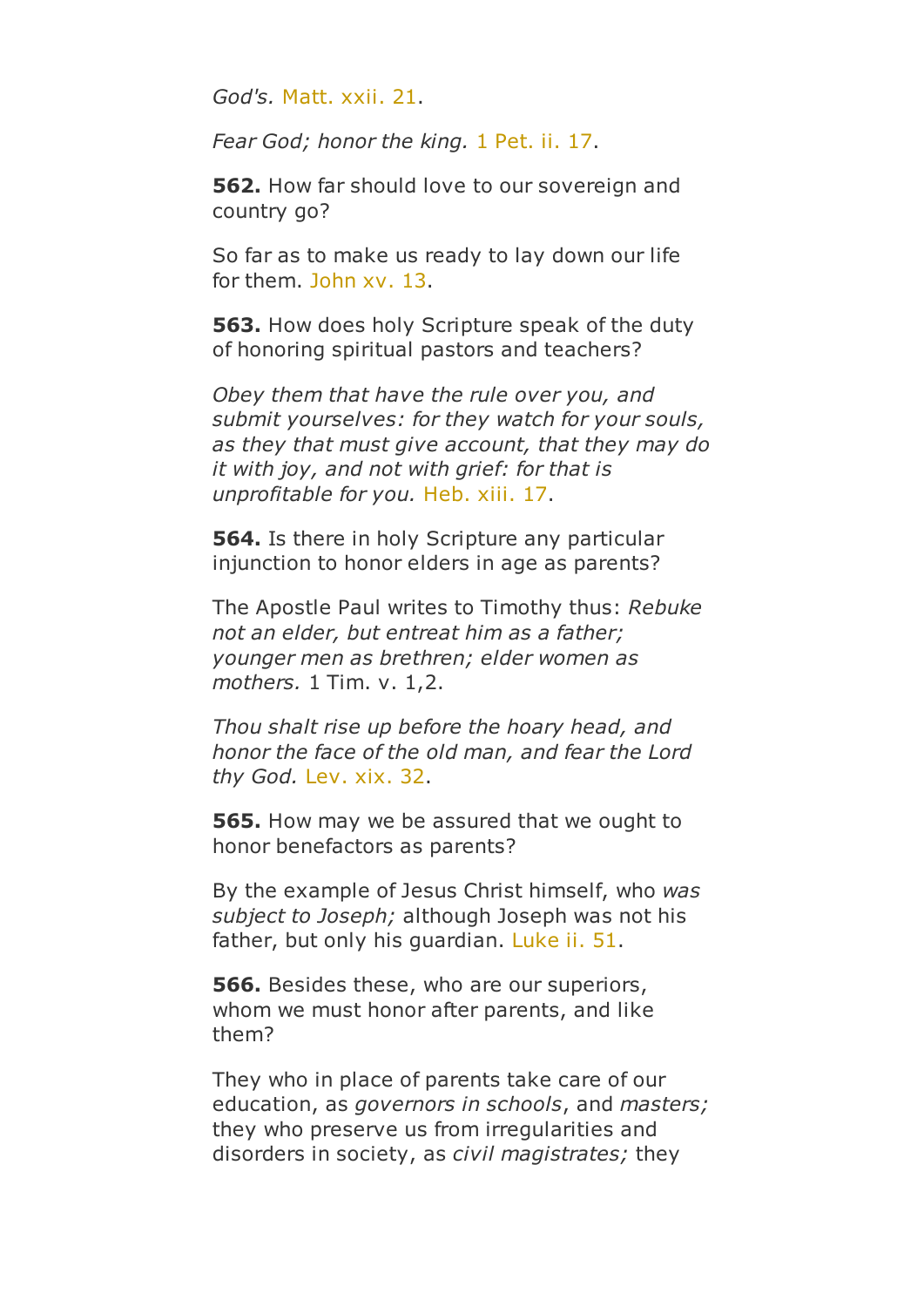*God's.* Matt. xxii. 21.

*Fear God; honor the king.* 1 Pet. ii. 17.

**562.** How far should love to our sovereign and country go?

So far as to make us ready to lay down our life for them. John xv. 13.

**563.** How does holy Scripture speak of the duty of honoring spiritual pastors and teachers?

*Obey them that have the rule over you, and submit yourselves: for they watch for your souls, as they that must give account, that they may do it with joy, and not with grief: for that is unprofitable for you.* Heb. xiii. 17.

**564.** Is there in holy Scripture any particular injunction to honor elders in age as parents?

The Apostle Paul writes to Timothy thus: *Rebuke not an elder, but entreat him as a father; younger men as brethren; elder women as mothers.* 1 Tim. v. 1,2.

*Thou shalt rise up before the hoary head, and honor the face of the old man, and fear the Lord thy God.* Lev. xix. 32.

**565.** How may we be assured that we ought to honor benefactors as parents?

By the example of Jesus Christ himself, who *was subject to Joseph;* although Joseph was not his father, but only his guardian. Luke ii. 51.

**566.** Besides these, who are our superiors, whom we must honor after parents, and like them?

They who in place of parents take care of our education, as *governors in schools*, and *masters;* they who preserve us from irregularities and disorders in society, as *civil magistrates;* they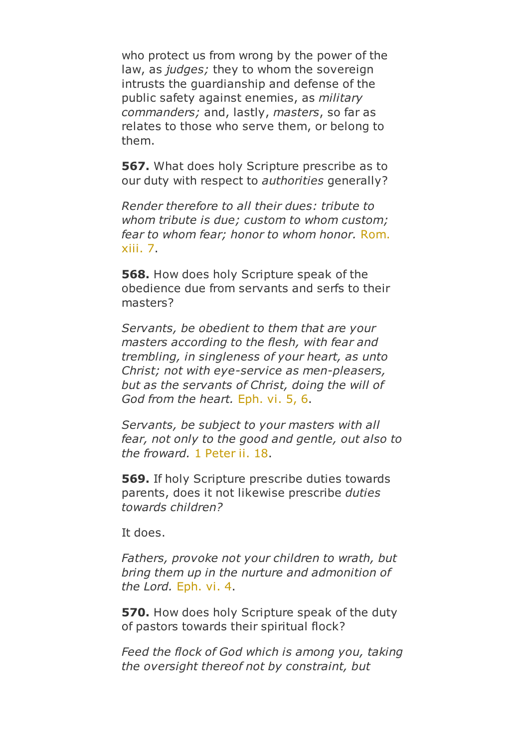who protect us from wrong by the power of the law, as *judges;* they to whom the sovereign intrusts the guardianship and defense of the public safety against enemies, as *military commanders;* and, lastly, *masters*, so far as relates to those who serve them, or belong to them.

**567.** What does holy Scripture prescribe as to our duty with respect to *authorities* generally?

*Render therefore to all their dues: tribute to whom tribute is due; custom to whom custom; fear to whom fear; honor to whom honor.* Rom. xiii. 7.

**568.** How does holy Scripture speak of the obedience due from servants and serfs to their masters?

*Servants, be obedient to them that are your masters according to the flesh, with fear and trembling, in singleness of your heart, as unto Christ; not with eye-service as men-pleasers, but as the servants of Christ, doing the will of God from the heart.* Eph. vi. 5, 6.

*Servants, be subject to your masters with all fear, not only to the good and gentle, out also to the froward.* 1 Peter ii. 18.

**569.** If holy Scripture prescribe duties towards parents, does it not likewise prescribe *duties towards children?*

It does.

*Fathers, provoke not your children to wrath, but bring them up in the nurture and admonition of the Lord.* Eph. vi. 4.

**570.** How does holy Scripture speak of the duty of pastors towards their spiritual flock?

*Feed the flock of God which is among you, taking the oversight thereof not by constraint, but*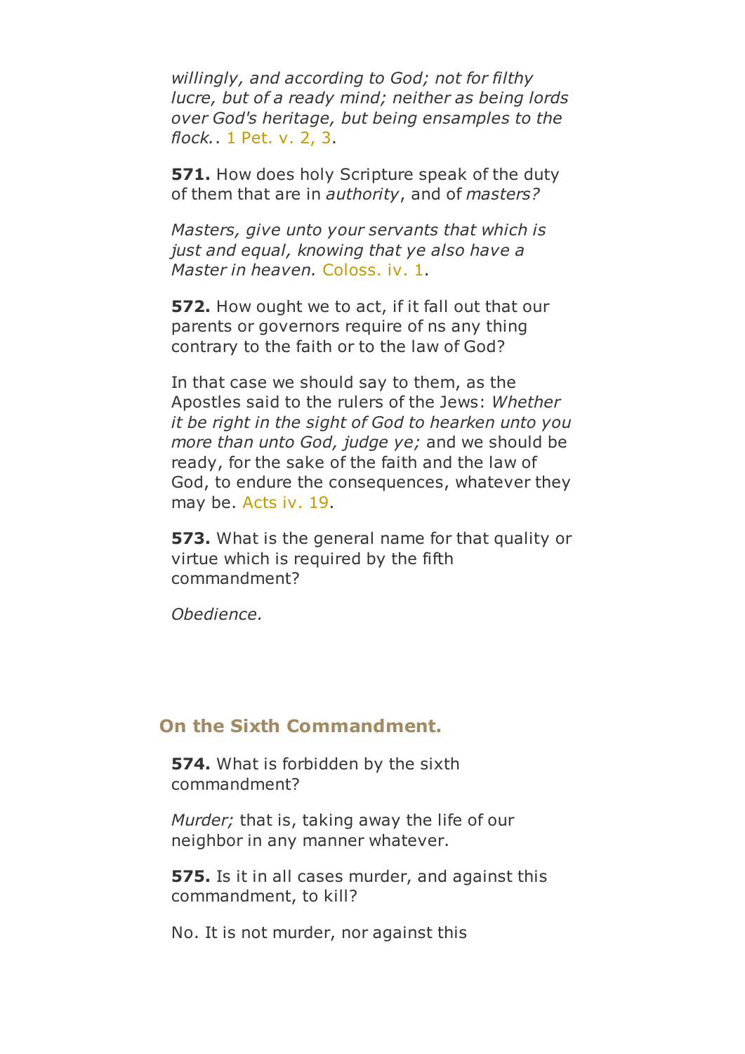*willingly, and according to God; not for filthy lucre, but of a ready mind; neither as being lords over God's heritage, but being ensamples to the flock.*. 1 Pet. v. 2, 3.

**571.** How does holy Scripture speak of the duty of them that are in *authority*, and of *masters?*

*Masters, give unto your servants that which is just and equal, knowing that ye also have a Master in heaven.* Coloss. iv. 1.

**572.** How ought we to act, if it fall out that our parents or governors require of ns any thing contrary to the faith or to the law of God?

In that case we should say to them, as the Apostles said to the rulers of the Jews: *Whether it be right in the sight of God to hearken unto you more than unto God, judge ye;* and we should be ready, for the sake of the faith and the law of God, to endure the consequences, whatever they may be. Acts iv. 19.

**573.** What is the general name for that quality or virtue which is required by the fifth commandment?

*Obedience.*

## On the Sixth Commandment.

**574.** What is forbidden by the sixth commandment?

*Murder;* that is, taking away the life of our neighbor in any manner whatever.

**575.** Is it in all cases murder, and against this commandment, to kill?

No. It is not murder, nor against this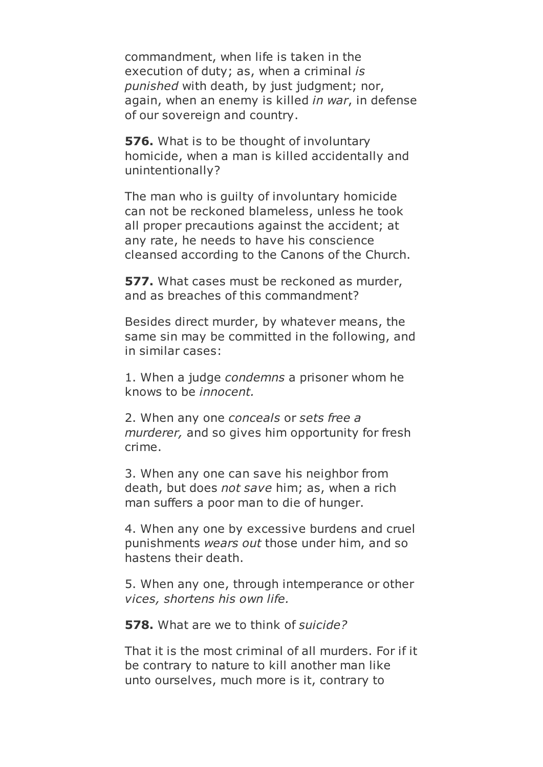commandment, when life is taken in the execution of duty; as, when a criminal *is punished* with death, by just judgment; nor, again, when an enemy is killed *in war*, in defense of our sovereign and country.

**576.** What is to be thought of involuntary homicide, when a man is killed accidentally and unintentionally?

The man who is guilty of involuntary homicide can not be reckoned blameless, unless he took all proper precautions against the accident; at any rate, he needs to have his conscience cleansed according to the Canons of the Church.

**577.** What cases must be reckoned as murder, and as breaches of this commandment?

Besides direct murder, by whatever means, the same sin may be committed in the following, and in similar cases:

1. When a judge *condemns* a prisoner whom he knows to be *innocent.*

2. When any one *conceals* or *sets free a murderer,* and so gives him opportunity for fresh crime.

3. When any one can save his neighbor from death, but does *not save* him; as, when a rich man suffers a poor man to die of hunger.

4. When any one by excessive burdens and cruel punishments *wears out* those under him, and so hastens their death.

5. When any one, through intemperance or other *vices, shortens his own life.*

**578.** What are we to think of *suicide?*

That it is the most criminal of all murders. For if it be contrary to nature to kill another man like unto ourselves, much more is it, contrary to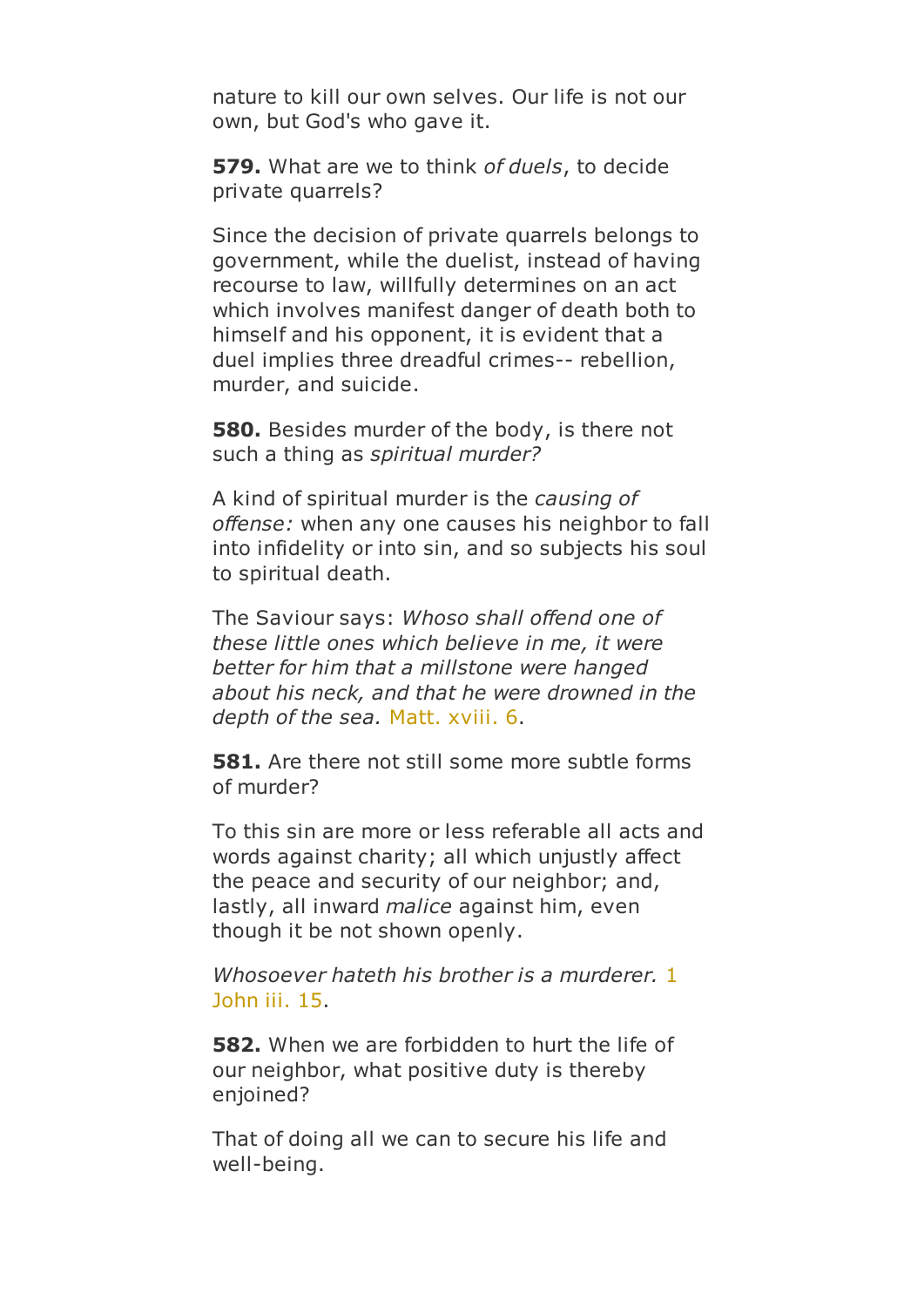nature to kill our own selves. Our life is not our own, but God's who gave it.

**579.** What are we to think *of duels*, to decide private quarrels?

Since the decision of private quarrels belongs to government, while the duelist, instead of having recourse to law, willfully determines on an act which involves manifest danger of death both to himself and his opponent, it is evident that a duel implies three dreadful crimes-- rebellion, murder, and suicide.

**580.** Besides murder of the body, is there not such a thing as *spiritual murder?*

A kind of spiritual murder is the *causing of offense:* when any one causes his neighbor to fall into infidelity or into sin, and so subjects his soul to spiritual death.

The Saviour says: *Whoso shall offend one of these little ones which believe in me, it were better for him that a millstone were hanged about his neck, and that he were drowned in the depth of the sea.* Matt. xviii. 6.

**581.** Are there not still some more subtle forms of murder?

To this sin are more or less referable all acts and words against charity; all which unjustly affect the peace and security of our neighbor; and, lastly, all inward *malice* against him, even though it be not shown openly.

*Whosoever hateth his brother is a murderer.* 1 John iii. 15.

**582.** When we are forbidden to hurt the life of our neighbor, what positive duty is thereby enjoined?

That of doing all we can to secure his life and well-being.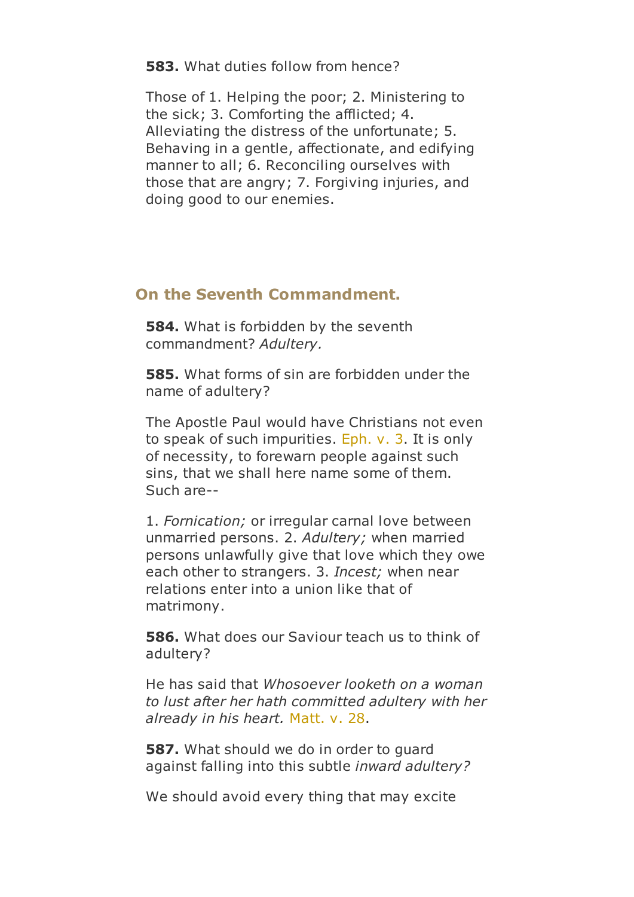**583.** What duties follow from hence?

Those of 1. Helping the poor; 2. Ministering to the sick; 3. Comforting the afflicted; 4. Alleviating the distress of the unfortunate; 5. Behaving in a gentle, affectionate, and edifying manner to all; 6. Reconciling ourselves with those that are angry; 7. Forgiving injuries, and doing good to our enemies.

## On the Seventh Commandment.

**584.** What is forbidden by the seventh commandment? *Adultery.*

**585.** What forms of sin are forbidden under the name of adultery?

The Apostle Paul would have Christians not even to speak of such impurities. Eph. v. 3. It is only of necessity, to forewarn people against such sins, that we shall here name some of them. Such are--

1. *Fornication;* or irregular carnal love between unmarried persons. 2. *Adultery;* when married persons unlawfully give that love which they owe each other to strangers. 3. *Incest;* when near relations enter into a union like that of matrimony.

**586.** What does our Saviour teach us to think of adultery?

He has said that *Whosoever looketh on a woman to lust after her hath committed adultery with her already in his heart.* Matt. v. 28.

**587.** What should we do in order to guard against falling into this subtle *inward adultery?*

We should avoid every thing that may excite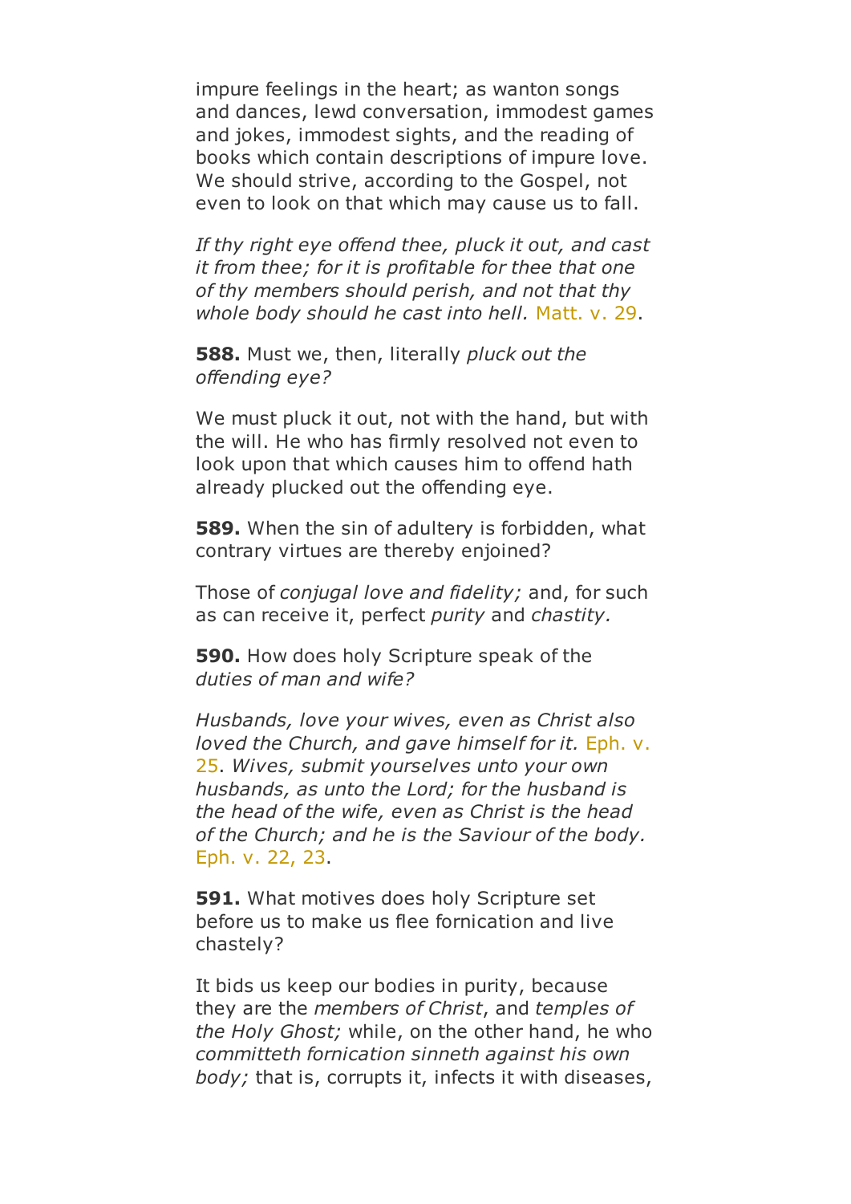impure feelings in the heart; as wanton songs and dances, lewd conversation, immodest games and jokes, immodest sights, and the reading of books which contain descriptions of impure love. We should strive, according to the Gospel, not even to look on that which may cause us to fall.

*If thy right eye offend thee, pluck it out, and cast it from thee; for it is profitable for thee that one of thy members should perish, and not that thy whole body should he cast into hell.* Matt. v. 29.

**588.** Must we, then, literally *pluck out the offending eye?*

We must pluck it out, not with the hand, but with the will. He who has firmly resolved not even to look upon that which causes him to offend hath already plucked out the offending eye.

**589.** When the sin of adultery is forbidden, what contrary virtues are thereby enjoined?

Those of *conjugal love and fidelity;* and, for such as can receive it, perfect *purity* and *chastity.*

**590.** How does holy Scripture speak of the *duties of man and wife?*

*Husbands, love your wives, even as Christ also loved the Church, and gave himself for it.* Eph. v. 25. *Wives, submit yourselves unto your own husbands, as unto the Lord; for the husband is the head of the wife, even as Christ is the head of the Church; and he is the Saviour of the body.* Eph. v. 22, 23.

**591.** What motives does holy Scripture set before us to make us flee fornication and live chastely?

It bids us keep our bodies in purity, because they are the *members of Christ*, and *temples of the Holy Ghost;* while, on the other hand, he who *committeth fornication sinneth against his own body;* that is, corrupts it, infects it with diseases,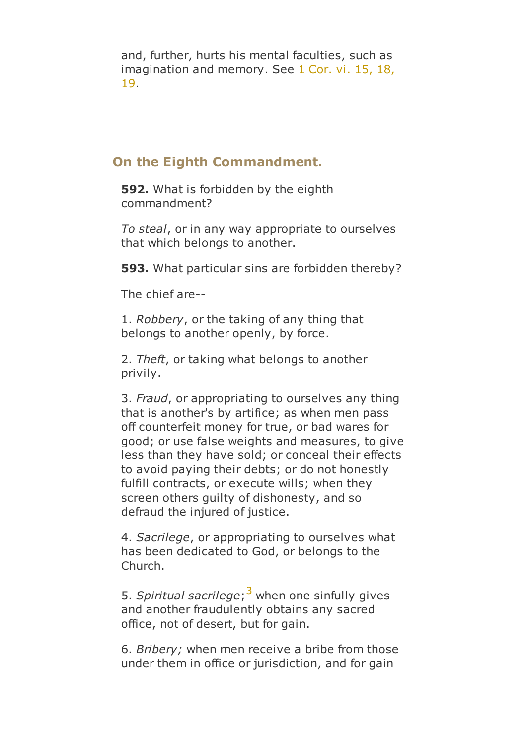and, further, hurts his mental faculties, such as imagination and memory. See 1 Cor. vi. 15, 18, 19.

## On the Eighth Commandment.

**592.** What is forbidden by the eighth commandment?

*To steal*, or in any way appropriate to ourselves that which belongs to another.

**593.** What particular sins are forbidden thereby?

The chief are--

1. *Robbery*, or the taking of any thing that belongs to another openly, by force.

2. *Theft*, or taking what belongs to another privily.

3. *Fraud*, or appropriating to ourselves any thing that is another's by artifice; as when men pass off counterfeit money for true, or bad wares for good; or use false weights and measures, to give less than they have sold; or conceal their effects to avoid paying their debts; or do not honestly fulfill contracts, or execute wills; when they screen others guilty of dishonesty, and so defraud the injured of justice.

4. *Sacrilege*, or appropriating to ourselves what has been dedicated to God, or belongs to the Church.

5. *Spiritual sacrilege*;[3] when one sinfully gives and another fraudulently obtains any sacred office, not of desert, but for gain.

6. *Bribery;* when men receive a bribe from those under them in office or jurisdiction, and for gain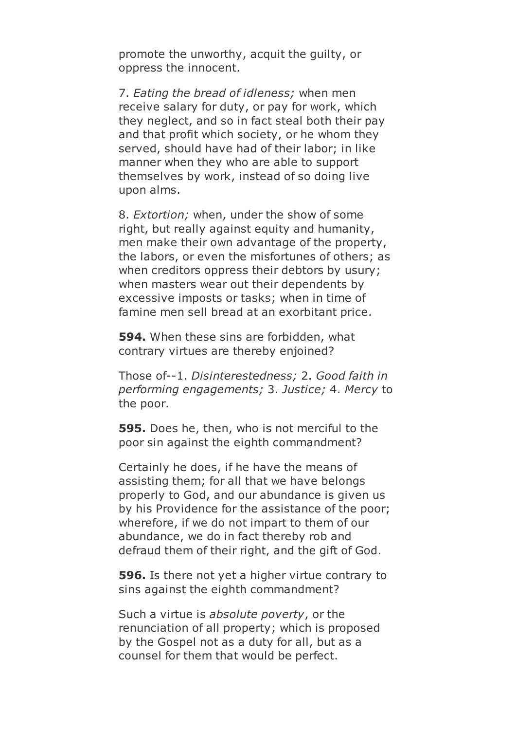promote the unworthy, acquit the guilty, or oppress the innocent.

7. *Eating the bread of idleness;* when men receive salary for duty, or pay for work, which they neglect, and so in fact steal both their pay and that profit which society, or he whom they served, should have had of their labor; in like manner when they who are able to support themselves by work, instead of so doing live upon alms.

8. *Extortion;* when, under the show of some right, but really against equity and humanity, men make their own advantage of the property, the labors, or even the misfortunes of others; as when creditors oppress their debtors by usury; when masters wear out their dependents by excessive imposts or tasks; when in time of famine men sell bread at an exorbitant price.

**594.** When these sins are forbidden, what contrary virtues are thereby enjoined?

Those of--1. *Disinterestedness;* 2. *Good faith in performing engagements;* 3. *Justice;* 4. *Mercy* to the poor.

**595.** Does he, then, who is not merciful to the poor sin against the eighth commandment?

Certainly he does, if he have the means of assisting them; for all that we have belongs properly to God, and our abundance is given us by his Providence for the assistance of the poor; wherefore, if we do not impart to them of our abundance, we do in fact thereby rob and defraud them of their right, and the gift of God.

**596.** Is there not yet a higher virtue contrary to sins against the eighth commandment?

Such a virtue is *absolute poverty*, or the renunciation of all property; which is proposed by the Gospel not as a duty for all, but as a counsel for them that would be perfect.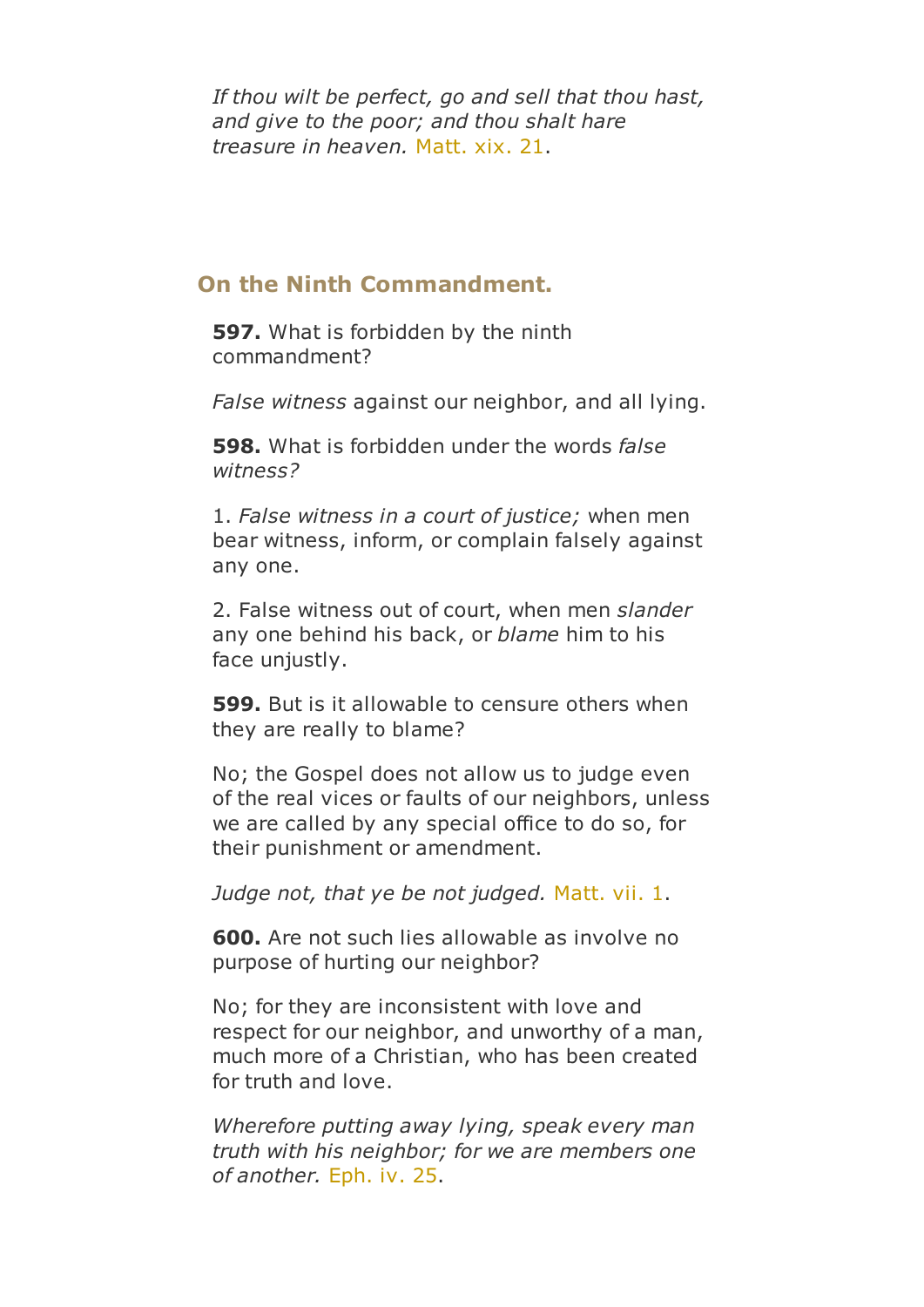*If thou wilt be perfect, go and sell that thou hast, and give to the poor; and thou shalt hare treasure in heaven.* Matt. xix. 21.

## On the Ninth Commandment.

**597.** What is forbidden by the ninth commandment?

*False witness* against our neighbor, and all lying.

**598.** What is forbidden under the words *false witness?*

1. *False witness in a court of justice;* when men bear witness, inform, or complain falsely against any one.

2. False witness out of court, when men *slander* any one behind his back, or *blame* him to his face unjustly.

**599.** But is it allowable to censure others when they are really to blame?

No; the Gospel does not allow us to judge even of the real vices or faults of our neighbors, unless we are called by any special office to do so, for their punishment or amendment.

*Judge not, that ye be not judged.* Matt. vii. 1.

**600.** Are not such lies allowable as involve no purpose of hurting our neighbor?

No; for they are inconsistent with love and respect for our neighbor, and unworthy of a man, much more of a Christian, who has been created for truth and love.

*Wherefore putting away lying, speak every man truth with his neighbor; for we are members one of another.* Eph. iv. 25.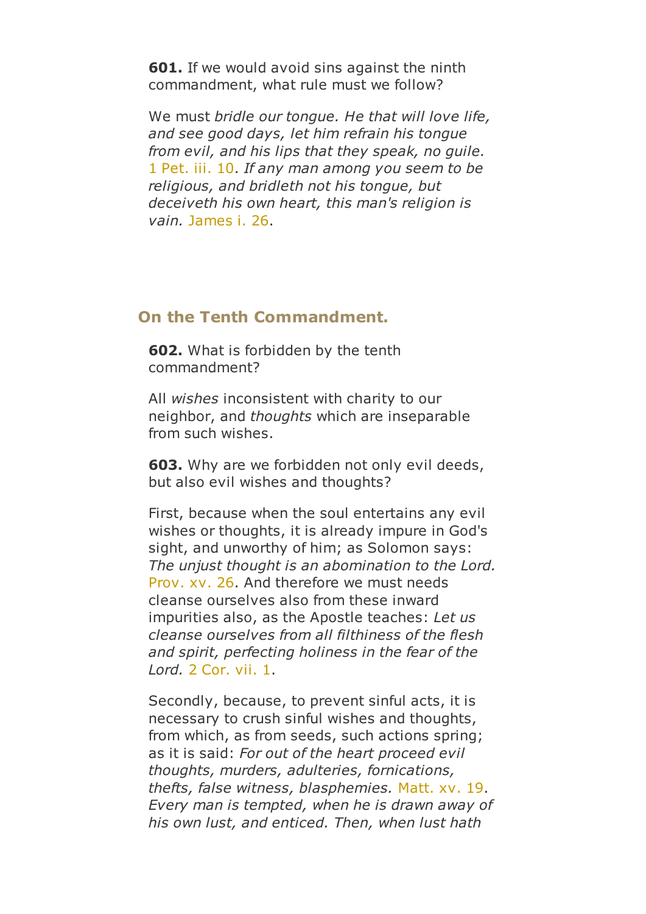**601.** If we would avoid sins against the ninth commandment, what rule must we follow?

We must *bridle our tongue. He that will love life, and see good days, let him refrain his tongue from evil, and his lips that they speak, no guile.* 1 Pet. iii. 10. *If any man among you seem to be religious, and bridleth not his tongue, but deceiveth his own heart, this man's religion is vain.* James i. 26.

## On the Tenth Commandment.

**602.** What is forbidden by the tenth commandment?

All *wishes* inconsistent with charity to our neighbor, and *thoughts* which are inseparable from such wishes.

**603.** Why are we forbidden not only evil deeds, but also evil wishes and thoughts?

First, because when the soul entertains any evil wishes or thoughts, it is already impure in God's sight, and unworthy of him; as Solomon says: *The unjust thought is an abomination to the Lord.* Prov. xv. 26. And therefore we must needs cleanse ourselves also from these inward impurities also, as the Apostle teaches: *Let us cleanse ourselves from all filthiness of the flesh and spirit, perfecting holiness in the fear of the Lord.* 2 Cor. vii. 1.

Secondly, because, to prevent sinful acts, it is necessary to crush sinful wishes and thoughts, from which, as from seeds, such actions spring; as it is said: *For out of the heart proceed evil thoughts, murders, adulteries, fornications, thefts, false witness, blasphemies.* Matt. xv. 19. *Every man is tempted, when he is drawn away of his own lust, and enticed. Then, when lust hath*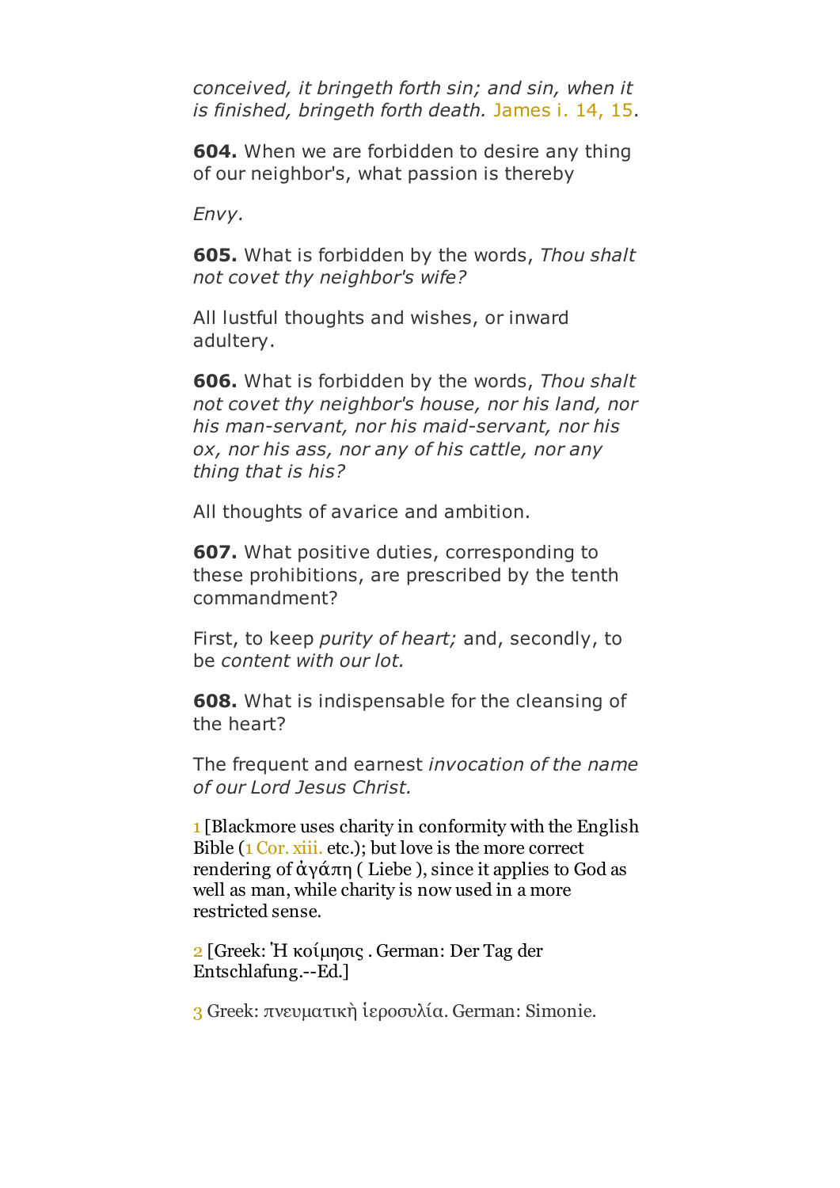*conceived, it bringeth forth sin; and sin, when it is finished, bringeth forth death.* James i. 14, 15.

**604.** When we are forbidden to desire any thing of our neighbor's, what passion is thereby

*Envy.*

**605.** What is forbidden by the words, *Thou shalt not covet thy neighbor's wife?*

All lustful thoughts and wishes, or inward adultery.

**606.** What is forbidden by the words, *Thou shalt not covet thy neighbor's house, nor his land, nor his man-servant, nor his maid-servant, nor his ox, nor his ass, nor any of his cattle, nor any thing that is his?*

All thoughts of avarice and ambition.

**607.** What positive duties, corresponding to these prohibitions, are prescribed by the tenth commandment?

First, to keep *purity of heart;* and, secondly, to be *content with our lot.*

**608.** What is indispensable for the cleansing of the heart?

The frequent and earnest *invocation of the name of our Lord Jesus Christ.*

1 [Blackmore uses charity in conformity with the English Bible (1 Cor. xiii. etc.); but love is the more correct rendering of ἀγάπη ( Liebe ), since it applies to God as well as man, while charity is now used in a more restricted sense.

2 [Greek: Ἡ κοίμησις . German: Der Tag der Entschlafung.--Ed.]

3 Greek: πνευματικὴ ἱεροσυλία. German: Simonie.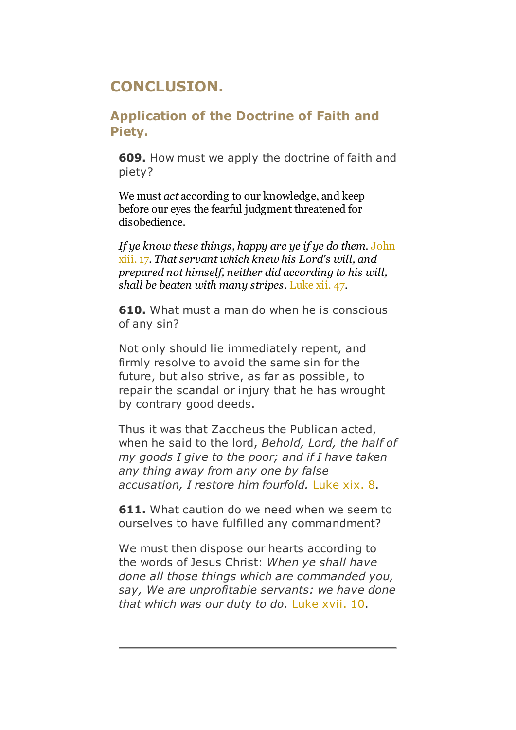## CONCLUSION.

### Application of the Doctrine of Faith and Piety.

**609.** How must we apply the doctrine of faith and piety?

We must *act* according to our knowledge, and keep before our eyes the fearful judgment threatened for disobedience.

*If ye know these things, happy are ye if ye do them.* John xiii. 17. *That servant which knew his Lord's will, and prepared not himself, neither did according to his will, shall be beaten with many stripes*. Luke xii. 47.

**610.** What must a man do when he is conscious of any sin?

Not only should lie immediately repent, and firmly resolve to avoid the same sin for the future, but also strive, as far as possible, to repair the scandal or injury that he has wrought by contrary good deeds.

Thus it was that Zaccheus the Publican acted, when he said to the lord, *Behold, Lord, the half of my goods I give to the poor; and if I have taken any thing away from any one by false accusation, I restore him fourfold.* Luke xix. 8.

**611.** What caution do we need when we seem to ourselves to have fulfilled any commandment?

We must then dispose our hearts according to the words of Jesus Christ: *When ye shall have done all those things which are commanded you, say, We are unprofitable servants: we have done that which was our duty to do.* Luke xvii. 10.

---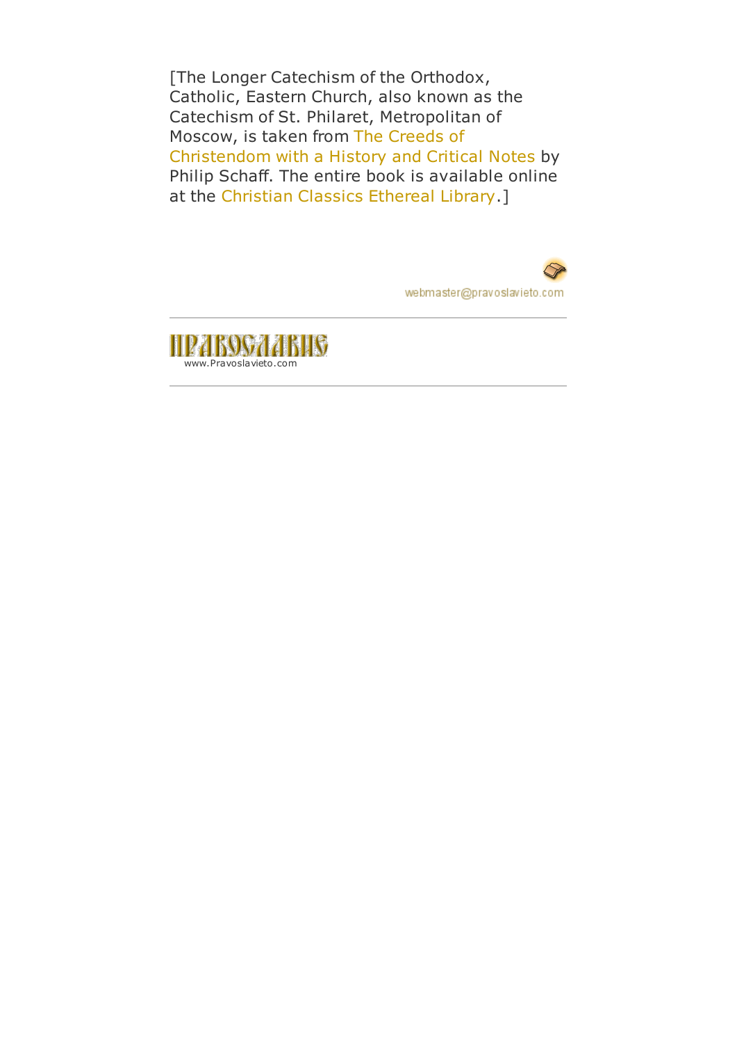[The Longer Catechism of the Orthodox, Catholic, Eastern Church, also known as the Catechism of St. Philaret, Metropolitan of Moscow, is taken from The Creeds of Christendom with a History and Critical Notes by Philip Schaff. The entire book is available online at the Christian Classics Ethereal Library.]

webmaster@pravoslavieto.com

---

ПРАВОСЛАВИЕ
www.Pravoslavieto.com

---